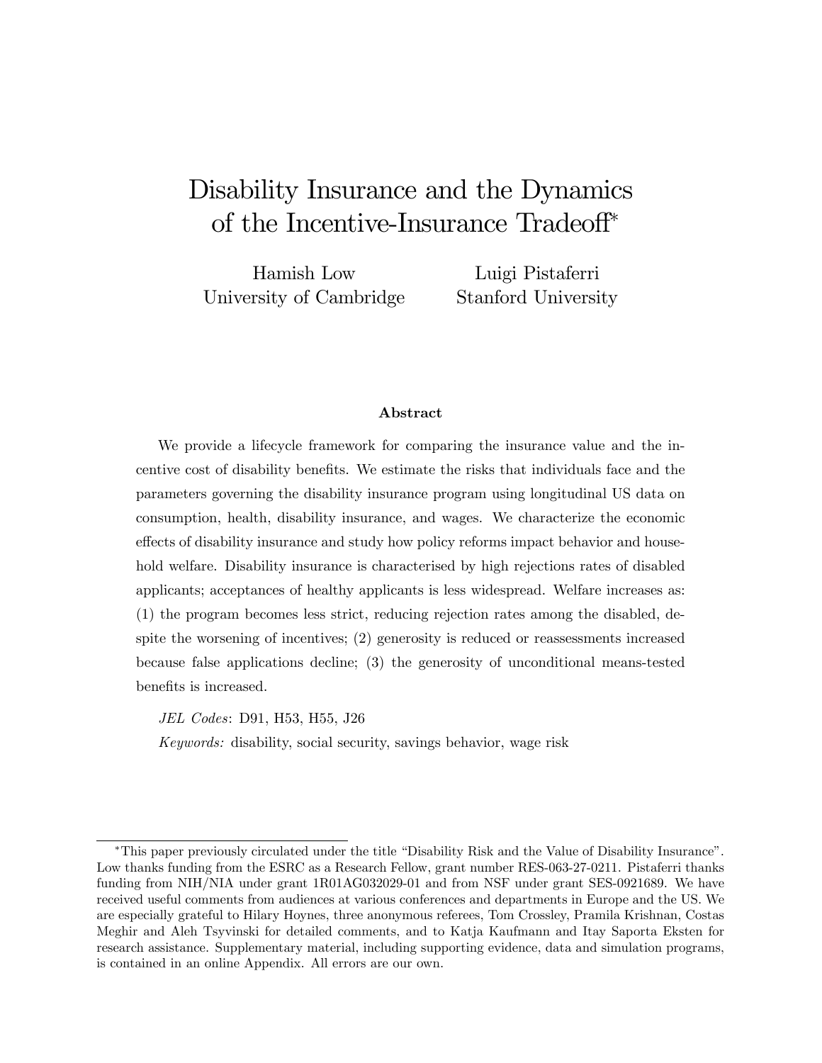# Disability Insurance and the Dynamics of the Incentive-Insurance Tradeoff*

Hamish Low
University of Cambridge

Luigi Pistaferri
Stanford University

### Abstract

We provide a lifecycle framework for comparing the insurance value and the incentive cost of disability benefits. We estimate the risks that individuals face and the parameters governing the disability insurance program using longitudinal US data on consumption, health, disability insurance, and wages. We characterize the economic effects of disability insurance and study how policy reforms impact behavior and household welfare. Disability insurance is characterised by high rejections rates of disabled applicants; acceptances of healthy applicants is less widespread. Welfare increases as: (1) the program becomes less strict, reducing rejection rates among the disabled, despite the worsening of incentives; (2) generosity is reduced or reassessments increased because false applications decline; (3) the generosity of unconditional means-tested benefits is increased.

*JEL Codes*: D91, H53, H55, J26

*Keywords:* disability, social security, savings behavior, wage risk

---

*This paper previously circulated under the title "Disability Risk and the Value of Disability Insurance". Low thanks funding from the ESRC as a Research Fellow, grant number RES-063-27-0211. Pistaferri thanks funding from NIH/NIA under grant 1R01AG032029-01 and from NSF under grant SES-0921689. We have received useful comments from audiences at various conferences and departments in Europe and the US. We are especially grateful to Hilary Hoynes, three anonymous referees, Tom Crossley, Pramila Krishnan, Costas Meghir and Aleh Tsyvinski for detailed comments, and to Katja Kaufmann and Itay Saporta Eksten for research assistance. Supplementary material, including supporting evidence, data and simulation programs, is contained in an online Appendix. All errors are our own.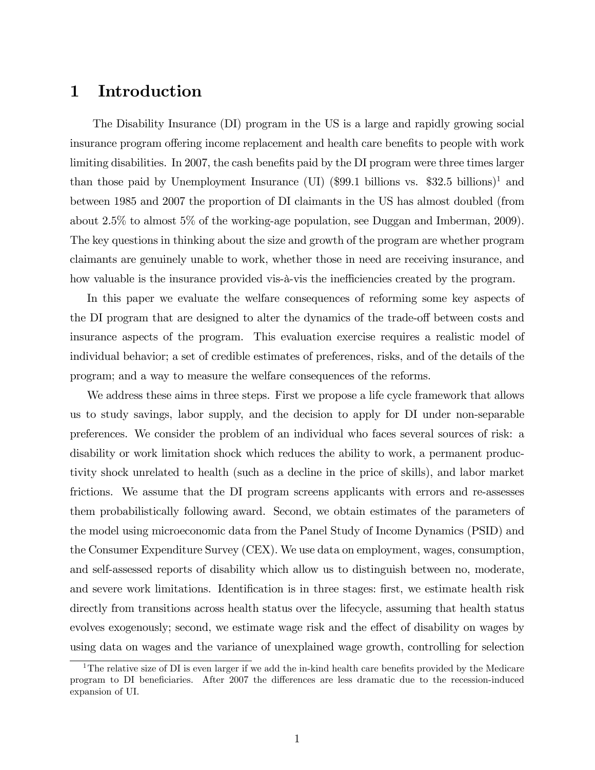# 1 Introduction

The Disability Insurance (DI) program in the US is a large and rapidly growing social insurance program offering income replacement and health care benefits to people with work limiting disabilities. In 2007, the cash benefits paid by the DI program were three times larger than those paid by Unemployment Insurance (UI) ($99.1 billions vs. $32.5 billions)[1] and between 1985 and 2007 the proportion of DI claimants in the US has almost doubled (from about 2.5% to almost 5% of the working-age population, see Duggan and Imberman, 2009). The key questions in thinking about the size and growth of the program are whether program claimants are genuinely unable to work, whether those in need are receiving insurance, and how valuable is the insurance provided vis-à-vis the inefficiencies created by the program.

In this paper we evaluate the welfare consequences of reforming some key aspects of the DI program that are designed to alter the dynamics of the trade-off between costs and insurance aspects of the program. This evaluation exercise requires a realistic model of individual behavior; a set of credible estimates of preferences, risks, and of the details of the program; and a way to measure the welfare consequences of the reforms.

We address these aims in three steps. First we propose a life cycle framework that allows us to study savings, labor supply, and the decision to apply for DI under non-separable preferences. We consider the problem of an individual who faces several sources of risk: a disability or work limitation shock which reduces the ability to work, a permanent productivity shock unrelated to health (such as a decline in the price of skills), and labor market frictions. We assume that the DI program screens applicants with errors and re-assesses them probabilistically following award. Second, we obtain estimates of the parameters of the model using microeconomic data from the Panel Study of Income Dynamics (PSID) and the Consumer Expenditure Survey (CEX). We use data on employment, wages, consumption, and self-assessed reports of disability which allow us to distinguish between no, moderate, and severe work limitations. Identification is in three stages: first, we estimate health risk directly from transitions across health status over the lifecycle, assuming that health status evolves exogenously; second, we estimate wage risk and the effect of disability on wages by using data on wages and the variance of unexplained wage growth, controlling for selection

[1] The relative size of DI is even larger if we add the in-kind health care benefits provided by the Medicare program to DI beneficiaries. After 2007 the differences are less dramatic due to the recession-induced expansion of UI.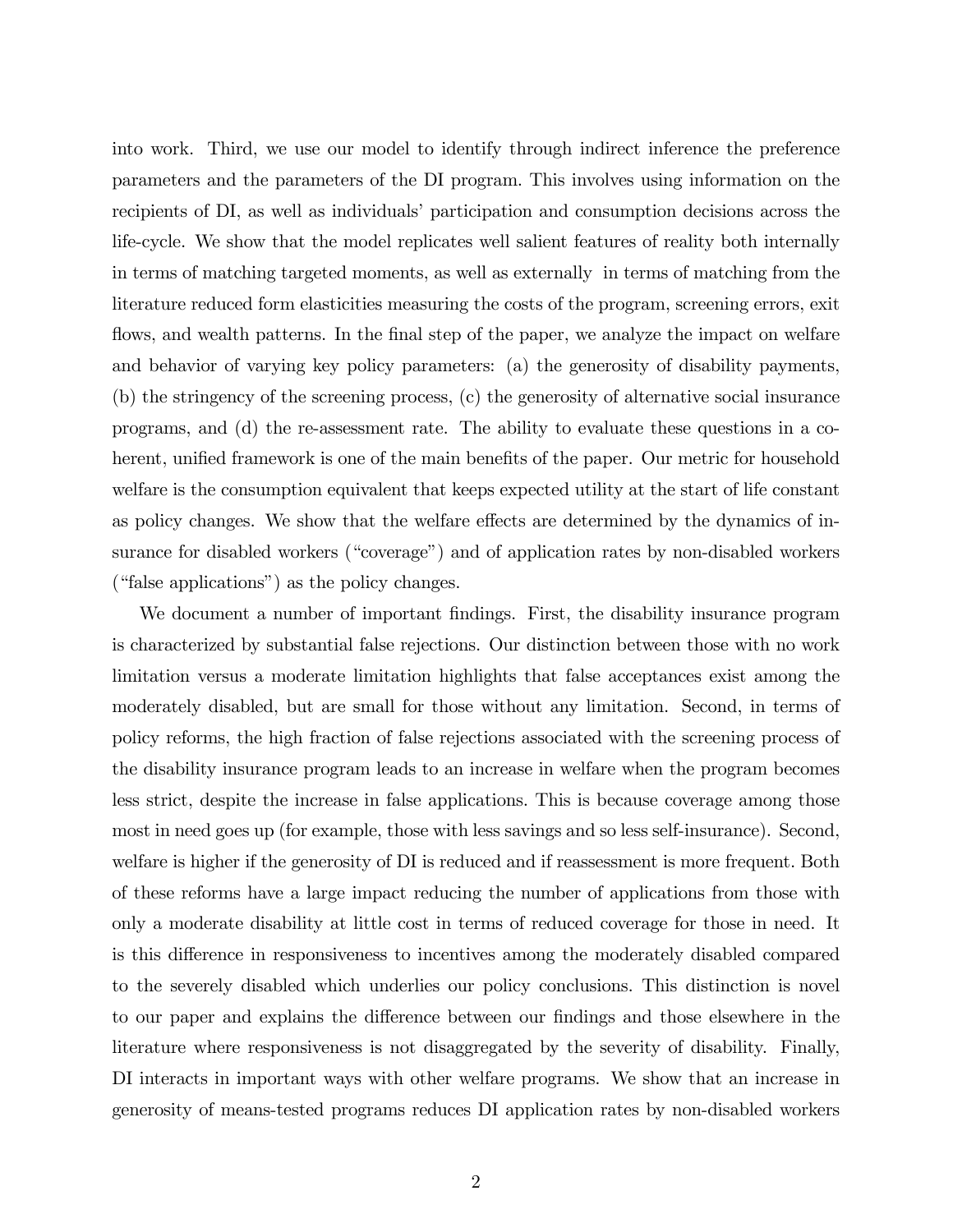into work. Third, we use our model to identify through indirect inference the preference parameters and the parameters of the DI program. This involves using information on the recipients of DI, as well as individuals' participation and consumption decisions across the life-cycle. We show that the model replicates well salient features of reality both internally in terms of matching targeted moments, as well as externally in terms of matching from the literature reduced form elasticities measuring the costs of the program, screening errors, exit flows, and wealth patterns. In the final step of the paper, we analyze the impact on welfare and behavior of varying key policy parameters: (a) the generosity of disability payments, (b) the stringency of the screening process, (c) the generosity of alternative social insurance programs, and (d) the re-assessment rate. The ability to evaluate these questions in a coherent, unified framework is one of the main benefits of the paper. Our metric for household welfare is the consumption equivalent that keeps expected utility at the start of life constant as policy changes. We show that the welfare effects are determined by the dynamics of insurance for disabled workers ("coverage") and of application rates by non-disabled workers ("false applications") as the policy changes.

We document a number of important findings. First, the disability insurance program is characterized by substantial false rejections. Our distinction between those with no work limitation versus a moderate limitation highlights that false acceptances exist among the moderately disabled, but are small for those without any limitation. Second, in terms of policy reforms, the high fraction of false rejections associated with the screening process of the disability insurance program leads to an increase in welfare when the program becomes less strict, despite the increase in false applications. This is because coverage among those most in need goes up (for example, those with less savings and so less self-insurance). Second, welfare is higher if the generosity of DI is reduced and if reassessment is more frequent. Both of these reforms have a large impact reducing the number of applications from those with only a moderate disability at little cost in terms of reduced coverage for those in need. It is this difference in responsiveness to incentives among the moderately disabled compared to the severely disabled which underlies our policy conclusions. This distinction is novel to our paper and explains the difference between our findings and those elsewhere in the literature where responsiveness is not disaggregated by the severity of disability. Finally, DI interacts in important ways with other welfare programs. We show that an increase in generosity of means-tested programs reduces DI application rates by non-disabled workers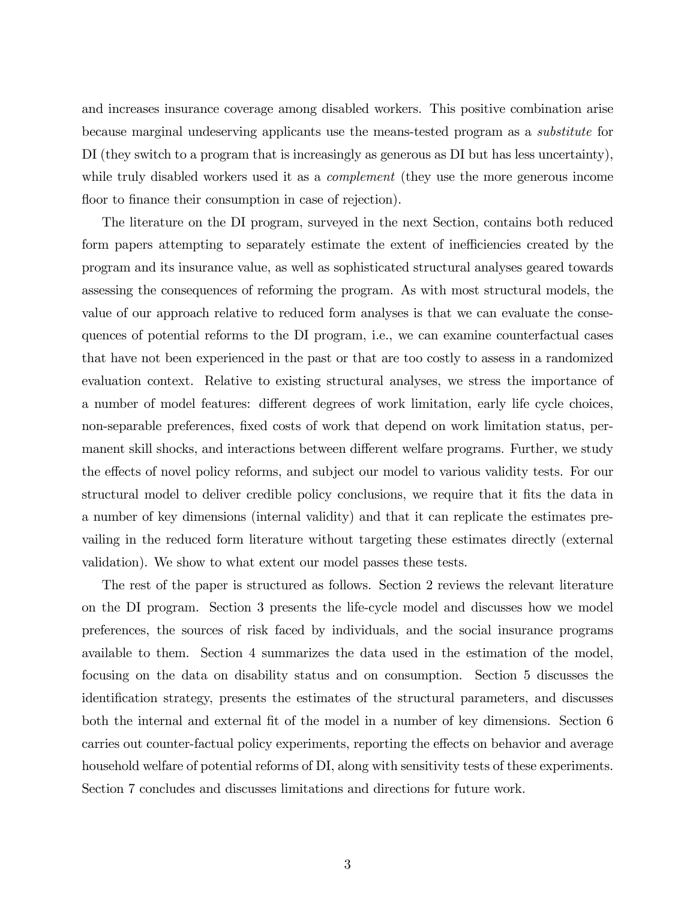and increases insurance coverage among disabled workers. This positive combination arise because marginal undeserving applicants use the means-tested program as a *substitute* for DI (they switch to a program that is increasingly as generous as DI but has less uncertainty), while truly disabled workers used it as a *complement* (they use the more generous income floor to finance their consumption in case of rejection).

The literature on the DI program, surveyed in the next Section, contains both reduced form papers attempting to separately estimate the extent of inefficiencies created by the program and its insurance value, as well as sophisticated structural analyses geared towards assessing the consequences of reforming the program. As with most structural models, the value of our approach relative to reduced form analyses is that we can evaluate the consequences of potential reforms to the DI program, i.e., we can examine counterfactual cases that have not been experienced in the past or that are too costly to assess in a randomized evaluation context. Relative to existing structural analyses, we stress the importance of a number of model features: different degrees of work limitation, early life cycle choices, non-separable preferences, fixed costs of work that depend on work limitation status, permanent skill shocks, and interactions between different welfare programs. Further, we study the effects of novel policy reforms, and subject our model to various validity tests. For our structural model to deliver credible policy conclusions, we require that it fits the data in a number of key dimensions (internal validity) and that it can replicate the estimates prevailing in the reduced form literature without targeting these estimates directly (external validation). We show to what extent our model passes these tests.

The rest of the paper is structured as follows. Section 2 reviews the relevant literature on the DI program. Section 3 presents the life-cycle model and discusses how we model preferences, the sources of risk faced by individuals, and the social insurance programs available to them. Section 4 summarizes the data used in the estimation of the model, focusing on the data on disability status and on consumption. Section 5 discusses the identification strategy, presents the estimates of the structural parameters, and discusses both the internal and external fit of the model in a number of key dimensions. Section 6 carries out counter-factual policy experiments, reporting the effects on behavior and average household welfare of potential reforms of DI, along with sensitivity tests of these experiments. Section 7 concludes and discusses limitations and directions for future work.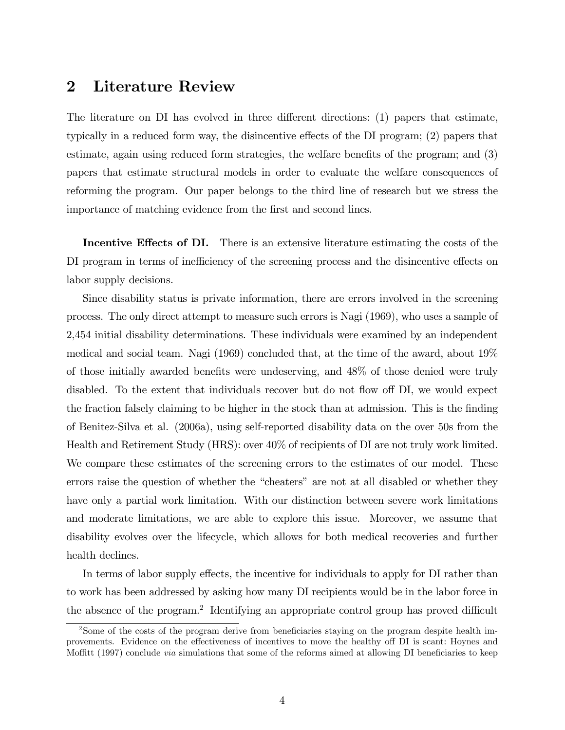## 2 Literature Review

The literature on DI has evolved in three different directions: (1) papers that estimate, typically in a reduced form way, the disincentive effects of the DI program; (2) papers that estimate, again using reduced form strategies, the welfare benefits of the program; and (3) papers that estimate structural models in order to evaluate the welfare consequences of reforming the program. Our paper belongs to the third line of research but we stress the importance of matching evidence from the first and second lines.

**Incentive Effects of DI.** There is an extensive literature estimating the costs of the DI program in terms of inefficiency of the screening process and the disincentive effects on labor supply decisions.

Since disability status is private information, there are errors involved in the screening process. The only direct attempt to measure such errors is Nagi (1969), who uses a sample of 2,454 initial disability determinations. These individuals were examined by an independent medical and social team. Nagi (1969) concluded that, at the time of the award, about 19% of those initially awarded benefits were undeserving, and 48% of those denied were truly disabled. To the extent that individuals recover but do not flow off DI, we would expect the fraction falsely claiming to be higher in the stock than at admission. This is the finding of Benitez-Silva et al. (2006a), using self-reported disability data on the over 50s from the Health and Retirement Study (HRS): over 40% of recipients of DI are not truly work limited. We compare these estimates of the screening errors to the estimates of our model. These errors raise the question of whether the "cheaters" are not at all disabled or whether they have only a partial work limitation. With our distinction between severe work limitations and moderate limitations, we are able to explore this issue. Moreover, we assume that disability evolves over the lifecycle, which allows for both medical recoveries and further health declines.

In terms of labor supply effects, the incentive for individuals to apply for DI rather than to work has been addressed by asking how many DI recipients would be in the labor force in the absence of the program.[2] Identifying an appropriate control group has proved difficult

[2] Some of the costs of the program derive from beneficiaries staying on the program despite health improvements. Evidence on the effectiveness of incentives to move the healthy off DI is scant: Hoynes and Moffitt (1997) conclude *via* simulations that some of the reforms aimed at allowing DI beneficiaries to keep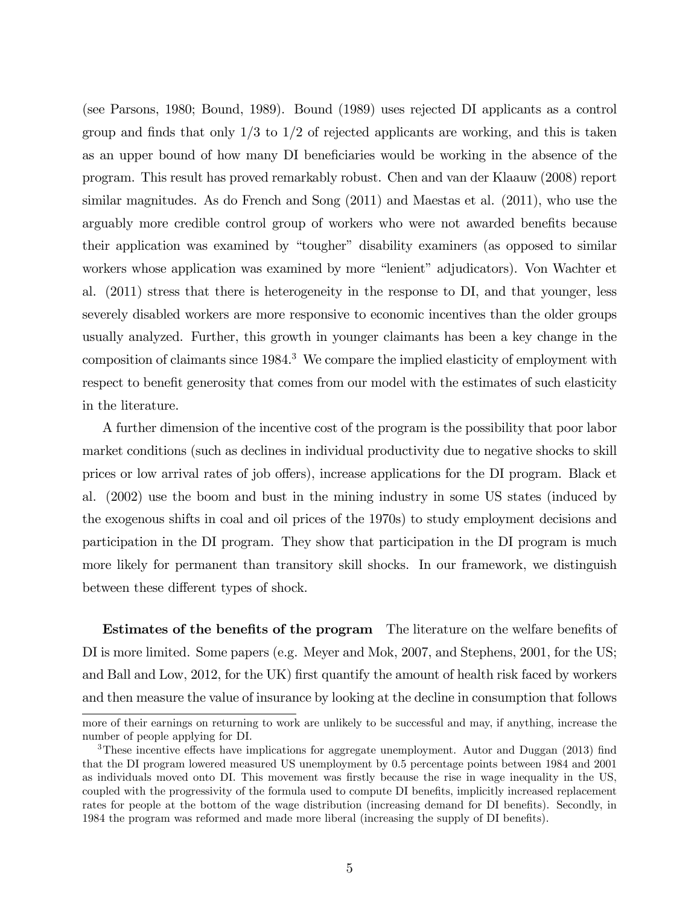(see Parsons, 1980; Bound, 1989). Bound (1989) uses rejected DI applicants as a control group and finds that only 1/3 to 1/2 of rejected applicants are working, and this is taken as an upper bound of how many DI beneficiaries would be working in the absence of the program. This result has proved remarkably robust. Chen and van der Klaauw (2008) report similar magnitudes. As do French and Song (2011) and Maestas et al. (2011), who use the arguably more credible control group of workers who were not awarded benefits because their application was examined by "tougher" disability examiners (as opposed to similar workers whose application was examined by more "lenient" adjudicators). Von Wachter et al. (2011) stress that there is heterogeneity in the response to DI, and that younger, less severely disabled workers are more responsive to economic incentives than the older groups usually analyzed. Further, this growth in younger claimants has been a key change in the composition of claimants since 1984.[3] We compare the implied elasticity of employment with respect to benefit generosity that comes from our model with the estimates of such elasticity in the literature.

A further dimension of the incentive cost of the program is the possibility that poor labor market conditions (such as declines in individual productivity due to negative shocks to skill prices or low arrival rates of job offers), increase applications for the DI program. Black et al. (2002) use the boom and bust in the mining industry in some US states (induced by the exogenous shifts in coal and oil prices of the 1970s) to study employment decisions and participation in the DI program. They show that participation in the DI program is much more likely for permanent than transitory skill shocks. In our framework, we distinguish between these different types of shock.

**Estimates of the benefits of the program** The literature on the welfare benefits of DI is more limited. Some papers (e.g. Meyer and Mok, 2007, and Stephens, 2001, for the US; and Ball and Low, 2012, for the UK) first quantify the amount of health risk faced by workers and then measure the value of insurance by looking at the decline in consumption that follows

more of their earnings on returning to work are unlikely to be successful and may, if anything, increase the number of people applying for DI.

[3] These incentive effects have implications for aggregate unemployment. Autor and Duggan (2013) find that the DI program lowered measured US unemployment by 0.5 percentage points between 1984 and 2001 as individuals moved onto DI. This movement was firstly because the rise in wage inequality in the US, coupled with the progressivity of the formula used to compute DI benefits, implicitly increased replacement rates for people at the bottom of the wage distribution (increasing demand for DI benefits). Secondly, in 1984 the program was reformed and made more liberal (increasing the supply of DI benefits).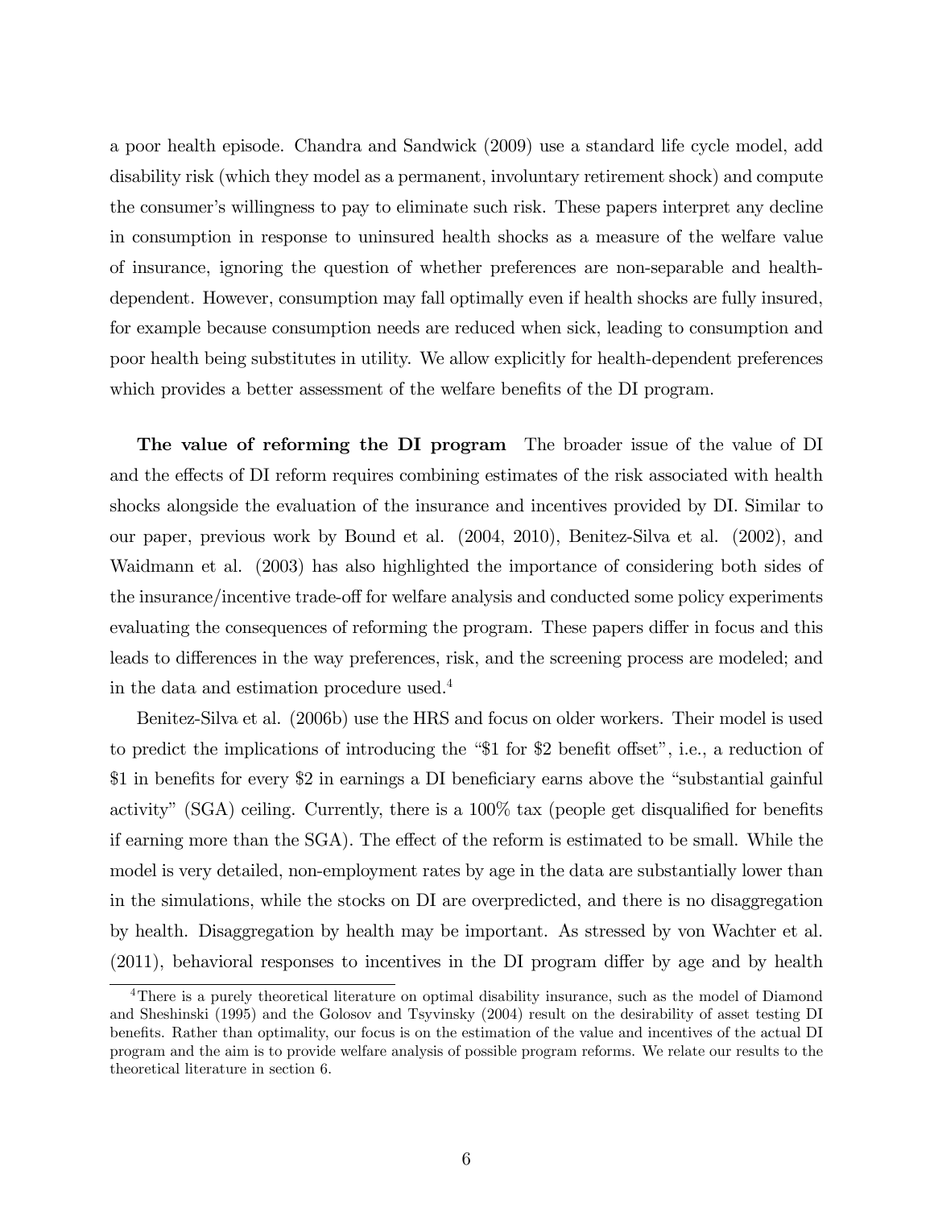a poor health episode. Chandra and Sandwick (2009) use a standard life cycle model, add disability risk (which they model as a permanent, involuntary retirement shock) and compute the consumer's willingness to pay to eliminate such risk. These papers interpret any decline in consumption in response to uninsured health shocks as a measure of the welfare value of insurance, ignoring the question of whether preferences are non-separable and health-dependent. However, consumption may fall optimally even if health shocks are fully insured, for example because consumption needs are reduced when sick, leading to consumption and poor health being substitutes in utility. We allow explicitly for health-dependent preferences which provides a better assessment of the welfare benefits of the DI program.

**The value of reforming the DI program** The broader issue of the value of DI and the effects of DI reform requires combining estimates of the risk associated with health shocks alongside the evaluation of the insurance and incentives provided by DI. Similar to our paper, previous work by Bound et al. (2004, 2010), Benitez-Silva et al. (2002), and Waidmann et al. (2003) has also highlighted the importance of considering both sides of the insurance/incentive trade-off for welfare analysis and conducted some policy experiments evaluating the consequences of reforming the program. These papers differ in focus and this leads to differences in the way preferences, risk, and the screening process are modeled; and in the data and estimation procedure used.[4]

Benitez-Silva et al. (2006b) use the HRS and focus on older workers. Their model is used to predict the implications of introducing the "$1 for $2 benefit offset", i.e., a reduction of $1 in benefits for every $2 in earnings a DI beneficiary earns above the "substantial gainful activity" (SGA) ceiling. Currently, there is a 100% tax (people get disqualified for benefits if earning more than the SGA). The effect of the reform is estimated to be small. While the model is very detailed, non-employment rates by age in the data are substantially lower than in the simulations, while the stocks on DI are overpredicted, and there is no disaggregation by health. Disaggregation by health may be important. As stressed by von Wachter et al. (2011), behavioral responses to incentives in the DI program differ by age and by health

[4] There is a purely theoretical literature on optimal disability insurance, such as the model of Diamond and Sheshinski (1995) and the Golosov and Tsyvinsky (2004) result on the desirability of asset testing DI benefits. Rather than optimality, our focus is on the estimation of the value and incentives of the actual DI program and the aim is to provide welfare analysis of possible program reforms. We relate our results to the theoretical literature in section 6.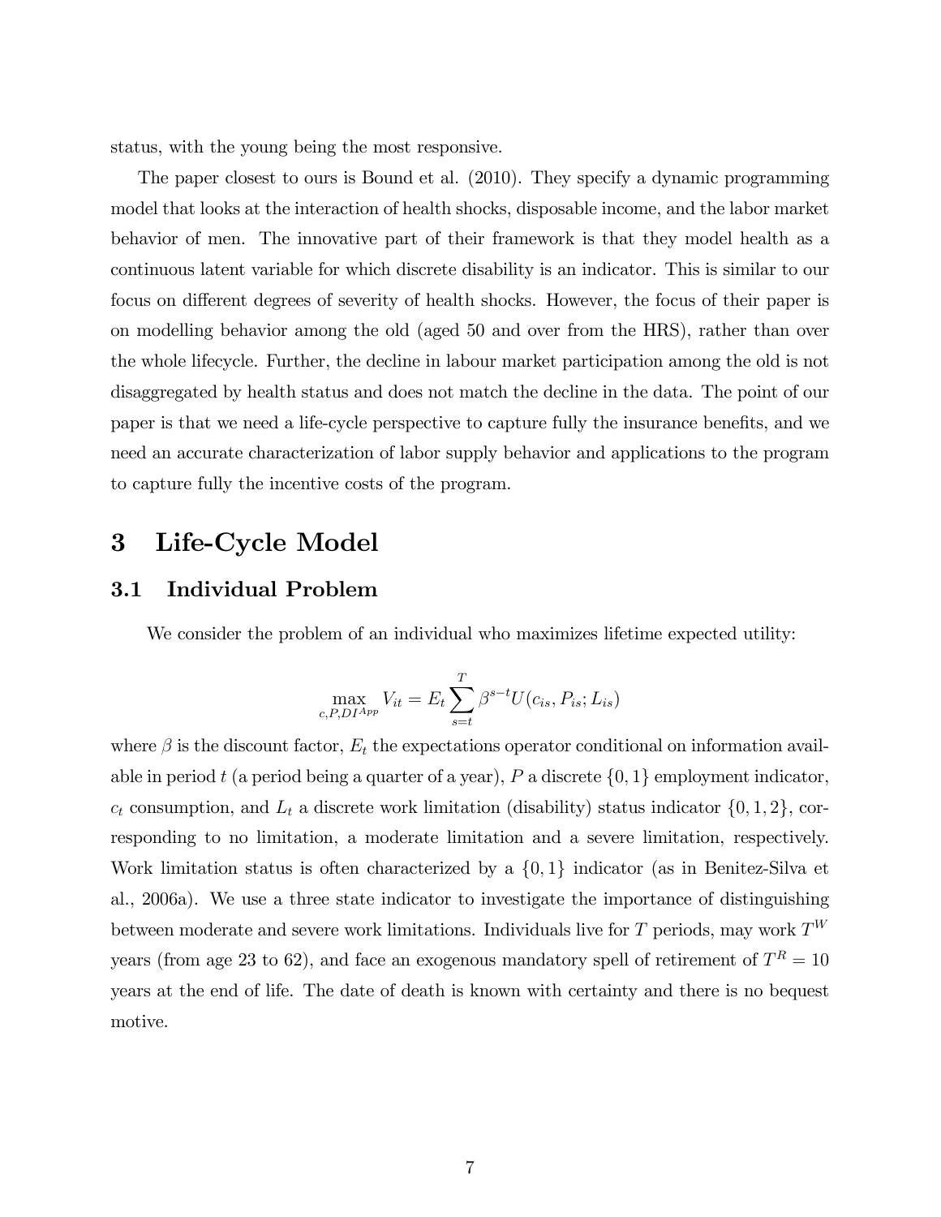status, with the young being the most responsive.

The paper closest to ours is Bound et al. (2010). They specify a dynamic programming model that looks at the interaction of health shocks, disposable income, and the labor market behavior of men. The innovative part of their framework is that they model health as a continuous latent variable for which discrete disability is an indicator. This is similar to our focus on different degrees of severity of health shocks. However, the focus of their paper is on modelling behavior among the old (aged 50 and over from the HRS), rather than over the whole lifecycle. Further, the decline in labour market participation among the old is not disaggregated by health status and does not match the decline in the data. The point of our paper is that we need a life-cycle perspective to capture fully the insurance benefits, and we need an accurate characterization of labor supply behavior and applications to the program to capture fully the incentive costs of the program.

# 3 Life-Cycle Model

## 3.1 Individual Problem

We consider the problem of an individual who maximizes lifetime expected utility:

$$\max_{c,P,DI^{App}} V_{it} = E_t \sum_{s=t}^{T} \beta^{s-t} U(c_{is}, P_{is}; L_{is})$$

where $\beta$ is the discount factor, $E_t$ the expectations operator conditional on information available in period $t$ (a period being a quarter of a year), $P$ a discrete $\{0, 1\}$ employment indicator, $c_t$ consumption, and $L_t$ a discrete work limitation (disability) status indicator $\{0, 1, 2\}$, corresponding to no limitation, a moderate limitation and a severe limitation, respectively. Work limitation status is often characterized by a $\{0, 1\}$ indicator (as in Benitez-Silva et al., 2006a). We use a three state indicator to investigate the importance of distinguishing between moderate and severe work limitations. Individuals live for $T$ periods, may work $T^W$ years (from age 23 to 62), and face an exogenous mandatory spell of retirement of $T^R = 10$ years at the end of life. The date of death is known with certainty and there is no bequest motive.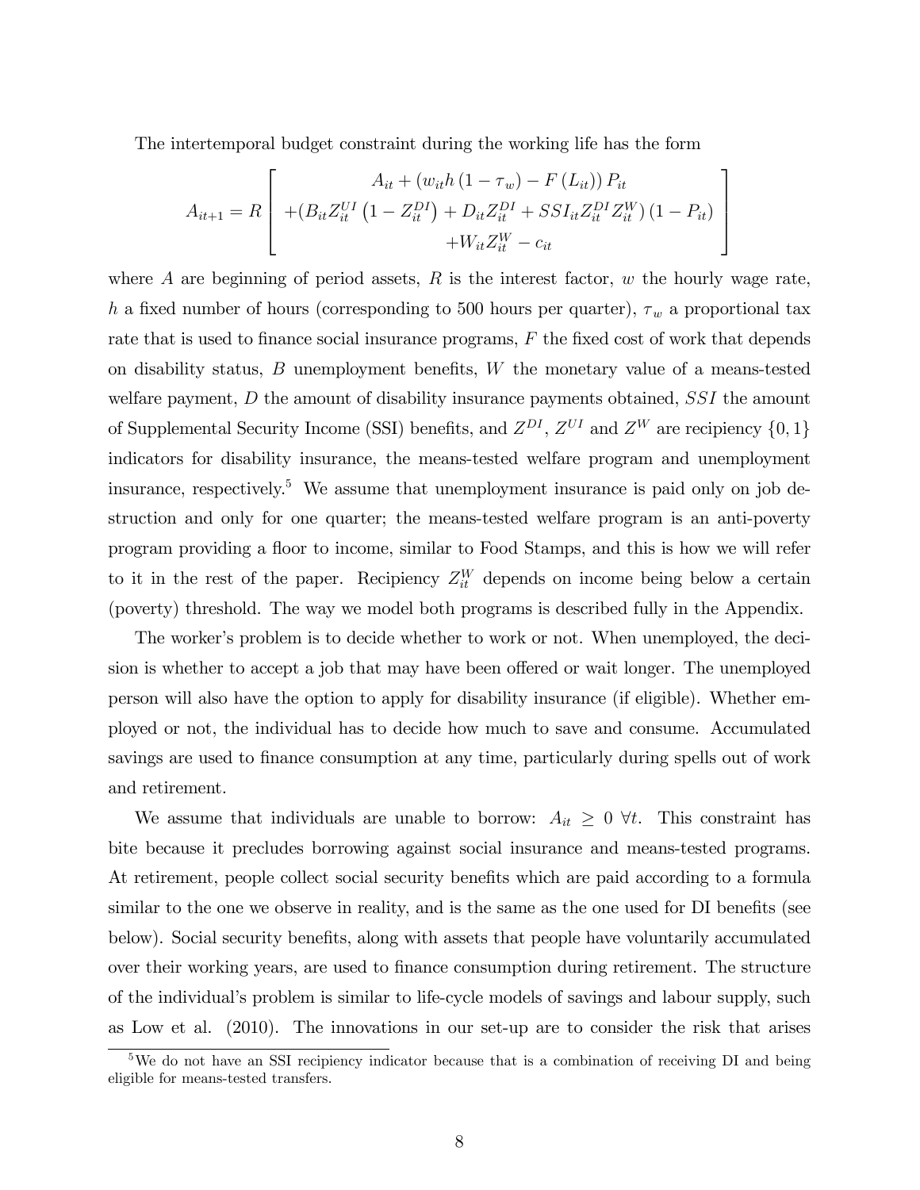The intertemporal budget constraint during the working life has the form

$$
A_{it+1} = R \left[ \begin{array}{c} A_{it} + \left( w_{it} h \left(1 - \tau_w\right) - F\left(L_{it}\right)\right) P_{it} \\ +\left(B_{it} Z_{it}^{UI} \left(1 - Z_{it}^{DI}\right) + D_{it} Z_{it}^{DI} + SSI_{it} Z_{it}^{DI} Z_{it}^{W}\right)\left(1 - P_{it}\right) \\ +W_{it} Z_{it}^{W} - c_{it} \end{array} \right]
$$

where $A$ are beginning of period assets, $R$ is the interest factor, $w$ the hourly wage rate, $h$ a fixed number of hours (corresponding to 500 hours per quarter), $\tau_w$ a proportional tax rate that is used to finance social insurance programs, $F$ the fixed cost of work that depends on disability status, $B$ unemployment benefits, $W$ the monetary value of a means-tested welfare payment, $D$ the amount of disability insurance payments obtained, $SSI$ the amount of Supplemental Security Income (SSI) benefits, and $Z^{DI}$, $Z^{UI}$ and $Z^{W}$ are recipiency $\{0, 1\}$ indicators for disability insurance, the means-tested welfare program and unemployment insurance, respectively.[5] We assume that unemployment insurance is paid only on job destruction and only for one quarter; the means-tested welfare program is an anti-poverty program providing a floor to income, similar to Food Stamps, and this is how we will refer to it in the rest of the paper. Recipiency $Z_{it}^{W}$ depends on income being below a certain (poverty) threshold. The way we model both programs is described fully in the Appendix.

The worker's problem is to decide whether to work or not. When unemployed, the decision is whether to accept a job that may have been offered or wait longer. The unemployed person will also have the option to apply for disability insurance (if eligible). Whether employed or not, the individual has to decide how much to save and consume. Accumulated savings are used to finance consumption at any time, particularly during spells out of work and retirement.

We assume that individuals are unable to borrow: $A_{it} \geq 0 \; \forall t$. This constraint has bite because it precludes borrowing against social insurance and means-tested programs. At retirement, people collect social security benefits which are paid according to a formula similar to the one we observe in reality, and is the same as the one used for DI benefits (see below). Social security benefits, along with assets that people have voluntarily accumulated over their working years, are used to finance consumption during retirement. The structure of the individual's problem is similar to life-cycle models of savings and labour supply, such as Low et al. (2010). The innovations in our set-up are to consider the risk that arises

[5] We do not have an SSI recipiency indicator because that is a combination of receiving DI and being eligible for means-tested transfers.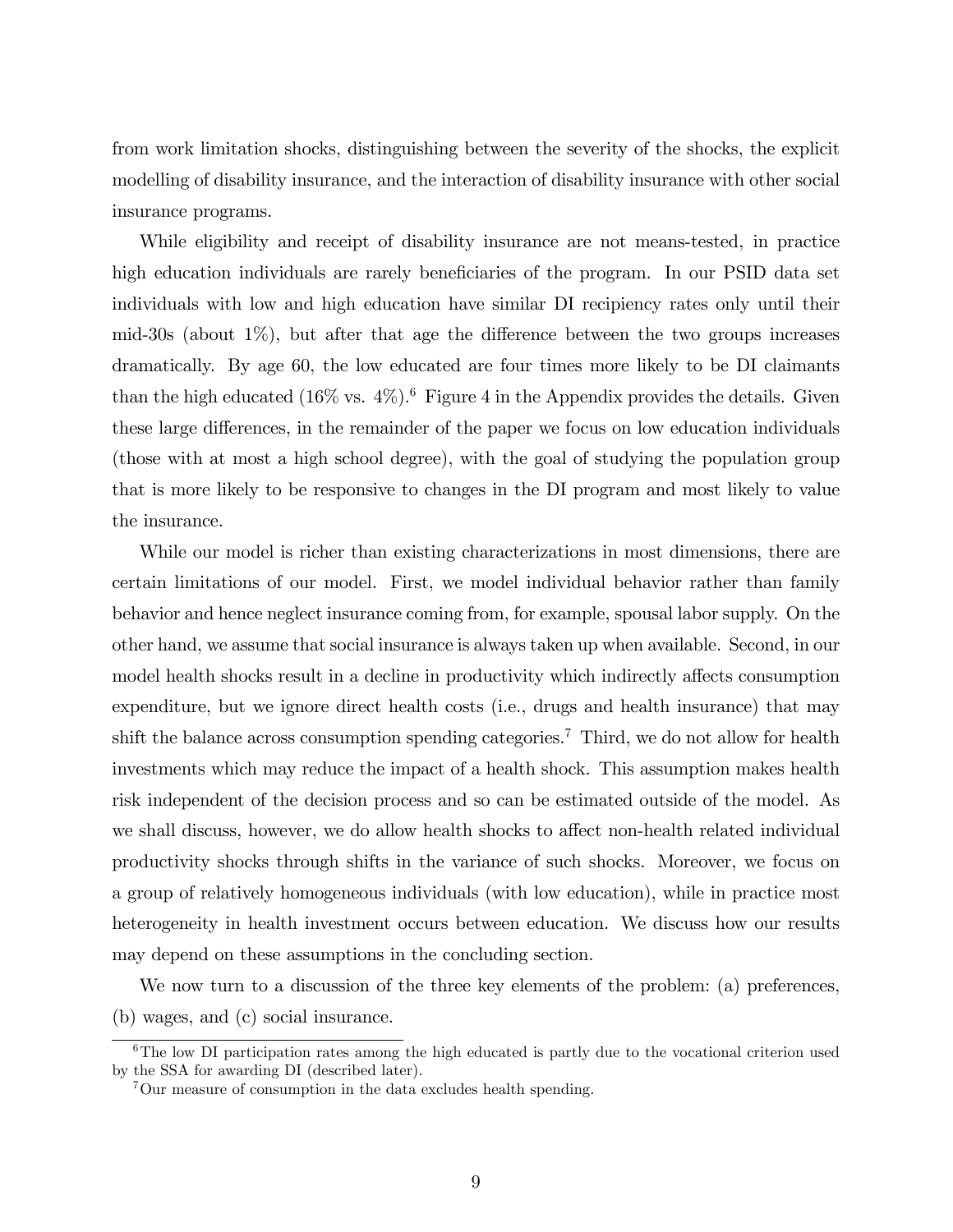from work limitation shocks, distinguishing between the severity of the shocks, the explicit modelling of disability insurance, and the interaction of disability insurance with other social insurance programs.

While eligibility and receipt of disability insurance are not means-tested, in practice high education individuals are rarely beneficiaries of the program. In our PSID data set individuals with low and high education have similar DI recipiency rates only until their mid-30s (about 1%), but after that age the difference between the two groups increases dramatically. By age 60, the low educated are four times more likely to be DI claimants than the high educated (16% vs. 4%).[6] Figure 4 in the Appendix provides the details. Given these large differences, in the remainder of the paper we focus on low education individuals (those with at most a high school degree), with the goal of studying the population group that is more likely to be responsive to changes in the DI program and most likely to value the insurance.

While our model is richer than existing characterizations in most dimensions, there are certain limitations of our model. First, we model individual behavior rather than family behavior and hence neglect insurance coming from, for example, spousal labor supply. On the other hand, we assume that social insurance is always taken up when available. Second, in our model health shocks result in a decline in productivity which indirectly affects consumption expenditure, but we ignore direct health costs (i.e., drugs and health insurance) that may shift the balance across consumption spending categories.[7] Third, we do not allow for health investments which may reduce the impact of a health shock. This assumption makes health risk independent of the decision process and so can be estimated outside of the model. As we shall discuss, however, we do allow health shocks to affect non-health related individual productivity shocks through shifts in the variance of such shocks. Moreover, we focus on a group of relatively homogeneous individuals (with low education), while in practice most heterogeneity in health investment occurs between education. We discuss how our results may depend on these assumptions in the concluding section.

We now turn to a discussion of the three key elements of the problem: (a) preferences, (b) wages, and (c) social insurance.

---

[6] The low DI participation rates among the high educated is partly due to the vocational criterion used by the SSA for awarding DI (described later).

[7] Our measure of consumption in the data excludes health spending.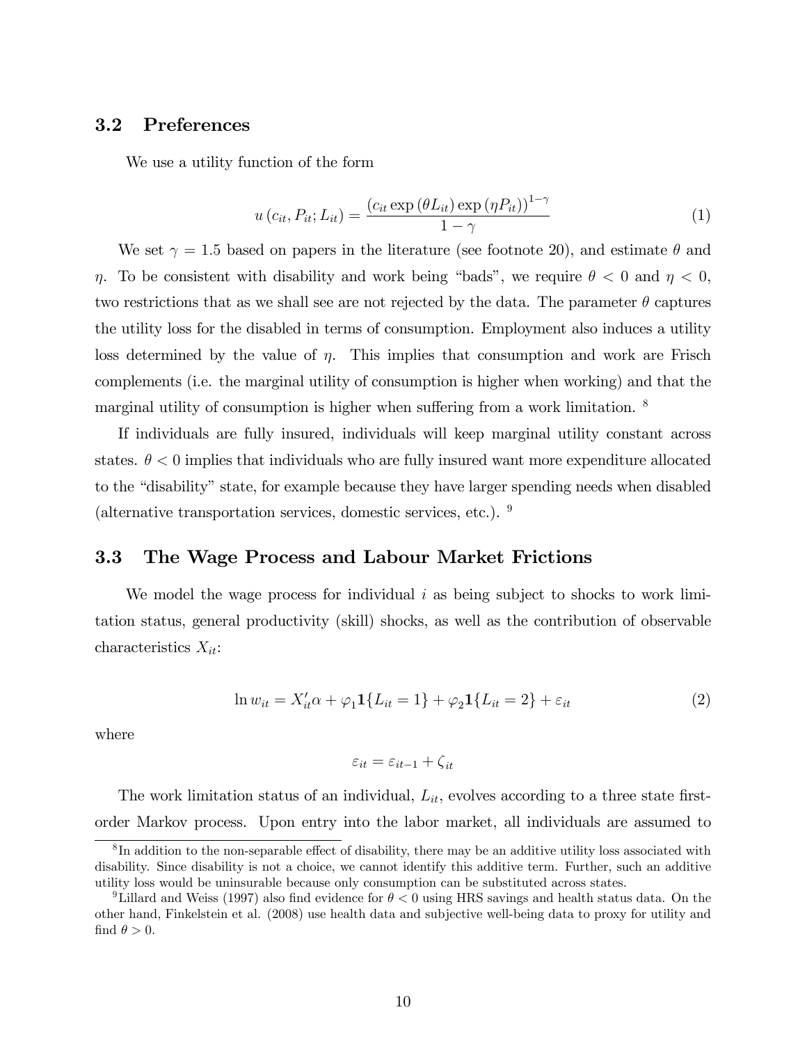### 3.2 Preferences

We use a utility function of the form

$$u\left(c_{it}, P_{it}; L_{it}\right) = \frac{\left(c_{it} \exp\left(\theta L_{it}\right) \exp\left(\eta P_{it}\right)\right)^{1-\gamma}}{1-\gamma} \tag{1}$$

We set $\gamma = 1.5$ based on papers in the literature (see footnote 20), and estimate $\theta$ and $\eta$. To be consistent with disability and work being "bads", we require $\theta < 0$ and $\eta < 0$, two restrictions that as we shall see are not rejected by the data. The parameter $\theta$ captures the utility loss for the disabled in terms of consumption. Employment also induces a utility loss determined by the value of $\eta$. This implies that consumption and work are Frisch complements (i.e. the marginal utility of consumption is higher when working) and that the marginal utility of consumption is higher when suffering from a work limitation. [8]

If individuals are fully insured, individuals will keep marginal utility constant across states. $\theta < 0$ implies that individuals who are fully insured want more expenditure allocated to the "disability" state, for example because they have larger spending needs when disabled (alternative transportation services, domestic services, etc.). [9]

### 3.3 The Wage Process and Labour Market Frictions

We model the wage process for individual $i$ as being subject to shocks to work limitation status, general productivity (skill) shocks, as well as the contribution of observable characteristics $X_{it}$:

$$\ln w_{it} = X_{it}'\alpha + \varphi_1 \mathbf{1}\{L_{it} = 1\} + \varphi_2 \mathbf{1}\{L_{it} = 2\} + \varepsilon_{it} \tag{2}$$

where

$$\varepsilon_{it} = \varepsilon_{it-1} + \zeta_{it}$$

The work limitation status of an individual, $L_{it}$, evolves according to a three state first-order Markov process. Upon entry into the labor market, all individuals are assumed to

[8] In addition to the non-separable effect of disability, there may be an additive utility loss associated with disability. Since disability is not a choice, we cannot identify this additive term. Further, such an additive utility loss would be uninsurable because only consumption can be substituted across states.

[9] Lillard and Weiss (1997) also find evidence for $\theta < 0$ using HRS savings and health status data. On the other hand, Finkelstein et al. (2008) use health data and subjective well-being data to proxy for utility and find $\theta > 0$.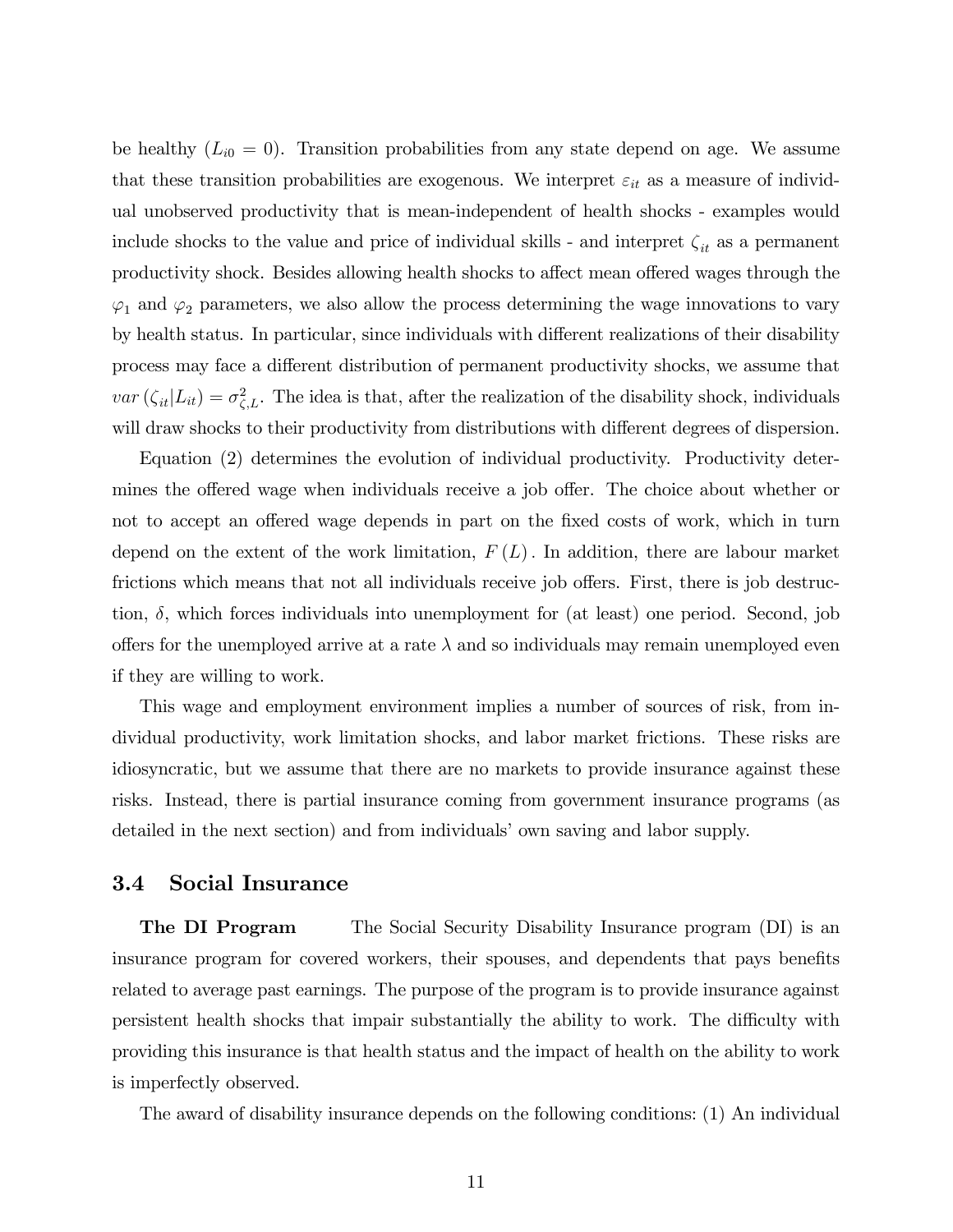be healthy ($L_{i0} = 0$). Transition probabilities from any state depend on age. We assume that these transition probabilities are exogenous. We interpret $\varepsilon_{it}$ as a measure of individual unobserved productivity that is mean-independent of health shocks - examples would include shocks to the value and price of individual skills - and interpret $\zeta_{it}$ as a permanent productivity shock. Besides allowing health shocks to affect mean offered wages through the $\varphi_1$ and $\varphi_2$ parameters, we also allow the process determining the wage innovations to vary by health status. In particular, since individuals with different realizations of their disability process may face a different distribution of permanent productivity shocks, we assume that $var(\zeta_{it}|L_{it}) = \sigma^2_{\zeta,L}$. The idea is that, after the realization of the disability shock, individuals will draw shocks to their productivity from distributions with different degrees of dispersion.

Equation (2) determines the evolution of individual productivity. Productivity determines the offered wage when individuals receive a job offer. The choice about whether or not to accept an offered wage depends in part on the fixed costs of work, which in turn depend on the extent of the work limitation, $F(L)$. In addition, there are labour market frictions which means that not all individuals receive job offers. First, there is job destruction, $\delta$, which forces individuals into unemployment for (at least) one period. Second, job offers for the unemployed arrive at a rate $\lambda$ and so individuals may remain unemployed even if they are willing to work.

This wage and employment environment implies a number of sources of risk, from individual productivity, work limitation shocks, and labor market frictions. These risks are idiosyncratic, but we assume that there are no markets to provide insurance against these risks. Instead, there is partial insurance coming from government insurance programs (as detailed in the next section) and from individuals' own saving and labor supply.

### 3.4 Social Insurance

**The DI Program** The Social Security Disability Insurance program (DI) is an insurance program for covered workers, their spouses, and dependents that pays benefits related to average past earnings. The purpose of the program is to provide insurance against persistent health shocks that impair substantially the ability to work. The difficulty with providing this insurance is that health status and the impact of health on the ability to work is imperfectly observed.

The award of disability insurance depends on the following conditions: (1) An individual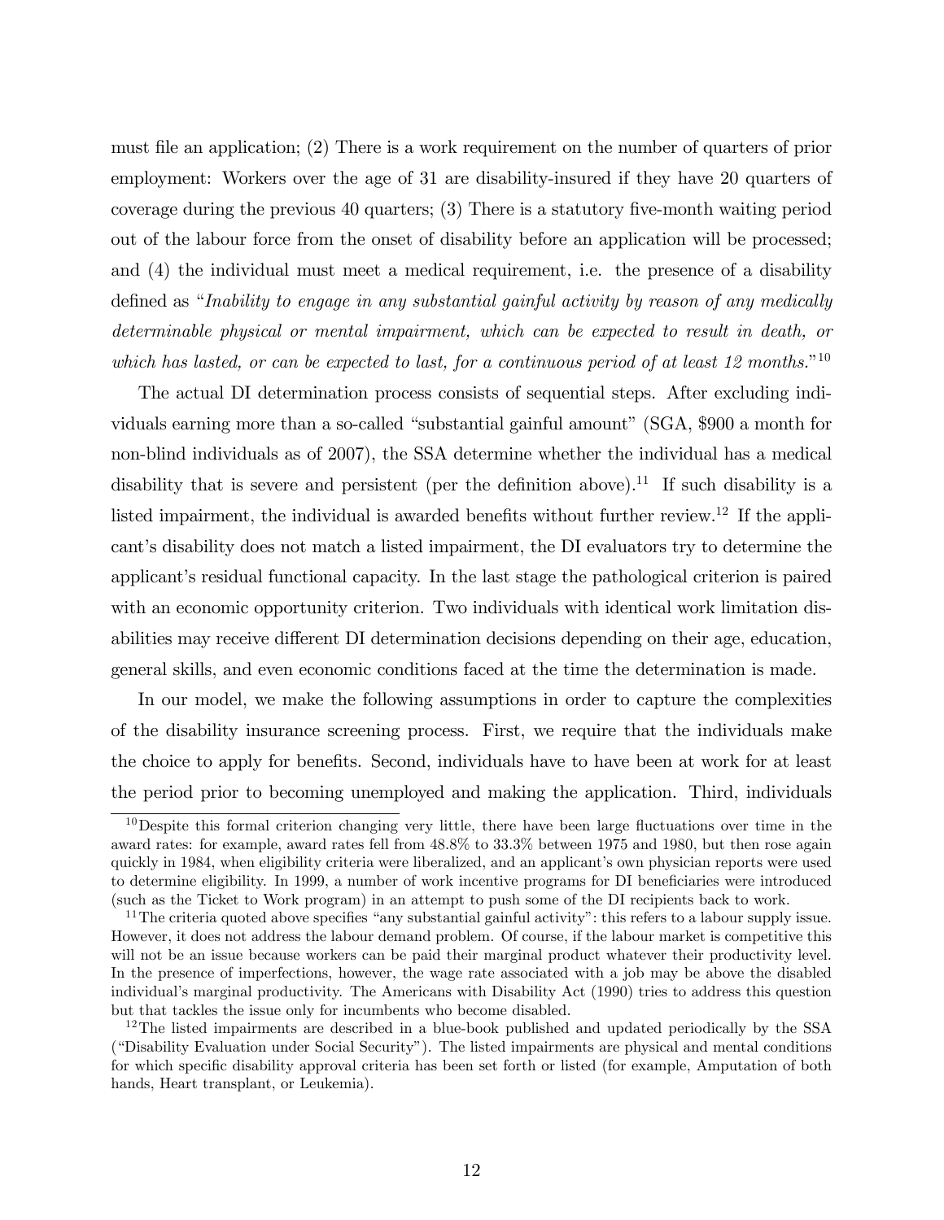must file an application; (2) There is a work requirement on the number of quarters of prior employment: Workers over the age of 31 are disability-insured if they have 20 quarters of coverage during the previous 40 quarters; (3) There is a statutory five-month waiting period out of the labour force from the onset of disability before an application will be processed; and (4) the individual must meet a medical requirement, i.e. the presence of a disability defined as "*Inability to engage in any substantial gainful activity by reason of any medically determinable physical or mental impairment, which can be expected to result in death, or which has lasted, or can be expected to last, for a continuous period of at least 12 months.*"[10]

The actual DI determination process consists of sequential steps. After excluding individuals earning more than a so-called "substantial gainful amount" (SGA, \$900 a month for non-blind individuals as of 2007), the SSA determine whether the individual has a medical disability that is severe and persistent (per the definition above).[11] If such disability is a listed impairment, the individual is awarded benefits without further review.[12] If the applicant's disability does not match a listed impairment, the DI evaluators try to determine the applicant's residual functional capacity. In the last stage the pathological criterion is paired with an economic opportunity criterion. Two individuals with identical work limitation disabilities may receive different DI determination decisions depending on their age, education, general skills, and even economic conditions faced at the time the determination is made.

In our model, we make the following assumptions in order to capture the complexities of the disability insurance screening process. First, we require that the individuals make the choice to apply for benefits. Second, individuals have to have been at work for at least the period prior to becoming unemployed and making the application. Third, individuals

[10] Despite this formal criterion changing very little, there have been large fluctuations over time in the award rates: for example, award rates fell from 48.8% to 33.3% between 1975 and 1980, but then rose again quickly in 1984, when eligibility criteria were liberalized, and an applicant's own physician reports were used to determine eligibility. In 1999, a number of work incentive programs for DI beneficiaries were introduced (such as the Ticket to Work program) in an attempt to push some of the DI recipients back to work.

[11] The criteria quoted above specifies "any substantial gainful activity": this refers to a labour supply issue. However, it does not address the labour demand problem. Of course, if the labour market is competitive this will not be an issue because workers can be paid their marginal product whatever their productivity level. In the presence of imperfections, however, the wage rate associated with a job may be above the disabled individual's marginal productivity. The Americans with Disability Act (1990) tries to address this question but that tackles the issue only for incumbents who become disabled.

[12] The listed impairments are described in a blue-book published and updated periodically by the SSA ("Disability Evaluation under Social Security"). The listed impairments are physical and mental conditions for which specific disability approval criteria has been set forth or listed (for example, Amputation of both hands, Heart transplant, or Leukemia).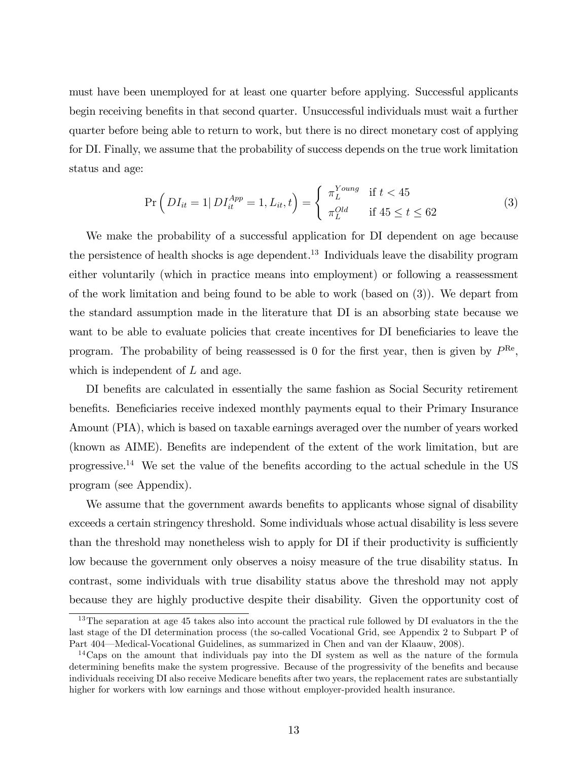must have been unemployed for at least one quarter before applying. Successful applicants begin receiving benefits in that second quarter. Unsuccessful individuals must wait a further quarter before being able to return to work, but there is no direct monetary cost of applying for DI. Finally, we assume that the probability of success depends on the true work limitation status and age:

$$\Pr\left( DI_{it} = 1 | \, DI_{it}^{App} = 1, L_{it}, t \right) = \begin{cases} \pi_L^{Young} & \text{if } t < 45 \\ \pi_L^{Old} & \text{if } 45 \leq t \leq 62 \end{cases} \tag{3}$$

We make the probability of a successful application for DI dependent on age because the persistence of health shocks is age dependent.[13] Individuals leave the disability program either voluntarily (which in practice means into employment) or following a reassessment of the work limitation and being found to be able to work (based on (3)). We depart from the standard assumption made in the literature that DI is an absorbing state because we want to be able to evaluate policies that create incentives for DI beneficiaries to leave the program. The probability of being reassessed is 0 for the first year, then is given by $P^{\text{Re}}$, which is independent of $L$ and age.

DI benefits are calculated in essentially the same fashion as Social Security retirement benefits. Beneficiaries receive indexed monthly payments equal to their Primary Insurance Amount (PIA), which is based on taxable earnings averaged over the number of years worked (known as AIME). Benefits are independent of the extent of the work limitation, but are progressive.[14] We set the value of the benefits according to the actual schedule in the US program (see Appendix).

We assume that the government awards benefits to applicants whose signal of disability exceeds a certain stringency threshold. Some individuals whose actual disability is less severe than the threshold may nonetheless wish to apply for DI if their productivity is sufficiently low because the government only observes a noisy measure of the true disability status. In contrast, some individuals with true disability status above the threshold may not apply because they are highly productive despite their disability. Given the opportunity cost of

[13] The separation at age 45 takes also into account the practical rule followed by DI evaluators in the the last stage of the DI determination process (the so-called Vocational Grid, see Appendix 2 to Subpart P of Part 404—Medical-Vocational Guidelines, as summarized in Chen and van der Klaauw, 2008).

[14] Caps on the amount that individuals pay into the DI system as well as the nature of the formula determining benefits make the system progressive. Because of the progressivity of the benefits and because individuals receiving DI also receive Medicare benefits after two years, the replacement rates are substantially higher for workers with low earnings and those without employer-provided health insurance.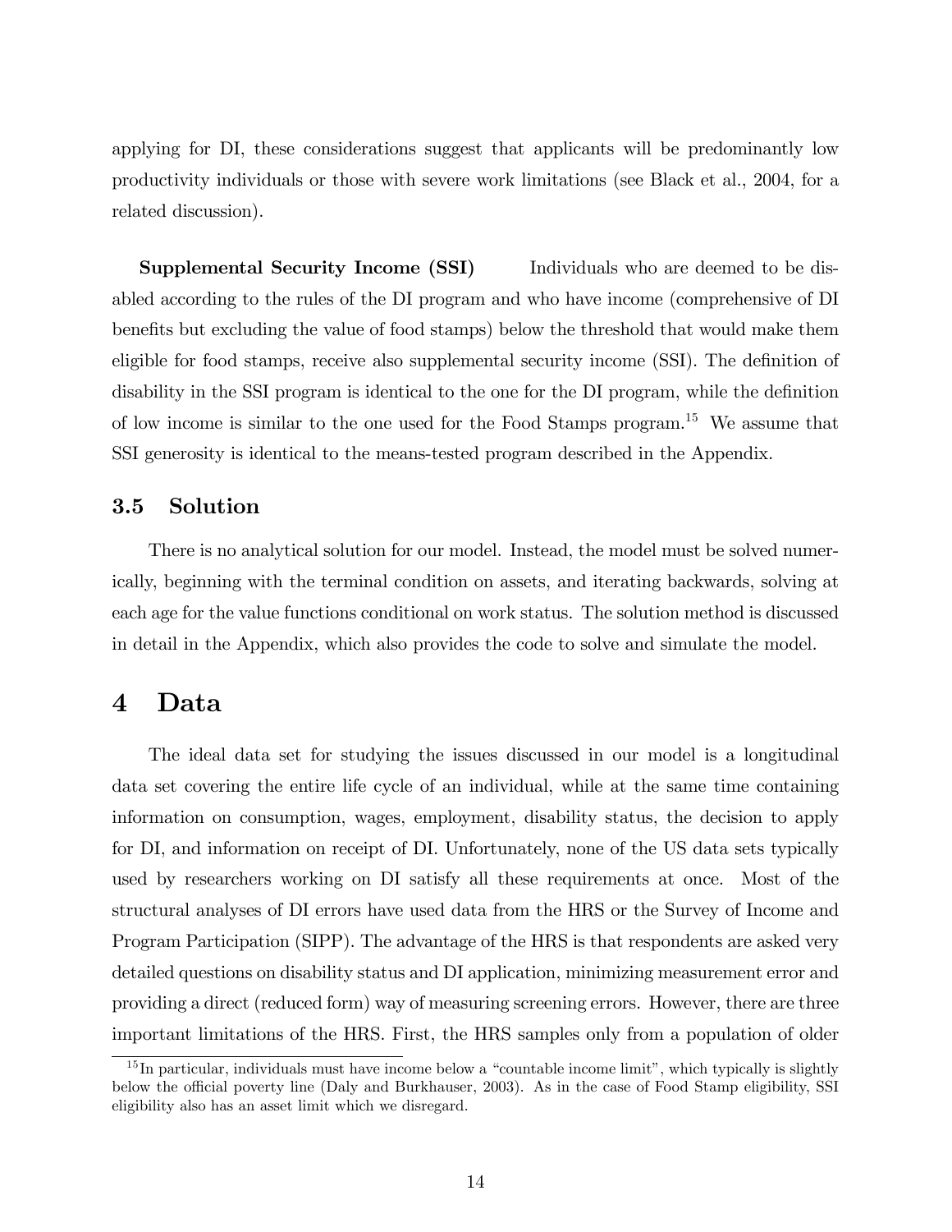applying for DI, these considerations suggest that applicants will be predominantly low productivity individuals or those with severe work limitations (see Black et al., 2004, for a related discussion).

**Supplemental Security Income (SSI)** Individuals who are deemed to be disabled according to the rules of the DI program and who have income (comprehensive of DI benefits but excluding the value of food stamps) below the threshold that would make them eligible for food stamps, receive also supplemental security income (SSI). The definition of disability in the SSI program is identical to the one for the DI program, while the definition of low income is similar to the one used for the Food Stamps program.[15] We assume that SSI generosity is identical to the means-tested program described in the Appendix.

### 3.5 Solution

There is no analytical solution for our model. Instead, the model must be solved numerically, beginning with the terminal condition on assets, and iterating backwards, solving at each age for the value functions conditional on work status. The solution method is discussed in detail in the Appendix, which also provides the code to solve and simulate the model.

## 4 Data

The ideal data set for studying the issues discussed in our model is a longitudinal data set covering the entire life cycle of an individual, while at the same time containing information on consumption, wages, employment, disability status, the decision to apply for DI, and information on receipt of DI. Unfortunately, none of the US data sets typically used by researchers working on DI satisfy all these requirements at once. Most of the structural analyses of DI errors have used data from the HRS or the Survey of Income and Program Participation (SIPP). The advantage of the HRS is that respondents are asked very detailed questions on disability status and DI application, minimizing measurement error and providing a direct (reduced form) way of measuring screening errors. However, there are three important limitations of the HRS. First, the HRS samples only from a population of older

[15] In particular, individuals must have income below a "countable income limit", which typically is slightly below the official poverty line (Daly and Burkhauser, 2003). As in the case of Food Stamp eligibility, SSI eligibility also has an asset limit which we disregard.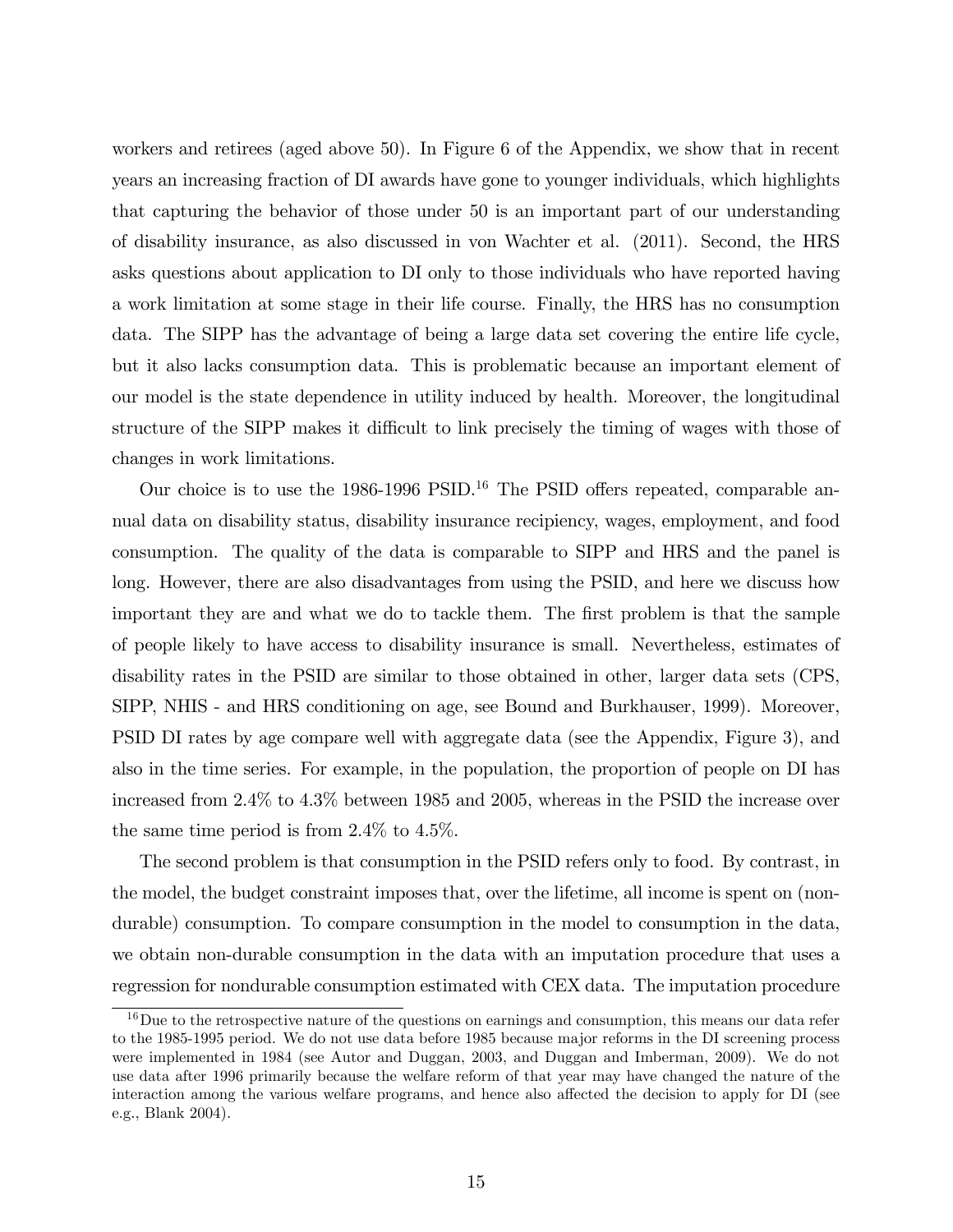workers and retirees (aged above 50). In Figure 6 of the Appendix, we show that in recent years an increasing fraction of DI awards have gone to younger individuals, which highlights that capturing the behavior of those under 50 is an important part of our understanding of disability insurance, as also discussed in von Wachter et al. (2011). Second, the HRS asks questions about application to DI only to those individuals who have reported having a work limitation at some stage in their life course. Finally, the HRS has no consumption data. The SIPP has the advantage of being a large data set covering the entire life cycle, but it also lacks consumption data. This is problematic because an important element of our model is the state dependence in utility induced by health. Moreover, the longitudinal structure of the SIPP makes it difficult to link precisely the timing of wages with those of changes in work limitations.

Our choice is to use the 1986-1996 PSID.[16] The PSID offers repeated, comparable annual data on disability status, disability insurance recipiency, wages, employment, and food consumption. The quality of the data is comparable to SIPP and HRS and the panel is long. However, there are also disadvantages from using the PSID, and here we discuss how important they are and what we do to tackle them. The first problem is that the sample of people likely to have access to disability insurance is small. Nevertheless, estimates of disability rates in the PSID are similar to those obtained in other, larger data sets (CPS, SIPP, NHIS - and HRS conditioning on age, see Bound and Burkhauser, 1999). Moreover, PSID DI rates by age compare well with aggregate data (see the Appendix, Figure 3), and also in the time series. For example, in the population, the proportion of people on DI has increased from 2.4% to 4.3% between 1985 and 2005, whereas in the PSID the increase over the same time period is from 2.4% to 4.5%.

The second problem is that consumption in the PSID refers only to food. By contrast, in the model, the budget constraint imposes that, over the lifetime, all income is spent on (non-durable) consumption. To compare consumption in the model to consumption in the data, we obtain non-durable consumption in the data with an imputation procedure that uses a regression for nondurable consumption estimated with CEX data. The imputation procedure

[16] Due to the retrospective nature of the questions on earnings and consumption, this means our data refer to the 1985-1995 period. We do not use data before 1985 because major reforms in the DI screening process were implemented in 1984 (see Autor and Duggan, 2003, and Duggan and Imberman, 2009). We do not use data after 1996 primarily because the welfare reform of that year may have changed the nature of the interaction among the various welfare programs, and hence also affected the decision to apply for DI (see e.g., Blank 2004).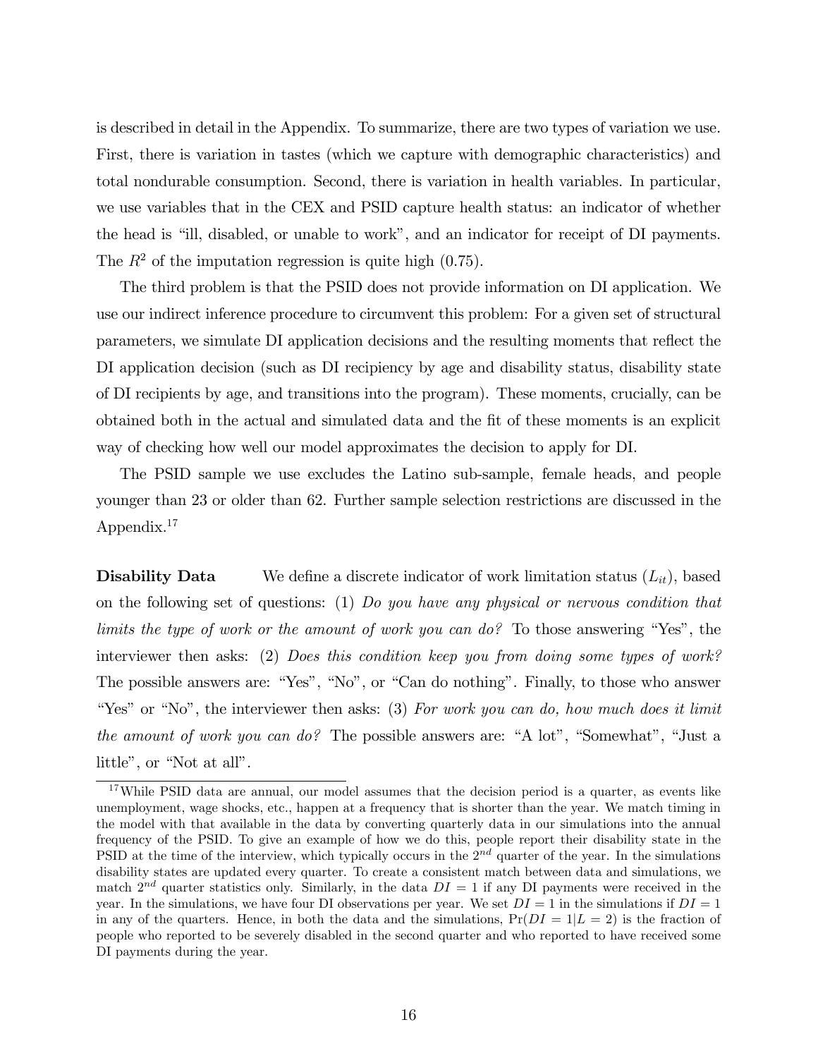is described in detail in the Appendix. To summarize, there are two types of variation we use. First, there is variation in tastes (which we capture with demographic characteristics) and total nondurable consumption. Second, there is variation in health variables. In particular, we use variables that in the CEX and PSID capture health status: an indicator of whether the head is "ill, disabled, or unable to work", and an indicator for receipt of DI payments. The $R^2$ of the imputation regression is quite high (0.75).

The third problem is that the PSID does not provide information on DI application. We use our indirect inference procedure to circumvent this problem: For a given set of structural parameters, we simulate DI application decisions and the resulting moments that reflect the DI application decision (such as DI recipiency by age and disability status, disability state of DI recipients by age, and transitions into the program). These moments, crucially, can be obtained both in the actual and simulated data and the fit of these moments is an explicit way of checking how well our model approximates the decision to apply for DI.

The PSID sample we use excludes the Latino sub-sample, female heads, and people younger than 23 or older than 62. Further sample selection restrictions are discussed in the Appendix.[17]

**Disability Data** We define a discrete indicator of work limitation status ($L_{it}$), based on the following set of questions: (1) *Do you have any physical or nervous condition that limits the type of work or the amount of work you can do?* To those answering "Yes", the interviewer then asks: (2) *Does this condition keep you from doing some types of work?* The possible answers are: "Yes", "No", or "Can do nothing". Finally, to those who answer "Yes" or "No", the interviewer then asks: (3) *For work you can do, how much does it limit the amount of work you can do?* The possible answers are: "A lot", "Somewhat", "Just a little", or "Not at all".

[17] While PSID data are annual, our model assumes that the decision period is a quarter, as events like unemployment, wage shocks, etc., happen at a frequency that is shorter than the year. We match timing in the model with that available in the data by converting quarterly data in our simulations into the annual frequency of the PSID. To give an example of how we do this, people report their disability state in the PSID at the time of the interview, which typically occurs in the $2^{nd}$ quarter of the year. In the simulations disability states are updated every quarter. To create a consistent match between data and simulations, we match $2^{nd}$ quarter statistics only. Similarly, in the data $DI = 1$ if any DI payments were received in the year. In the simulations, we have four DI observations per year. We set $DI = 1$ in the simulations if $DI = 1$ in any of the quarters. Hence, in both the data and the simulations, $\Pr(DI = 1|L = 2)$ is the fraction of people who reported to be severely disabled in the second quarter and who reported to have received some DI payments during the year.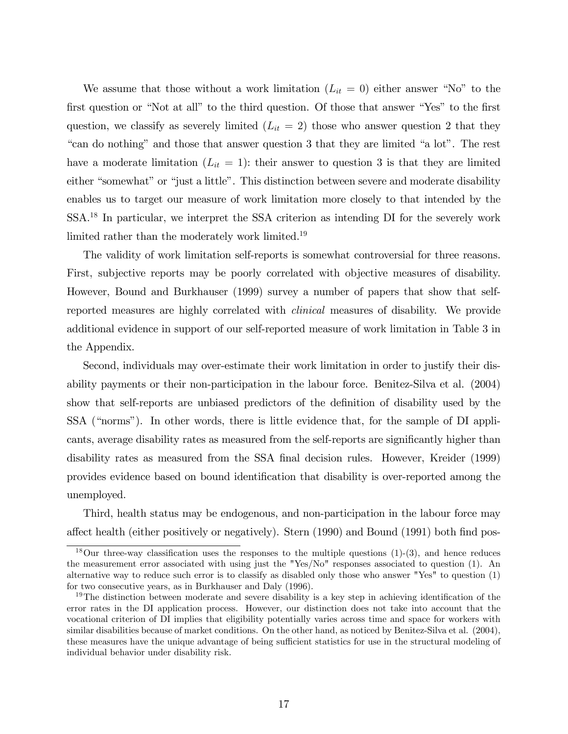We assume that those without a work limitation ($L_{it} = 0$) either answer "No" to the first question or "Not at all" to the third question. Of those that answer "Yes" to the first question, we classify as severely limited ($L_{it} = 2$) those who answer question 2 that they "can do nothing" and those that answer question 3 that they are limited "a lot". The rest have a moderate limitation ($L_{it} = 1$): their answer to question 3 is that they are limited either "somewhat" or "just a little". This distinction between severe and moderate disability enables us to target our measure of work limitation more closely to that intended by the SSA.[18] In particular, we interpret the SSA criterion as intending DI for the severely work limited rather than the moderately work limited.[19]

The validity of work limitation self-reports is somewhat controversial for three reasons. First, subjective reports may be poorly correlated with objective measures of disability. However, Bound and Burkhauser (1999) survey a number of papers that show that self-reported measures are highly correlated with *clinical* measures of disability. We provide additional evidence in support of our self-reported measure of work limitation in Table 3 in the Appendix.

Second, individuals may over-estimate their work limitation in order to justify their disability payments or their non-participation in the labour force. Benitez-Silva et al. (2004) show that self-reports are unbiased predictors of the definition of disability used by the SSA ("norms"). In other words, there is little evidence that, for the sample of DI applicants, average disability rates as measured from the self-reports are significantly higher than disability rates as measured from the SSA final decision rules. However, Kreider (1999) provides evidence based on bound identification that disability is over-reported among the unemployed.

Third, health status may be endogenous, and non-participation in the labour force may affect health (either positively or negatively). Stern (1990) and Bound (1991) both find pos-

[18] Our three-way classification uses the responses to the multiple questions (1)-(3), and hence reduces the measurement error associated with using just the "Yes/No" responses associated to question (1). An alternative way to reduce such error is to classify as disabled only those who answer "Yes" to question (1) for two consecutive years, as in Burkhauser and Daly (1996).

[19] The distinction between moderate and severe disability is a key step in achieving identification of the error rates in the DI application process. However, our distinction does not take into account that the vocational criterion of DI implies that eligibility potentially varies across time and space for workers with similar disabilities because of market conditions. On the other hand, as noticed by Benitez-Silva et al. (2004), these measures have the unique advantage of being sufficient statistics for use in the structural modeling of individual behavior under disability risk.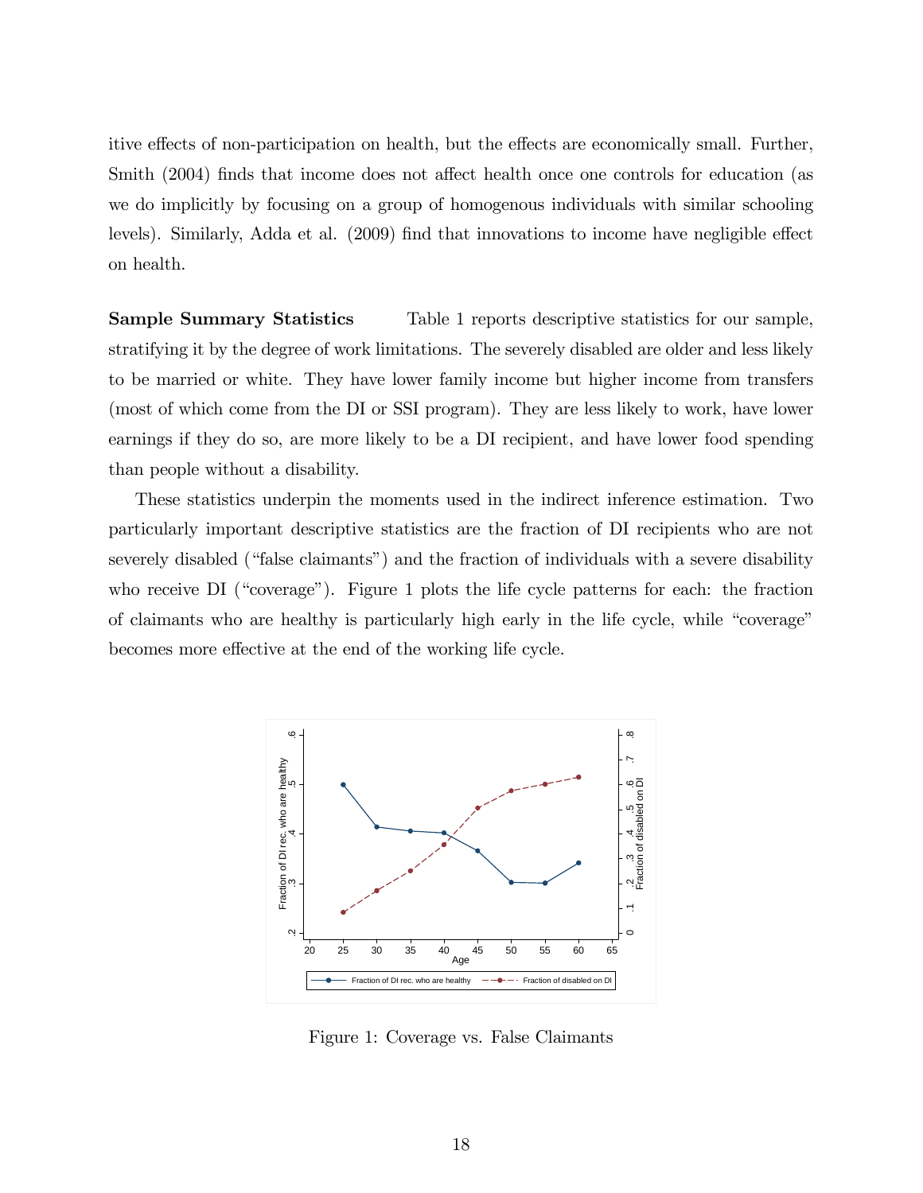itive effects of non-participation on health, but the effects are economically small. Further, Smith (2004) finds that income does not affect health once one controls for education (as we do implicitly by focusing on a group of homogenous individuals with similar schooling levels). Similarly, Adda et al. (2009) find that innovations to income have negligible effect on health.

**Sample Summary Statistics** Table 1 reports descriptive statistics for our sample, stratifying it by the degree of work limitations. The severely disabled are older and less likely to be married or white. They have lower family income but higher income from transfers (most of which come from the DI or SSI program). They are less likely to work, have lower earnings if they do so, are more likely to be a DI recipient, and have lower food spending than people without a disability.

These statistics underpin the moments used in the indirect inference estimation. Two particularly important descriptive statistics are the fraction of DI recipients who are not severely disabled ("false claimants") and the fraction of individuals with a severe disability who receive DI ("coverage"). Figure 1 plots the life cycle patterns for each: the fraction of claimants who are healthy is particularly high early in the life cycle, while "coverage" becomes more effective at the end of the working life cycle.

Figure 1: Coverage vs. False Claimants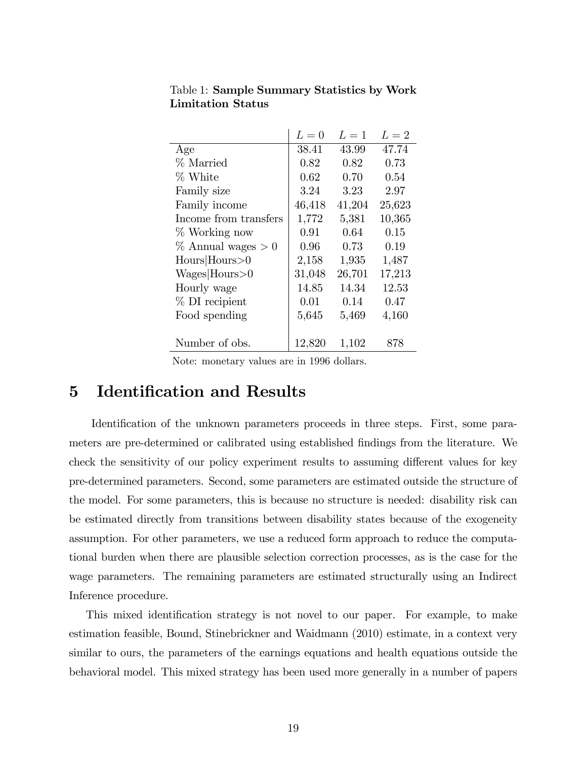Table 1: **Sample Summary Statistics by Work Limitation Status**

| | $L=0$ | $L=1$ | $L=2$ |
|---|---|---|---|
| Age | 38.41 | 43.99 | 47.74 |
| % Married | 0.82 | 0.82 | 0.73 |
| % White | 0.62 | 0.70 | 0.54 |
| Family size | 3.24 | 3.23 | 2.97 |
| Family income | 46,418 | 41,204 | 25,623 |
| Income from transfers | 1,772 | 5,381 | 10,365 |
| % Working now | 0.91 | 0.64 | 0.15 |
| % Annual wages $> 0$ | 0.96 | 0.73 | 0.19 |
| Hours\|Hours>0 | 2,158 | 1,935 | 1,487 |
| Wages\|Hours>0 | 31,048 | 26,701 | 17,213 |
| Hourly wage | 14.85 | 14.34 | 12.53 |
| % DI recipient | 0.01 | 0.14 | 0.47 |
| Food spending | 5,645 | 5,469 | 4,160 |
| | | | |
| Number of obs. | 12,820 | 1,102 | 878 |

Note: monetary values are in 1996 dollars.

# 5 Identification and Results

Identification of the unknown parameters proceeds in three steps. First, some parameters are pre-determined or calibrated using established findings from the literature. We check the sensitivity of our policy experiment results to assuming different values for key pre-determined parameters. Second, some parameters are estimated outside the structure of the model. For some parameters, this is because no structure is needed: disability risk can be estimated directly from transitions between disability states because of the exogeneity assumption. For other parameters, we use a reduced form approach to reduce the computational burden when there are plausible selection correction processes, as is the case for the wage parameters. The remaining parameters are estimated structurally using an Indirect Inference procedure.

This mixed identification strategy is not novel to our paper. For example, to make estimation feasible, Bound, Stinebrickner and Waidmann (2010) estimate, in a context very similar to ours, the parameters of the earnings equations and health equations outside the behavioral model. This mixed strategy has been used more generally in a number of papers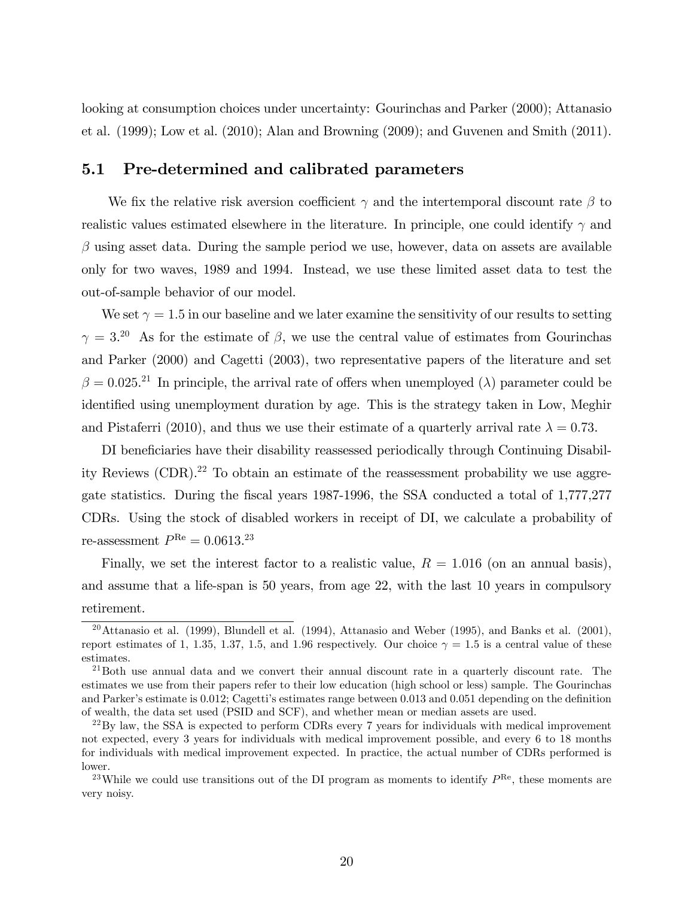looking at consumption choices under uncertainty: Gourinchas and Parker (2000); Attanasio et al. (1999); Low et al. (2010); Alan and Browning (2009); and Guvenen and Smith (2011).

## 5.1 Pre-determined and calibrated parameters

We fix the relative risk aversion coefficient $\gamma$ and the intertemporal discount rate $\beta$ to realistic values estimated elsewhere in the literature. In principle, one could identify $\gamma$ and $\beta$ using asset data. During the sample period we use, however, data on assets are available only for two waves, 1989 and 1994. Instead, we use these limited asset data to test the out-of-sample behavior of our model.

We set $\gamma = 1.5$ in our baseline and we later examine the sensitivity of our results to setting $\gamma = 3$.[20] As for the estimate of $\beta$, we use the central value of estimates from Gourinchas and Parker (2000) and Cagetti (2003), two representative papers of the literature and set $\beta = 0.025$.[21] In principle, the arrival rate of offers when unemployed ($\lambda$) parameter could be identified using unemployment duration by age. This is the strategy taken in Low, Meghir and Pistaferri (2010), and thus we use their estimate of a quarterly arrival rate $\lambda = 0.73$.

DI beneficiaries have their disability reassessed periodically through Continuing Disability Reviews (CDR).[22] To obtain an estimate of the reassessment probability we use aggregate statistics. During the fiscal years 1987-1996, the SSA conducted a total of 1,777,277 CDRs. Using the stock of disabled workers in receipt of DI, we calculate a probability of re-assessment $P^{\text{Re}} = 0.0613$.[23]

Finally, we set the interest factor to a realistic value, $R = 1.016$ (on an annual basis), and assume that a life-span is 50 years, from age 22, with the last 10 years in compulsory retirement.

---

[20] Attanasio et al. (1999), Blundell et al. (1994), Attanasio and Weber (1995), and Banks et al. (2001), report estimates of 1, 1.35, 1.37, 1.5, and 1.96 respectively. Our choice $\gamma = 1.5$ is a central value of these estimates.

[21] Both use annual data and we convert their annual discount rate in a quarterly discount rate. The estimates we use from their papers refer to their low education (high school or less) sample. The Gourinchas and Parker's estimate is 0.012; Cagetti's estimates range between 0.013 and 0.051 depending on the definition of wealth, the data set used (PSID and SCF), and whether mean or median assets are used.

[22] By law, the SSA is expected to perform CDRs every 7 years for individuals with medical improvement not expected, every 3 years for individuals with medical improvement possible, and every 6 to 18 months for individuals with medical improvement expected. In practice, the actual number of CDRs performed is lower.

[23] While we could use transitions out of the DI program as moments to identify $P^{\text{Re}}$, these moments are very noisy.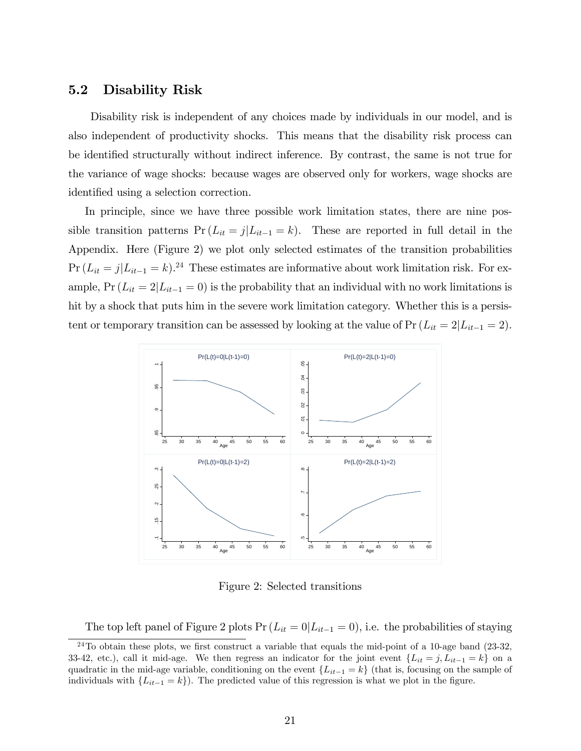## 5.2 Disability Risk

Disability risk is independent of any choices made by individuals in our model, and is also independent of productivity shocks. This means that the disability risk process can be identified structurally without indirect inference. By contrast, the same is not true for the variance of wage shocks: because wages are observed only for workers, wage shocks are identified using a selection correction.

In principle, since we have three possible work limitation states, there are nine possible transition patterns $\Pr(L_{it} = j | L_{it-1} = k)$. These are reported in full detail in the Appendix. Here (Figure 2) we plot only selected estimates of the transition probabilities $\Pr(L_{it} = j | L_{it-1} = k)$.[24] These estimates are informative about work limitation risk. For example, $\Pr(L_{it} = 2 | L_{it-1} = 0)$ is the probability that an individual with no work limitations is hit by a shock that puts him in the severe work limitation category. Whether this is a persistent or temporary transition can be assessed by looking at the value of $\Pr(L_{it} = 2 | L_{it-1} = 2)$.

Figure 2: Selected transitions

The top left panel of Figure 2 plots $\Pr(L_{it} = 0 | L_{it-1} = 0)$, i.e. the probabilities of staying

[24] To obtain these plots, we first construct a variable that equals the mid-point of a 10-age band (23-32, 33-42, etc.), call it mid-age. We then regress an indicator for the joint event $\{L_{it} = j, L_{it-1} = k\}$ on a quadratic in the mid-age variable, conditioning on the event $\{L_{it-1} = k\}$ (that is, focusing on the sample of individuals with $\{L_{it-1} = k\}$). The predicted value of this regression is what we plot in the figure.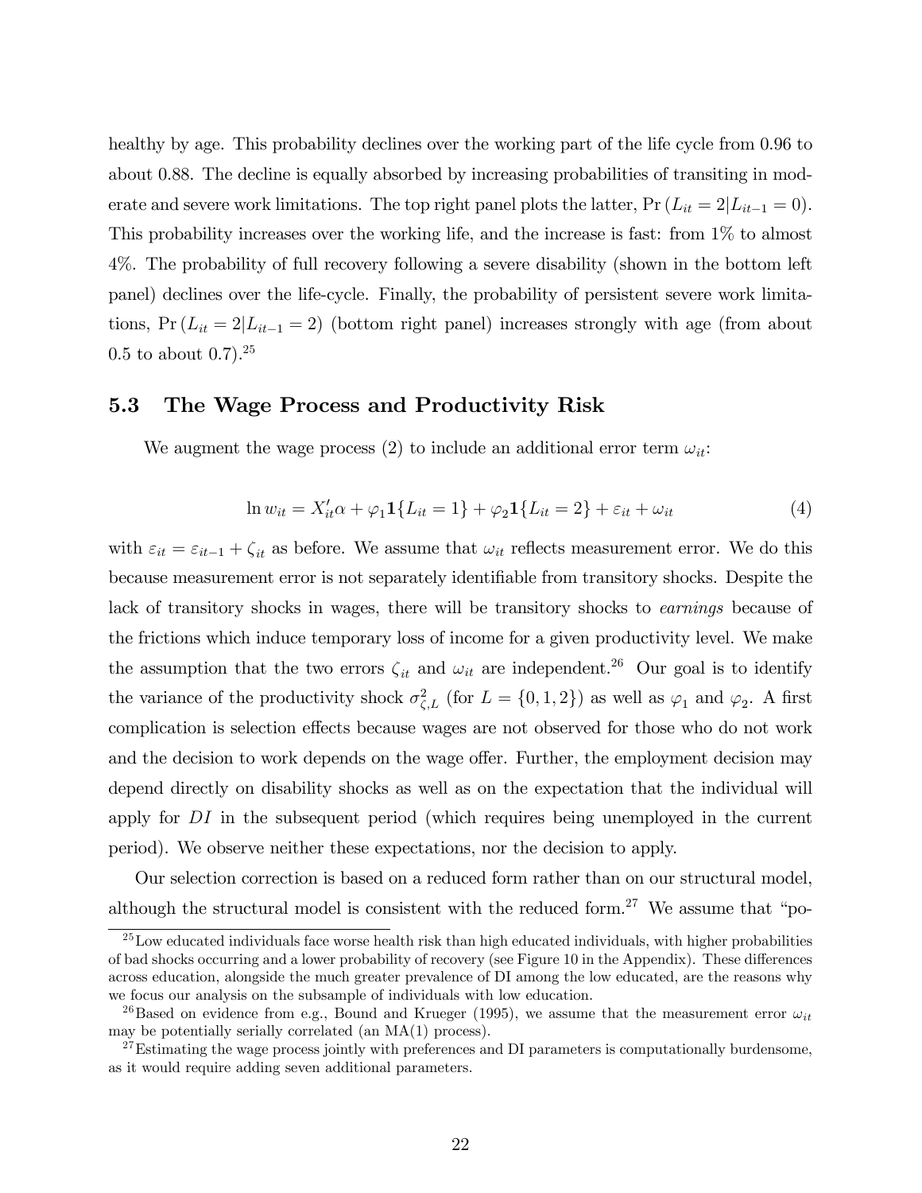healthy by age. This probability declines over the working part of the life cycle from 0.96 to about 0.88. The decline is equally absorbed by increasing probabilities of transiting in moderate and severe work limitations. The top right panel plots the latter, $\Pr(L_{it} = 2|L_{it-1} = 0)$. This probability increases over the working life, and the increase is fast: from 1% to almost 4%. The probability of full recovery following a severe disability (shown in the bottom left panel) declines over the life-cycle. Finally, the probability of persistent severe work limitations, $\Pr(L_{it} = 2|L_{it-1} = 2)$ (bottom right panel) increases strongly with age (from about 0.5 to about 0.7).[25]

## 5.3 The Wage Process and Productivity Risk

We augment the wage process (2) to include an additional error term $\omega_{it}$:

$$\ln w_{it} = X_{it}'\alpha + \varphi_1 \mathbf{1}\{L_{it} = 1\} + \varphi_2 \mathbf{1}\{L_{it} = 2\} + \varepsilon_{it} + \omega_{it} \tag{4}$$

with $\varepsilon_{it} = \varepsilon_{it-1} + \zeta_{it}$ as before. We assume that $\omega_{it}$ reflects measurement error. We do this because measurement error is not separately identifiable from transitory shocks. Despite the lack of transitory shocks in wages, there will be transitory shocks to *earnings* because of the frictions which induce temporary loss of income for a given productivity level. We make the assumption that the two errors $\zeta_{it}$ and $\omega_{it}$ are independent.[26] Our goal is to identify the variance of the productivity shock $\sigma^2_{\zeta,L}$ (for $L = \{0, 1, 2\}$) as well as $\varphi_1$ and $\varphi_2$. A first complication is selection effects because wages are not observed for those who do not work and the decision to work depends on the wage offer. Further, the employment decision may depend directly on disability shocks as well as on the expectation that the individual will apply for $DI$ in the subsequent period (which requires being unemployed in the current period). We observe neither these expectations, nor the decision to apply.

Our selection correction is based on a reduced form rather than on our structural model, although the structural model is consistent with the reduced form.[27] We assume that "po-

[25] Low educated individuals face worse health risk than high educated individuals, with higher probabilities of bad shocks occurring and a lower probability of recovery (see Figure 10 in the Appendix). These differences across education, alongside the much greater prevalence of DI among the low educated, are the reasons why we focus our analysis on the subsample of individuals with low education.

[26] Based on evidence from e.g., Bound and Krueger (1995), we assume that the measurement error $\omega_{it}$ may be potentially serially correlated (an MA(1) process).

[27] Estimating the wage process jointly with preferences and DI parameters is computationally burdensome, as it would require adding seven additional parameters.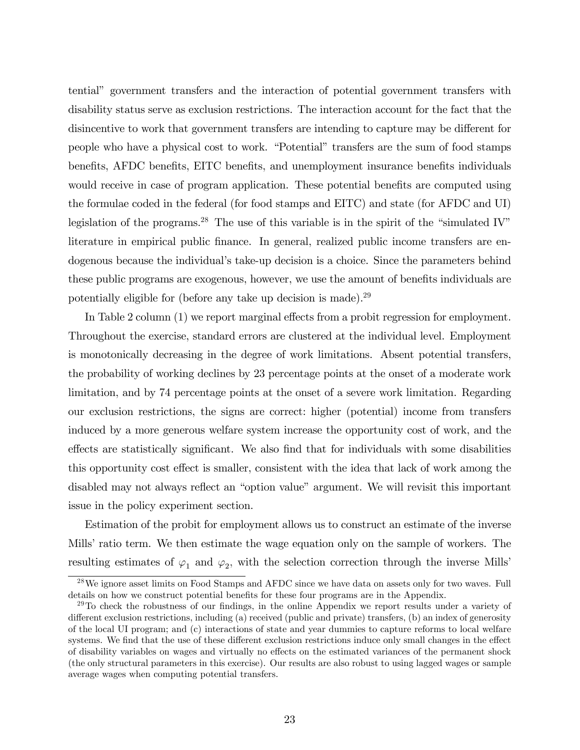tential" government transfers and the interaction of potential government transfers with disability status serve as exclusion restrictions. The interaction account for the fact that the disincentive to work that government transfers are intending to capture may be different for people who have a physical cost to work. "Potential" transfers are the sum of food stamps benefits, AFDC benefits, EITC benefits, and unemployment insurance benefits individuals would receive in case of program application. These potential benefits are computed using the formulae coded in the federal (for food stamps and EITC) and state (for AFDC and UI) legislation of the programs.[28] The use of this variable is in the spirit of the "simulated IV" literature in empirical public finance. In general, realized public income transfers are endogenous because the individual's take-up decision is a choice. Since the parameters behind these public programs are exogenous, however, we use the amount of benefits individuals are potentially eligible for (before any take up decision is made).[29]

In Table 2 column (1) we report marginal effects from a probit regression for employment. Throughout the exercise, standard errors are clustered at the individual level. Employment is monotonically decreasing in the degree of work limitations. Absent potential transfers, the probability of working declines by 23 percentage points at the onset of a moderate work limitation, and by 74 percentage points at the onset of a severe work limitation. Regarding our exclusion restrictions, the signs are correct: higher (potential) income from transfers induced by a more generous welfare system increase the opportunity cost of work, and the effects are statistically significant. We also find that for individuals with some disabilities this opportunity cost effect is smaller, consistent with the idea that lack of work among the disabled may not always reflect an "option value" argument. We will revisit this important issue in the policy experiment section.

Estimation of the probit for employment allows us to construct an estimate of the inverse Mills' ratio term. We then estimate the wage equation only on the sample of workers. The resulting estimates of $\varphi_1$ and $\varphi_2$, with the selection correction through the inverse Mills'

[28] We ignore asset limits on Food Stamps and AFDC since we have data on assets only for two waves. Full details on how we construct potential benefits for these four programs are in the Appendix.

[29] To check the robustness of our findings, in the online Appendix we report results under a variety of different exclusion restrictions, including (a) received (public and private) transfers, (b) an index of generosity of the local UI program; and (c) interactions of state and year dummies to capture reforms to local welfare systems. We find that the use of these different exclusion restrictions induce only small changes in the effect of disability variables on wages and virtually no effects on the estimated variances of the permanent shock (the only structural parameters in this exercise). Our results are also robust to using lagged wages or sample average wages when computing potential transfers.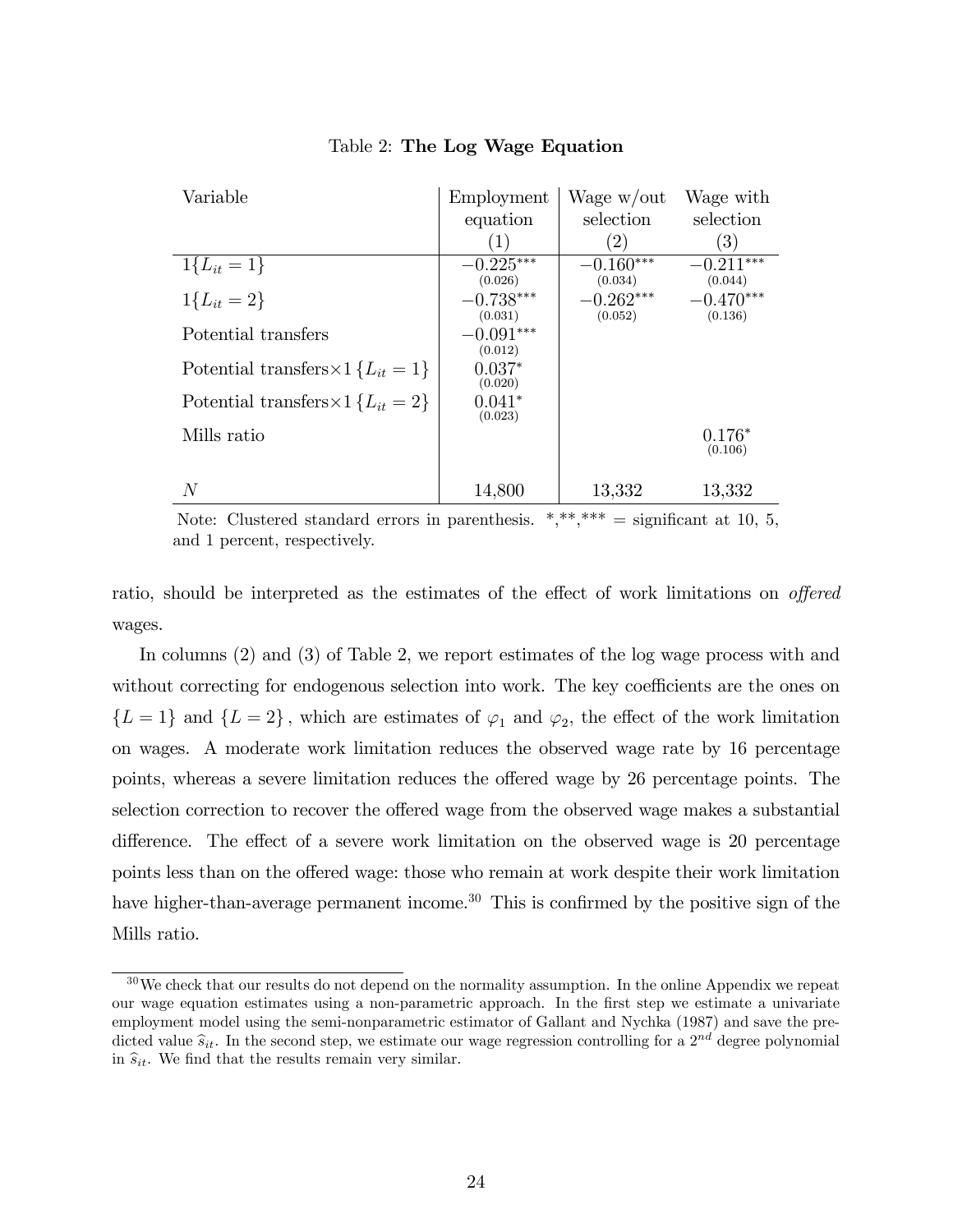Table 2: **The Log Wage Equation**

| Variable | Employment equation (1) | Wage w/out selection (2) | Wage with selection (3) |
|---|---|---|---|
| $1\{L_{it}=1\}$ | $-0.225^{***}$ (0.026) | $-0.160^{***}$ (0.034) | $-0.211^{***}$ (0.044) |
| $1\{L_{it}=2\}$ | $-0.738^{***}$ (0.031) | $-0.262^{***}$ (0.052) | $-0.470^{***}$ (0.136) |
| Potential transfers | $-0.091^{***}$ (0.012) | | |
| Potential transfers$\times 1\{L_{it}=1\}$ | $0.037^{*}$ (0.020) | | |
| Potential transfers$\times 1\{L_{it}=2\}$ | $0.041^{*}$ (0.023) | | |
| Mills ratio | | | $0.176^{*}$ (0.106) |
| $N$ | 14,800 | 13,332 | 13,332 |

Note: Clustered standard errors in parenthesis. \*,\*\*,\*\*\* = significant at 10, 5, and 1 percent, respectively.

ratio, should be interpreted as the estimates of the effect of work limitations on *offered* wages.

In columns (2) and (3) of Table 2, we report estimates of the log wage process with and without correcting for endogenous selection into work. The key coefficients are the ones on $\{L=1\}$ and $\{L=2\}$, which are estimates of $\varphi_1$ and $\varphi_2$, the effect of the work limitation on wages. A moderate work limitation reduces the observed wage rate by 16 percentage points, whereas a severe limitation reduces the offered wage by 26 percentage points. The selection correction to recover the offered wage from the observed wage makes a substantial difference. The effect of a severe work limitation on the observed wage is 20 percentage points less than on the offered wage: those who remain at work despite their work limitation have higher-than-average permanent income.[30] This is confirmed by the positive sign of the Mills ratio.

[30] We check that our results do not depend on the normality assumption. In the online Appendix we repeat our wage equation estimates using a non-parametric approach. In the first step we estimate a univariate employment model using the semi-nonparametric estimator of Gallant and Nychka (1987) and save the predicted value $\widehat{s}_{it}$. In the second step, we estimate our wage regression controlling for a $2^{nd}$ degree polynomial in $\widehat{s}_{it}$. We find that the results remain very similar.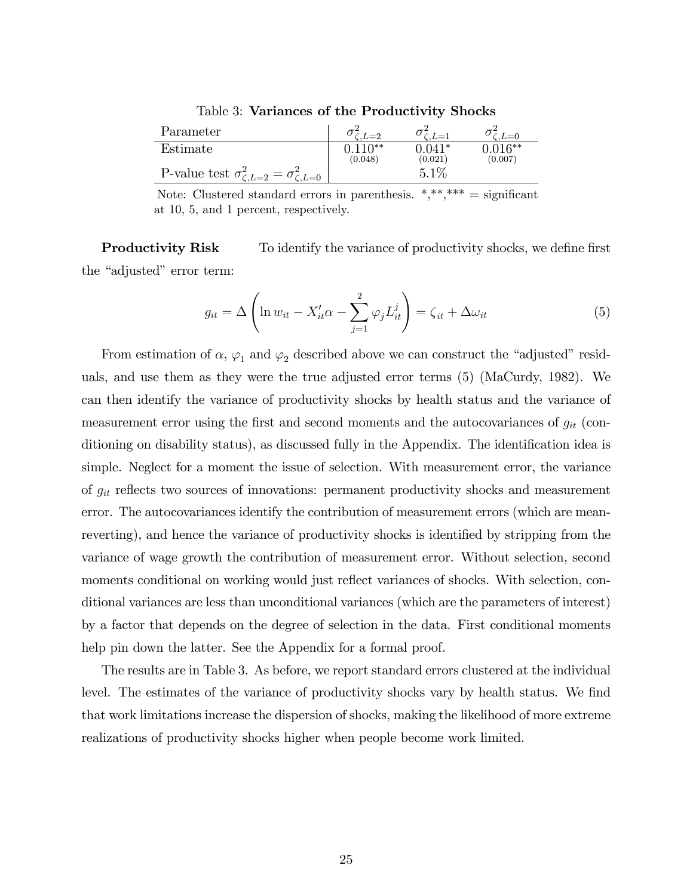Table 3: **Variances of the Productivity Shocks**

| Parameter | $\sigma^2_{\zeta,L=2}$ | $\sigma^2_{\zeta,L=1}$ | $\sigma^2_{\zeta,L=0}$ |
|---|---|---|---|
| Estimate | $0.110^{**}$ (0.048) | $0.041^{*}$ (0.021) | $0.016^{**}$ (0.007) |
| P-value test $\sigma^2_{\zeta,L=2} = \sigma^2_{\zeta,L=0}$ | | 5.1% | |

Note: Clustered standard errors in parenthesis. *,**,*** = significant at 10, 5, and 1 percent, respectively.

**Productivity Risk** To identify the variance of productivity shocks, we define first the "adjusted" error term:

$$g_{it} = \Delta \left( \ln w_{it} - X'_{it}\alpha - \sum_{j=1}^{2} \varphi_j L^j_{it} \right) = \zeta_{it} + \Delta\omega_{it} \tag{5}$$

From estimation of $\alpha$, $\varphi_1$ and $\varphi_2$ described above we can construct the "adjusted" residuals, and use them as they were the true adjusted error terms (5) (MaCurdy, 1982). We can then identify the variance of productivity shocks by health status and the variance of measurement error using the first and second moments and the autocovariances of $g_{it}$ (conditioning on disability status), as discussed fully in the Appendix. The identification idea is simple. Neglect for a moment the issue of selection. With measurement error, the variance of $g_{it}$ reflects two sources of innovations: permanent productivity shocks and measurement error. The autocovariances identify the contribution of measurement errors (which are mean-reverting), and hence the variance of productivity shocks is identified by stripping from the variance of wage growth the contribution of measurement error. Without selection, second moments conditional on working would just reflect variances of shocks. With selection, conditional variances are less than unconditional variances (which are the parameters of interest) by a factor that depends on the degree of selection in the data. First conditional moments help pin down the latter. See the Appendix for a formal proof.

The results are in Table 3. As before, we report standard errors clustered at the individual level. The estimates of the variance of productivity shocks vary by health status. We find that work limitations increase the dispersion of shocks, making the likelihood of more extreme realizations of productivity shocks higher when people become work limited.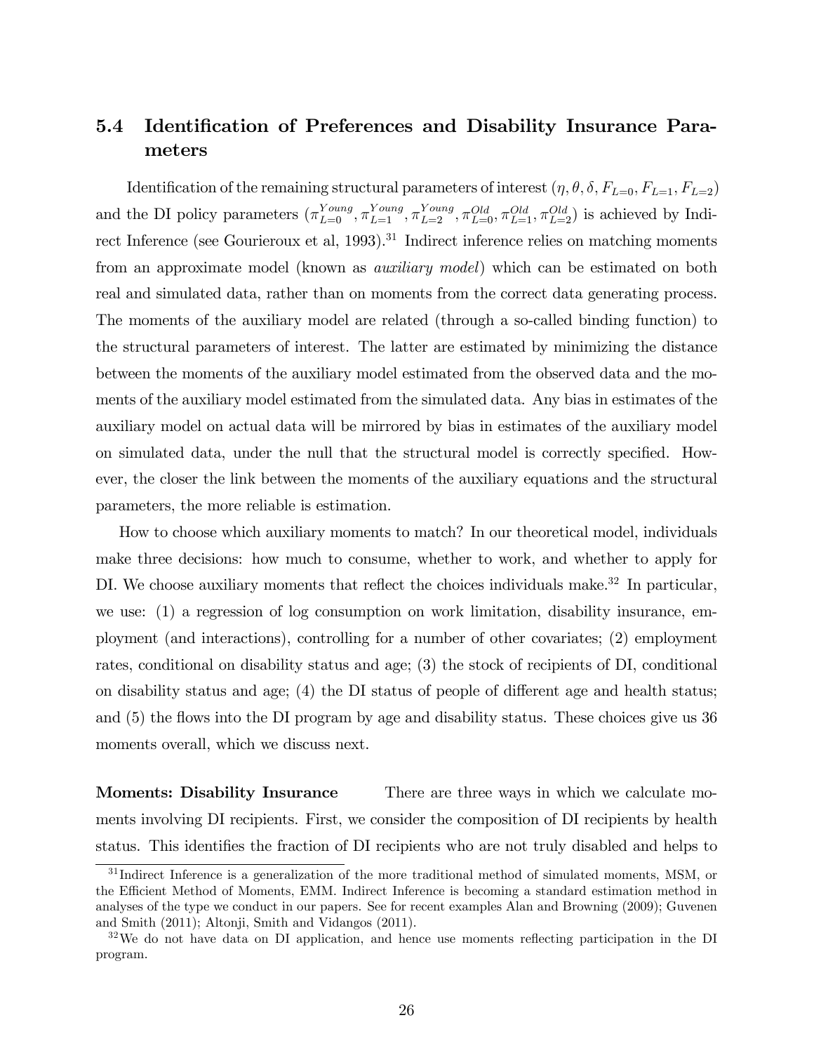## 5.4 Identification of Preferences and Disability Insurance Parameters

Identification of the remaining structural parameters of interest $(\eta, \theta, \delta, F_{L=0}, F_{L=1}, F_{L=2})$ and the DI policy parameters $(\pi_{L=0}^{Young}, \pi_{L=1}^{Young}, \pi_{L=2}^{Young}, \pi_{L=0}^{Old}, \pi_{L=1}^{Old}, \pi_{L=2}^{Old})$ is achieved by Indirect Inference (see Gourieroux et al, 1993).[31] Indirect inference relies on matching moments from an approximate model (known as *auxiliary model*) which can be estimated on both real and simulated data, rather than on moments from the correct data generating process. The moments of the auxiliary model are related (through a so-called binding function) to the structural parameters of interest. The latter are estimated by minimizing the distance between the moments of the auxiliary model estimated from the observed data and the moments of the auxiliary model estimated from the simulated data. Any bias in estimates of the auxiliary model on actual data will be mirrored by bias in estimates of the auxiliary model on simulated data, under the null that the structural model is correctly specified. However, the closer the link between the moments of the auxiliary equations and the structural parameters, the more reliable is estimation.

How to choose which auxiliary moments to match? In our theoretical model, individuals make three decisions: how much to consume, whether to work, and whether to apply for DI. We choose auxiliary moments that reflect the choices individuals make.[32] In particular, we use: (1) a regression of log consumption on work limitation, disability insurance, employment (and interactions), controlling for a number of other covariates; (2) employment rates, conditional on disability status and age; (3) the stock of recipients of DI, conditional on disability status and age; (4) the DI status of people of different age and health status; and (5) the flows into the DI program by age and disability status. These choices give us 36 moments overall, which we discuss next.

**Moments: Disability Insurance** There are three ways in which we calculate moments involving DI recipients. First, we consider the composition of DI recipients by health status. This identifies the fraction of DI recipients who are not truly disabled and helps to

[31] Indirect Inference is a generalization of the more traditional method of simulated moments, MSM, or the Efficient Method of Moments, EMM. Indirect Inference is becoming a standard estimation method in analyses of the type we conduct in our papers. See for recent examples Alan and Browning (2009); Guvenen and Smith (2011); Altonji, Smith and Vidangos (2011).

[32] We do not have data on DI application, and hence use moments reflecting participation in the DI program.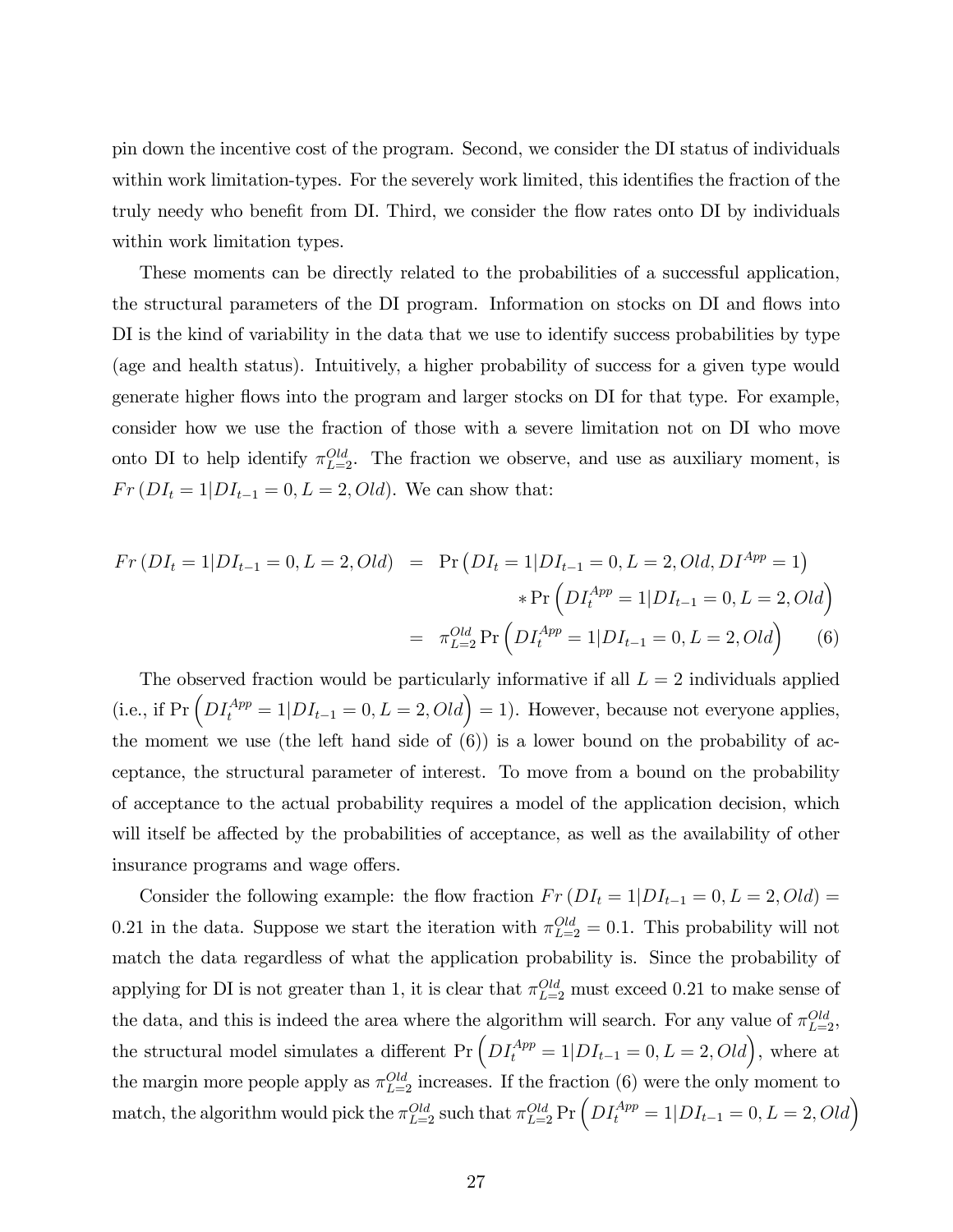pin down the incentive cost of the program. Second, we consider the DI status of individuals within work limitation-types. For the severely work limited, this identifies the fraction of the truly needy who benefit from DI. Third, we consider the flow rates onto DI by individuals within work limitation types.

These moments can be directly related to the probabilities of a successful application, the structural parameters of the DI program. Information on stocks on DI and flows into DI is the kind of variability in the data that we use to identify success probabilities by type (age and health status). Intuitively, a higher probability of success for a given type would generate higher flows into the program and larger stocks on DI for that type. For example, consider how we use the fraction of those with a severe limitation not on DI who move onto DI to help identify $\pi^{Old}_{L=2}$. The fraction we observe, and use as auxiliary moment, is $Fr\left(DI_t = 1 | DI_{t-1} = 0, L = 2, Old\right)$. We can show that:

$$
\begin{aligned}
Fr\left(DI_t = 1 | DI_{t-1} = 0, L = 2, Old\right) &= \Pr\left(DI_t = 1 | DI_{t-1} = 0, L = 2, Old, DI^{App} = 1\right) \\
&\quad * \Pr\left(DI^{App}_t = 1 | DI_{t-1} = 0, L = 2, Old\right) \\
&= \pi^{Old}_{L=2} \Pr\left(DI^{App}_t = 1 | DI_{t-1} = 0, L = 2, Old\right) \qquad (6)
\end{aligned}
$$

The observed fraction would be particularly informative if all $L = 2$ individuals applied (i.e., if $\Pr\left(DI^{App}_t = 1 | DI_{t-1} = 0, L = 2, Old\right) = 1$). However, because not everyone applies, the moment we use (the left hand side of (6)) is a lower bound on the probability of acceptance, the structural parameter of interest. To move from a bound on the probability of acceptance to the actual probability requires a model of the application decision, which will itself be affected by the probabilities of acceptance, as well as the availability of other insurance programs and wage offers.

Consider the following example: the flow fraction $Fr\left(DI_t = 1 | DI_{t-1} = 0, L = 2, Old\right) = 0.21$ in the data. Suppose we start the iteration with $\pi^{Old}_{L=2} = 0.1$. This probability will not match the data regardless of what the application probability is. Since the probability of applying for DI is not greater than 1, it is clear that $\pi^{Old}_{L=2}$ must exceed 0.21 to make sense of the data, and this is indeed the area where the algorithm will search. For any value of $\pi^{Old}_{L=2}$, the structural model simulates a different $\Pr\left(DI^{App}_t = 1 | DI_{t-1} = 0, L = 2, Old\right)$, where at the margin more people apply as $\pi^{Old}_{L=2}$ increases. If the fraction (6) were the only moment to match, the algorithm would pick the $\pi^{Old}_{L=2}$ such that $\pi^{Old}_{L=2} \Pr\left(DI^{App}_t = 1 | DI_{t-1} = 0, L = 2, Old\right)$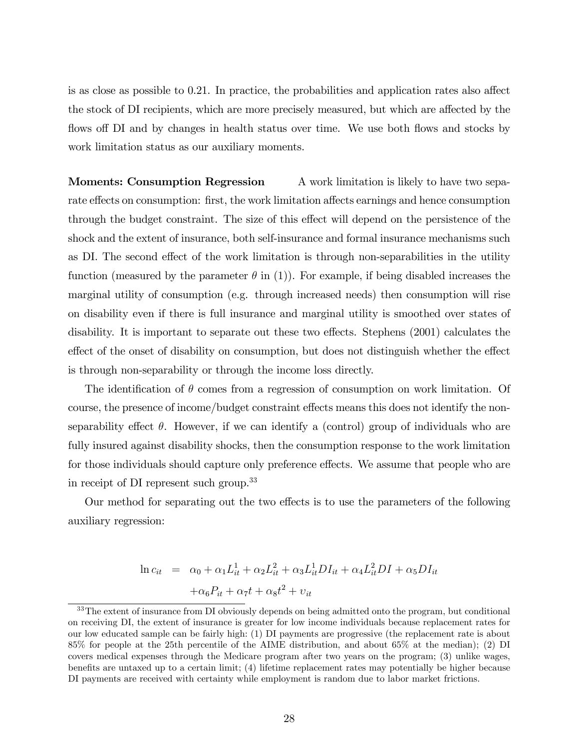is as close as possible to 0.21. In practice, the probabilities and application rates also affect the stock of DI recipients, which are more precisely measured, but which are affected by the flows off DI and by changes in health status over time. We use both flows and stocks by work limitation status as our auxiliary moments.

**Moments: Consumption Regression** A work limitation is likely to have two separate effects on consumption: first, the work limitation affects earnings and hence consumption through the budget constraint. The size of this effect will depend on the persistence of the shock and the extent of insurance, both self-insurance and formal insurance mechanisms such as DI. The second effect of the work limitation is through non-separabilities in the utility function (measured by the parameter $\theta$ in (1)). For example, if being disabled increases the marginal utility of consumption (e.g. through increased needs) then consumption will rise on disability even if there is full insurance and marginal utility is smoothed over states of disability. It is important to separate out these two effects. Stephens (2001) calculates the effect of the onset of disability on consumption, but does not distinguish whether the effect is through non-separability or through the income loss directly.

The identification of $\theta$ comes from a regression of consumption on work limitation. Of course, the presence of income/budget constraint effects means this does not identify the non-separability effect $\theta$. However, if we can identify a (control) group of individuals who are fully insured against disability shocks, then the consumption response to the work limitation for those individuals should capture only preference effects. We assume that people who are in receipt of DI represent such group.[33]

Our method for separating out the two effects is to use the parameters of the following auxiliary regression:

$$
\begin{aligned}
\ln c_{it} &= \alpha_0 + \alpha_1 L_{it}^1 + \alpha_2 L_{it}^2 + \alpha_3 L_{it}^1 DI_{it} + \alpha_4 L_{it}^2 DI + \alpha_5 DI_{it} \\
&\quad + \alpha_6 P_{it} + \alpha_7 t + \alpha_8 t^2 + \upsilon_{it}
\end{aligned}
$$

[33] The extent of insurance from DI obviously depends on being admitted onto the program, but conditional on receiving DI, the extent of insurance is greater for low income individuals because replacement rates for our low educated sample can be fairly high: (1) DI payments are progressive (the replacement rate is about 85% for people at the 25th percentile of the AIME distribution, and about 65% at the median); (2) DI covers medical expenses through the Medicare program after two years on the program; (3) unlike wages, benefits are untaxed up to a certain limit; (4) lifetime replacement rates may potentially be higher because DI payments are received with certainty while employment is random due to labor market frictions.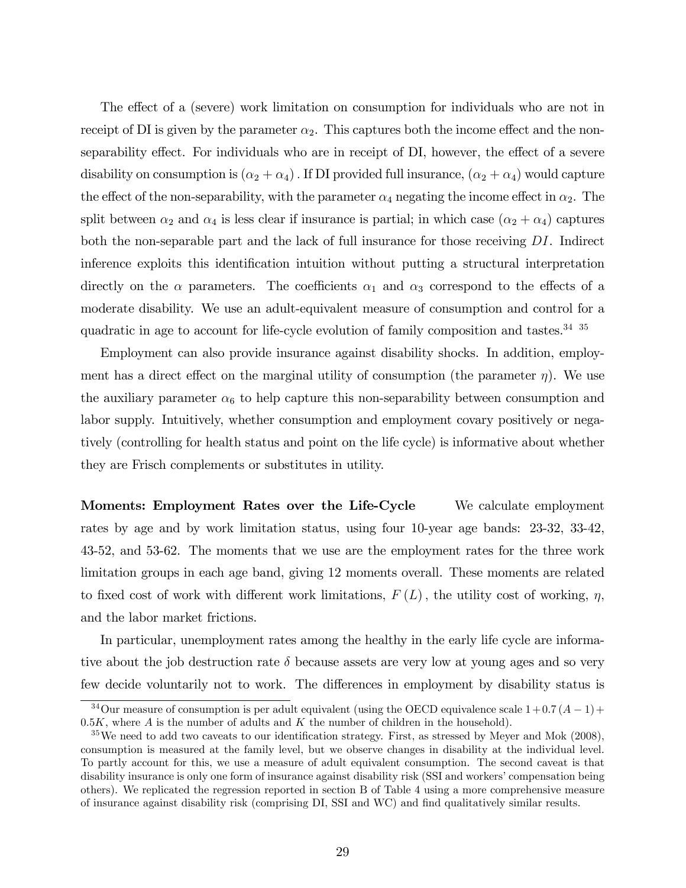The effect of a (severe) work limitation on consumption for individuals who are not in receipt of DI is given by the parameter $\alpha_2$. This captures both the income effect and the non-separability effect. For individuals who are in receipt of DI, however, the effect of a severe disability on consumption is $(\alpha_2 + \alpha_4)$. If DI provided full insurance, $(\alpha_2 + \alpha_4)$ would capture the effect of the non-separability, with the parameter $\alpha_4$ negating the income effect in $\alpha_2$. The split between $\alpha_2$ and $\alpha_4$ is less clear if insurance is partial; in which case $(\alpha_2 + \alpha_4)$ captures both the non-separable part and the lack of full insurance for those receiving $DI$. Indirect inference exploits this identification intuition without putting a structural interpretation directly on the $\alpha$ parameters. The coefficients $\alpha_1$ and $\alpha_3$ correspond to the effects of a moderate disability. We use an adult-equivalent measure of consumption and control for a quadratic in age to account for life-cycle evolution of family composition and tastes.[34] [35]

Employment can also provide insurance against disability shocks. In addition, employment has a direct effect on the marginal utility of consumption (the parameter $\eta$). We use the auxiliary parameter $\alpha_6$ to help capture this non-separability between consumption and labor supply. Intuitively, whether consumption and employment covary positively or negatively (controlling for health status and point on the life cycle) is informative about whether they are Frisch complements or substitutes in utility.

**Moments: Employment Rates over the Life-Cycle** We calculate employment rates by age and by work limitation status, using four 10-year age bands: 23-32, 33-42, 43-52, and 53-62. The moments that we use are the employment rates for the three work limitation groups in each age band, giving 12 moments overall. These moments are related to fixed cost of work with different work limitations, $F(L)$, the utility cost of working, $\eta$, and the labor market frictions.

In particular, unemployment rates among the healthy in the early life cycle are informative about the job destruction rate $\delta$ because assets are very low at young ages and so very few decide voluntarily not to work. The differences in employment by disability status is

[34] Our measure of consumption is per adult equivalent (using the OECD equivalence scale $1 + 0.7(A - 1) + 0.5K$, where $A$ is the number of adults and $K$ the number of children in the household).

[35] We need to add two caveats to our identification strategy. First, as stressed by Meyer and Mok (2008), consumption is measured at the family level, but we observe changes in disability at the individual level. To partly account for this, we use a measure of adult equivalent consumption. The second caveat is that disability insurance is only one form of insurance against disability risk (SSI and workers' compensation being others). We replicated the regression reported in section B of Table 4 using a more comprehensive measure of insurance against disability risk (comprising DI, SSI and WC) and find qualitatively similar results.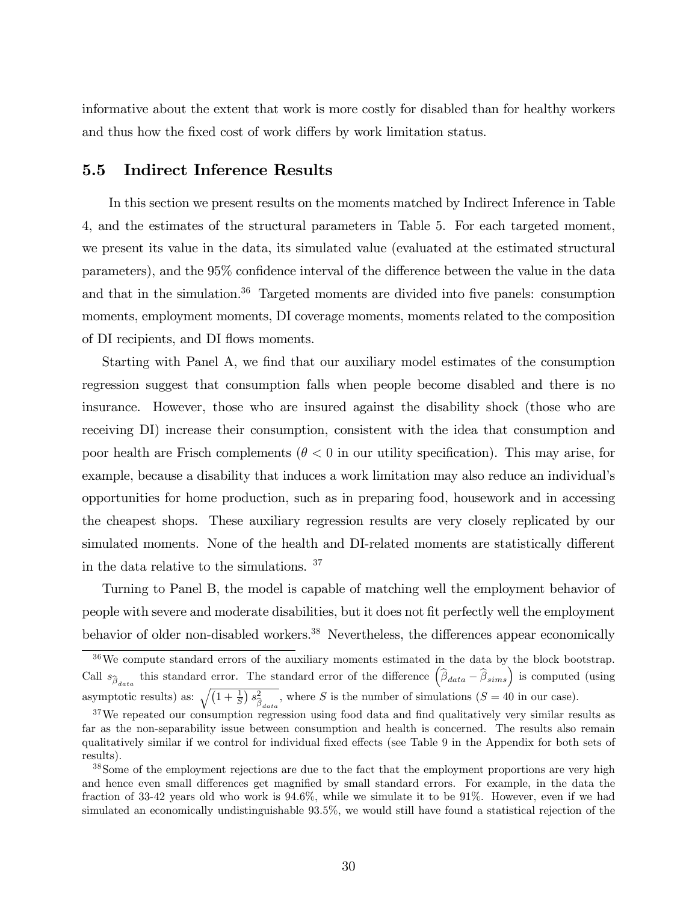informative about the extent that work is more costly for disabled than for healthy workers and thus how the fixed cost of work differs by work limitation status.

### 5.5 Indirect Inference Results

In this section we present results on the moments matched by Indirect Inference in Table 4, and the estimates of the structural parameters in Table 5. For each targeted moment, we present its value in the data, its simulated value (evaluated at the estimated structural parameters), and the 95% confidence interval of the difference between the value in the data and that in the simulation.[36] Targeted moments are divided into five panels: consumption moments, employment moments, DI coverage moments, moments related to the composition of DI recipients, and DI flows moments.

Starting with Panel A, we find that our auxiliary model estimates of the consumption regression suggest that consumption falls when people become disabled and there is no insurance. However, those who are insured against the disability shock (those who are receiving DI) increase their consumption, consistent with the idea that consumption and poor health are Frisch complements ($\theta < 0$ in our utility specification). This may arise, for example, because a disability that induces a work limitation may also reduce an individual's opportunities for home production, such as in preparing food, housework and in accessing the cheapest shops. These auxiliary regression results are very closely replicated by our simulated moments. None of the health and DI-related moments are statistically different in the data relative to the simulations. [37]

Turning to Panel B, the model is capable of matching well the employment behavior of people with severe and moderate disabilities, but it does not fit perfectly well the employment behavior of older non-disabled workers.[38] Nevertheless, the differences appear economically

---

[36] We compute standard errors of the auxiliary moments estimated in the data by the block bootstrap. Call $s_{\widehat{\beta}_{data}}$ this standard error. The standard error of the difference $\left(\widehat{\beta}_{data} - \widehat{\beta}_{sims}\right)$ is computed (using asymptotic results) as: $\sqrt{\left(1+\frac{1}{S}\right) s^2_{\widehat{\beta}_{data}}}$, where $S$ is the number of simulations ($S = 40$ in our case).

[37] We repeated our consumption regression using food data and find qualitatively very similar results as far as the non-separability issue between consumption and health is concerned. The results also remain qualitatively similar if we control for individual fixed effects (see Table 9 in the Appendix for both sets of results).

[38] Some of the employment rejections are due to the fact that the employment proportions are very high and hence even small differences get magnified by small standard errors. For example, in the data the fraction of 33-42 years old who work is 94.6%, while we simulate it to be 91%. However, even if we had simulated an economically undistinguishable 93.5%, we would still have found a statistical rejection of the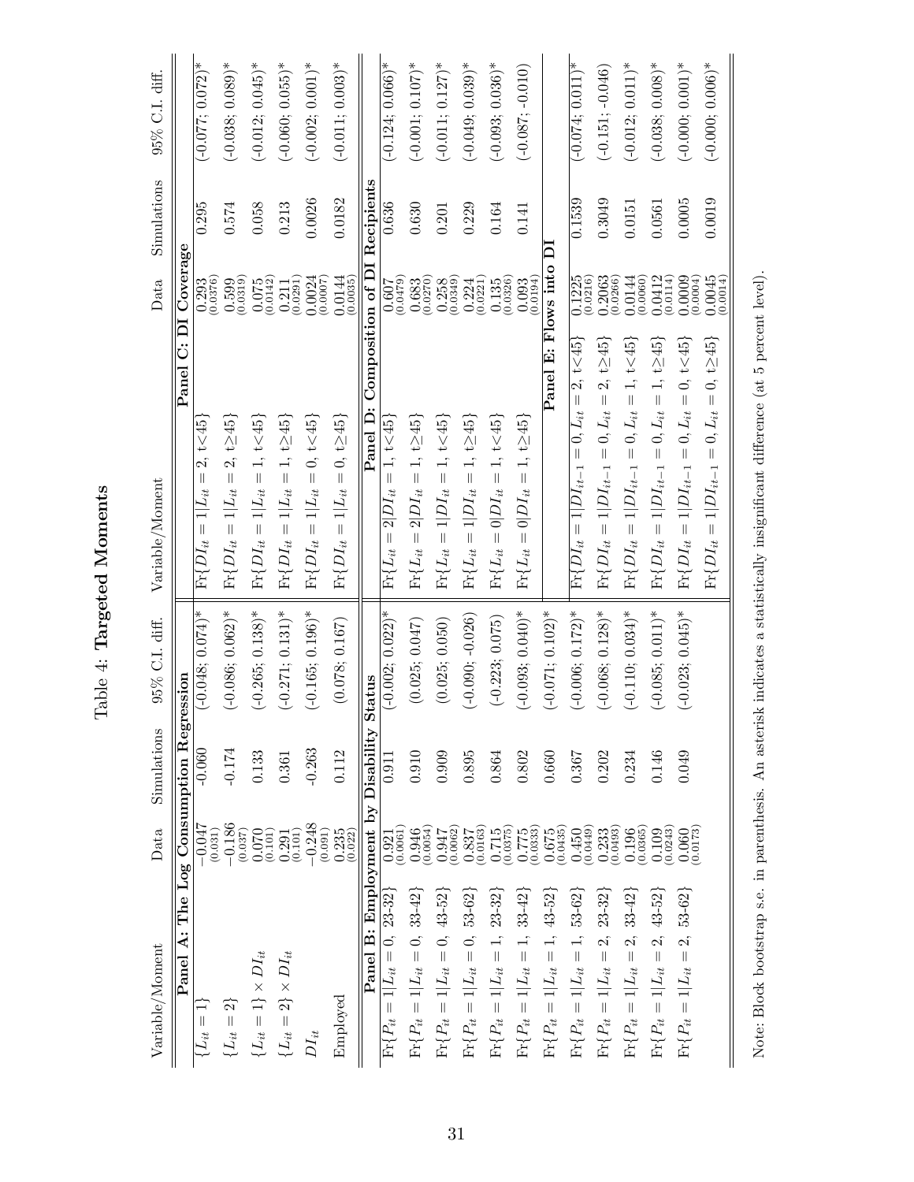Table 4: **Targeted Moments**

| Variable/Moment | Data | Simulations | 95% C.I. diff. | Variable/Moment | Data | Simulations | 95% C.I. diff. |
|---|---|---|---|---|---|---|---|
| **Panel A: The Log Consumption Regression** | | | | **Panel C: DI Coverage** | | | |
| $\{L_{it}=1\}$ | $-0.047$ (0.031) | -0.060 | (-0.048; 0.074)* | $\text{Fr}\{DI_{it}=1 \mid L_{it}=2,\ t<45\}$ | 0.293 (0.0376) | 0.295 | (-0.077; 0.072)* |
| $\{L_{it}=2\}$ | $-0.186$ (0.037) | -0.174 | (-0.086; 0.062)* | $\text{Fr}\{DI_{it}=1 \mid L_{it}=2,\ t\geq45\}$ | 0.599 (0.0319) | 0.574 | (-0.038; 0.089)* |
| $\{L_{it}=1\}\times DI_{it}$ | 0.070 (0.101) | 0.133 | (-0.265; 0.138)* | $\text{Fr}\{DI_{it}=1 \mid L_{it}=1,\ t<45\}$ | 0.075 (0.0142) | 0.058 | (-0.012; 0.045)* |
| $\{L_{it}=2\}\times DI_{it}$ | 0.291 (0.101) | 0.361 | (-0.271; 0.131)* | $\text{Fr}\{DI_{it}=1 \mid L_{it}=1,\ t\geq45\}$ | 0.211 (0.0291) | 0.213 | (-0.060; 0.055)* |
| $DI_{it}$ | $-0.248$ (0.091) | -0.263 | (-0.165; 0.196)* | $\text{Fr}\{DI_{it}=1 \mid L_{it}=0,\ t<45\}$ | 0.0024 (0.0007) | 0.0026 | (-0.002; 0.001)* |
| Employed | 0.235 (0.022) | 0.112 | (0.078; 0.167) | $\text{Fr}\{DI_{it}=1 \mid L_{it}=0,\ t\geq45\}$ | 0.0144 (0.0035) | 0.0182 | (-0.011; 0.003)* |
| **Panel B: Employment by Disability Status** | | | | **Panel D: Composition of DI Recipients** | | | |
| $\text{Fr}\{P_{it}=1 \mid L_{it}=0,\ 23\text{-}32\}$ | 0.921 (0.0061) | 0.911 | (-0.002; 0.022)* | $\text{Fr}\{L_{it}=2 \mid DI_{it}=1,\ t<45\}$ | 0.607 (0.0479) | 0.636 | (-0.124; 0.066)* |
| $\text{Fr}\{P_{it}=1 \mid L_{it}=0,\ 33\text{-}42\}$ | 0.946 (0.0054) | 0.910 | (0.025; 0.047) | $\text{Fr}\{L_{it}=2 \mid DI_{it}=1,\ t\geq45\}$ | 0.683 (0.0270) | 0.630 | (-0.001; 0.107)* |
| $\text{Fr}\{P_{it}=1 \mid L_{it}=0,\ 43\text{-}52\}$ | 0.947 (0.0062) | 0.909 | (0.025; 0.050) | $\text{Fr}\{L_{it}=1 \mid DI_{it}=1,\ t<45\}$ | 0.258 (0.0349) | 0.201 | (-0.011; 0.127)* |
| $\text{Fr}\{P_{it}=1 \mid L_{it}=0,\ 53\text{-}62\}$ | 0.837 (0.0163) | 0.895 | (-0.090; -0.026) | $\text{Fr}\{L_{it}=1 \mid DI_{it}=1,\ t\geq45\}$ | 0.224 (0.0221) | 0.229 | (-0.049; 0.039)* |
| $\text{Fr}\{P_{it}=1 \mid L_{it}=1,\ 23\text{-}32\}$ | 0.715 (0.0375) | 0.864 | (-0.223; 0.075) | $\text{Fr}\{L_{it}=0 \mid DI_{it}=1,\ t<45\}$ | 0.135 (0.0326) | 0.164 | (-0.093; 0.036)* |
| $\text{Fr}\{P_{it}=1 \mid L_{it}=1,\ 33\text{-}42\}$ | 0.775 (0.0333) | 0.802 | (-0.093; 0.040)* | $\text{Fr}\{L_{it}=0 \mid DI_{it}=1,\ t\geq45\}$ | 0.093 (0.0194) | 0.141 | (-0.087; -0.010) |
| $\text{Fr}\{P_{it}=1 \mid L_{it}=1,\ 43\text{-}52\}$ | 0.675 (0.0435) | 0.660 | (-0.071; 0.102)* | **Panel E: Flows into DI** | | | |
| $\text{Fr}\{P_{it}=1 \mid L_{it}=1,\ 53\text{-}62\}$ | 0.450 (0.0449) | 0.367 | (-0.006; 0.172)* | $\text{Fr}\{DI_{it}=1 \mid DI_{it-1}=0, L_{it}=2,\ t<45\}$ | 0.1225 (0.0216) | 0.1539 | (-0.074; 0.011)* |
| $\text{Fr}\{P_{it}=1 \mid L_{it}=2,\ 23\text{-}32\}$ | 0.233 (0.0493) | 0.202 | (-0.068; 0.128)* | $\text{Fr}\{DI_{it}=1 \mid DI_{it-1}=0, L_{it}=2,\ t\geq45\}$ | 0.2063 (0.0266) | 0.3049 | (-0.151; -0.046) |
| $\text{Fr}\{P_{it}=1 \mid L_{it}=2,\ 33\text{-}42\}$ | 0.196 (0.0365) | 0.234 | (-0.110; 0.034)* | $\text{Fr}\{DI_{it}=1 \mid DI_{it-1}=0, L_{it}=1,\ t<45\}$ | 0.0144 (0.0060) | 0.0151 | (-0.012; 0.011)* |
| $\text{Fr}\{P_{it}=1 \mid L_{it}=2,\ 43\text{-}52\}$ | 0.109 (0.0243) | 0.146 | (-0.085; 0.011)* | $\text{Fr}\{DI_{it}=1 \mid DI_{it-1}=0, L_{it}=1,\ t\geq45\}$ | 0.0412 (0.0114) | 0.0561 | (-0.038; 0.008)* |
| $\text{Fr}\{P_{it}=1 \mid L_{it}=2,\ 53\text{-}62\}$ | 0.060 (0.0173) | 0.049 | (-0.023; 0.045)* | $\text{Fr}\{DI_{it}=1 \mid DI_{it-1}=0, L_{it}=0,\ t<45\}$ | 0.0009 (0.0004) | 0.0005 | (-0.000; 0.001)* |
| | | | | $\text{Fr}\{DI_{it}=1 \mid DI_{it-1}=0, L_{it}=0,\ t\geq45\}$ | 0.0045 (0.0014) | 0.0019 | (-0.000; 0.006)* |

Note: Block bootstrap s.e. in parenthesis. An asterisk indicates a statistically insignificant difference (at 5 percent level).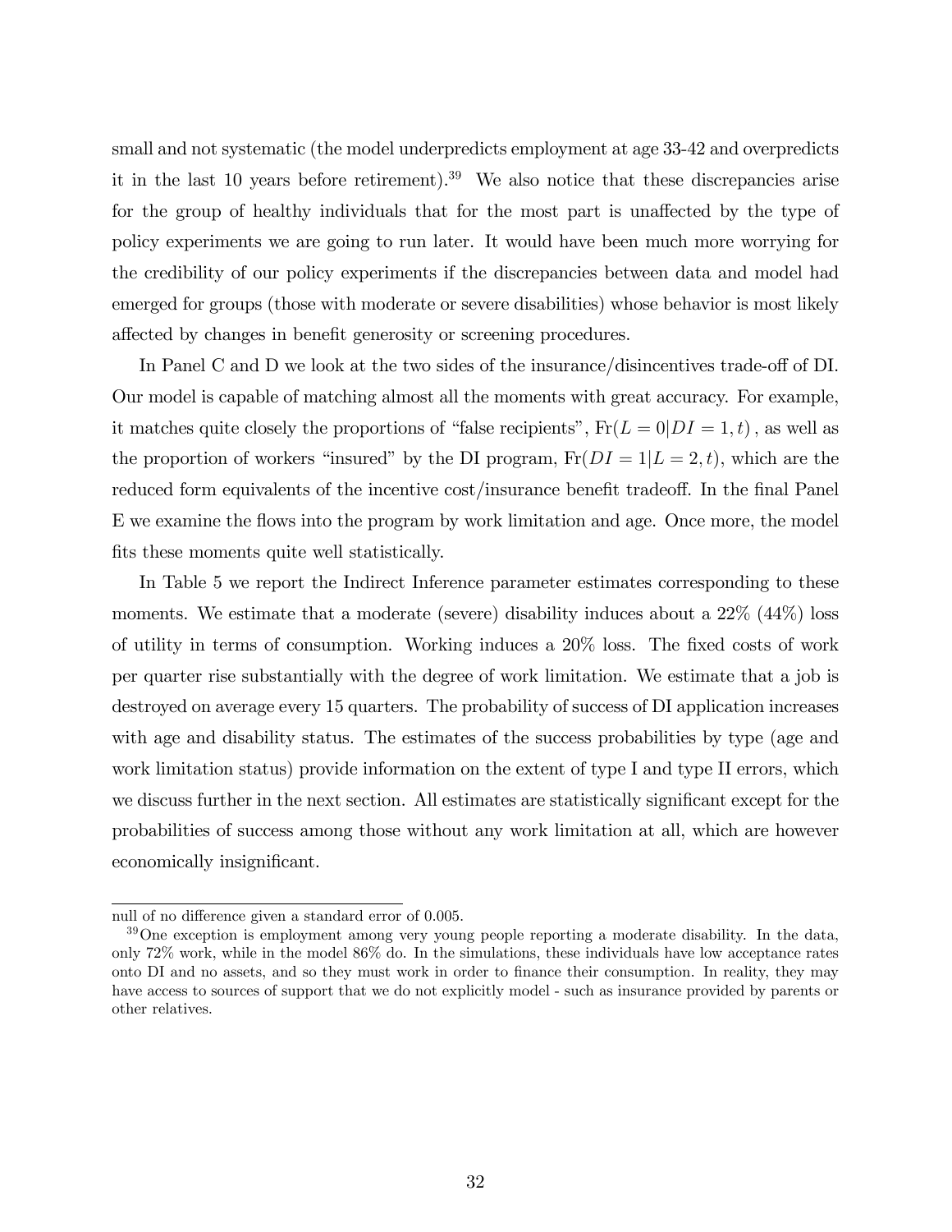small and not systematic (the model underpredicts employment at age 33-42 and overpredicts it in the last 10 years before retirement).[39] We also notice that these discrepancies arise for the group of healthy individuals that for the most part is unaffected by the type of policy experiments we are going to run later. It would have been much more worrying for the credibility of our policy experiments if the discrepancies between data and model had emerged for groups (those with moderate or severe disabilities) whose behavior is most likely affected by changes in benefit generosity or screening procedures.

In Panel C and D we look at the two sides of the insurance/disincentives trade-off of DI. Our model is capable of matching almost all the moments with great accuracy. For example, it matches quite closely the proportions of "false recipients", $\text{Fr}(L = 0|DI = 1, t)$, as well as the proportion of workers "insured" by the DI program, $\text{Fr}(DI = 1|L = 2, t)$, which are the reduced form equivalents of the incentive cost/insurance benefit tradeoff. In the final Panel E we examine the flows into the program by work limitation and age. Once more, the model fits these moments quite well statistically.

In Table 5 we report the Indirect Inference parameter estimates corresponding to these moments. We estimate that a moderate (severe) disability induces about a 22% (44%) loss of utility in terms of consumption. Working induces a 20% loss. The fixed costs of work per quarter rise substantially with the degree of work limitation. We estimate that a job is destroyed on average every 15 quarters. The probability of success of DI application increases with age and disability status. The estimates of the success probabilities by type (age and work limitation status) provide information on the extent of type I and type II errors, which we discuss further in the next section. All estimates are statistically significant except for the probabilities of success among those without any work limitation at all, which are however economically insignificant.

---

null of no difference given a standard error of 0.005.

[39] One exception is employment among very young people reporting a moderate disability. In the data, only 72% work, while in the model 86% do. In the simulations, these individuals have low acceptance rates onto DI and no assets, and so they must work in order to finance their consumption. In reality, they may have access to sources of support that we do not explicitly model - such as insurance provided by parents or other relatives.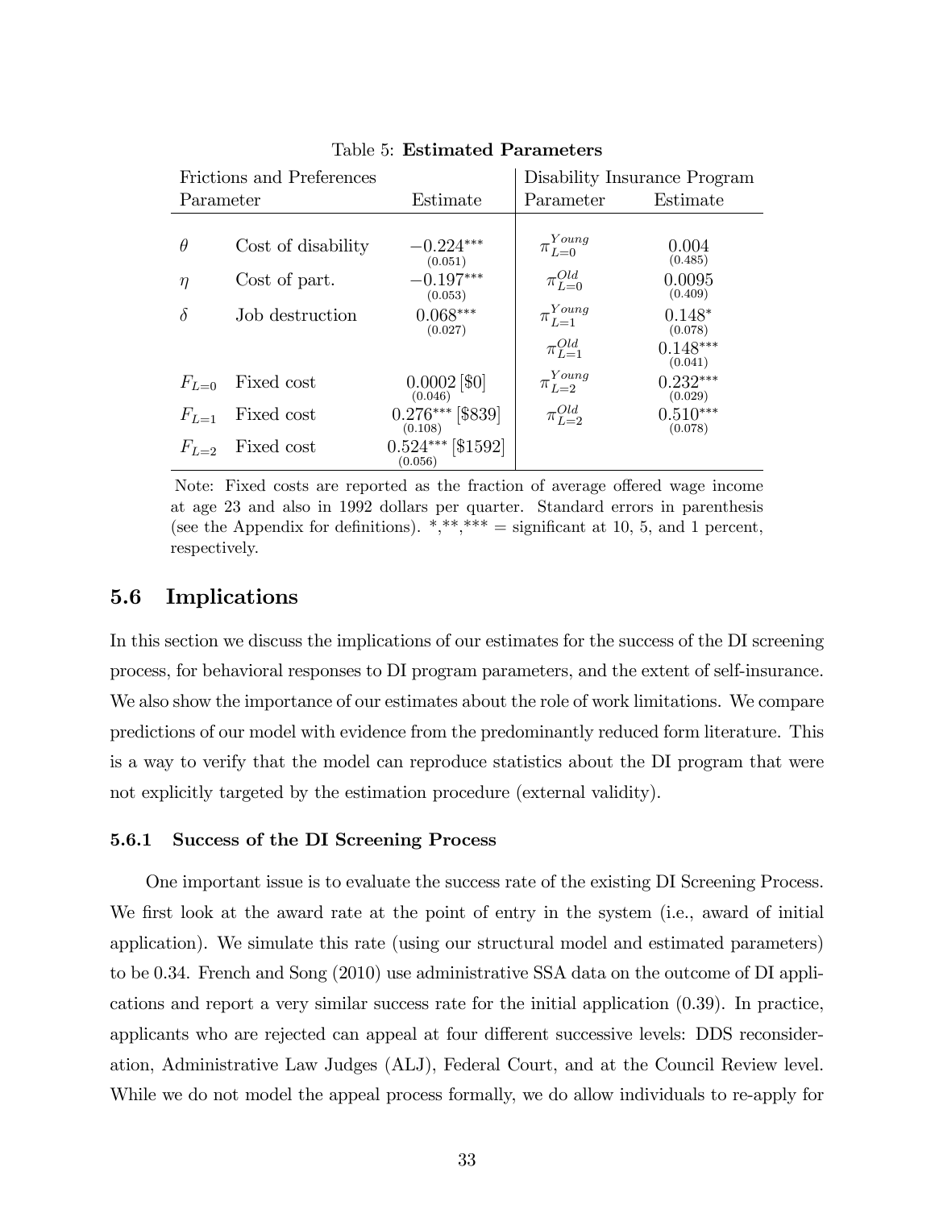Table 5: **Estimated Parameters**

| Frictions and Preferences | | | Disability Insurance Program | |
|---|---|---|---|---|
| Parameter | | Estimate | Parameter | Estimate |
| $\theta$ | Cost of disability | $-0.224^{***}$ (0.051) | $\pi_{L=0}^{Young}$ | 0.004 (0.485) |
| $\eta$ | Cost of part. | $-0.197^{***}$ (0.053) | $\pi_{L=0}^{Old}$ | 0.0095 (0.409) |
| $\delta$ | Job destruction | $0.068^{***}$ (0.027) | $\pi_{L=1}^{Young}$ | $0.148^{*}$ (0.078) |
| | | | $\pi_{L=1}^{Old}$ | $0.148^{***}$ (0.041) |
| $F_{L=0}$ | Fixed cost | 0.0002 [$0] (0.046) | $\pi_{L=2}^{Young}$ | $0.232^{***}$ (0.029) |
| $F_{L=1}$ | Fixed cost | $0.276^{***}$ [$839] (0.108) | $\pi_{L=2}^{Old}$ | $0.510^{***}$ (0.078) |
| $F_{L=2}$ | Fixed cost | $0.524^{***}$ [$1592] (0.056) | | |

Note: Fixed costs are reported as the fraction of average offered wage income at age 23 and also in 1992 dollars per quarter. Standard errors in parenthesis (see the Appendix for definitions). \*,\*\*,\*\*\* = significant at 10, 5, and 1 percent, respectively.

## 5.6 Implications

In this section we discuss the implications of our estimates for the success of the DI screening process, for behavioral responses to DI program parameters, and the extent of self-insurance. We also show the importance of our estimates about the role of work limitations. We compare predictions of our model with evidence from the predominantly reduced form literature. This is a way to verify that the model can reproduce statistics about the DI program that were not explicitly targeted by the estimation procedure (external validity).

### 5.6.1 Success of the DI Screening Process

One important issue is to evaluate the success rate of the existing DI Screening Process. We first look at the award rate at the point of entry in the system (i.e., award of initial application). We simulate this rate (using our structural model and estimated parameters) to be 0.34. French and Song (2010) use administrative SSA data on the outcome of DI applications and report a very similar success rate for the initial application (0.39). In practice, applicants who are rejected can appeal at four different successive levels: DDS reconsideration, Administrative Law Judges (ALJ), Federal Court, and at the Council Review level. While we do not model the appeal process formally, we do allow individuals to re-apply for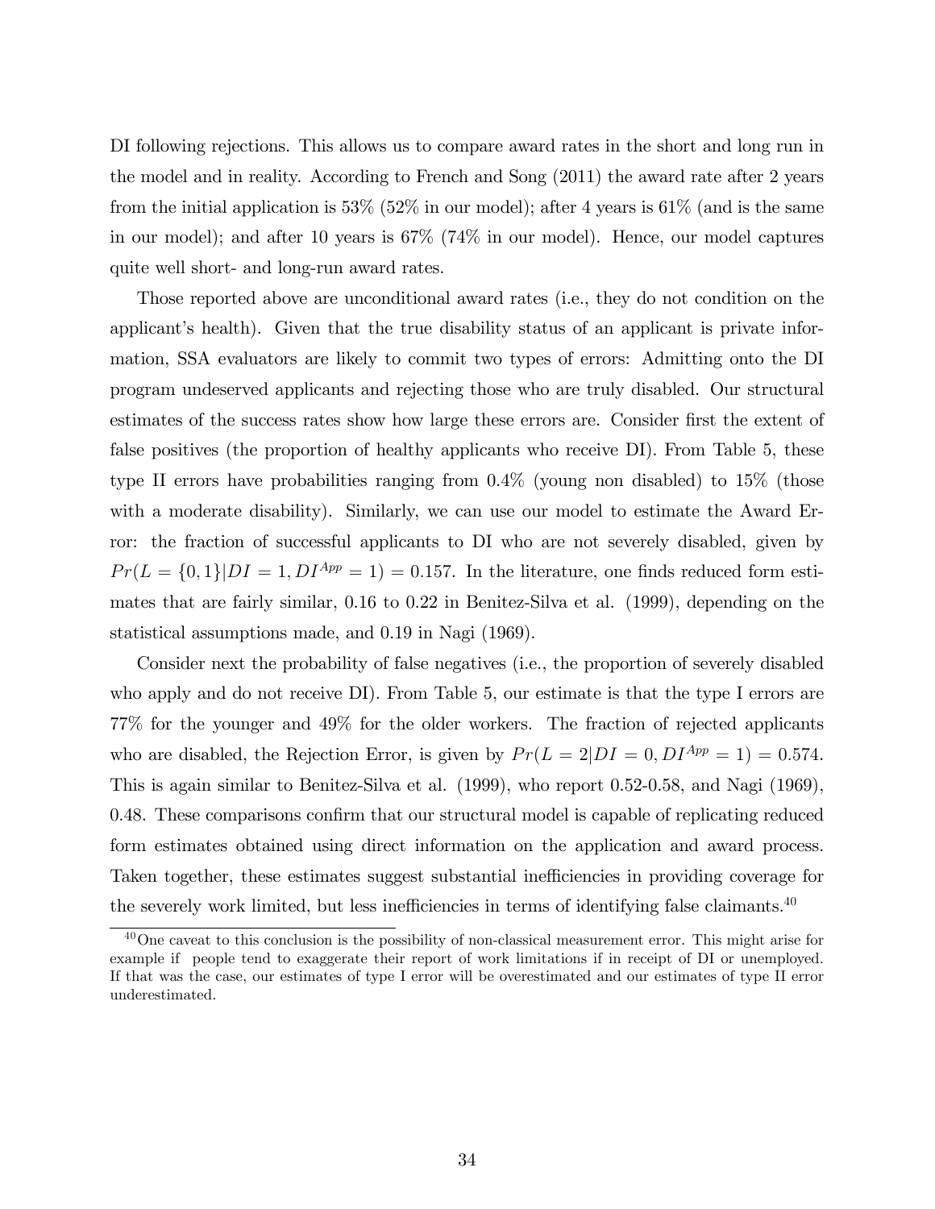DI following rejections. This allows us to compare award rates in the short and long run in the model and in reality. According to French and Song (2011) the award rate after 2 years from the initial application is 53% (52% in our model); after 4 years is 61% (and is the same in our model); and after 10 years is 67% (74% in our model). Hence, our model captures quite well short- and long-run award rates.

Those reported above are unconditional award rates (i.e., they do not condition on the applicant's health). Given that the true disability status of an applicant is private information, SSA evaluators are likely to commit two types of errors: Admitting onto the DI program undeserved applicants and rejecting those who are truly disabled. Our structural estimates of the success rates show how large these errors are. Consider first the extent of false positives (the proportion of healthy applicants who receive DI). From Table 5, these type II errors have probabilities ranging from 0.4% (young non disabled) to 15% (those with a moderate disability). Similarly, we can use our model to estimate the Award Error: the fraction of successful applicants to DI who are not severely disabled, given by $Pr(L = \{0, 1\}|DI = 1, DI^{App} = 1) = 0.157$. In the literature, one finds reduced form estimates that are fairly similar, 0.16 to 0.22 in Benitez-Silva et al. (1999), depending on the statistical assumptions made, and 0.19 in Nagi (1969).

Consider next the probability of false negatives (i.e., the proportion of severely disabled who apply and do not receive DI). From Table 5, our estimate is that the type I errors are 77% for the younger and 49% for the older workers. The fraction of rejected applicants who are disabled, the Rejection Error, is given by $Pr(L = 2|DI = 0, DI^{App} = 1) = 0.574$. This is again similar to Benitez-Silva et al. (1999), who report 0.52-0.58, and Nagi (1969), 0.48. These comparisons confirm that our structural model is capable of replicating reduced form estimates obtained using direct information on the application and award process. Taken together, these estimates suggest substantial inefficiencies in providing coverage for the severely work limited, but less inefficiencies in terms of identifying false claimants.[40]

[40] One caveat to this conclusion is the possibility of non-classical measurement error. This might arise for example if people tend to exaggerate their report of work limitations if in receipt of DI or unemployed. If that was the case, our estimates of type I error will be overestimated and our estimates of type II error underestimated.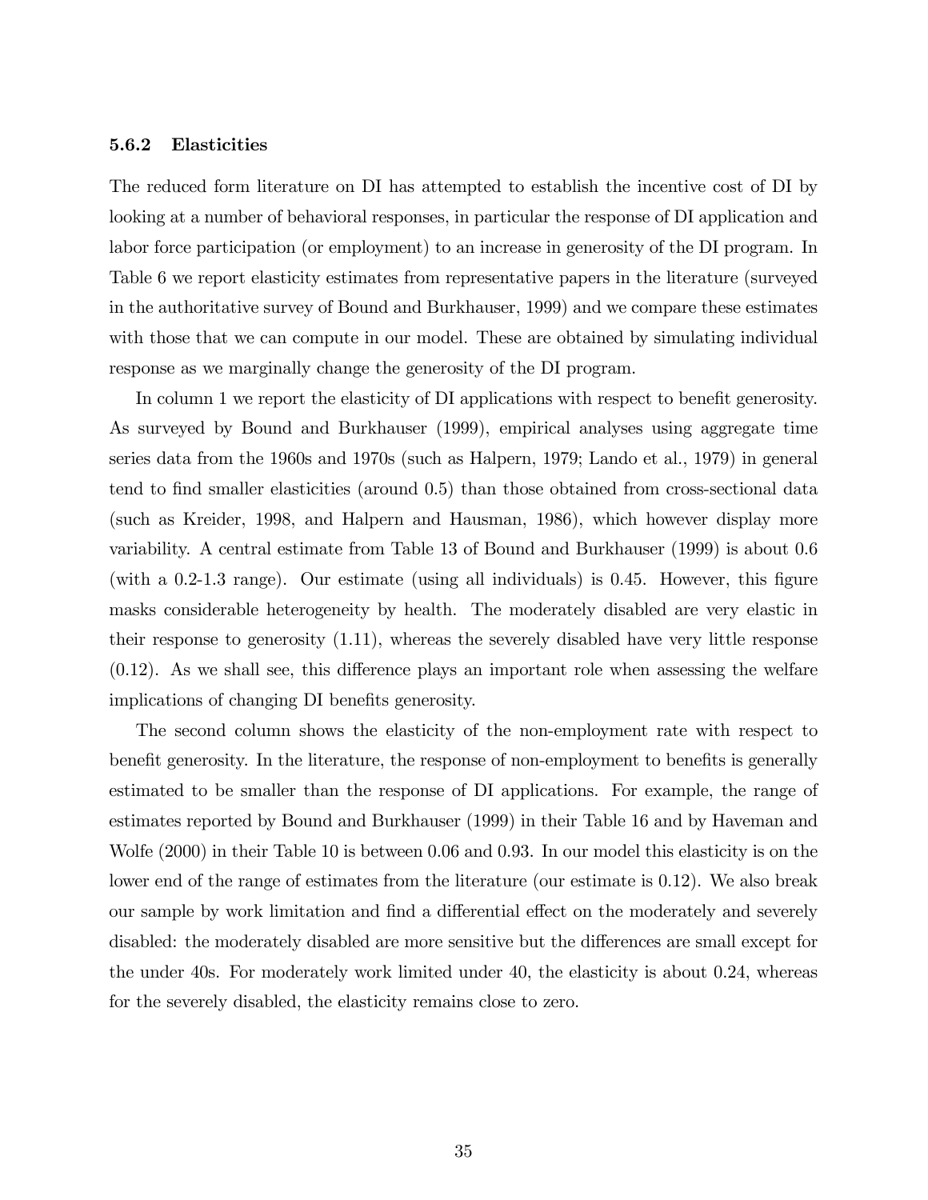### 5.6.2 Elasticities

The reduced form literature on DI has attempted to establish the incentive cost of DI by looking at a number of behavioral responses, in particular the response of DI application and labor force participation (or employment) to an increase in generosity of the DI program. In Table 6 we report elasticity estimates from representative papers in the literature (surveyed in the authoritative survey of Bound and Burkhauser, 1999) and we compare these estimates with those that we can compute in our model. These are obtained by simulating individual response as we marginally change the generosity of the DI program.

In column 1 we report the elasticity of DI applications with respect to benefit generosity. As surveyed by Bound and Burkhauser (1999), empirical analyses using aggregate time series data from the 1960s and 1970s (such as Halpern, 1979; Lando et al., 1979) in general tend to find smaller elasticities (around 0.5) than those obtained from cross-sectional data (such as Kreider, 1998, and Halpern and Hausman, 1986), which however display more variability. A central estimate from Table 13 of Bound and Burkhauser (1999) is about 0.6 (with a 0.2-1.3 range). Our estimate (using all individuals) is 0.45. However, this figure masks considerable heterogeneity by health. The moderately disabled are very elastic in their response to generosity (1.11), whereas the severely disabled have very little response (0.12). As we shall see, this difference plays an important role when assessing the welfare implications of changing DI benefits generosity.

The second column shows the elasticity of the non-employment rate with respect to benefit generosity. In the literature, the response of non-employment to benefits is generally estimated to be smaller than the response of DI applications. For example, the range of estimates reported by Bound and Burkhauser (1999) in their Table 16 and by Haveman and Wolfe (2000) in their Table 10 is between 0.06 and 0.93. In our model this elasticity is on the lower end of the range of estimates from the literature (our estimate is 0.12). We also break our sample by work limitation and find a differential effect on the moderately and severely disabled: the moderately disabled are more sensitive but the differences are small except for the under 40s. For moderately work limited under 40, the elasticity is about 0.24, whereas for the severely disabled, the elasticity remains close to zero.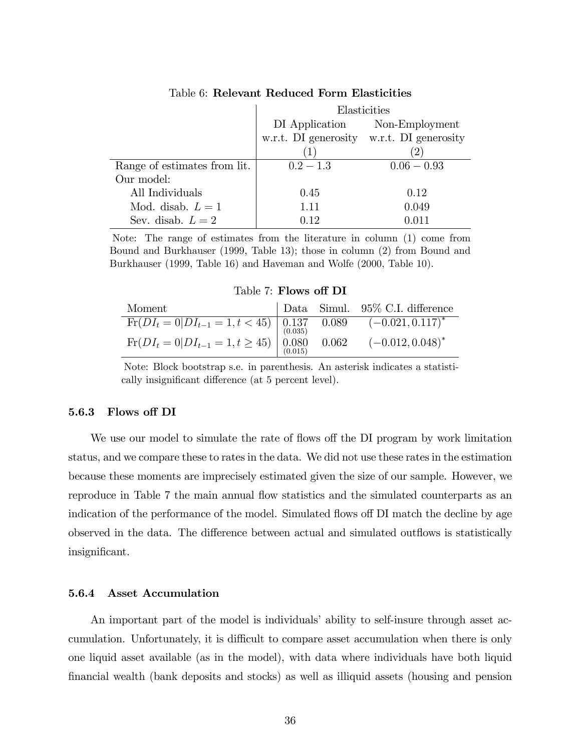Table 6: **Relevant Reduced Form Elasticities**

| | Elasticities | |
|---|---|---|
| | DI Application w.r.t. DI generosity | Non-Employment w.r.t. DI generosity |
| | (1) | (2) |
| Range of estimates from lit. | $0.2 - 1.3$ | $0.06 - 0.93$ |
| Our model: | | |
| All Individuals | 0.45 | 0.12 |
| Mod. disab. $L = 1$ | 1.11 | 0.049 |
| Sev. disab. $L = 2$ | 0.12 | 0.011 |

Note: The range of estimates from the literature in column (1) come from Bound and Burkhauser (1999, Table 13); those in column (2) from Bound and Burkhauser (1999, Table 16) and Haveman and Wolfe (2000, Table 10).

Table 7: **Flows off DI**

| Moment | Data | Simul. | 95% C.I. difference |
|---|---|---|---|
| $\text{Fr}(DI_t = 0 \mid DI_{t-1} = 1, t < 45)$ | 0.137 (0.035) | 0.089 | $(-0.021, 0.117)^*$ |
| $\text{Fr}(DI_t = 0 \mid DI_{t-1} = 1, t \geq 45)$ | 0.080 (0.015) | 0.062 | $(-0.012, 0.048)^*$ |

Note: Block bootstrap s.e. in parenthesis. An asterisk indicates a statistically insignificant difference (at 5 percent level).

### 5.6.3 Flows off DI

We use our model to simulate the rate of flows off the DI program by work limitation status, and we compare these to rates in the data. We did not use these rates in the estimation because these moments are imprecisely estimated given the size of our sample. However, we reproduce in Table 7 the main annual flow statistics and the simulated counterparts as an indication of the performance of the model. Simulated flows off DI match the decline by age observed in the data. The difference between actual and simulated outflows is statistically insignificant.

### 5.6.4 Asset Accumulation

An important part of the model is individuals' ability to self-insure through asset accumulation. Unfortunately, it is difficult to compare asset accumulation when there is only one liquid asset available (as in the model), with data where individuals have both liquid financial wealth (bank deposits and stocks) as well as illiquid assets (housing and pension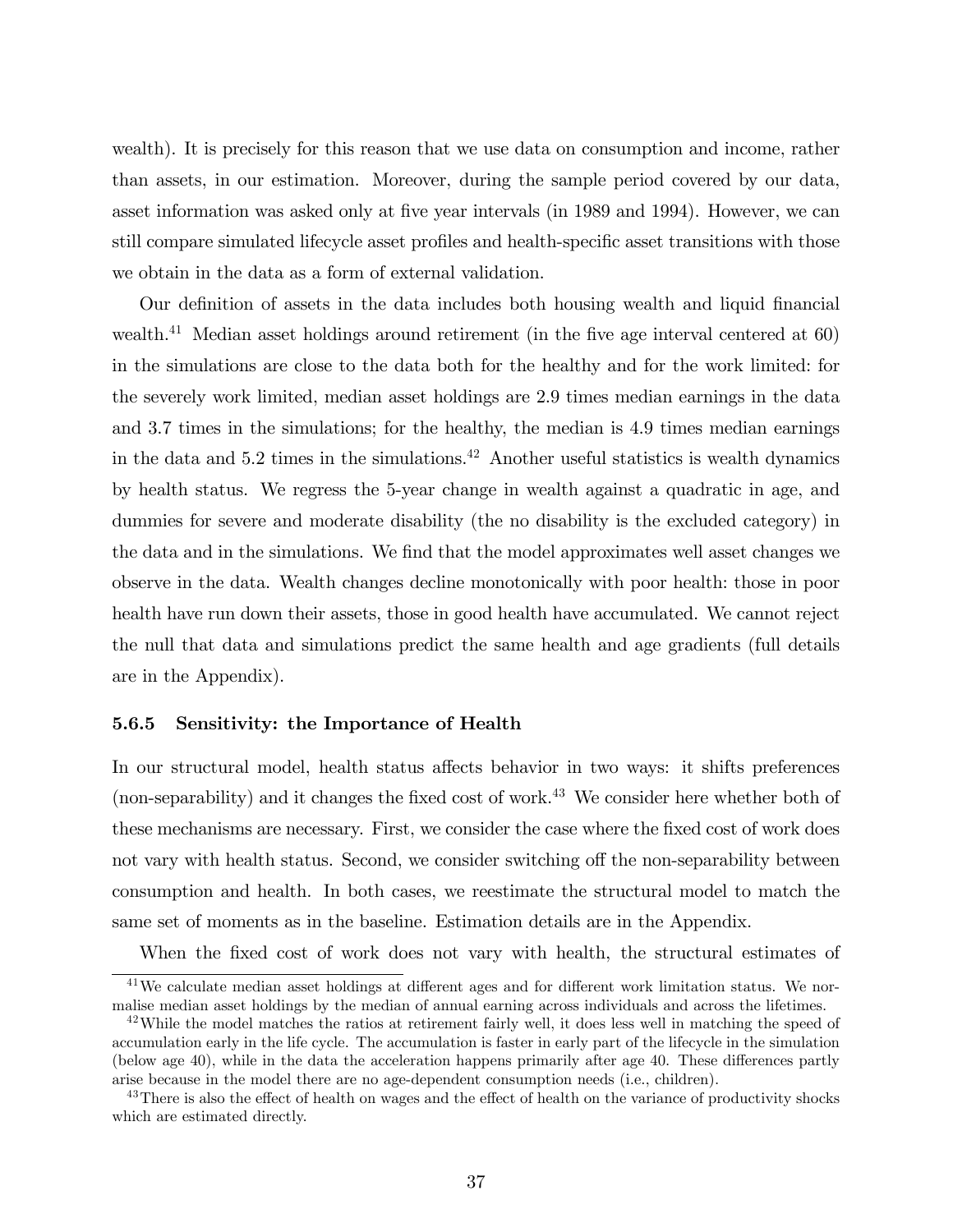wealth). It is precisely for this reason that we use data on consumption and income, rather than assets, in our estimation. Moreover, during the sample period covered by our data, asset information was asked only at five year intervals (in 1989 and 1994). However, we can still compare simulated lifecycle asset profiles and health-specific asset transitions with those we obtain in the data as a form of external validation.

Our definition of assets in the data includes both housing wealth and liquid financial wealth.[41] Median asset holdings around retirement (in the five age interval centered at 60) in the simulations are close to the data both for the healthy and for the work limited: for the severely work limited, median asset holdings are 2.9 times median earnings in the data and 3.7 times in the simulations; for the healthy, the median is 4.9 times median earnings in the data and 5.2 times in the simulations.[42] Another useful statistics is wealth dynamics by health status. We regress the 5-year change in wealth against a quadratic in age, and dummies for severe and moderate disability (the no disability is the excluded category) in the data and in the simulations. We find that the model approximates well asset changes we observe in the data. Wealth changes decline monotonically with poor health: those in poor health have run down their assets, those in good health have accumulated. We cannot reject the null that data and simulations predict the same health and age gradients (full details are in the Appendix).

### 5.6.5 Sensitivity: the Importance of Health

In our structural model, health status affects behavior in two ways: it shifts preferences (non-separability) and it changes the fixed cost of work.[43] We consider here whether both of these mechanisms are necessary. First, we consider the case where the fixed cost of work does not vary with health status. Second, we consider switching off the non-separability between consumption and health. In both cases, we reestimate the structural model to match the same set of moments as in the baseline. Estimation details are in the Appendix.

When the fixed cost of work does not vary with health, the structural estimates of

[41] We calculate median asset holdings at different ages and for different work limitation status. We normalise median asset holdings by the median of annual earning across individuals and across the lifetimes.

[42] While the model matches the ratios at retirement fairly well, it does less well in matching the speed of accumulation early in the life cycle. The accumulation is faster in early part of the lifecycle in the simulation (below age 40), while in the data the acceleration happens primarily after age 40. These differences partly arise because in the model there are no age-dependent consumption needs (i.e., children).

[43] There is also the effect of health on wages and the effect of health on the variance of productivity shocks which are estimated directly.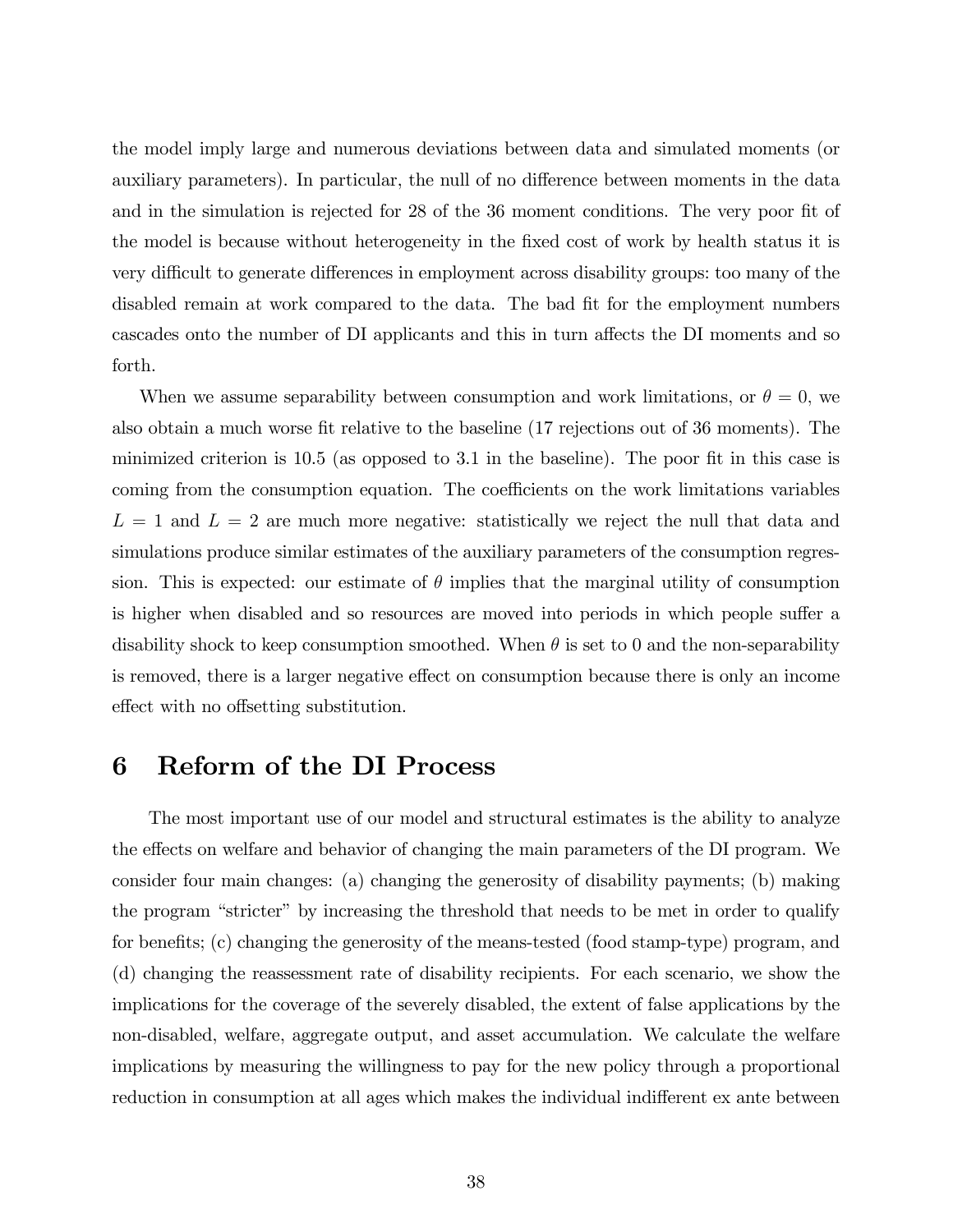the model imply large and numerous deviations between data and simulated moments (or auxiliary parameters). In particular, the null of no difference between moments in the data and in the simulation is rejected for 28 of the 36 moment conditions. The very poor fit of the model is because without heterogeneity in the fixed cost of work by health status it is very difficult to generate differences in employment across disability groups: too many of the disabled remain at work compared to the data. The bad fit for the employment numbers cascades onto the number of DI applicants and this in turn affects the DI moments and so forth.

When we assume separability between consumption and work limitations, or $\theta = 0$, we also obtain a much worse fit relative to the baseline (17 rejections out of 36 moments). The minimized criterion is 10.5 (as opposed to 3.1 in the baseline). The poor fit in this case is coming from the consumption equation. The coefficients on the work limitations variables $L = 1$ and $L = 2$ are much more negative: statistically we reject the null that data and simulations produce similar estimates of the auxiliary parameters of the consumption regression. This is expected: our estimate of $\theta$ implies that the marginal utility of consumption is higher when disabled and so resources are moved into periods in which people suffer a disability shock to keep consumption smoothed. When $\theta$ is set to 0 and the non-separability is removed, there is a larger negative effect on consumption because there is only an income effect with no offsetting substitution.

# 6 Reform of the DI Process

The most important use of our model and structural estimates is the ability to analyze the effects on welfare and behavior of changing the main parameters of the DI program. We consider four main changes: (a) changing the generosity of disability payments; (b) making the program "stricter" by increasing the threshold that needs to be met in order to qualify for benefits; (c) changing the generosity of the means-tested (food stamp-type) program, and (d) changing the reassessment rate of disability recipients. For each scenario, we show the implications for the coverage of the severely disabled, the extent of false applications by the non-disabled, welfare, aggregate output, and asset accumulation. We calculate the welfare implications by measuring the willingness to pay for the new policy through a proportional reduction in consumption at all ages which makes the individual indifferent ex ante between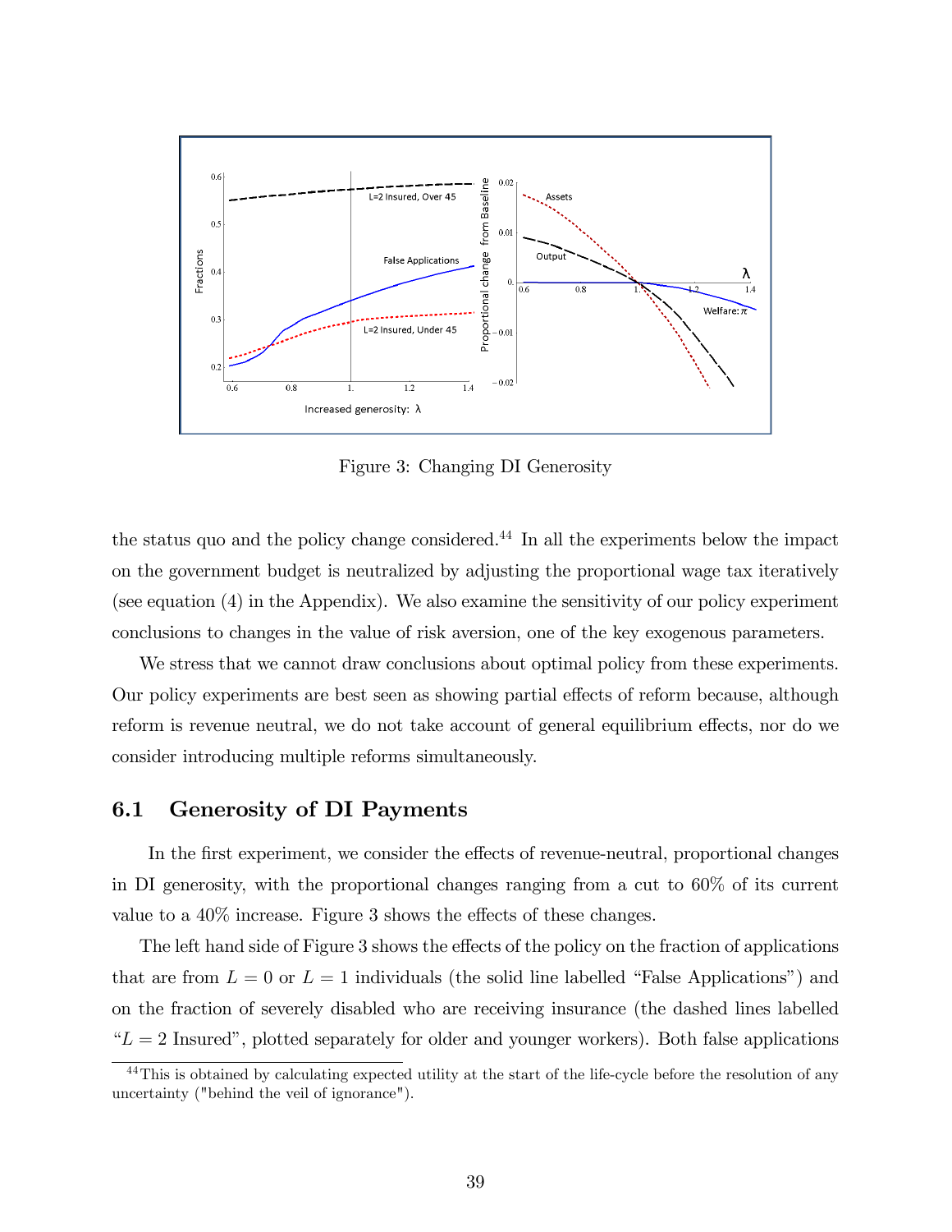Figure 3: Changing DI Generosity

the status quo and the policy change considered.[44] In all the experiments below the impact on the government budget is neutralized by adjusting the proportional wage tax iteratively (see equation (4) in the Appendix). We also examine the sensitivity of our policy experiment conclusions to changes in the value of risk aversion, one of the key exogenous parameters.

We stress that we cannot draw conclusions about optimal policy from these experiments. Our policy experiments are best seen as showing partial effects of reform because, although reform is revenue neutral, we do not take account of general equilibrium effects, nor do we consider introducing multiple reforms simultaneously.

## 6.1 Generosity of DI Payments

In the first experiment, we consider the effects of revenue-neutral, proportional changes in DI generosity, with the proportional changes ranging from a cut to 60% of its current value to a 40% increase. Figure 3 shows the effects of these changes.

The left hand side of Figure 3 shows the effects of the policy on the fraction of applications that are from $L = 0$ or $L = 1$ individuals (the solid line labelled "False Applications") and on the fraction of severely disabled who are receiving insurance (the dashed lines labelled "$L = 2$ Insured", plotted separately for older and younger workers). Both false applications

[44] This is obtained by calculating expected utility at the start of the life-cycle before the resolution of any uncertainty ("behind the veil of ignorance").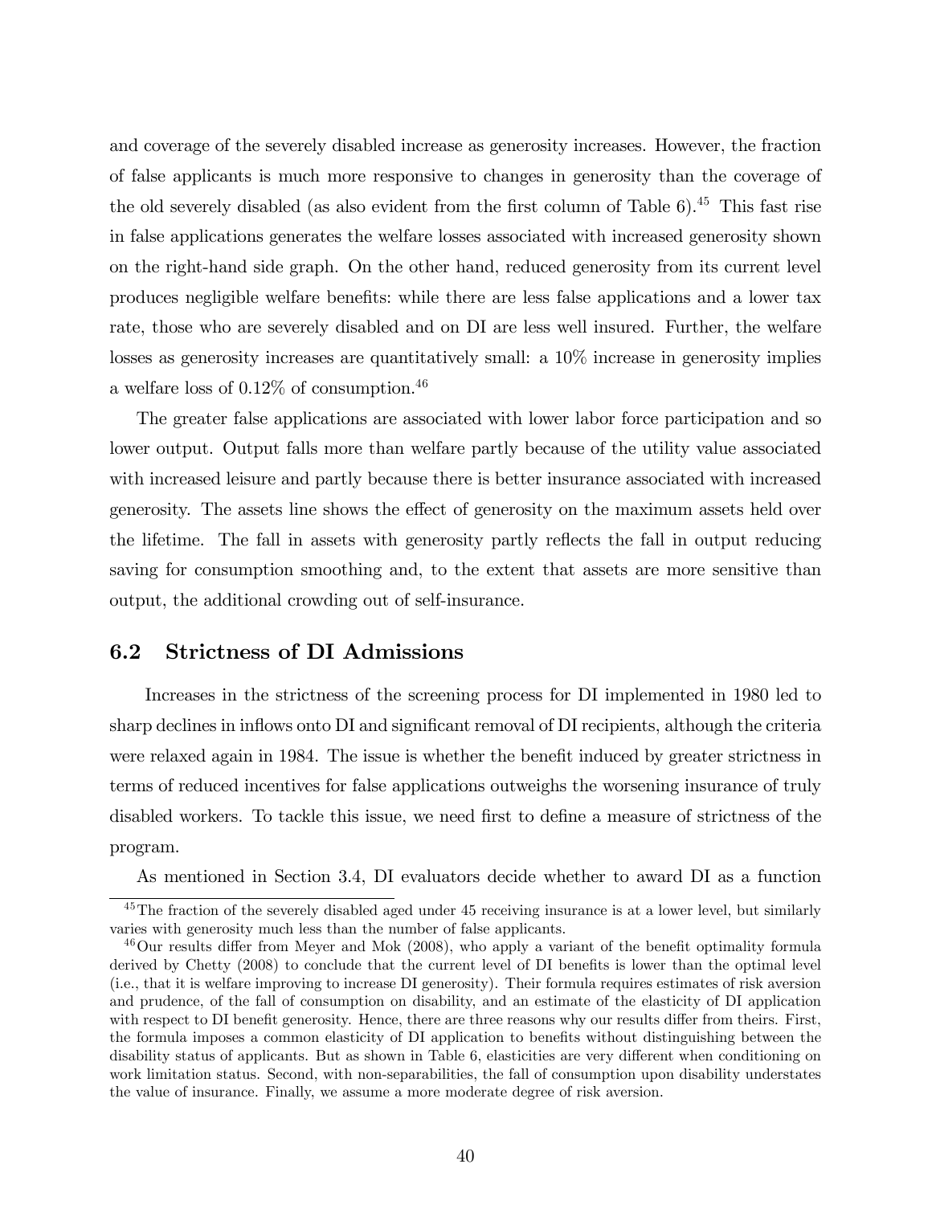and coverage of the severely disabled increase as generosity increases. However, the fraction of false applicants is much more responsive to changes in generosity than the coverage of the old severely disabled (as also evident from the first column of Table 6).[45] This fast rise in false applications generates the welfare losses associated with increased generosity shown on the right-hand side graph. On the other hand, reduced generosity from its current level produces negligible welfare benefits: while there are less false applications and a lower tax rate, those who are severely disabled and on DI are less well insured. Further, the welfare losses as generosity increases are quantitatively small: a 10% increase in generosity implies a welfare loss of 0.12% of consumption.[46]

The greater false applications are associated with lower labor force participation and so lower output. Output falls more than welfare partly because of the utility value associated with increased leisure and partly because there is better insurance associated with increased generosity. The assets line shows the effect of generosity on the maximum assets held over the lifetime. The fall in assets with generosity partly reflects the fall in output reducing saving for consumption smoothing and, to the extent that assets are more sensitive than output, the additional crowding out of self-insurance.

## 6.2 Strictness of DI Admissions

Increases in the strictness of the screening process for DI implemented in 1980 led to sharp declines in inflows onto DI and significant removal of DI recipients, although the criteria were relaxed again in 1984. The issue is whether the benefit induced by greater strictness in terms of reduced incentives for false applications outweighs the worsening insurance of truly disabled workers. To tackle this issue, we need first to define a measure of strictness of the program.

As mentioned in Section 3.4, DI evaluators decide whether to award DI as a function

---

[45] The fraction of the severely disabled aged under 45 receiving insurance is at a lower level, but similarly varies with generosity much less than the number of false applicants.

[46] Our results differ from Meyer and Mok (2008), who apply a variant of the benefit optimality formula derived by Chetty (2008) to conclude that the current level of DI benefits is lower than the optimal level (i.e., that it is welfare improving to increase DI generosity). Their formula requires estimates of risk aversion and prudence, of the fall of consumption on disability, and an estimate of the elasticity of DI application with respect to DI benefit generosity. Hence, there are three reasons why our results differ from theirs. First, the formula imposes a common elasticity of DI application to benefits without distinguishing between the disability status of applicants. But as shown in Table 6, elasticities are very different when conditioning on work limitation status. Second, with non-separabilities, the fall of consumption upon disability understates the value of insurance. Finally, we assume a more moderate degree of risk aversion.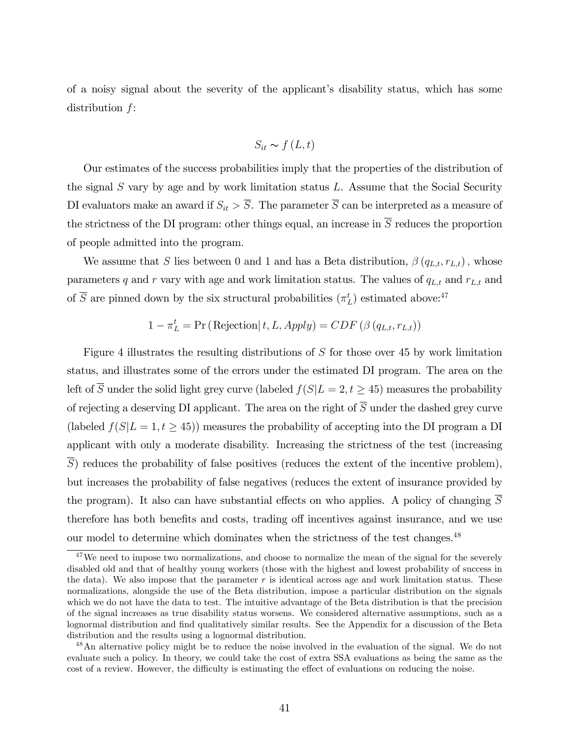of a noisy signal about the severity of the applicant's disability status, which has some distribution $f$:

$$S_{it} \sim f(L, t)$$

Our estimates of the success probabilities imply that the properties of the distribution of the signal $S$ vary by age and by work limitation status $L$. Assume that the Social Security DI evaluators make an award if $S_{it} > \overline{S}$. The parameter $\overline{S}$ can be interpreted as a measure of the strictness of the DI program: other things equal, an increase in $\overline{S}$ reduces the proportion of people admitted into the program.

We assume that $S$ lies between 0 and 1 and has a Beta distribution, $\beta(q_{L,t}, r_{L,t})$, whose parameters $q$ and $r$ vary with age and work limitation status. The values of $q_{L,t}$ and $r_{L,t}$ and of $\overline{S}$ are pinned down by the six structural probabilities ($\pi_L^t$) estimated above:[47]

$$1 - \pi_L^t = \Pr(\text{Rejection}|\, t, L, \mathit{Apply}) = CDF(\beta(q_{L,t}, r_{L,t}))$$

Figure 4 illustrates the resulting distributions of $S$ for those over 45 by work limitation status, and illustrates some of the errors under the estimated DI program. The area on the left of $\overline{S}$ under the solid light grey curve (labeled $f(S|L = 2, t \geq 45)$ measures the probability of rejecting a deserving DI applicant. The area on the right of $\overline{S}$ under the dashed grey curve (labeled $f(S|L = 1, t \geq 45)$) measures the probability of accepting into the DI program a DI applicant with only a moderate disability. Increasing the strictness of the test (increasing $\overline{S}$) reduces the probability of false positives (reduces the extent of the incentive problem), but increases the probability of false negatives (reduces the extent of insurance provided by the program). It also can have substantial effects on who applies. A policy of changing $\overline{S}$ therefore has both benefits and costs, trading off incentives against insurance, and we use our model to determine which dominates when the strictness of the test changes.[48]

---

[47] We need to impose two normalizations, and choose to normalize the mean of the signal for the severely disabled old and that of healthy young workers (those with the highest and lowest probability of success in the data). We also impose that the parameter $r$ is identical across age and work limitation status. These normalizations, alongside the use of the Beta distribution, impose a particular distribution on the signals which we do not have the data to test. The intuitive advantage of the Beta distribution is that the precision of the signal increases as true disability status worsens. We considered alternative assumptions, such as a lognormal distribution and find qualitatively similar results. See the Appendix for a discussion of the Beta distribution and the results using a lognormal distribution.

[48] An alternative policy might be to reduce the noise involved in the evaluation of the signal. We do not evaluate such a policy. In theory, we could take the cost of extra SSA evaluations as being the same as the cost of a review. However, the difficulty is estimating the effect of evaluations on reducing the noise.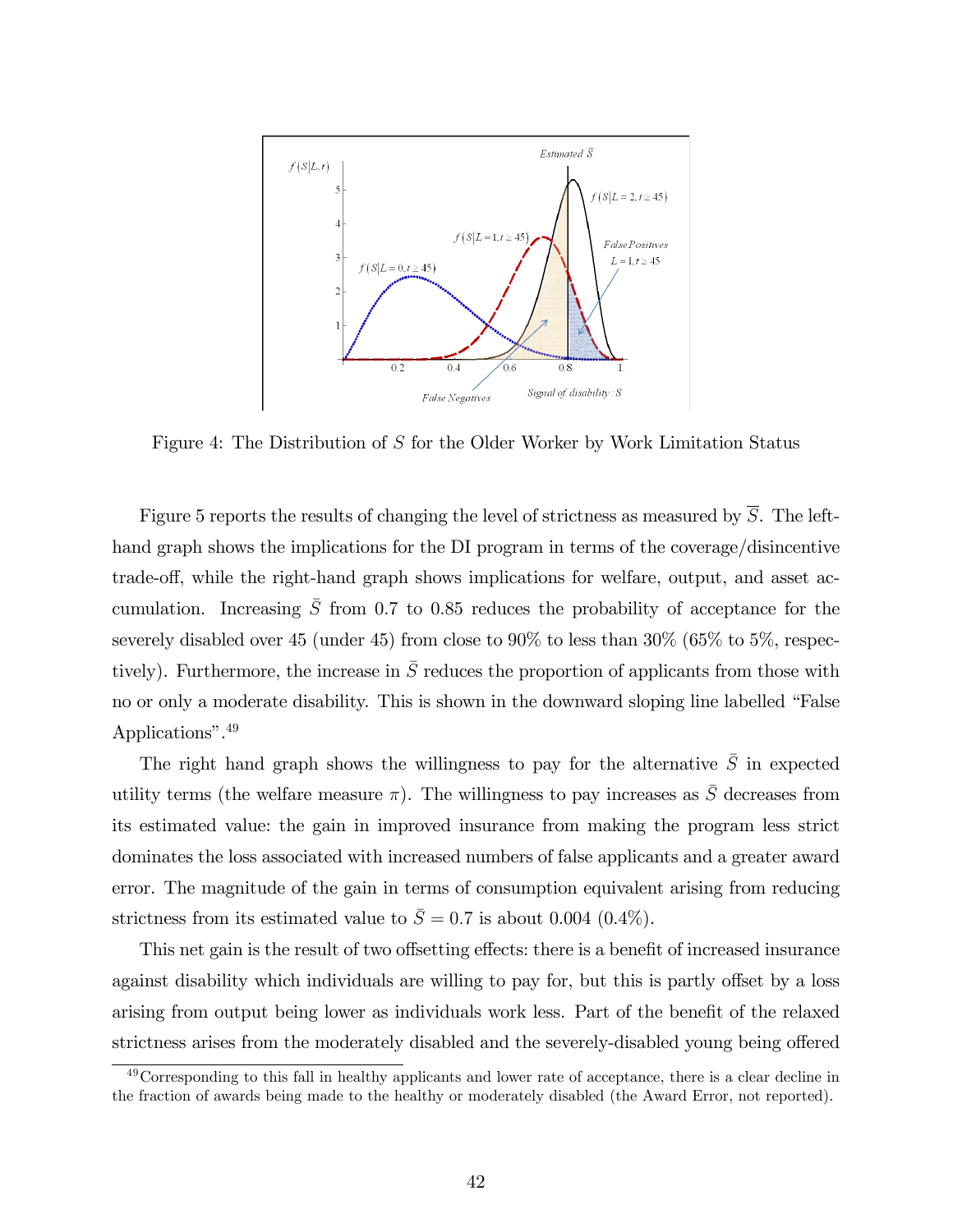Figure 4: The Distribution of $S$ for the Older Worker by Work Limitation Status

Figure 5 reports the results of changing the level of strictness as measured by $\overline{S}$. The left-hand graph shows the implications for the DI program in terms of the coverage/disincentive trade-off, while the right-hand graph shows implications for welfare, output, and asset accumulation. Increasing $\bar{S}$ from 0.7 to 0.85 reduces the probability of acceptance for the severely disabled over 45 (under 45) from close to 90% to less than 30% (65% to 5%, respectively). Furthermore, the increase in $\bar{S}$ reduces the proportion of applicants from those with no or only a moderate disability. This is shown in the downward sloping line labelled "False Applications".[49]

The right hand graph shows the willingness to pay for the alternative $\bar{S}$ in expected utility terms (the welfare measure $\pi$). The willingness to pay increases as $\bar{S}$ decreases from its estimated value: the gain in improved insurance from making the program less strict dominates the loss associated with increased numbers of false applicants and a greater award error. The magnitude of the gain in terms of consumption equivalent arising from reducing strictness from its estimated value to $\bar{S} = 0.7$ is about 0.004 (0.4%).

This net gain is the result of two offsetting effects: there is a benefit of increased insurance against disability which individuals are willing to pay for, but this is partly offset by a loss arising from output being lower as individuals work less. Part of the benefit of the relaxed strictness arises from the moderately disabled and the severely-disabled young being offered

[49] Corresponding to this fall in healthy applicants and lower rate of acceptance, there is a clear decline in the fraction of awards being made to the healthy or moderately disabled (the Award Error, not reported).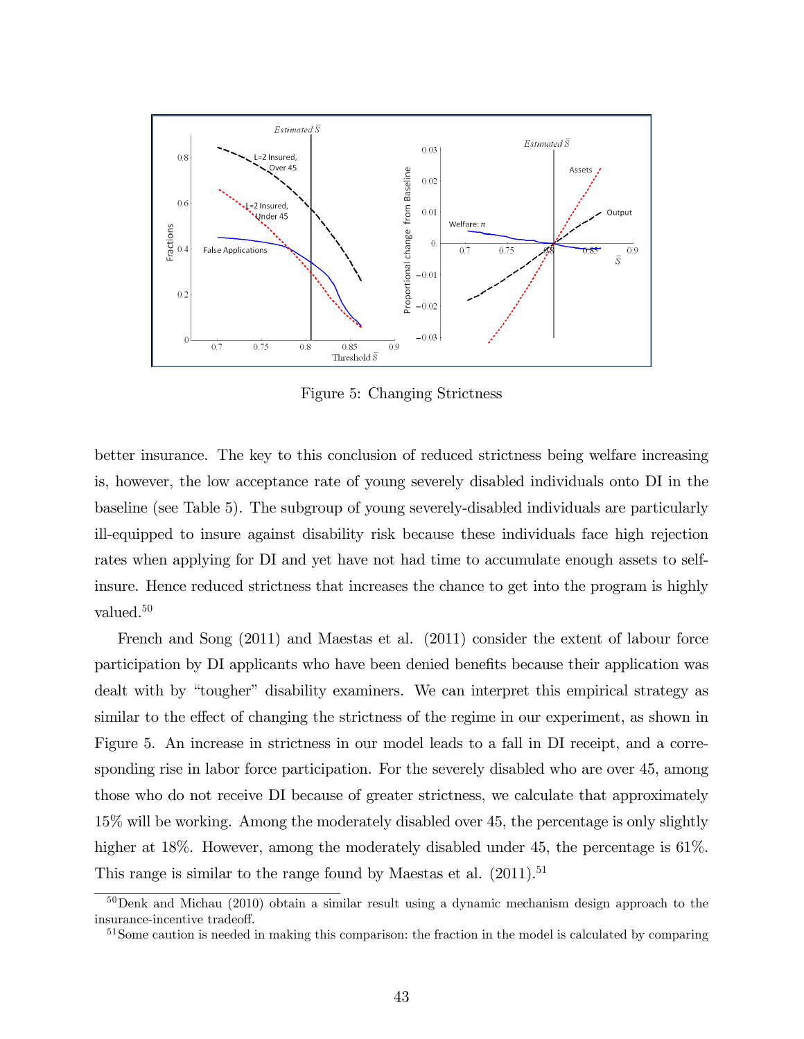Figure 5: Changing Strictness

better insurance. The key to this conclusion of reduced strictness being welfare increasing is, however, the low acceptance rate of young severely disabled individuals onto DI in the baseline (see Table 5). The subgroup of young severely-disabled individuals are particularly ill-equipped to insure against disability risk because these individuals face high rejection rates when applying for DI and yet have not had time to accumulate enough assets to self-insure. Hence reduced strictness that increases the chance to get into the program is highly valued.[50]

French and Song (2011) and Maestas et al. (2011) consider the extent of labour force participation by DI applicants who have been denied benefits because their application was dealt with by "tougher" disability examiners. We can interpret this empirical strategy as similar to the effect of changing the strictness of the regime in our experiment, as shown in Figure 5. An increase in strictness in our model leads to a fall in DI receipt, and a corresponding rise in labor force participation. For the severely disabled who are over 45, among those who do not receive DI because of greater strictness, we calculate that approximately 15% will be working. Among the moderately disabled over 45, the percentage is only slightly higher at 18%. However, among the moderately disabled under 45, the percentage is 61%. This range is similar to the range found by Maestas et al. (2011).[51]

[50] Denk and Michau (2010) obtain a similar result using a dynamic mechanism design approach to the insurance-incentive tradeoff.

[51] Some caution is needed in making this comparison: the fraction in the model is calculated by comparing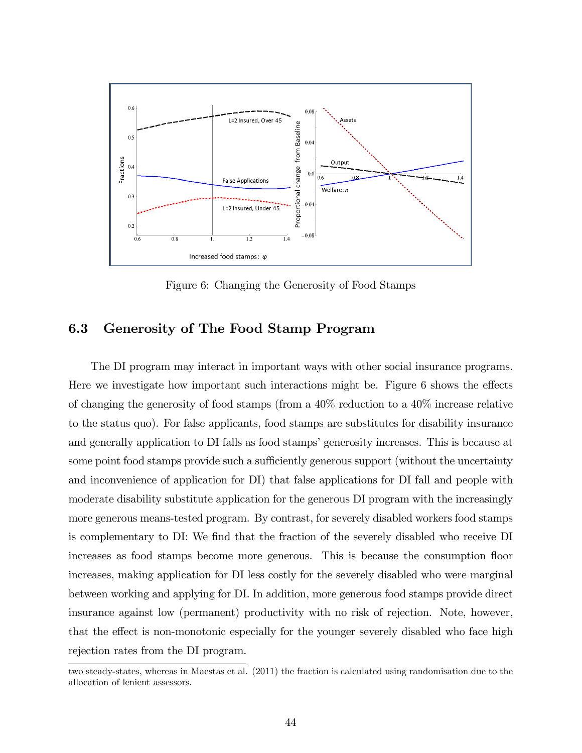Figure 6: Changing the Generosity of Food Stamps

### 6.3 Generosity of The Food Stamp Program

The DI program may interact in important ways with other social insurance programs. Here we investigate how important such interactions might be. Figure 6 shows the effects of changing the generosity of food stamps (from a 40% reduction to a 40% increase relative to the status quo). For false applicants, food stamps are substitutes for disability insurance and generally application to DI falls as food stamps' generosity increases. This is because at some point food stamps provide such a sufficiently generous support (without the uncertainty and inconvenience of application for DI) that false applications for DI fall and people with moderate disability substitute application for the generous DI program with the increasingly more generous means-tested program. By contrast, for severely disabled workers food stamps is complementary to DI: We find that the fraction of the severely disabled who receive DI increases as food stamps become more generous. This is because the consumption floor increases, making application for DI less costly for the severely disabled who were marginal between working and applying for DI. In addition, more generous food stamps provide direct insurance against low (permanent) productivity with no risk of rejection. Note, however, that the effect is non-monotonic especially for the younger severely disabled who face high rejection rates from the DI program.

two steady-states, whereas in Maestas et al. (2011) the fraction is calculated using randomisation due to the allocation of lenient assessors.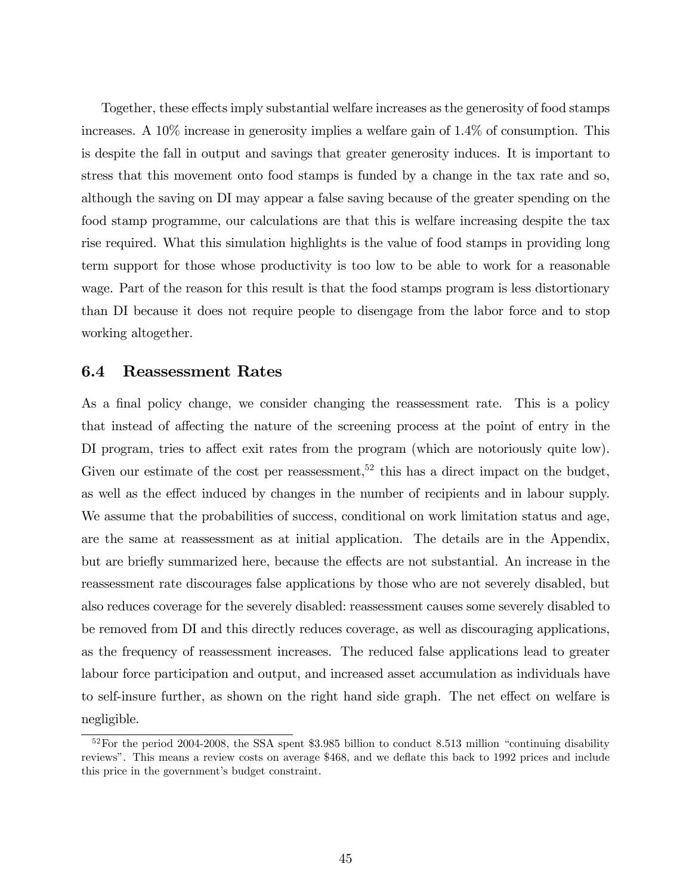Together, these effects imply substantial welfare increases as the generosity of food stamps increases. A 10% increase in generosity implies a welfare gain of 1.4% of consumption. This is despite the fall in output and savings that greater generosity induces. It is important to stress that this movement onto food stamps is funded by a change in the tax rate and so, although the saving on DI may appear a false saving because of the greater spending on the food stamp programme, our calculations are that this is welfare increasing despite the tax rise required. What this simulation highlights is the value of food stamps in providing long term support for those whose productivity is too low to be able to work for a reasonable wage. Part of the reason for this result is that the food stamps program is less distortionary than DI because it does not require people to disengage from the labor force and to stop working altogether.

### 6.4 Reassessment Rates

As a final policy change, we consider changing the reassessment rate. This is a policy that instead of affecting the nature of the screening process at the point of entry in the DI program, tries to affect exit rates from the program (which are notoriously quite low). Given our estimate of the cost per reassessment,[52] this has a direct impact on the budget, as well as the effect induced by changes in the number of recipients and in labour supply. We assume that the probabilities of success, conditional on work limitation status and age, are the same at reassessment as at initial application. The details are in the Appendix, but are briefly summarized here, because the effects are not substantial. An increase in the reassessment rate discourages false applications by those who are not severely disabled, but also reduces coverage for the severely disabled: reassessment causes some severely disabled to be removed from DI and this directly reduces coverage, as well as discouraging applications, as the frequency of reassessment increases. The reduced false applications lead to greater labour force participation and output, and increased asset accumulation as individuals have to self-insure further, as shown on the right hand side graph. The net effect on welfare is negligible.

[52] For the period 2004-2008, the SSA spent \$3.985 billion to conduct 8.513 million "continuing disability reviews". This means a review costs on average \$468, and we deflate this back to 1992 prices and include this price in the government's budget constraint.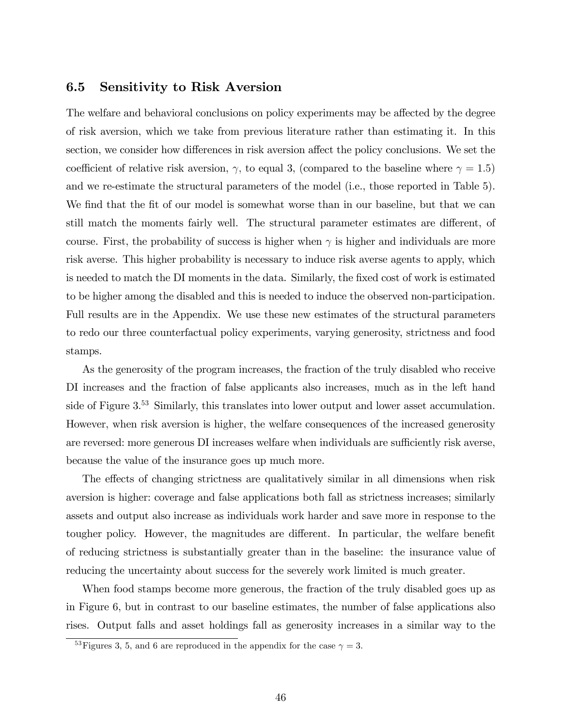### 6.5 Sensitivity to Risk Aversion

The welfare and behavioral conclusions on policy experiments may be affected by the degree of risk aversion, which we take from previous literature rather than estimating it. In this section, we consider how differences in risk aversion affect the policy conclusions. We set the coefficient of relative risk aversion, $\gamma$, to equal 3, (compared to the baseline where $\gamma = 1.5$) and we re-estimate the structural parameters of the model (i.e., those reported in Table 5). We find that the fit of our model is somewhat worse than in our baseline, but that we can still match the moments fairly well. The structural parameter estimates are different, of course. First, the probability of success is higher when $\gamma$ is higher and individuals are more risk averse. This higher probability is necessary to induce risk averse agents to apply, which is needed to match the DI moments in the data. Similarly, the fixed cost of work is estimated to be higher among the disabled and this is needed to induce the observed non-participation. Full results are in the Appendix. We use these new estimates of the structural parameters to redo our three counterfactual policy experiments, varying generosity, strictness and food stamps.

As the generosity of the program increases, the fraction of the truly disabled who receive DI increases and the fraction of false applicants also increases, much as in the left hand side of Figure 3.[53] Similarly, this translates into lower output and lower asset accumulation. However, when risk aversion is higher, the welfare consequences of the increased generosity are reversed: more generous DI increases welfare when individuals are sufficiently risk averse, because the value of the insurance goes up much more.

The effects of changing strictness are qualitatively similar in all dimensions when risk aversion is higher: coverage and false applications both fall as strictness increases; similarly assets and output also increase as individuals work harder and save more in response to the tougher policy. However, the magnitudes are different. In particular, the welfare benefit of reducing strictness is substantially greater than in the baseline: the insurance value of reducing the uncertainty about success for the severely work limited is much greater.

When food stamps become more generous, the fraction of the truly disabled goes up as in Figure 6, but in contrast to our baseline estimates, the number of false applications also rises. Output falls and asset holdings fall as generosity increases in a similar way to the

[53] Figures 3, 5, and 6 are reproduced in the appendix for the case $\gamma = 3$.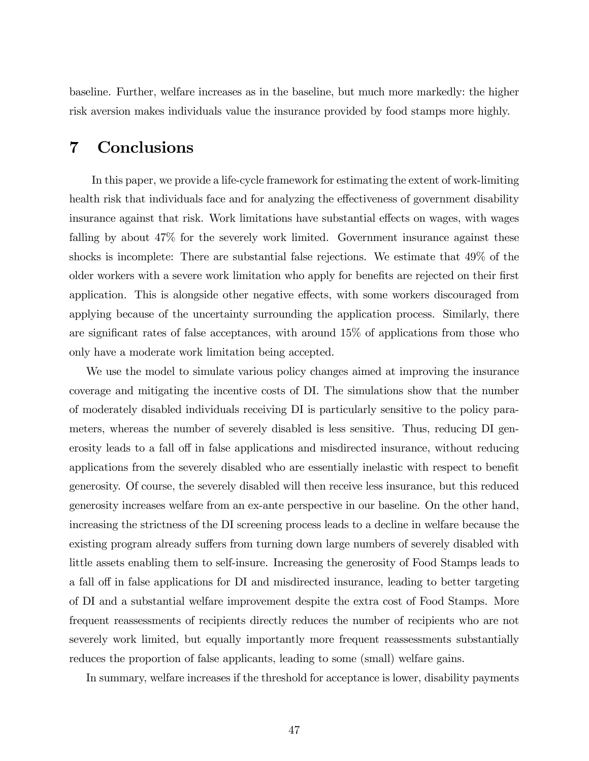baseline. Further, welfare increases as in the baseline, but much more markedly: the higher risk aversion makes individuals value the insurance provided by food stamps more highly.

# 7 Conclusions

In this paper, we provide a life-cycle framework for estimating the extent of work-limiting health risk that individuals face and for analyzing the effectiveness of government disability insurance against that risk. Work limitations have substantial effects on wages, with wages falling by about 47% for the severely work limited. Government insurance against these shocks is incomplete: There are substantial false rejections. We estimate that 49% of the older workers with a severe work limitation who apply for benefits are rejected on their first application. This is alongside other negative effects, with some workers discouraged from applying because of the uncertainty surrounding the application process. Similarly, there are significant rates of false acceptances, with around 15% of applications from those who only have a moderate work limitation being accepted.

We use the model to simulate various policy changes aimed at improving the insurance coverage and mitigating the incentive costs of DI. The simulations show that the number of moderately disabled individuals receiving DI is particularly sensitive to the policy parameters, whereas the number of severely disabled is less sensitive. Thus, reducing DI generosity leads to a fall off in false applications and misdirected insurance, without reducing applications from the severely disabled who are essentially inelastic with respect to benefit generosity. Of course, the severely disabled will then receive less insurance, but this reduced generosity increases welfare from an ex-ante perspective in our baseline. On the other hand, increasing the strictness of the DI screening process leads to a decline in welfare because the existing program already suffers from turning down large numbers of severely disabled with little assets enabling them to self-insure. Increasing the generosity of Food Stamps leads to a fall off in false applications for DI and misdirected insurance, leading to better targeting of DI and a substantial welfare improvement despite the extra cost of Food Stamps. More frequent reassessments of recipients directly reduces the number of recipients who are not severely work limited, but equally importantly more frequent reassessments substantially reduces the proportion of false applicants, leading to some (small) welfare gains.

In summary, welfare increases if the threshold for acceptance is lower, disability payments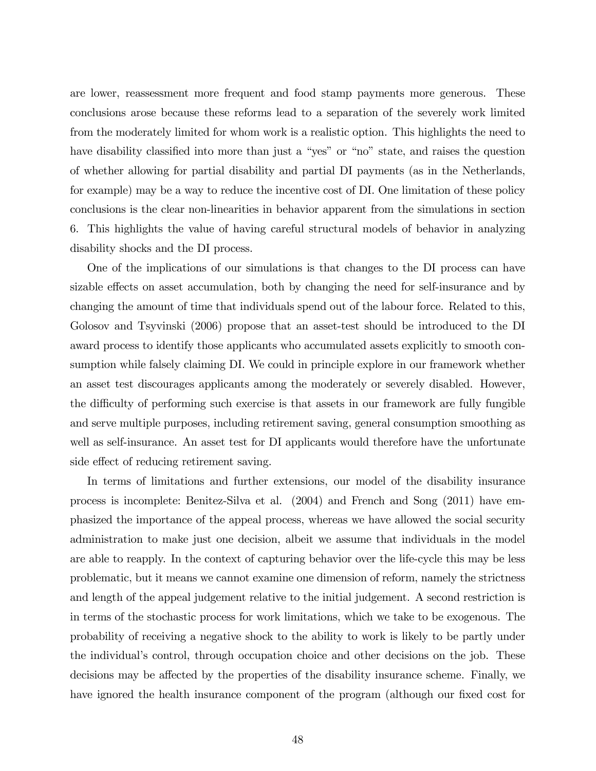are lower, reassessment more frequent and food stamp payments more generous. These conclusions arose because these reforms lead to a separation of the severely work limited from the moderately limited for whom work is a realistic option. This highlights the need to have disability classified into more than just a "yes" or "no" state, and raises the question of whether allowing for partial disability and partial DI payments (as in the Netherlands, for example) may be a way to reduce the incentive cost of DI. One limitation of these policy conclusions is the clear non-linearities in behavior apparent from the simulations in section 6. This highlights the value of having careful structural models of behavior in analyzing disability shocks and the DI process.

One of the implications of our simulations is that changes to the DI process can have sizable effects on asset accumulation, both by changing the need for self-insurance and by changing the amount of time that individuals spend out of the labour force. Related to this, Golosov and Tsyvinski (2006) propose that an asset-test should be introduced to the DI award process to identify those applicants who accumulated assets explicitly to smooth consumption while falsely claiming DI. We could in principle explore in our framework whether an asset test discourages applicants among the moderately or severely disabled. However, the difficulty of performing such exercise is that assets in our framework are fully fungible and serve multiple purposes, including retirement saving, general consumption smoothing as well as self-insurance. An asset test for DI applicants would therefore have the unfortunate side effect of reducing retirement saving.

In terms of limitations and further extensions, our model of the disability insurance process is incomplete: Benitez-Silva et al. (2004) and French and Song (2011) have emphasized the importance of the appeal process, whereas we have allowed the social security administration to make just one decision, albeit we assume that individuals in the model are able to reapply. In the context of capturing behavior over the life-cycle this may be less problematic, but it means we cannot examine one dimension of reform, namely the strictness and length of the appeal judgement relative to the initial judgement. A second restriction is in terms of the stochastic process for work limitations, which we take to be exogenous. The probability of receiving a negative shock to the ability to work is likely to be partly under the individual's control, through occupation choice and other decisions on the job. These decisions may be affected by the properties of the disability insurance scheme. Finally, we have ignored the health insurance component of the program (although our fixed cost for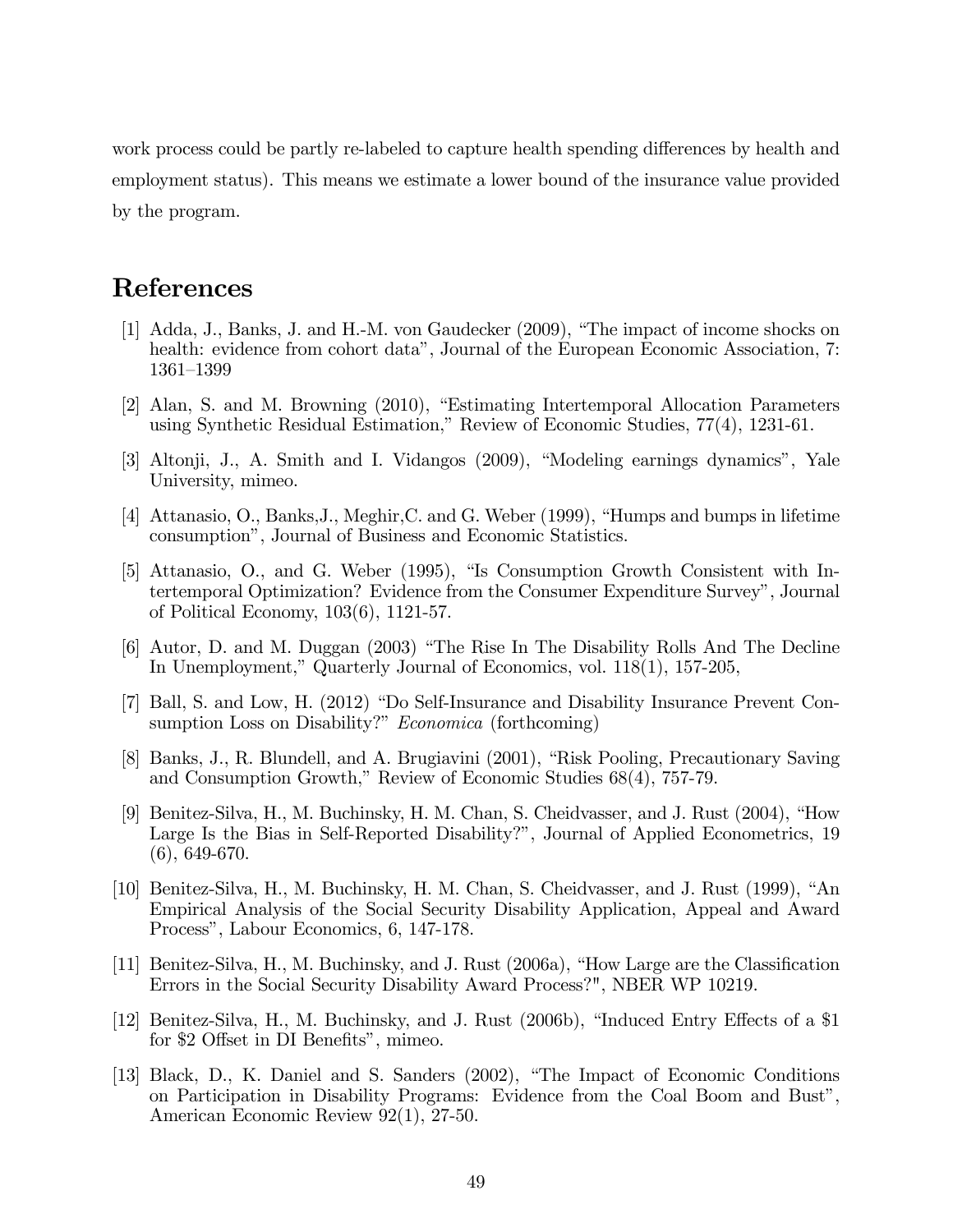work process could be partly re-labeled to capture health spending differences by health and employment status). This means we estimate a lower bound of the insurance value provided by the program.

# References

[1] Adda, J., Banks, J. and H.-M. von Gaudecker (2009), "The impact of income shocks on health: evidence from cohort data", Journal of the European Economic Association, 7: 1361–1399

[2] Alan, S. and M. Browning (2010), "Estimating Intertemporal Allocation Parameters using Synthetic Residual Estimation," Review of Economic Studies, 77(4), 1231-61.

[3] Altonji, J., A. Smith and I. Vidangos (2009), "Modeling earnings dynamics", Yale University, mimeo.

[4] Attanasio, O., Banks,J., Meghir,C. and G. Weber (1999), "Humps and bumps in lifetime consumption", Journal of Business and Economic Statistics.

[5] Attanasio, O., and G. Weber (1995), "Is Consumption Growth Consistent with Intertemporal Optimization? Evidence from the Consumer Expenditure Survey", Journal of Political Economy, 103(6), 1121-57.

[6] Autor, D. and M. Duggan (2003) "The Rise In The Disability Rolls And The Decline In Unemployment," Quarterly Journal of Economics, vol. 118(1), 157-205,

[7] Ball, S. and Low, H. (2012) "Do Self-Insurance and Disability Insurance Prevent Consumption Loss on Disability?" *Economica* (forthcoming)

[8] Banks, J., R. Blundell, and A. Brugiavini (2001), "Risk Pooling, Precautionary Saving and Consumption Growth," Review of Economic Studies 68(4), 757-79.

[9] Benitez-Silva, H., M. Buchinsky, H. M. Chan, S. Cheidvasser, and J. Rust (2004), "How Large Is the Bias in Self-Reported Disability?", Journal of Applied Econometrics, 19 (6), 649-670.

[10] Benitez-Silva, H., M. Buchinsky, H. M. Chan, S. Cheidvasser, and J. Rust (1999), "An Empirical Analysis of the Social Security Disability Application, Appeal and Award Process", Labour Economics, 6, 147-178.

[11] Benitez-Silva, H., M. Buchinsky, and J. Rust (2006a), "How Large are the Classification Errors in the Social Security Disability Award Process?", NBER WP 10219.

[12] Benitez-Silva, H., M. Buchinsky, and J. Rust (2006b), "Induced Entry Effects of a $1 for $2 Offset in DI Benefits", mimeo.

[13] Black, D., K. Daniel and S. Sanders (2002), "The Impact of Economic Conditions on Participation in Disability Programs: Evidence from the Coal Boom and Bust", American Economic Review 92(1), 27-50.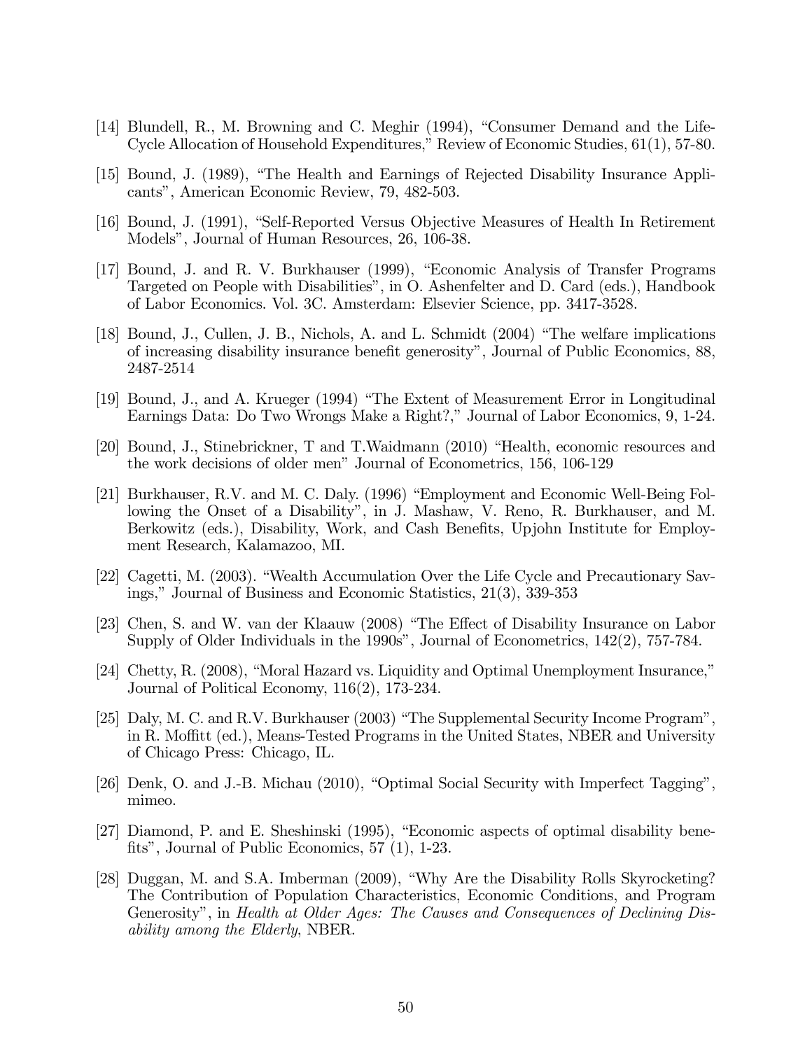[14] Blundell, R., M. Browning and C. Meghir (1994), "Consumer Demand and the Life-Cycle Allocation of Household Expenditures," Review of Economic Studies, 61(1), 57-80.

[15] Bound, J. (1989), "The Health and Earnings of Rejected Disability Insurance Applicants", American Economic Review, 79, 482-503.

[16] Bound, J. (1991), "Self-Reported Versus Objective Measures of Health In Retirement Models", Journal of Human Resources, 26, 106-38.

[17] Bound, J. and R. V. Burkhauser (1999), "Economic Analysis of Transfer Programs Targeted on People with Disabilities", in O. Ashenfelter and D. Card (eds.), Handbook of Labor Economics. Vol. 3C. Amsterdam: Elsevier Science, pp. 3417-3528.

[18] Bound, J., Cullen, J. B., Nichols, A. and L. Schmidt (2004) "The welfare implications of increasing disability insurance benefit generosity", Journal of Public Economics, 88, 2487-2514

[19] Bound, J., and A. Krueger (1994) "The Extent of Measurement Error in Longitudinal Earnings Data: Do Two Wrongs Make a Right?," Journal of Labor Economics, 9, 1-24.

[20] Bound, J., Stinebrickner, T and T.Waidmann (2010) "Health, economic resources and the work decisions of older men" Journal of Econometrics, 156, 106-129

[21] Burkhauser, R.V. and M. C. Daly. (1996) "Employment and Economic Well-Being Following the Onset of a Disability", in J. Mashaw, V. Reno, R. Burkhauser, and M. Berkowitz (eds.), Disability, Work, and Cash Benefits, Upjohn Institute for Employment Research, Kalamazoo, MI.

[22] Cagetti, M. (2003). "Wealth Accumulation Over the Life Cycle and Precautionary Savings," Journal of Business and Economic Statistics, 21(3), 339-353

[23] Chen, S. and W. van der Klaauw (2008) "The Effect of Disability Insurance on Labor Supply of Older Individuals in the 1990s", Journal of Econometrics, 142(2), 757-784.

[24] Chetty, R. (2008), "Moral Hazard vs. Liquidity and Optimal Unemployment Insurance," Journal of Political Economy, 116(2), 173-234.

[25] Daly, M. C. and R.V. Burkhauser (2003) "The Supplemental Security Income Program", in R. Moffitt (ed.), Means-Tested Programs in the United States, NBER and University of Chicago Press: Chicago, IL.

[26] Denk, O. and J.-B. Michau (2010), "Optimal Social Security with Imperfect Tagging", mimeo.

[27] Diamond, P. and E. Sheshinski (1995), "Economic aspects of optimal disability benefits", Journal of Public Economics, 57 (1), 1-23.

[28] Duggan, M. and S.A. Imberman (2009), "Why Are the Disability Rolls Skyrocketing? The Contribution of Population Characteristics, Economic Conditions, and Program Generosity", in *Health at Older Ages: The Causes and Consequences of Declining Disability among the Elderly*, NBER.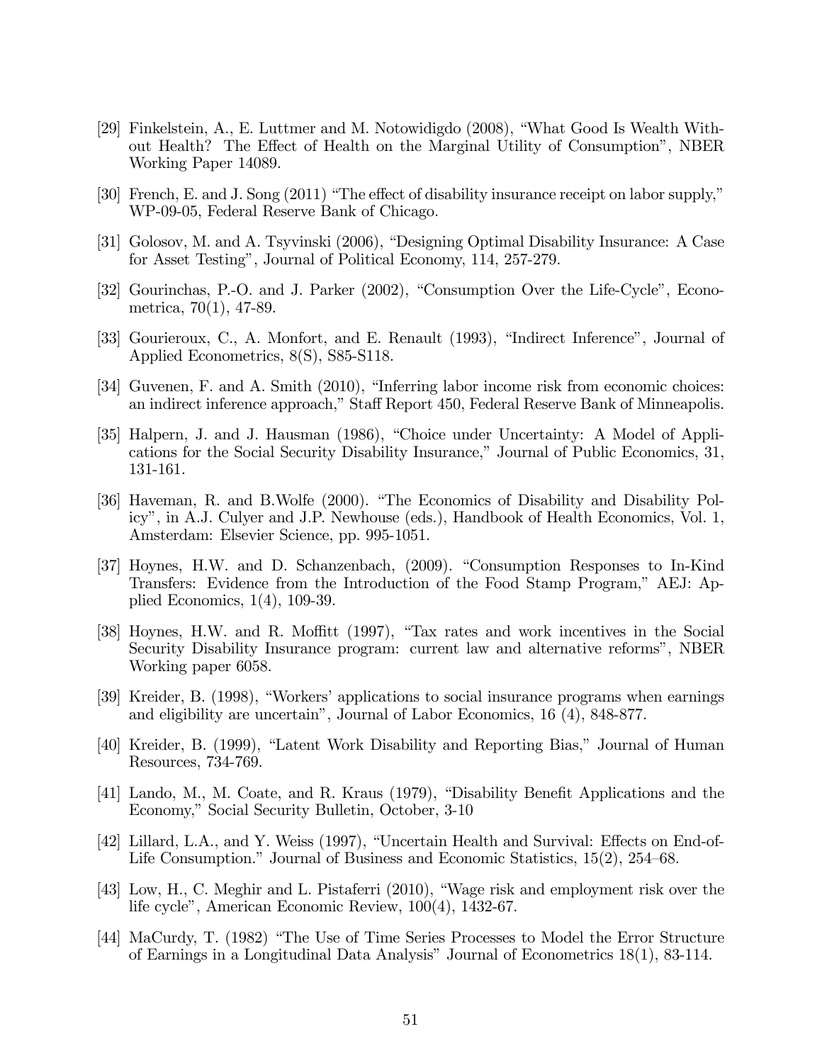[29] Finkelstein, A., E. Luttmer and M. Notowidigdo (2008), "What Good Is Wealth Without Health? The Effect of Health on the Marginal Utility of Consumption", NBER Working Paper 14089.

[30] French, E. and J. Song (2011) "The effect of disability insurance receipt on labor supply," WP-09-05, Federal Reserve Bank of Chicago.

[31] Golosov, M. and A. Tsyvinski (2006), "Designing Optimal Disability Insurance: A Case for Asset Testing", Journal of Political Economy, 114, 257-279.

[32] Gourinchas, P.-O. and J. Parker (2002), "Consumption Over the Life-Cycle", Econometrica, 70(1), 47-89.

[33] Gourieroux, C., A. Monfort, and E. Renault (1993), "Indirect Inference", Journal of Applied Econometrics, 8(S), S85-S118.

[34] Guvenen, F. and A. Smith (2010), "Inferring labor income risk from economic choices: an indirect inference approach," Staff Report 450, Federal Reserve Bank of Minneapolis.

[35] Halpern, J. and J. Hausman (1986), "Choice under Uncertainty: A Model of Applications for the Social Security Disability Insurance," Journal of Public Economics, 31, 131-161.

[36] Haveman, R. and B.Wolfe (2000). "The Economics of Disability and Disability Policy", in A.J. Culyer and J.P. Newhouse (eds.), Handbook of Health Economics, Vol. 1, Amsterdam: Elsevier Science, pp. 995-1051.

[37] Hoynes, H.W. and D. Schanzenbach, (2009). "Consumption Responses to In-Kind Transfers: Evidence from the Introduction of the Food Stamp Program," AEJ: Applied Economics, 1(4), 109-39.

[38] Hoynes, H.W. and R. Moffitt (1997), "Tax rates and work incentives in the Social Security Disability Insurance program: current law and alternative reforms", NBER Working paper 6058.

[39] Kreider, B. (1998), "Workers' applications to social insurance programs when earnings and eligibility are uncertain", Journal of Labor Economics, 16 (4), 848-877.

[40] Kreider, B. (1999), "Latent Work Disability and Reporting Bias," Journal of Human Resources, 734-769.

[41] Lando, M., M. Coate, and R. Kraus (1979), "Disability Benefit Applications and the Economy," Social Security Bulletin, October, 3-10

[42] Lillard, L.A., and Y. Weiss (1997), "Uncertain Health and Survival: Effects on End-of-Life Consumption." Journal of Business and Economic Statistics, 15(2), 254–68.

[43] Low, H., C. Meghir and L. Pistaferri (2010), "Wage risk and employment risk over the life cycle", American Economic Review, 100(4), 1432-67.

[44] MaCurdy, T. (1982) "The Use of Time Series Processes to Model the Error Structure of Earnings in a Longitudinal Data Analysis" Journal of Econometrics 18(1), 83-114.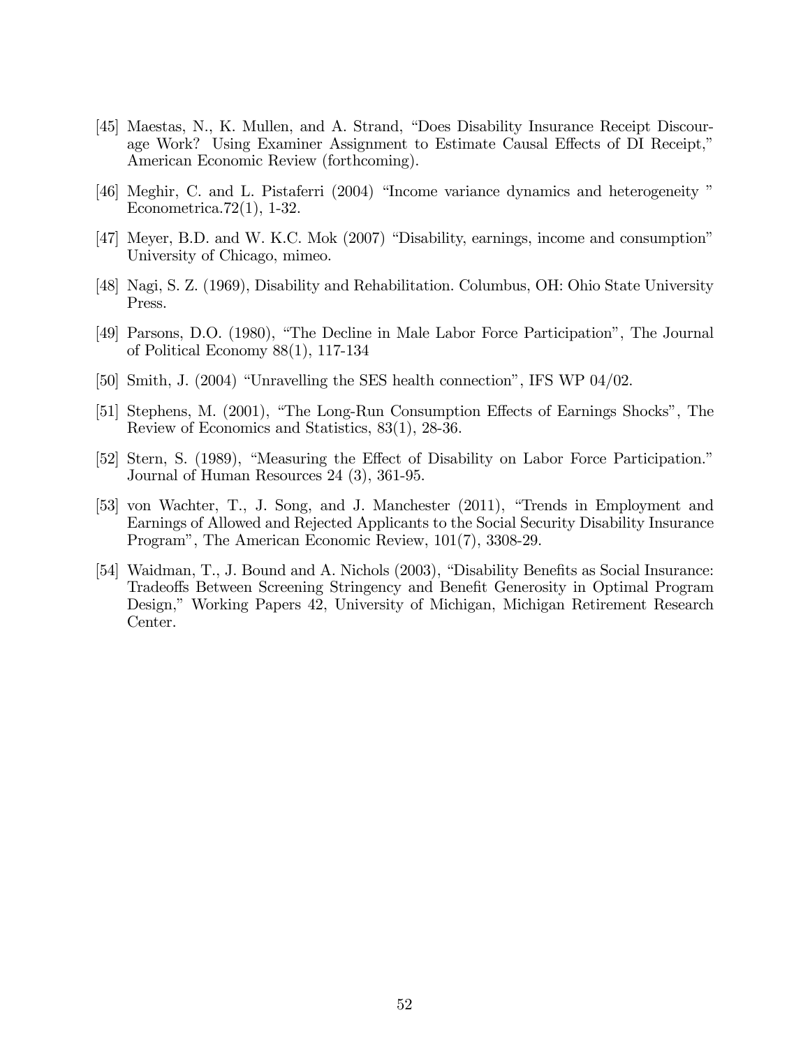[45] Maestas, N., K. Mullen, and A. Strand, "Does Disability Insurance Receipt Discourage Work? Using Examiner Assignment to Estimate Causal Effects of DI Receipt," American Economic Review (forthcoming).

[46] Meghir, C. and L. Pistaferri (2004) "Income variance dynamics and heterogeneity " Econometrica.72(1), 1-32.

[47] Meyer, B.D. and W. K.C. Mok (2007) "Disability, earnings, income and consumption" University of Chicago, mimeo.

[48] Nagi, S. Z. (1969), Disability and Rehabilitation. Columbus, OH: Ohio State University Press.

[49] Parsons, D.O. (1980), "The Decline in Male Labor Force Participation", The Journal of Political Economy 88(1), 117-134

[50] Smith, J. (2004) "Unravelling the SES health connection", IFS WP 04/02.

[51] Stephens, M. (2001), "The Long-Run Consumption Effects of Earnings Shocks", The Review of Economics and Statistics, 83(1), 28-36.

[52] Stern, S. (1989), "Measuring the Effect of Disability on Labor Force Participation." Journal of Human Resources 24 (3), 361-95.

[53] von Wachter, T., J. Song, and J. Manchester (2011), "Trends in Employment and Earnings of Allowed and Rejected Applicants to the Social Security Disability Insurance Program", The American Economic Review, 101(7), 3308-29.

[54] Waidman, T., J. Bound and A. Nichols (2003), "Disability Benefits as Social Insurance: Tradeoffs Between Screening Stringency and Benefit Generosity in Optimal Program Design," Working Papers 42, University of Michigan, Michigan Retirement Research Center.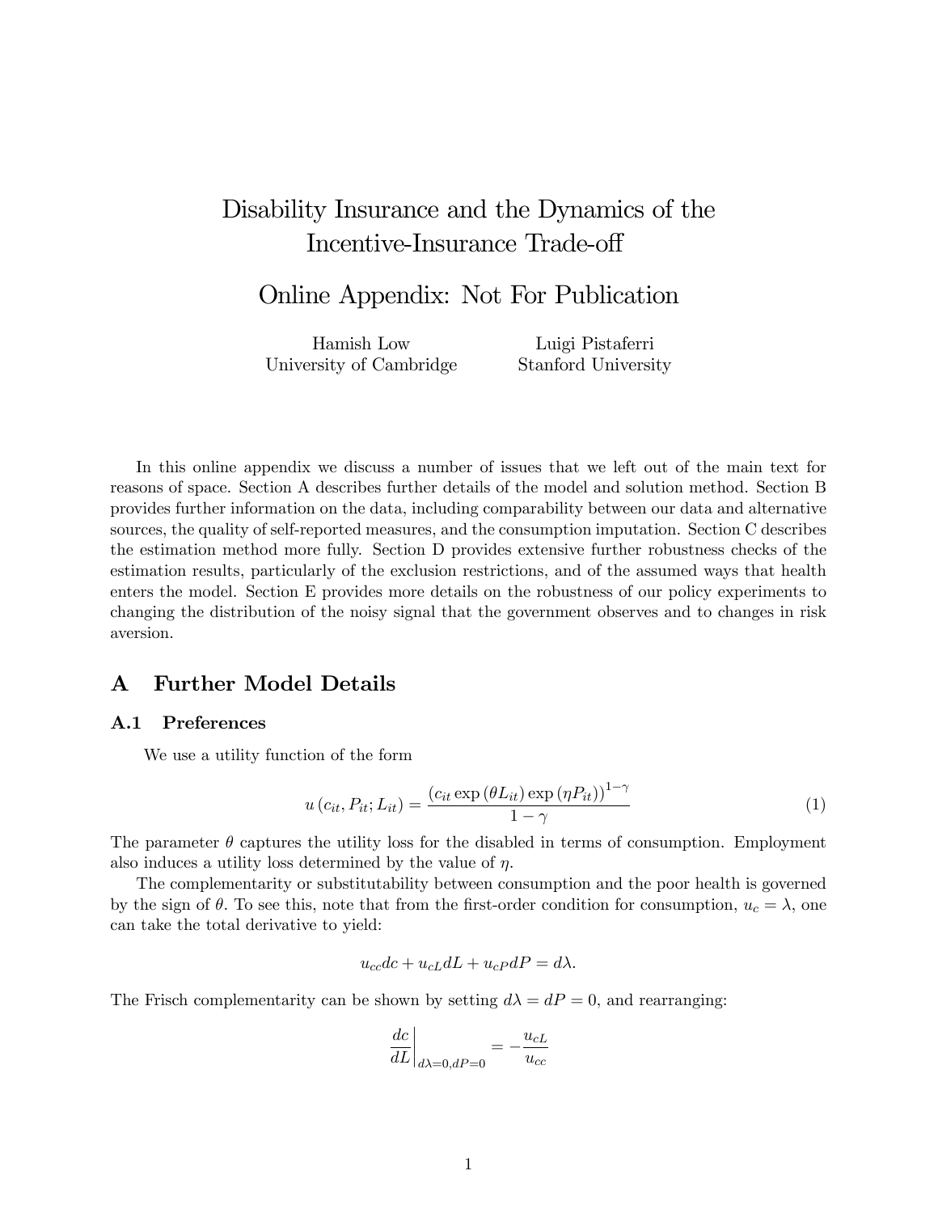# Disability Insurance and the Dynamics of the Incentive-Insurance Trade-off

## Online Appendix: Not For Publication

Hamish Low
University of Cambridge

Luigi Pistaferri
Stanford University

In this online appendix we discuss a number of issues that we left out of the main text for reasons of space. Section A describes further details of the model and solution method. Section B provides further information on the data, including comparability between our data and alternative sources, the quality of self-reported measures, and the consumption imputation. Section C describes the estimation method more fully. Section D provides extensive further robustness checks of the estimation results, particularly of the exclusion restrictions, and of the assumed ways that health enters the model. Section E provides more details on the robustness of our policy experiments to changing the distribution of the noisy signal that the government observes and to changes in risk aversion.

# A Further Model Details

## A.1 Preferences

We use a utility function of the form

$$u(c_{it}, P_{it}; L_{it}) = \frac{(c_{it} \exp(\theta L_{it}) \exp(\eta P_{it}))^{1-\gamma}}{1-\gamma} \tag{1}$$

The parameter $\theta$ captures the utility loss for the disabled in terms of consumption. Employment also induces a utility loss determined by the value of $\eta$.

The complementarity or substitutability between consumption and the poor health is governed by the sign of $\theta$. To see this, note that from the first-order condition for consumption, $u_c = \lambda$, one can take the total derivative to yield:

$$u_{cc}dc + u_{cL}dL + u_{cP}dP = d\lambda.$$

The Frisch complementarity can be shown by setting $d\lambda = dP = 0$, and rearranging:

$$\left.\frac{dc}{dL}\right|_{d\lambda=0,dP=0} = -\frac{u_{cL}}{u_{cc}}$$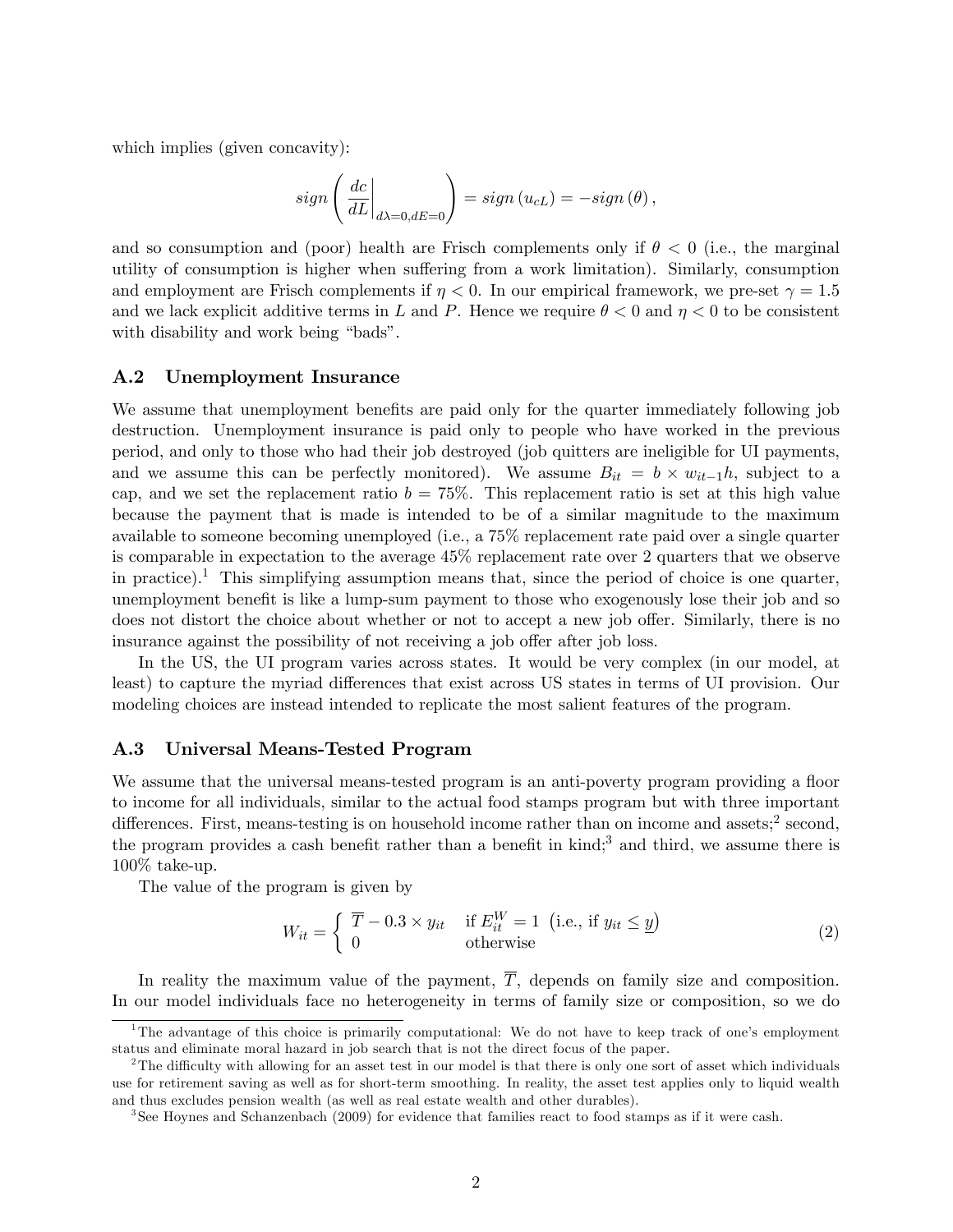which implies (given concavity):

$$sign\left(\left.\frac{dc}{dL}\right|_{d\lambda=0,dE=0}\right) = sign\left(u_{cL}\right) = -sign\left(\theta\right),$$

and so consumption and (poor) health are Frisch complements only if $\theta < 0$ (i.e., the marginal utility of consumption is higher when suffering from a work limitation). Similarly, consumption and employment are Frisch complements if $\eta < 0$. In our empirical framework, we pre-set $\gamma = 1.5$ and we lack explicit additive terms in $L$ and $P$. Hence we require $\theta < 0$ and $\eta < 0$ to be consistent with disability and work being "bads".

### A.2 Unemployment Insurance

We assume that unemployment benefits are paid only for the quarter immediately following job destruction. Unemployment insurance is paid only to people who have worked in the previous period, and only to those who had their job destroyed (job quitters are ineligible for UI payments, and we assume this can be perfectly monitored). We assume $B_{it} = b \times w_{it-1}h$, subject to a cap, and we set the replacement ratio $b = 75\%$. This replacement ratio is set at this high value because the payment that is made is intended to be of a similar magnitude to the maximum available to someone becoming unemployed (i.e., a 75% replacement rate paid over a single quarter is comparable in expectation to the average 45% replacement rate over 2 quarters that we observe in practice).[1] This simplifying assumption means that, since the period of choice is one quarter, unemployment benefit is like a lump-sum payment to those who exogenously lose their job and so does not distort the choice about whether or not to accept a new job offer. Similarly, there is no insurance against the possibility of not receiving a job offer after job loss.

In the US, the UI program varies across states. It would be very complex (in our model, at least) to capture the myriad differences that exist across US states in terms of UI provision. Our modeling choices are instead intended to replicate the most salient features of the program.

### A.3 Universal Means-Tested Program

We assume that the universal means-tested program is an anti-poverty program providing a floor to income for all individuals, similar to the actual food stamps program but with three important differences. First, means-testing is on household income rather than on income and assets;[2] second, the program provides a cash benefit rather than a benefit in kind;[3] and third, we assume there is 100% take-up.

The value of the program is given by

$$W_{it} = \begin{cases} \overline{T} - 0.3 \times y_{it} & \text{if } E_{it}^{W} = 1 \ \left(\text{i.e., if } y_{it} \leq \underline{y}\right) \\ 0 & \text{otherwise} \end{cases} \tag{2}$$

In reality the maximum value of the payment, $\overline{T}$, depends on family size and composition. In our model individuals face no heterogeneity in terms of family size or composition, so we do

---

[1] The advantage of this choice is primarily computational: We do not have to keep track of one's employment status and eliminate moral hazard in job search that is not the direct focus of the paper.

[2] The difficulty with allowing for an asset test in our model is that there is only one sort of asset which individuals use for retirement saving as well as for short-term smoothing. In reality, the asset test applies only to liquid wealth and thus excludes pension wealth (as well as real estate wealth and other durables).

[3] See Hoynes and Schanzenbach (2009) for evidence that families react to food stamps as if it were cash.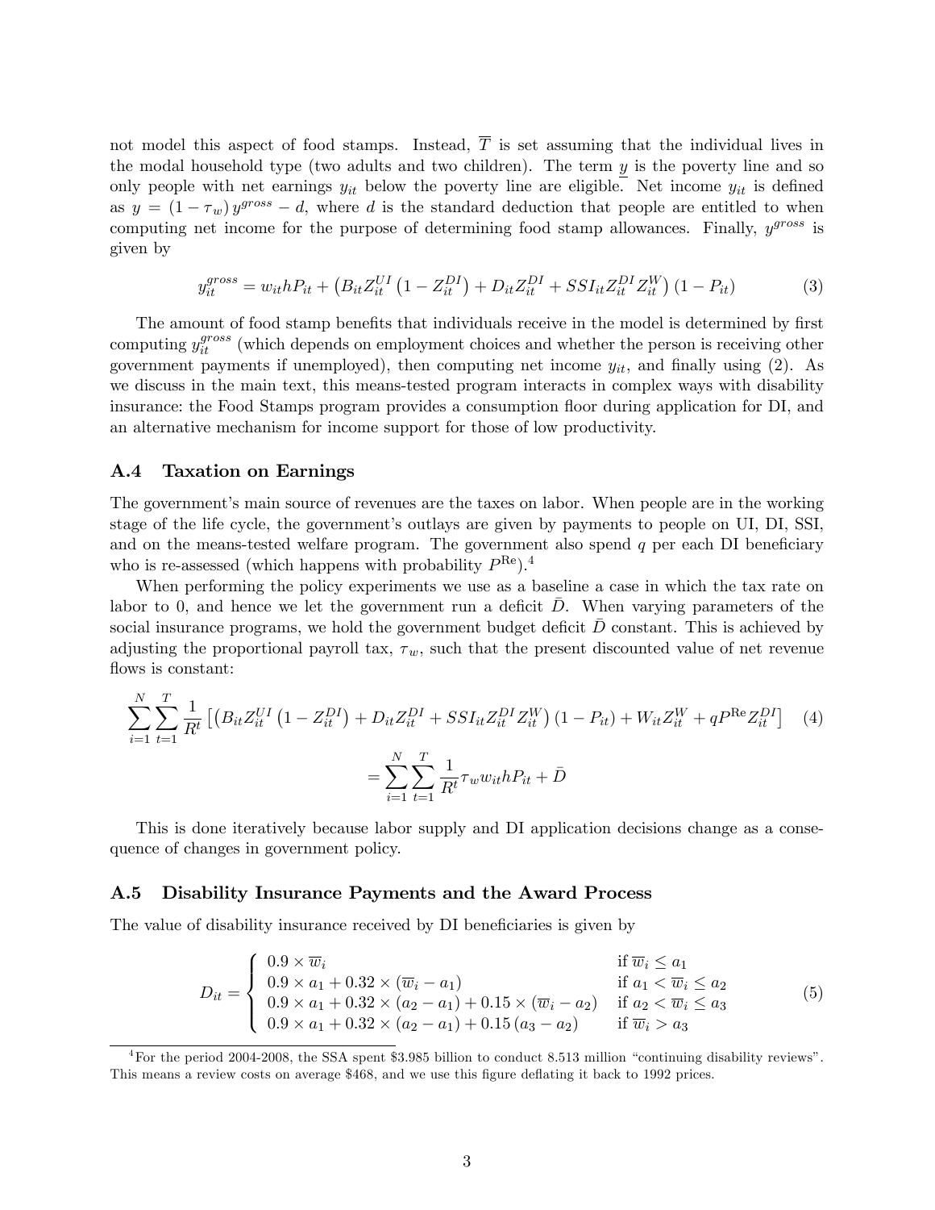not model this aspect of food stamps. Instead, $\overline{T}$ is set assuming that the individual lives in the modal household type (two adults and two children). The term $\underline{y}$ is the poverty line and so only people with net earnings $y_{it}$ below the poverty line are eligible. Net income $y_{it}$ is defined as $y = (1-\tau_w)\, y^{gross} - d$, where $d$ is the standard deduction that people are entitled to when computing net income for the purpose of determining food stamp allowances. Finally, $y^{gross}$ is given by

$$y_{it}^{gross} = w_{it} h P_{it} + \left( B_{it} Z_{it}^{UI} \left(1 - Z_{it}^{DI}\right) + D_{it} Z_{it}^{DI} + SSI_{it} Z_{it}^{DI} Z_{it}^{W} \right) (1 - P_{it}) \tag{3}$$

The amount of food stamp benefits that individuals receive in the model is determined by first computing $y_{it}^{gross}$ (which depends on employment choices and whether the person is receiving other government payments if unemployed), then computing net income $y_{it}$, and finally using (2). As we discuss in the main text, this means-tested program interacts in complex ways with disability insurance: the Food Stamps program provides a consumption floor during application for DI, and an alternative mechanism for income support for those of low productivity.

### A.4 Taxation on Earnings

The government's main source of revenues are the taxes on labor. When people are in the working stage of the life cycle, the government's outlays are given by payments to people on UI, DI, SSI, and on the means-tested welfare program. The government also spend $q$ per each DI beneficiary who is re-assessed (which happens with probability $P^{\text{Re}}$).[4]

When performing the policy experiments we use as a baseline a case in which the tax rate on labor to 0, and hence we let the government run a deficit $\bar{D}$. When varying parameters of the social insurance programs, we hold the government budget deficit $\bar{D}$ constant. This is achieved by adjusting the proportional payroll tax, $\tau_w$, such that the present discounted value of net revenue flows is constant:

$$\begin{aligned} \sum_{i=1}^{N} \sum_{t=1}^{T} \frac{1}{R^t} \left[ \left( B_{it} Z_{it}^{UI} \left(1 - Z_{it}^{DI}\right) + D_{it} Z_{it}^{DI} + SSI_{it} Z_{it}^{DI} Z_{it}^{W} \right) (1 - P_{it}) + W_{it} Z_{it}^{W} + q P^{\text{Re}} Z_{it}^{DI} \right] \\ = \sum_{i=1}^{N} \sum_{t=1}^{T} \frac{1}{R^t} \tau_w w_{it} h P_{it} + \bar{D} \end{aligned} \tag{4}$$

This is done iteratively because labor supply and DI application decisions change as a consequence of changes in government policy.

### A.5 Disability Insurance Payments and the Award Process

The value of disability insurance received by DI beneficiaries is given by

$$D_{it} = \begin{cases} 0.9 \times \overline{w}_i & \text{if } \overline{w}_i \le a_1 \\ 0.9 \times a_1 + 0.32 \times (\overline{w}_i - a_1) & \text{if } a_1 < \overline{w}_i \le a_2 \\ 0.9 \times a_1 + 0.32 \times (a_2 - a_1) + 0.15 \times (\overline{w}_i - a_2) & \text{if } a_2 < \overline{w}_i \le a_3 \\ 0.9 \times a_1 + 0.32 \times (a_2 - a_1) + 0.15\,(a_3 - a_2) & \text{if } \overline{w}_i > a_3 \end{cases} \tag{5}$$

[4] For the period 2004-2008, the SSA spent \$3.985 billion to conduct 8.513 million "continuing disability reviews". This means a review costs on average \$468, and we use this figure deflating it back to 1992 prices.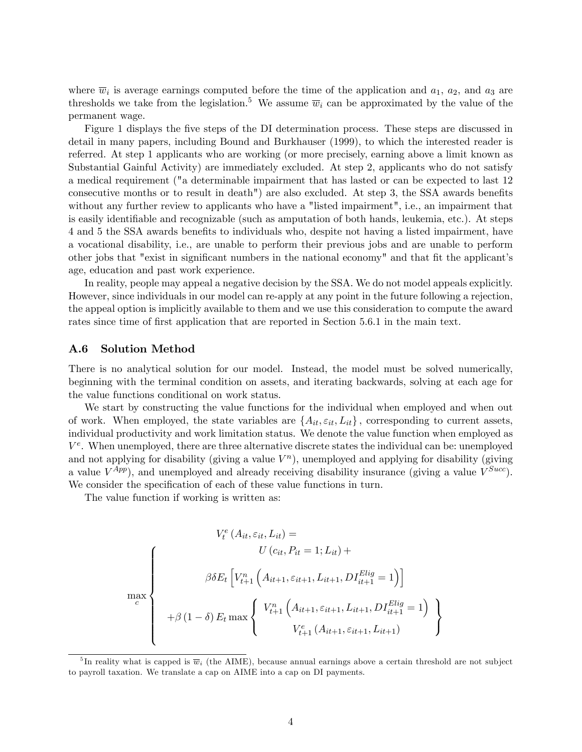where $\overline{w}_i$ is average earnings computed before the time of the application and $a_1$, $a_2$, and $a_3$ are thresholds we take from the legislation.[5] We assume $\overline{w}_i$ can be approximated by the value of the permanent wage.

Figure 1 displays the five steps of the DI determination process. These steps are discussed in detail in many papers, including Bound and Burkhauser (1999), to which the interested reader is referred. At step 1 applicants who are working (or more precisely, earning above a limit known as Substantial Gainful Activity) are immediately excluded. At step 2, applicants who do not satisfy a medical requirement ("a determinable impairment that has lasted or can be expected to last 12 consecutive months or to result in death") are also excluded. At step 3, the SSA awards benefits without any further review to applicants who have a "listed impairment", i.e., an impairment that is easily identifiable and recognizable (such as amputation of both hands, leukemia, etc.). At steps 4 and 5 the SSA awards benefits to individuals who, despite not having a listed impairment, have a vocational disability, i.e., are unable to perform their previous jobs and are unable to perform other jobs that "exist in significant numbers in the national economy" and that fit the applicant's age, education and past work experience.

In reality, people may appeal a negative decision by the SSA. We do not model appeals explicitly. However, since individuals in our model can re-apply at any point in the future following a rejection, the appeal option is implicitly available to them and we use this consideration to compute the award rates since time of first application that are reported in Section 5.6.1 in the main text.

### A.6 Solution Method

There is no analytical solution for our model. Instead, the model must be solved numerically, beginning with the terminal condition on assets, and iterating backwards, solving at each age for the value functions conditional on work status.

We start by constructing the value functions for the individual when employed and when out of work. When employed, the state variables are $\{A_{it}, \varepsilon_{it}, L_{it}\}$, corresponding to current assets, individual productivity and work limitation status. We denote the value function when employed as $V^e$. When unemployed, there are three alternative discrete states the individual can be: unemployed and not applying for disability (giving a value $V^n$), unemployed and applying for disability (giving a value $V^{App}$), and unemployed and already receiving disability insurance (giving a value $V^{Succ}$). We consider the specification of each of these value functions in turn.

The value function if working is written as:

$$
V_t^e\left(A_{it}, \varepsilon_{it}, L_{it}\right) = \max_c \left\{ \begin{array}{c} U\left(c_{it}, P_{it}=1; L_{it}\right) + \\ \beta\delta E_t\left[V_{t+1}^n\left(A_{it+1}, \varepsilon_{it+1}, L_{it+1}, DI_{it+1}^{Elig}=1\right)\right] \\ +\beta\left(1-\delta\right) E_t \max\left\{ \begin{array}{c} V_{t+1}^n\left(A_{it+1}, \varepsilon_{it+1}, L_{it+1}, DI_{it+1}^{Elig}=1\right) \\ V_{t+1}^e\left(A_{it+1}, \varepsilon_{it+1}, L_{it+1}\right) \end{array} \right\} \end{array} \right.
$$

[5] In reality what is capped is $\overline{w}_i$ (the AIME), because annual earnings above a certain threshold are not subject to payroll taxation. We translate a cap on AIME into a cap on DI payments.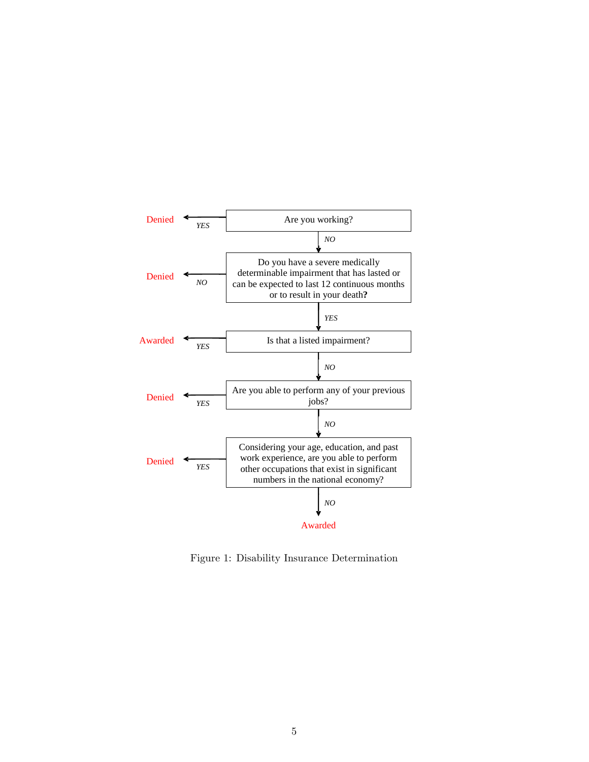Are you working?
- YES → Denied
- NO ↓

Do you have a severe medically determinable impairment that has lasted or can be expected to last 12 continuous months or to result in your death**?**
- NO → Denied
- YES ↓

Is that a listed impairment?
- YES → Awarded
- NO ↓

Are you able to perform any of your previous jobs?
- YES → Denied
- NO ↓

Considering your age, education, and past work experience, are you able to perform other occupations that exist in significant numbers in the national economy?
- YES → Denied
- NO → Awarded

Figure 1: Disability Insurance Determination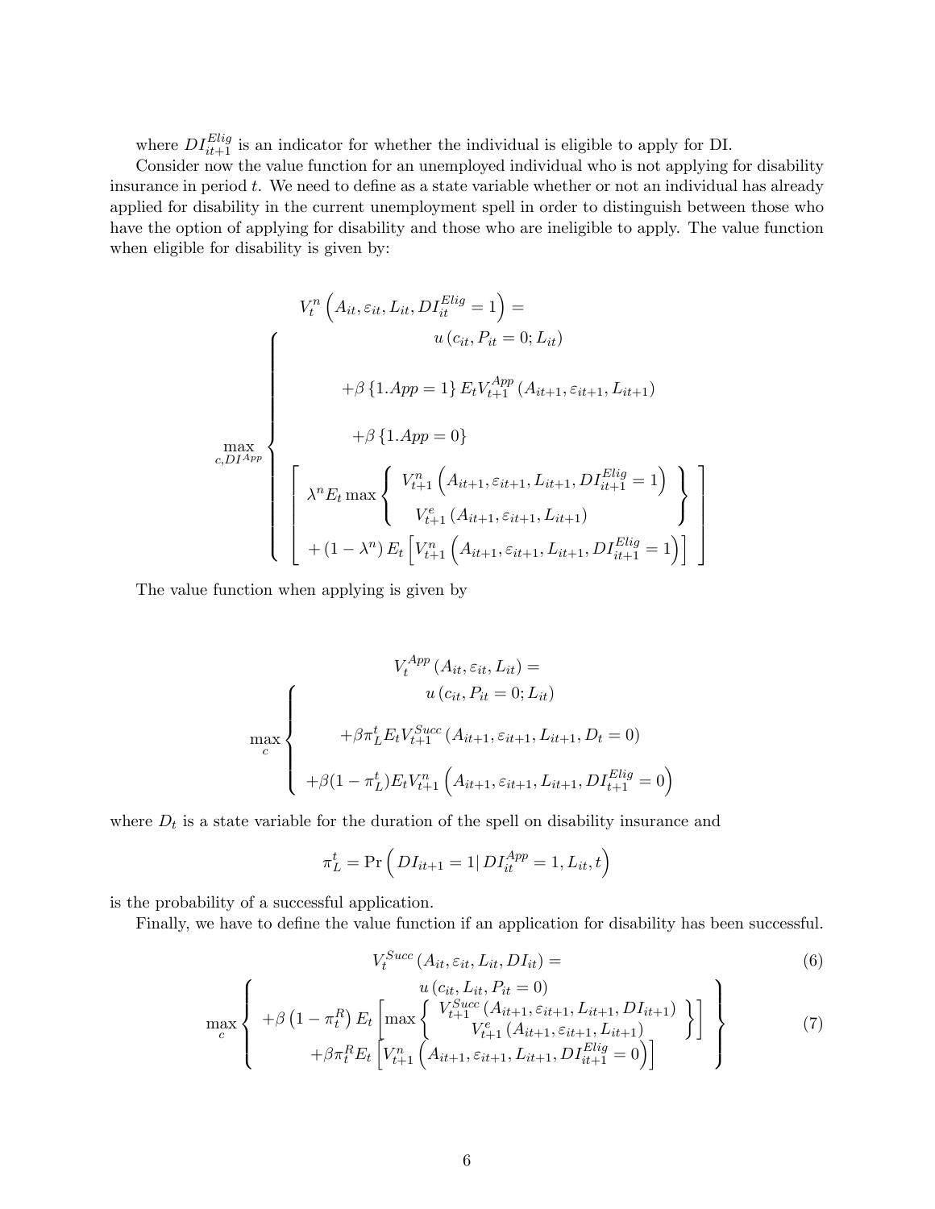where $DI_{it+1}^{Elig}$ is an indicator for whether the individual is eligible to apply for DI.

Consider now the value function for an unemployed individual who is not applying for disability insurance in period $t$. We need to define as a state variable whether or not an individual has already applied for disability in the current unemployment spell in order to distinguish between those who have the option of applying for disability and those who are ineligible to apply. The value function when eligible for disability is given by:

$$
V_t^n\left(A_{it}, \varepsilon_{it}, L_{it}, DI_{it}^{Elig}=1\right) = \max_{c, DI^{App}} \left\{ \begin{array}{c} u\left(c_{it}, P_{it}=0; L_{it}\right) \\ \\ +\beta\left\{1.App=1\right\} E_t V_{t+1}^{App}\left(A_{it+1}, \varepsilon_{it+1}, L_{it+1}\right) \\ \\ +\beta\left\{1.App=0\right\} \\ \\ \left[ \begin{array}{c} \lambda^n E_t \max\left\{ \begin{array}{c} V_{t+1}^n\left(A_{it+1}, \varepsilon_{it+1}, L_{it+1}, DI_{it+1}^{Elig}=1\right) \\ V_{t+1}^e\left(A_{it+1}, \varepsilon_{it+1}, L_{it+1}\right) \end{array} \right\} \\ +\left(1-\lambda^n\right) E_t\left[V_{t+1}^n\left(A_{it+1}, \varepsilon_{it+1}, L_{it+1}, DI_{it+1}^{Elig}=1\right)\right] \end{array} \right] \end{array} \right.
$$

The value function when applying is given by

$$
V_t^{App}\left(A_{it}, \varepsilon_{it}, L_{it}\right) = \max_c \left\{ \begin{array}{c} u\left(c_{it}, P_{it}=0; L_{it}\right) \\ \\ +\beta \pi_L^t E_t V_{t+1}^{Succ}\left(A_{it+1}, \varepsilon_{it+1}, L_{it+1}, D_t=0\right) \\ \\ +\beta(1-\pi_L^t) E_t V_{t+1}^n\left(A_{it+1}, \varepsilon_{it+1}, L_{it+1}, DI_{t+1}^{Elig}=0\right) \end{array} \right.
$$

where $D_t$ is a state variable for the duration of the spell on disability insurance and

$$
\pi_L^t = \Pr\left( DI_{it+1}=1 \middle| DI_{it}^{App}=1, L_{it}, t\right)
$$

is the probability of a successful application.

Finally, we have to define the value function if an application for disability has been successful.

$$
V_t^{Succ}\left(A_{it}, \varepsilon_{it}, L_{it}, DI_{it}\right) = \tag{6}
$$

$$
\max_c \left\{ \begin{array}{c} u\left(c_{it}, L_{it}, P_{it}=0\right) \\ +\beta\left(1-\pi_t^R\right) E_t\left[\max\left\{ \begin{array}{c} V_{t+1}^{Succ}\left(A_{it+1}, \varepsilon_{it+1}, L_{it+1}, DI_{it+1}\right) \\ V_{t+1}^e\left(A_{it+1}, \varepsilon_{it+1}, L_{it+1}\right) \end{array} \right\}\right] \\ +\beta \pi_t^R E_t\left[V_{t+1}^n\left(A_{it+1}, \varepsilon_{it+1}, L_{it+1}, DI_{it+1}^{Elig}=0\right)\right] \end{array} \right\} \tag{7}
$$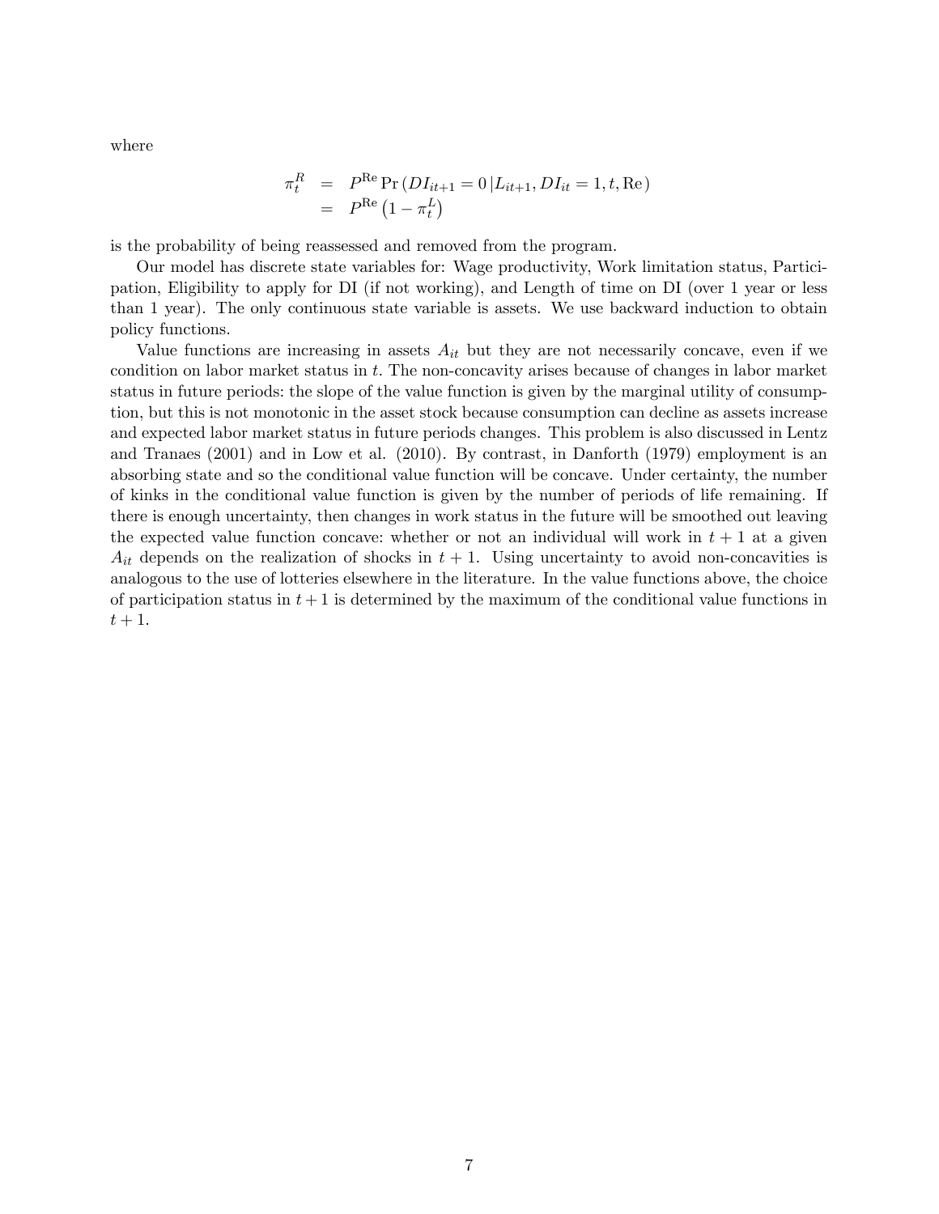where

$$
\begin{aligned}
\pi_t^R &= P^{\text{Re}} \Pr\left(DI_{it+1} = 0 \,|L_{it+1}, DI_{it} = 1, t, \text{Re}\right) \\
&= P^{\text{Re}}\left(1 - \pi_t^L\right)
\end{aligned}
$$

is the probability of being reassessed and removed from the program.

Our model has discrete state variables for: Wage productivity, Work limitation status, Participation, Eligibility to apply for DI (if not working), and Length of time on DI (over 1 year or less than 1 year). The only continuous state variable is assets. We use backward induction to obtain policy functions.

Value functions are increasing in assets $A_{it}$ but they are not necessarily concave, even if we condition on labor market status in $t$. The non-concavity arises because of changes in labor market status in future periods: the slope of the value function is given by the marginal utility of consumption, but this is not monotonic in the asset stock because consumption can decline as assets increase and expected labor market status in future periods changes. This problem is also discussed in Lentz and Tranaes (2001) and in Low et al. (2010). By contrast, in Danforth (1979) employment is an absorbing state and so the conditional value function will be concave. Under certainty, the number of kinks in the conditional value function is given by the number of periods of life remaining. If there is enough uncertainty, then changes in work status in the future will be smoothed out leaving the expected value function concave: whether or not an individual will work in $t + 1$ at a given $A_{it}$ depends on the realization of shocks in $t + 1$. Using uncertainty to avoid non-concavities is analogous to the use of lotteries elsewhere in the literature. In the value functions above, the choice of participation status in $t + 1$ is determined by the maximum of the conditional value functions in $t + 1$.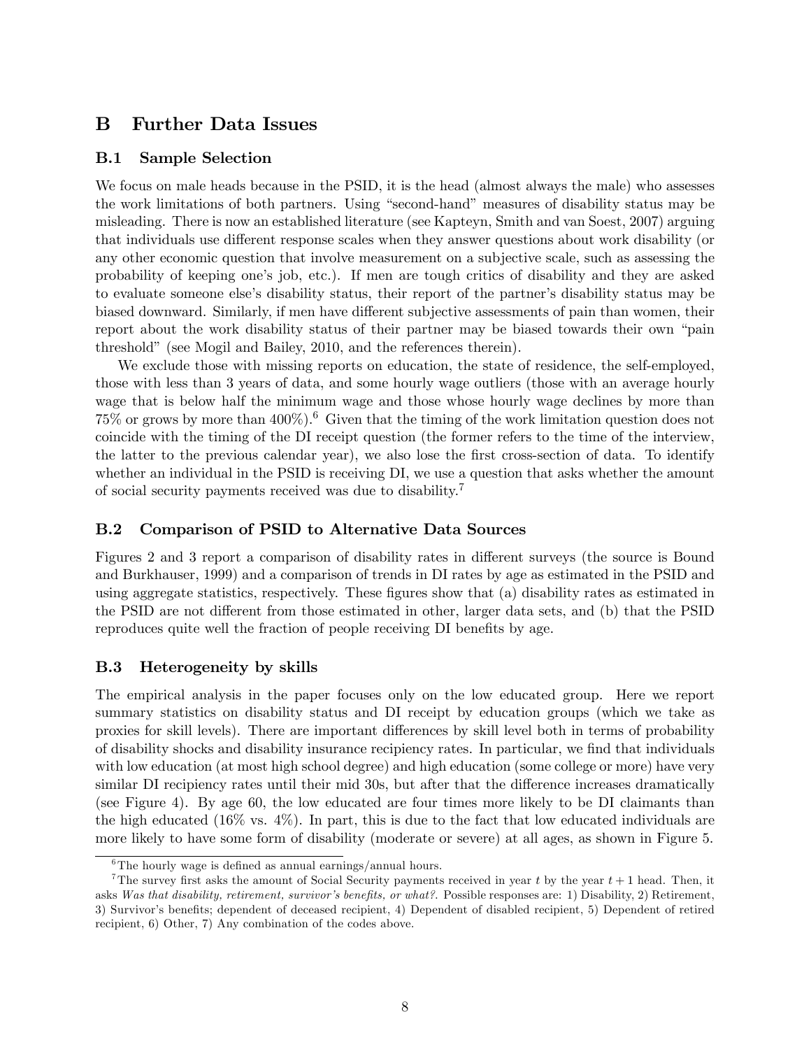# B Further Data Issues

## B.1 Sample Selection

We focus on male heads because in the PSID, it is the head (almost always the male) who assesses the work limitations of both partners. Using "second-hand" measures of disability status may be misleading. There is now an established literature (see Kapteyn, Smith and van Soest, 2007) arguing that individuals use different response scales when they answer questions about work disability (or any other economic question that involve measurement on a subjective scale, such as assessing the probability of keeping one's job, etc.). If men are tough critics of disability and they are asked to evaluate someone else's disability status, their report of the partner's disability status may be biased downward. Similarly, if men have different subjective assessments of pain than women, their report about the work disability status of their partner may be biased towards their own "pain threshold" (see Mogil and Bailey, 2010, and the references therein).

We exclude those with missing reports on education, the state of residence, the self-employed, those with less than 3 years of data, and some hourly wage outliers (those with an average hourly wage that is below half the minimum wage and those whose hourly wage declines by more than 75% or grows by more than 400%).[6] Given that the timing of the work limitation question does not coincide with the timing of the DI receipt question (the former refers to the time of the interview, the latter to the previous calendar year), we also lose the first cross-section of data. To identify whether an individual in the PSID is receiving DI, we use a question that asks whether the amount of social security payments received was due to disability.[7]

## B.2 Comparison of PSID to Alternative Data Sources

Figures 2 and 3 report a comparison of disability rates in different surveys (the source is Bound and Burkhauser, 1999) and a comparison of trends in DI rates by age as estimated in the PSID and using aggregate statistics, respectively. These figures show that (a) disability rates as estimated in the PSID are not different from those estimated in other, larger data sets, and (b) that the PSID reproduces quite well the fraction of people receiving DI benefits by age.

## B.3 Heterogeneity by skills

The empirical analysis in the paper focuses only on the low educated group. Here we report summary statistics on disability status and DI receipt by education groups (which we take as proxies for skill levels). There are important differences by skill level both in terms of probability of disability shocks and disability insurance recipiency rates. In particular, we find that individuals with low education (at most high school degree) and high education (some college or more) have very similar DI recipiency rates until their mid 30s, but after that the difference increases dramatically (see Figure 4). By age 60, the low educated are four times more likely to be DI claimants than the high educated (16% vs. 4%). In part, this is due to the fact that low educated individuals are more likely to have some form of disability (moderate or severe) at all ages, as shown in Figure 5.

---

[6] The hourly wage is defined as annual earnings/annual hours.

[7] The survey first asks the amount of Social Security payments received in year $t$ by the year $t+1$ head. Then, it asks *Was that disability, retirement, survivor's benefits, or what?*. Possible responses are: 1) Disability, 2) Retirement, 3) Survivor's benefits; dependent of deceased recipient, 4) Dependent of disabled recipient, 5) Dependent of retired recipient, 6) Other, 7) Any combination of the codes above.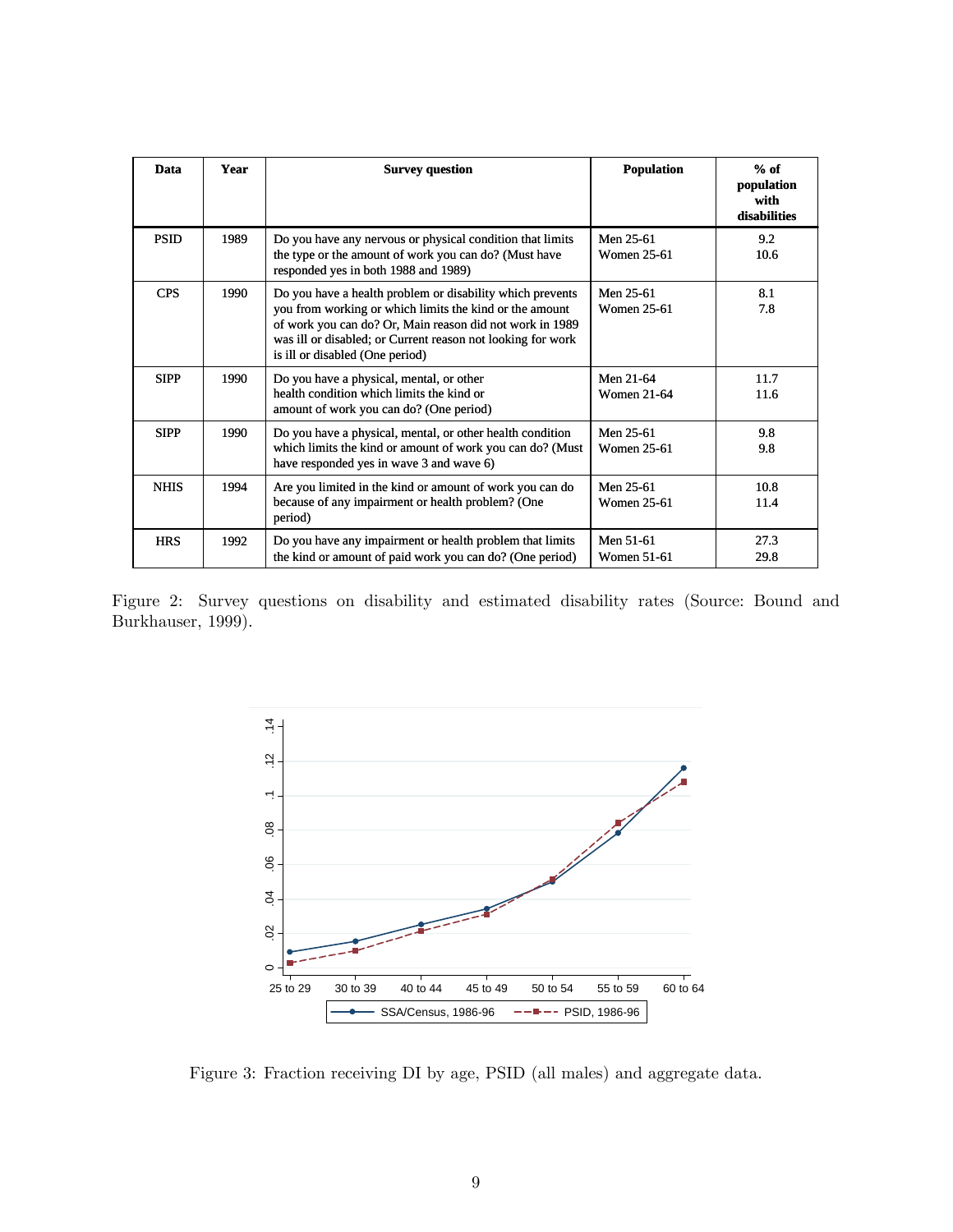| Data | Year | Survey question | Population | % of population with disabilities |
|---|---|---|---|---|
| PSID | 1989 | Do you have any nervous or physical condition that limits the type or the amount of work you can do? (Must have responded yes in both 1988 and 1989) | Men 25-61<br>Women 25-61 | 9.2<br>10.6 |
| CPS | 1990 | Do you have a health problem or disability which prevents you from working or which limits the kind or the amount of work you can do? Or, Main reason did not work in 1989 was ill or disabled; or Current reason not looking for work is ill or disabled (One period) | Men 25-61<br>Women 25-61 | 8.1<br>7.8 |
| SIPP | 1990 | Do you have a physical, mental, or other health condition which limits the kind or amount of work you can do? (One period) | Men 21-64<br>Women 21-64 | 11.7<br>11.6 |
| SIPP | 1990 | Do you have a physical, mental, or other health condition which limits the kind or amount of work you can do? (Must have responded yes in wave 3 and wave 6) | Men 25-61<br>Women 25-61 | 9.8<br>9.8 |
| NHIS | 1994 | Are you limited in the kind or amount of work you can do because of any impairment or health problem? (One period) | Men 25-61<br>Women 25-61 | 10.8<br>11.4 |
| HRS | 1992 | Do you have any impairment or health problem that limits the kind or amount of paid work you can do? (One period) | Men 51-61<br>Women 51-61 | 27.3<br>29.8 |

Figure 2: Survey questions on disability and estimated disability rates (Source: Bound and Burkhauser, 1999).

Figure 3: Fraction receiving DI by age, PSID (all males) and aggregate data.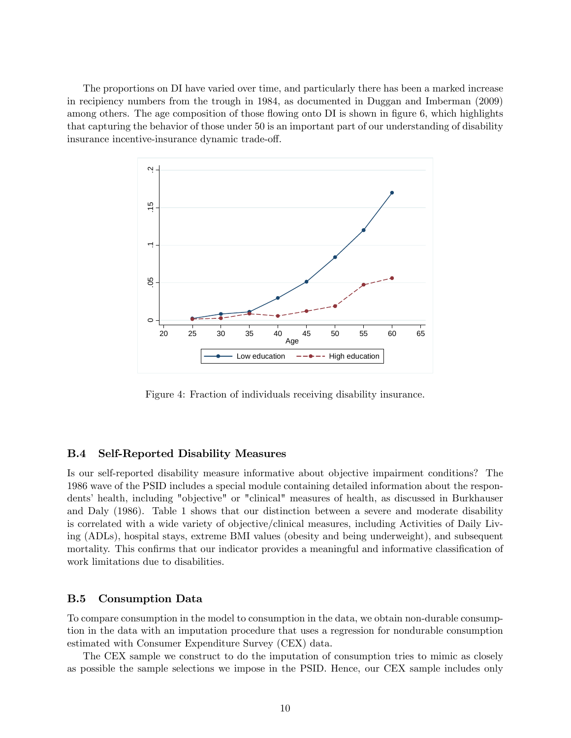The proportions on DI have varied over time, and particularly there has been a marked increase in recipiency numbers from the trough in 1984, as documented in Duggan and Imberman (2009) among others. The age composition of those flowing onto DI is shown in figure 6, which highlights that capturing the behavior of those under 50 is an important part of our understanding of disability insurance incentive-insurance dynamic trade-off.

Figure 4: Fraction of individuals receiving disability insurance.

### B.4 Self-Reported Disability Measures

Is our self-reported disability measure informative about objective impairment conditions? The 1986 wave of the PSID includes a special module containing detailed information about the respondents' health, including "objective" or "clinical" measures of health, as discussed in Burkhauser and Daly (1986). Table 1 shows that our distinction between a severe and moderate disability is correlated with a wide variety of objective/clinical measures, including Activities of Daily Living (ADLs), hospital stays, extreme BMI values (obesity and being underweight), and subsequent mortality. This confirms that our indicator provides a meaningful and informative classification of work limitations due to disabilities.

### B.5 Consumption Data

To compare consumption in the model to consumption in the data, we obtain non-durable consumption in the data with an imputation procedure that uses a regression for nondurable consumption estimated with Consumer Expenditure Survey (CEX) data.

The CEX sample we construct to do the imputation of consumption tries to mimic as closely as possible the sample selections we impose in the PSID. Hence, our CEX sample includes only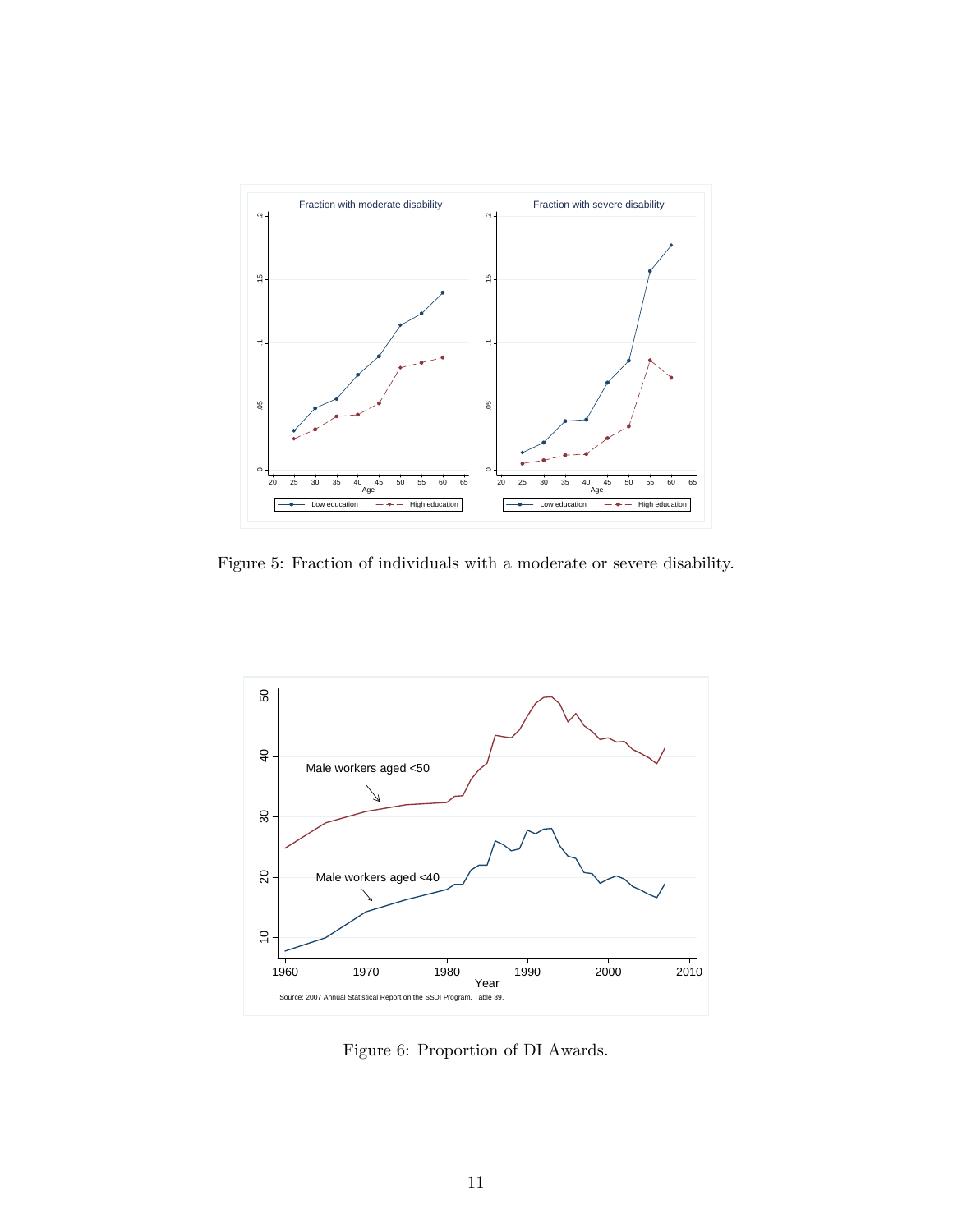Figure 5: Fraction of individuals with a moderate or severe disability.

Figure 6: Proportion of DI Awards.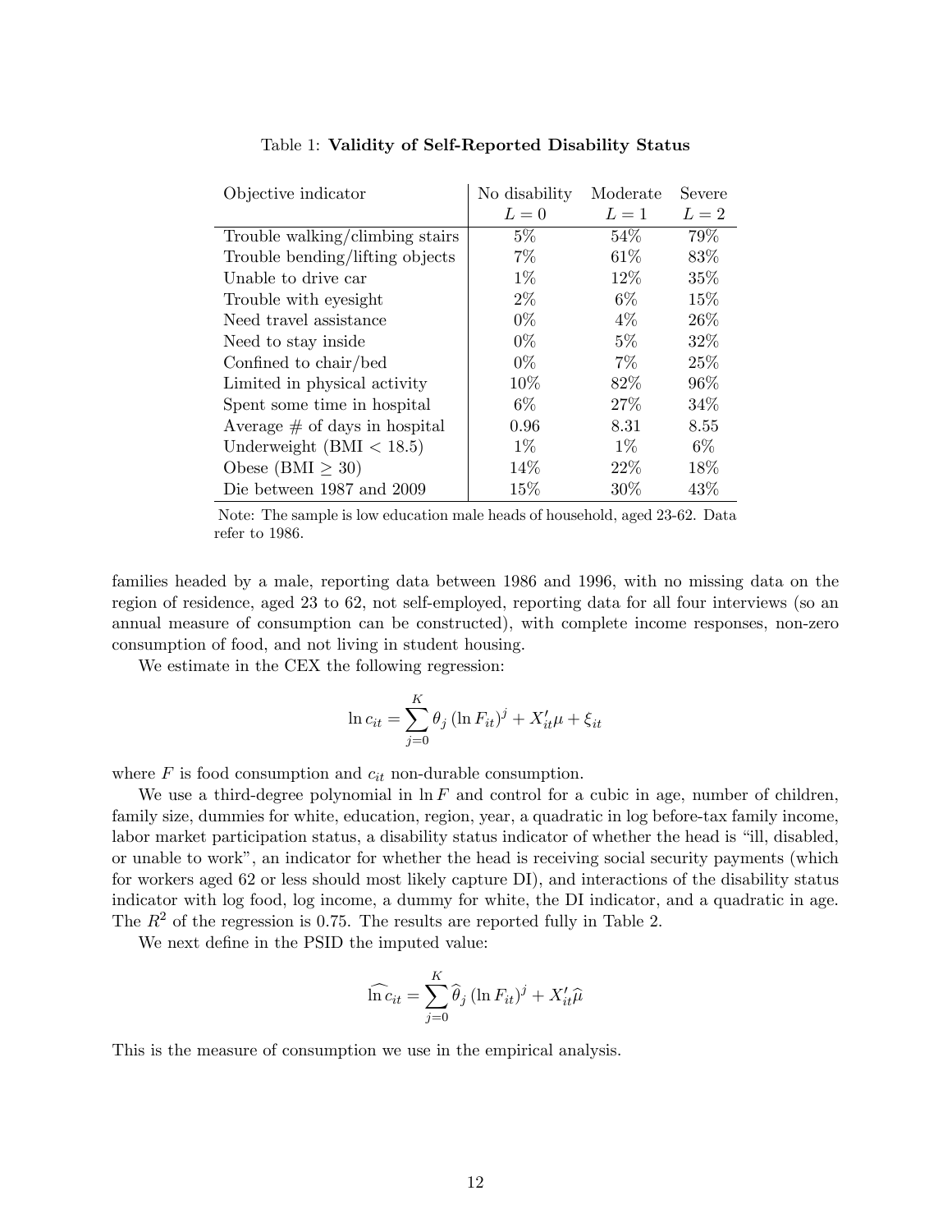Table 1: **Validity of Self-Reported Disability Status**

| Objective indicator | No disability $L=0$ | Moderate $L=1$ | Severe $L=2$ |
|---|---|---|---|
| Trouble walking/climbing stairs | 5% | 54% | 79% |
| Trouble bending/lifting objects | 7% | 61% | 83% |
| Unable to drive car | 1% | 12% | 35% |
| Trouble with eyesight | 2% | 6% | 15% |
| Need travel assistance | 0% | 4% | 26% |
| Need to stay inside | 0% | 5% | 32% |
| Confined to chair/bed | 0% | 7% | 25% |
| Limited in physical activity | 10% | 82% | 96% |
| Spent some time in hospital | 6% | 27% | 34% |
| Average # of days in hospital | 0.96 | 8.31 | 8.55 |
| Underweight (BMI < 18.5) | 1% | 1% | 6% |
| Obese (BMI ≥ 30) | 14% | 22% | 18% |
| Die between 1987 and 2009 | 15% | 30% | 43% |

Note: The sample is low education male heads of household, aged 23-62. Data refer to 1986.

families headed by a male, reporting data between 1986 and 1996, with no missing data on the region of residence, aged 23 to 62, not self-employed, reporting data for all four interviews (so an annual measure of consumption can be constructed), with complete income responses, non-zero consumption of food, and not living in student housing.

We estimate in the CEX the following regression:

$$\ln c_{it} = \sum_{j=0}^{K} \theta_j \left(\ln F_{it}\right)^j + X_{it}'\mu + \xi_{it}$$

where $F$ is food consumption and $c_{it}$ non-durable consumption.

We use a third-degree polynomial in $\ln F$ and control for a cubic in age, number of children, family size, dummies for white, education, region, year, a quadratic in log before-tax family income, labor market participation status, a disability status indicator of whether the head is "ill, disabled, or unable to work", an indicator for whether the head is receiving social security payments (which for workers aged 62 or less should most likely capture DI), and interactions of the disability status indicator with log food, log income, a dummy for white, the DI indicator, and a quadratic in age. The $R^2$ of the regression is 0.75. The results are reported fully in Table 2.

We next define in the PSID the imputed value:

$$\widehat{\ln c_{it}} = \sum_{j=0}^{K} \widehat{\theta}_j \left(\ln F_{it}\right)^j + X_{it}'\widehat{\mu}$$

This is the measure of consumption we use in the empirical analysis.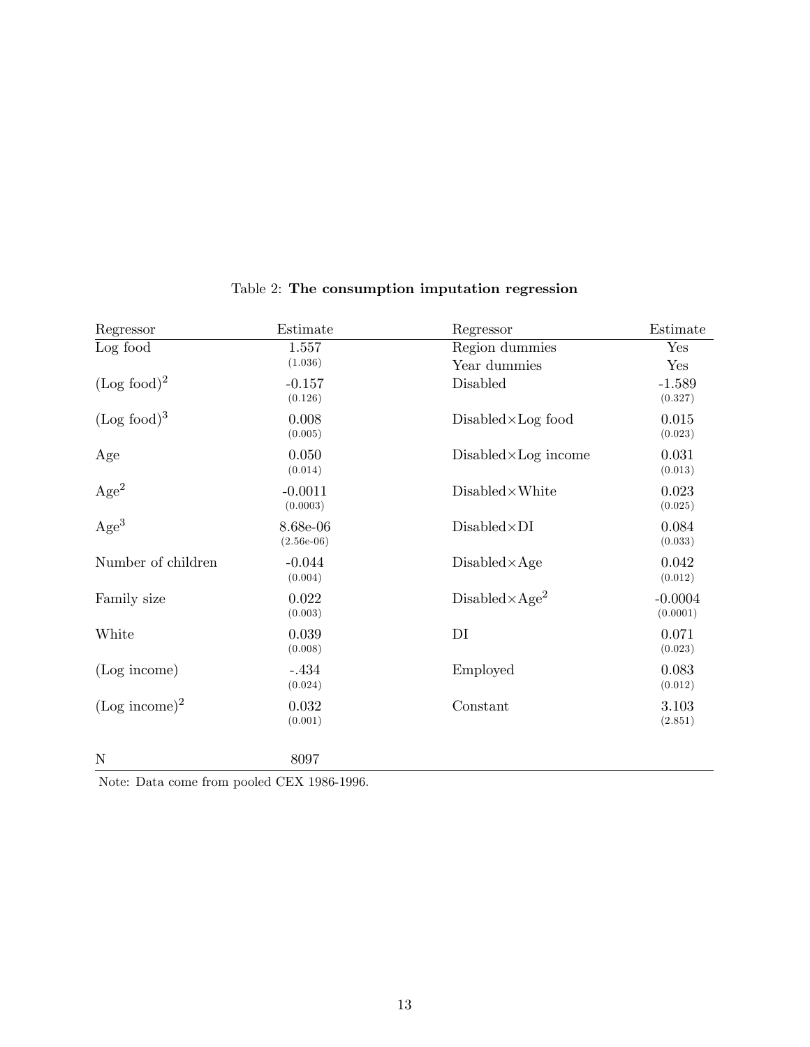Table 2: **The consumption imputation regression**

| Regressor | Estimate | Regressor | Estimate |
|---|---|---|---|
| Log food | 1.557 | Region dummies | Yes |
| | (1.036) | Year dummies | Yes |
| $(\text{Log food})^2$ | -0.157 | Disabled | -1.589 |
| | (0.126) | | (0.327) |
| $(\text{Log food})^3$ | 0.008 | Disabled×Log food | 0.015 |
| | (0.005) | | (0.023) |
| Age | 0.050 | Disabled×Log income | 0.031 |
| | (0.014) | | (0.013) |
| $\text{Age}^2$ | -0.0011 | Disabled×White | 0.023 |
| | (0.0003) | | (0.025) |
| $\text{Age}^3$ | 8.68e-06 | Disabled×DI | 0.084 |
| | (2.56e-06) | | (0.033) |
| Number of children | -0.044 | Disabled×Age | 0.042 |
| | (0.004) | | (0.012) |
| Family size | 0.022 | Disabled×$\text{Age}^2$ | -0.0004 |
| | (0.003) | | (0.0001) |
| White | 0.039 | DI | 0.071 |
| | (0.008) | | (0.023) |
| (Log income) | -.434 | Employed | 0.083 |
| | (0.024) | | (0.012) |
| $(\text{Log income})^2$ | 0.032 | Constant | 3.103 |
| | (0.001) | | (2.851) |
| N | 8097 | | |

Note: Data come from pooled CEX 1986-1996.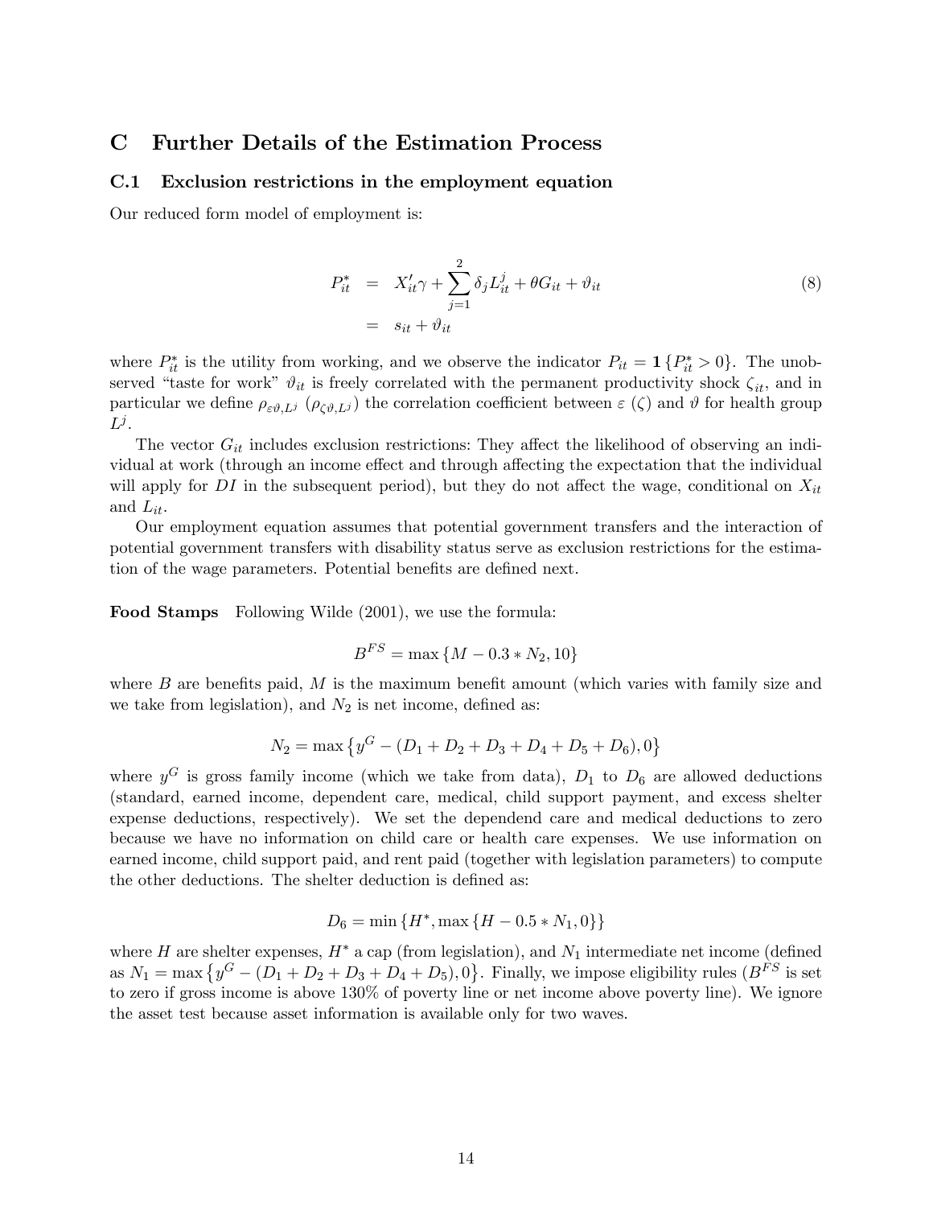# C Further Details of the Estimation Process

## C.1 Exclusion restrictions in the employment equation

Our reduced form model of employment is:

$$
\begin{aligned}
P_{it}^{*} &= X_{it}'\gamma + \sum_{j=1}^{2} \delta_j L_{it}^{j} + \theta G_{it} + \vartheta_{it} \\
&= s_{it} + \vartheta_{it}
\end{aligned}
\tag{8}
$$

where $P_{it}^{*}$ is the utility from working, and we observe the indicator $P_{it} = \mathbf{1}\{P_{it}^{*} > 0\}$. The unobserved "taste for work" $\vartheta_{it}$ is freely correlated with the permanent productivity shock $\zeta_{it}$, and in particular we define $\rho_{\varepsilon\vartheta,L^j}$ ($\rho_{\zeta\vartheta,L^j}$) the correlation coefficient between $\varepsilon$ ($\zeta$) and $\vartheta$ for health group $L^j$.

The vector $G_{it}$ includes exclusion restrictions: They affect the likelihood of observing an individual at work (through an income effect and through affecting the expectation that the individual will apply for $DI$ in the subsequent period), but they do not affect the wage, conditional on $X_{it}$ and $L_{it}$.

Our employment equation assumes that potential government transfers and the interaction of potential government transfers with disability status serve as exclusion restrictions for the estimation of the wage parameters. Potential benefits are defined next.

**Food Stamps** Following Wilde (2001), we use the formula:

$$B^{FS} = \max\{M - 0.3 * N_2, 10\}$$

where $B$ are benefits paid, $M$ is the maximum benefit amount (which varies with family size and we take from legislation), and $N_2$ is net income, defined as:

$$N_2 = \max\left\{y^G - (D_1 + D_2 + D_3 + D_4 + D_5 + D_6), 0\right\}$$

where $y^G$ is gross family income (which we take from data), $D_1$ to $D_6$ are allowed deductions (standard, earned income, dependent care, medical, child support payment, and excess shelter expense deductions, respectively). We set the dependend care and medical deductions to zero because we have no information on child care or health care expenses. We use information on earned income, child support paid, and rent paid (together with legislation parameters) to compute the other deductions. The shelter deduction is defined as:

$$D_6 = \min\{H^*, \max\{H - 0.5 * N_1, 0\}\}$$

where $H$ are shelter expenses, $H^*$ a cap (from legislation), and $N_1$ intermediate net income (defined as $N_1 = \max\left\{y^G - (D_1 + D_2 + D_3 + D_4 + D_5), 0\right\}$. Finally, we impose eligibility rules ($B^{FS}$ is set to zero if gross income is above 130% of poverty line or net income above poverty line). We ignore the asset test because asset information is available only for two waves.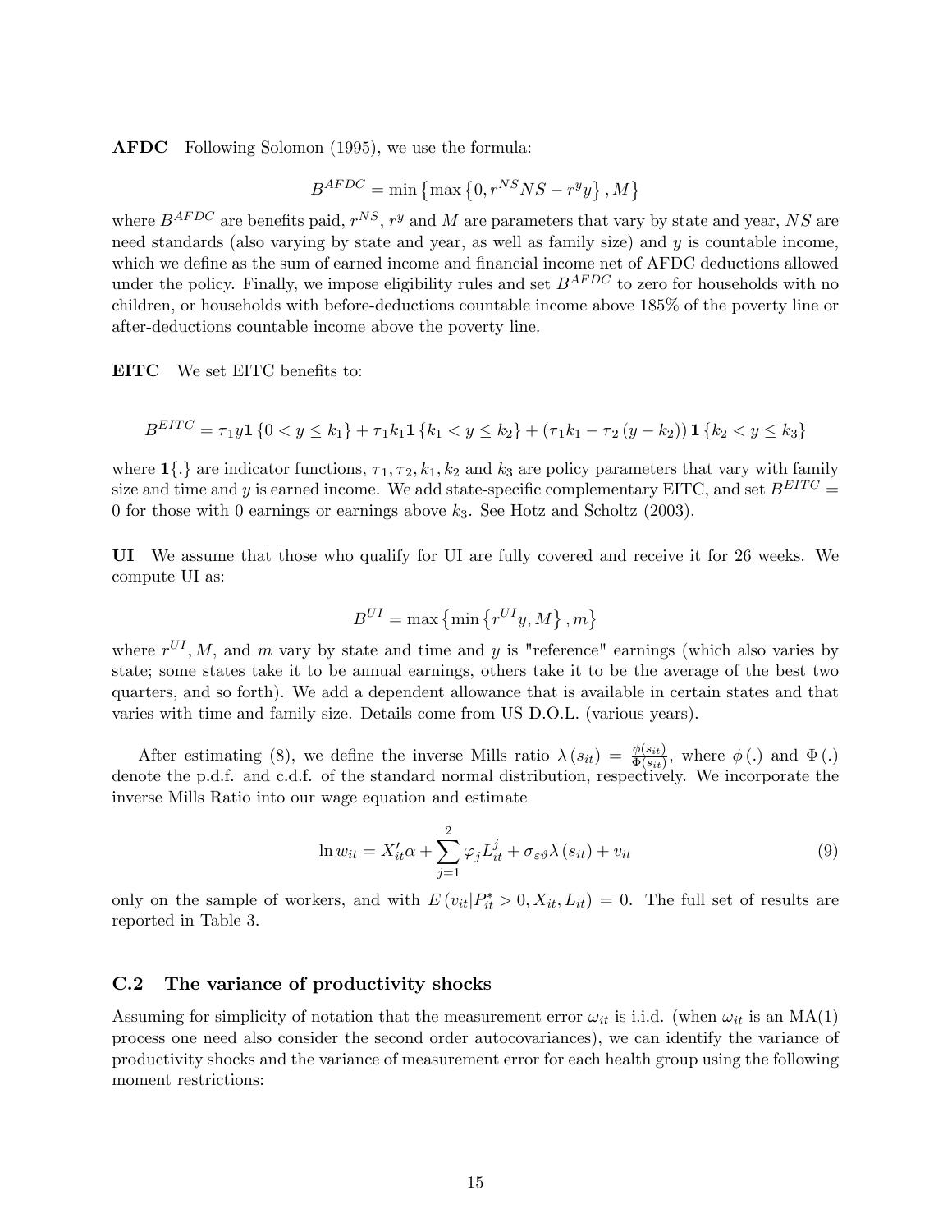**AFDC** Following Solomon (1995), we use the formula:

$$B^{AFDC} = \min\left\{\max\left\{0, r^{NS}NS - r^{y}y\right\}, M\right\}$$

where $B^{AFDC}$ are benefits paid, $r^{NS}$, $r^{y}$ and $M$ are parameters that vary by state and year, $NS$ are need standards (also varying by state and year, as well as family size) and $y$ is countable income, which we define as the sum of earned income and financial income net of AFDC deductions allowed under the policy. Finally, we impose eligibility rules and set $B^{AFDC}$ to zero for households with no children, or households with before-deductions countable income above 185% of the poverty line or after-deductions countable income above the poverty line.

**EITC** We set EITC benefits to:

$$B^{EITC} = \tau_1 y \mathbf{1}\left\{0 < y \leq k_1\right\} + \tau_1 k_1 \mathbf{1}\left\{k_1 < y \leq k_2\right\} + \left(\tau_1 k_1 - \tau_2\left(y - k_2\right)\right)\mathbf{1}\left\{k_2 < y \leq k_3\right\}$$

where $\mathbf{1}\{.\}$ are indicator functions, $\tau_1, \tau_2, k_1, k_2$ and $k_3$ are policy parameters that vary with family size and time and $y$ is earned income. We add state-specific complementary EITC, and set $B^{EITC} = 0$ for those with 0 earnings or earnings above $k_3$. See Hotz and Scholtz (2003).

**UI** We assume that those who qualify for UI are fully covered and receive it for 26 weeks. We compute UI as:

$$B^{UI} = \max\left\{\min\left\{r^{UI}y, M\right\}, m\right\}$$

where $r^{UI}, M$, and $m$ vary by state and time and $y$ is "reference" earnings (which also varies by state; some states take it to be annual earnings, others take it to be the average of the best two quarters, and so forth). We add a dependent allowance that is available in certain states and that varies with time and family size. Details come from US D.O.L. (various years).

After estimating (8), we define the inverse Mills ratio $\lambda\left(s_{it}\right) = \frac{\phi\left(s_{it}\right)}{\Phi\left(s_{it}\right)}$, where $\phi\left(.\right)$ and $\Phi\left(.\right)$ denote the p.d.f. and c.d.f. of the standard normal distribution, respectively. We incorporate the inverse Mills Ratio into our wage equation and estimate

$$\ln w_{it} = X_{it}'\alpha + \sum_{j=1}^{2}\varphi_j L_{it}^{j} + \sigma_{\varepsilon\vartheta}\lambda\left(s_{it}\right) + v_{it} \tag{9}$$

only on the sample of workers, and with $E\left(v_{it}|P_{it}^{*} > 0, X_{it}, L_{it}\right) = 0$. The full set of results are reported in Table 3.

### C.2 The variance of productivity shocks

Assuming for simplicity of notation that the measurement error $\omega_{it}$ is i.i.d. (when $\omega_{it}$ is an MA(1) process one need also consider the second order autocovariances), we can identify the variance of productivity shocks and the variance of measurement error for each health group using the following moment restrictions: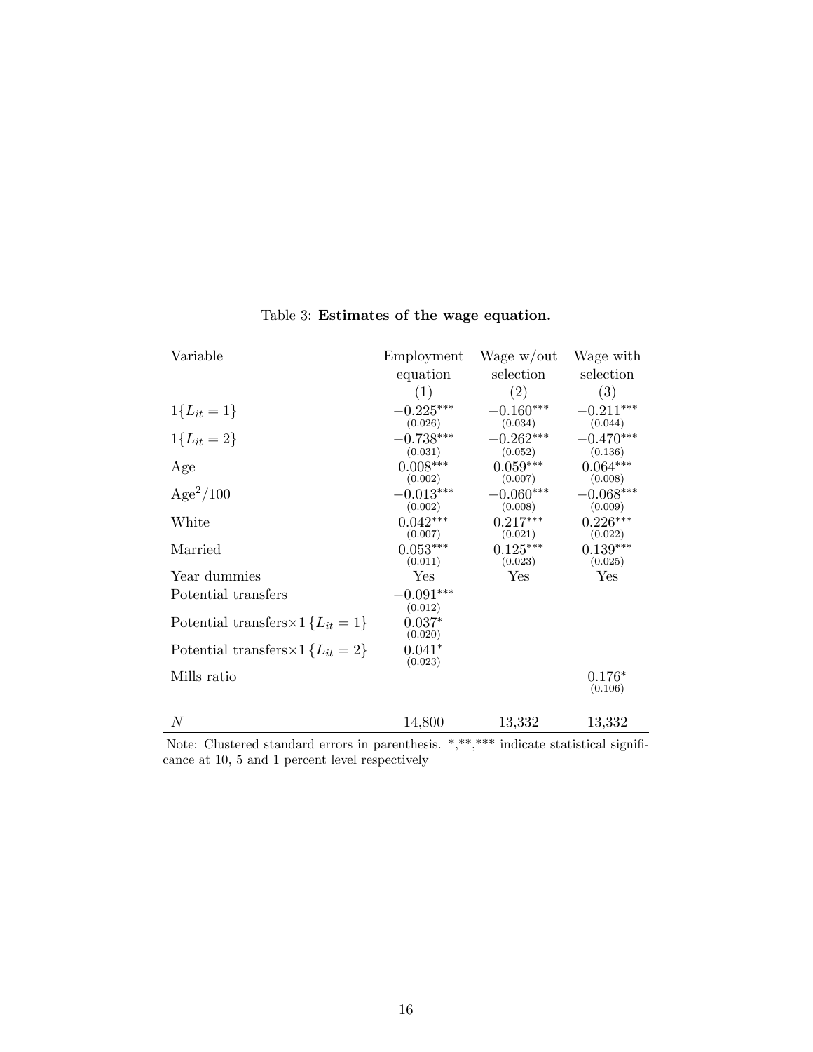Table 3: **Estimates of the wage equation.**

| Variable | Employment equation (1) | Wage w/out selection (2) | Wage with selection (3) |
|---|---|---|---|
| $1\{L_{it} = 1\}$ | $-0.225^{***}$ (0.026) | $-0.160^{***}$ (0.034) | $-0.211^{***}$ (0.044) |
| $1\{L_{it} = 2\}$ | $-0.738^{***}$ (0.031) | $-0.262^{***}$ (0.052) | $-0.470^{***}$ (0.136) |
| Age | $0.008^{***}$ (0.002) | $0.059^{***}$ (0.007) | $0.064^{***}$ (0.008) |
| $\text{Age}^2/100$ | $-0.013^{***}$ (0.002) | $-0.060^{***}$ (0.008) | $-0.068^{***}$ (0.009) |
| White | $0.042^{***}$ (0.007) | $0.217^{***}$ (0.021) | $0.226^{***}$ (0.022) |
| Married | $0.053^{***}$ (0.011) | $0.125^{***}$ (0.023) | $0.139^{***}$ (0.025) |
| Year dummies | Yes | Yes | Yes |
| Potential transfers | $-0.091^{***}$ (0.012) | | |
| Potential transfers$\times 1\{L_{it} = 1\}$ | $0.037^{*}$ (0.020) | | |
| Potential transfers$\times 1\{L_{it} = 2\}$ | $0.041^{*}$ (0.023) | | |
| Mills ratio | | | $0.176^{*}$ (0.106) |
| $N$ | 14,800 | 13,332 | 13,332 |

Note: Clustered standard errors in parenthesis. *,**,*** indicate statistical significance at 10, 5 and 1 percent level respectively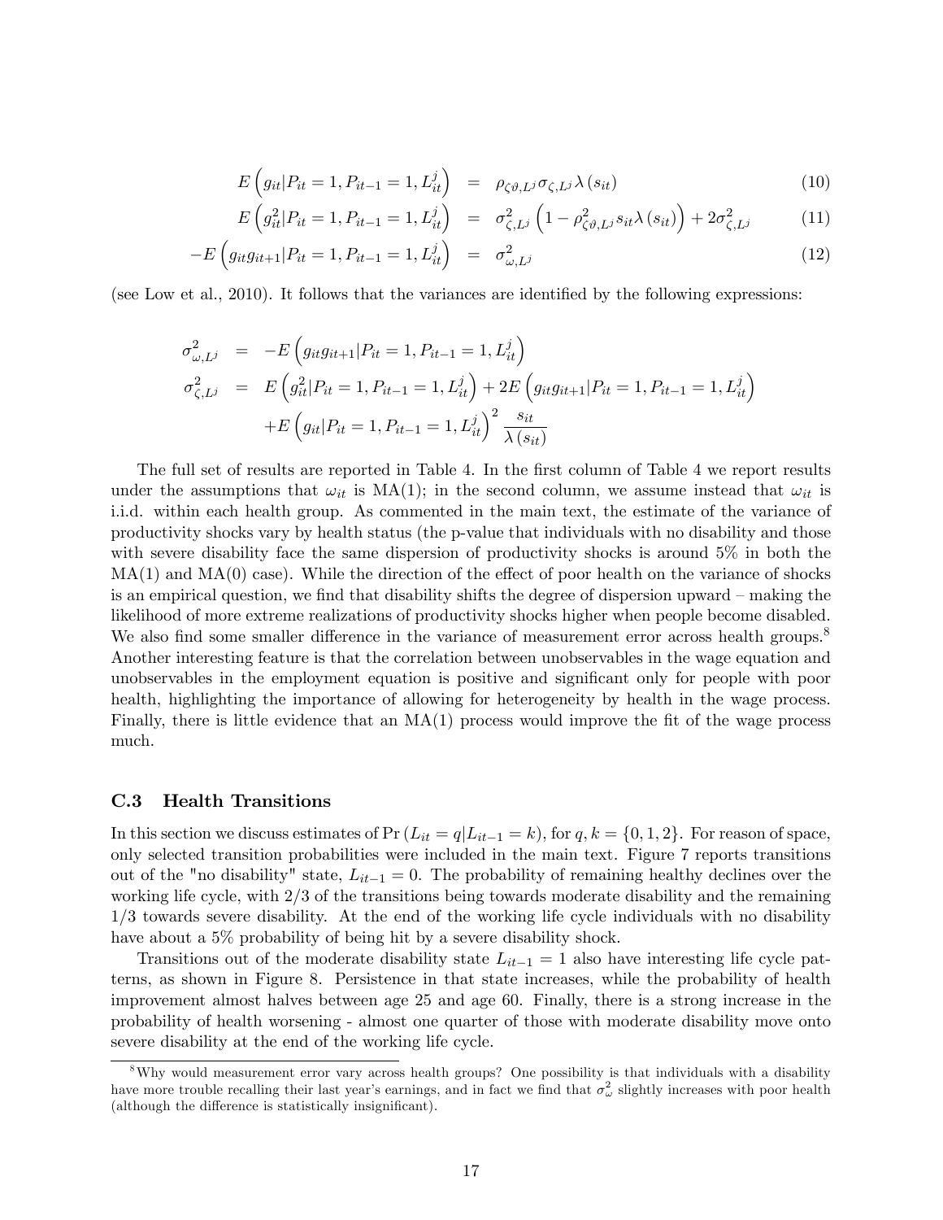$$E\left(g_{it}|P_{it}=1, P_{it-1}=1, L_{it}^{j}\right) = \rho_{\zeta\vartheta,L^{j}}\sigma_{\zeta,L^{j}}\lambda\left(s_{it}\right) \tag{10}$$

$$E\left(g_{it}^{2}|P_{it}=1, P_{it-1}=1, L_{it}^{j}\right) = \sigma_{\zeta,L^{j}}^{2}\left(1-\rho_{\zeta\vartheta,L^{j}}^{2}s_{it}\lambda\left(s_{it}\right)\right)+2\sigma_{\zeta,L^{j}}^{2} \tag{11}$$

$$-E\left(g_{it}g_{it+1}|P_{it}=1, P_{it-1}=1, L_{it}^{j}\right) = \sigma_{\omega,L^{j}}^{2} \tag{12}$$

(see Low et al., 2010). It follows that the variances are identified by the following expressions:

$$\begin{aligned}
\sigma_{\omega,L^{j}}^{2} &= -E\left(g_{it}g_{it+1}|P_{it}=1, P_{it-1}=1, L_{it}^{j}\right)\\
\sigma_{\zeta,L^{j}}^{2} &= E\left(g_{it}^{2}|P_{it}=1, P_{it-1}=1, L_{it}^{j}\right)+2E\left(g_{it}g_{it+1}|P_{it}=1, P_{it-1}=1, L_{it}^{j}\right)\\
&\quad +E\left(g_{it}|P_{it}=1, P_{it-1}=1, L_{it}^{j}\right)^{2}\frac{s_{it}}{\lambda\left(s_{it}\right)}
\end{aligned}$$

The full set of results are reported in Table 4. In the first column of Table 4 we report results under the assumptions that $\omega_{it}$ is MA(1); in the second column, we assume instead that $\omega_{it}$ is i.i.d. within each health group. As commented in the main text, the estimate of the variance of productivity shocks vary by health status (the p-value that individuals with no disability and those with severe disability face the same dispersion of productivity shocks is around 5% in both the MA(1) and MA(0) case). While the direction of the effect of poor health on the variance of shocks is an empirical question, we find that disability shifts the degree of dispersion upward – making the likelihood of more extreme realizations of productivity shocks higher when people become disabled. We also find some smaller difference in the variance of measurement error across health groups.[8] Another interesting feature is that the correlation between unobservables in the wage equation and unobservables in the employment equation is positive and significant only for people with poor health, highlighting the importance of allowing for heterogeneity by health in the wage process. Finally, there is little evidence that an MA(1) process would improve the fit of the wage process much.

### C.3 Health Transitions

In this section we discuss estimates of $\Pr\left(L_{it}=q|L_{it-1}=k\right)$, for $q,k=\{0,1,2\}$. For reason of space, only selected transition probabilities were included in the main text. Figure 7 reports transitions out of the "no disability" state, $L_{it-1}=0$. The probability of remaining healthy declines over the working life cycle, with 2/3 of the transitions being towards moderate disability and the remaining 1/3 towards severe disability. At the end of the working life cycle individuals with no disability have about a 5% probability of being hit by a severe disability shock.

Transitions out of the moderate disability state $L_{it-1}=1$ also have interesting life cycle patterns, as shown in Figure 8. Persistence in that state increases, while the probability of health improvement almost halves between age 25 and age 60. Finally, there is a strong increase in the probability of health worsening - almost one quarter of those with moderate disability move onto severe disability at the end of the working life cycle.

[8] Why would measurement error vary across health groups? One possibility is that individuals with a disability have more trouble recalling their last year's earnings, and in fact we find that $\sigma_{\omega}^{2}$ slightly increases with poor health (although the difference is statistically insignificant).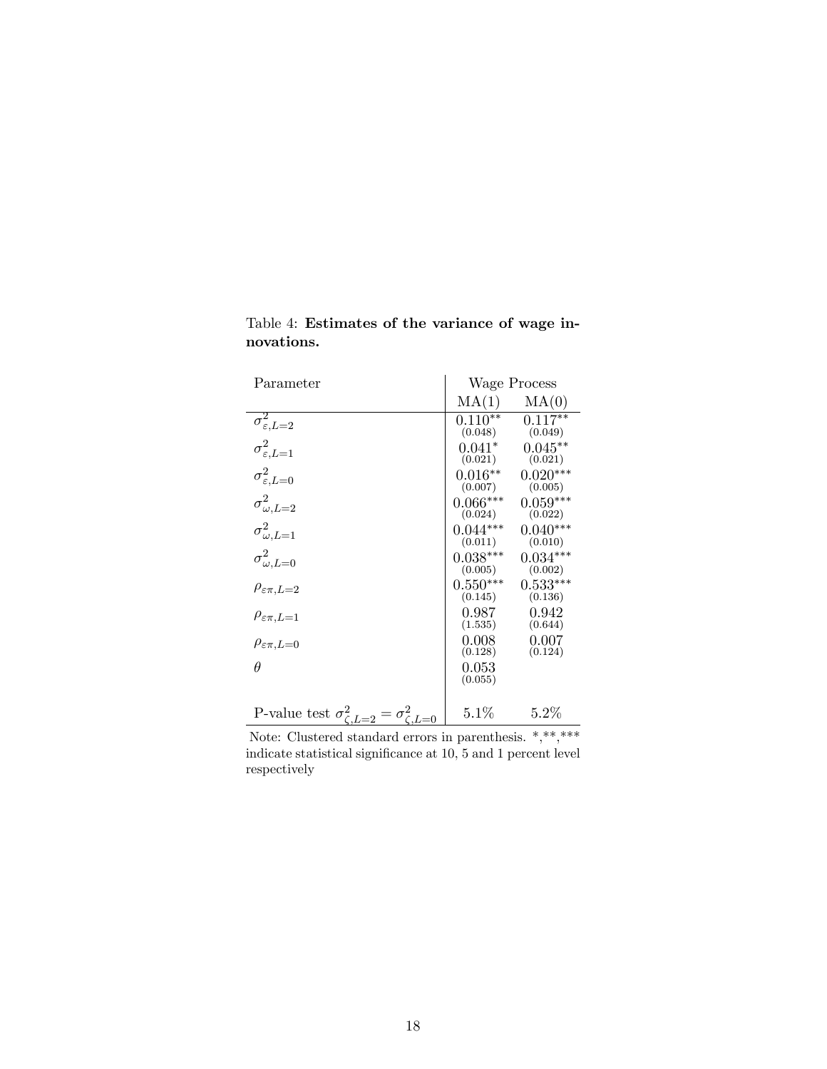Table 4: **Estimates of the variance of wage innovations.**

| Parameter | Wage Process | |
|---|---|---|
| | MA(1) | MA(0) |
| $\sigma^2_{\varepsilon,L=2}$ | $0.110^{**}$ (0.048) | $0.117^{**}$ (0.049) |
| $\sigma^2_{\varepsilon,L=1}$ | $0.041^{*}$ (0.021) | $0.045^{**}$ (0.021) |
| $\sigma^2_{\varepsilon,L=0}$ | $0.016^{**}$ (0.007) | $0.020^{***}$ (0.005) |
| $\sigma^2_{\omega,L=2}$ | $0.066^{***}$ (0.024) | $0.059^{***}$ (0.022) |
| $\sigma^2_{\omega,L=1}$ | $0.044^{***}$ (0.011) | $0.040^{***}$ (0.010) |
| $\sigma^2_{\omega,L=0}$ | $0.038^{***}$ (0.005) | $0.034^{***}$ (0.002) |
| $\rho_{\varepsilon\pi,L=2}$ | $0.550^{***}$ (0.145) | $0.533^{***}$ (0.136) |
| $\rho_{\varepsilon\pi,L=1}$ | 0.987 (1.535) | 0.942 (0.644) |
| $\rho_{\varepsilon\pi,L=0}$ | 0.008 (0.128) | 0.007 (0.124) |
| $\theta$ | 0.053 (0.055) | |
| P-value test $\sigma^2_{\zeta,L=2} = \sigma^2_{\zeta,L=0}$ | 5.1% | 5.2% |

Note: Clustered standard errors in parenthesis. \*,\*\*,\*\*\* indicate statistical significance at 10, 5 and 1 percent level respectively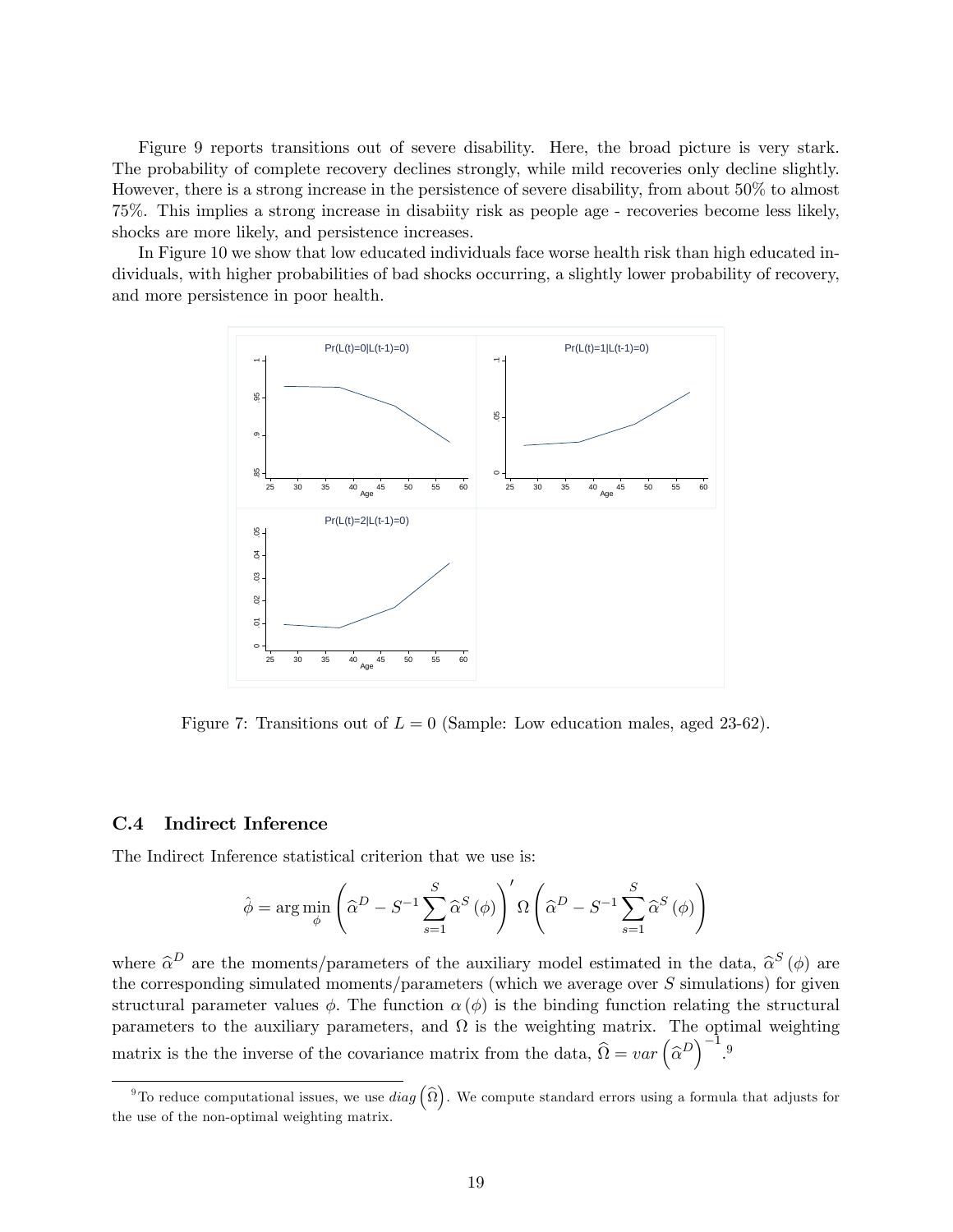Figure 9 reports transitions out of severe disability. Here, the broad picture is very stark. The probability of complete recovery declines strongly, while mild recoveries only decline slightly. However, there is a strong increase in the persistence of severe disability, from about 50% to almost 75%. This implies a strong increase in disabiity risk as people age - recoveries become less likely, shocks are more likely, and persistence increases.

In Figure 10 we show that low educated individuals face worse health risk than high educated individuals, with higher probabilities of bad shocks occurring, a slightly lower probability of recovery, and more persistence in poor health.

Figure 7: Transitions out of $L = 0$ (Sample: Low education males, aged 23-62).

### C.4 Indirect Inference

The Indirect Inference statistical criterion that we use is:

$$\hat{\phi} = \arg\min_{\phi} \left( \widehat{\alpha}^D - S^{-1} \sum_{s=1}^{S} \widehat{\alpha}^S (\phi) \right)' \Omega \left( \widehat{\alpha}^D - S^{-1} \sum_{s=1}^{S} \widehat{\alpha}^S (\phi) \right)$$

where $\widehat{\alpha}^D$ are the moments/parameters of the auxiliary model estimated in the data, $\widehat{\alpha}^S (\phi)$ are the corresponding simulated moments/parameters (which we average over $S$ simulations) for given structural parameter values $\phi$. The function $\alpha (\phi)$ is the binding function relating the structural parameters to the auxiliary parameters, and $\Omega$ is the weighting matrix. The optimal weighting matrix is the the inverse of the covariance matrix from the data, $\widehat{\Omega} = var \left( \widehat{\alpha}^D \right)^{-1}$.[9]

[9] To reduce computational issues, we use $diag \left( \widehat{\Omega} \right)$. We compute standard errors using a formula that adjusts for the use of the non-optimal weighting matrix.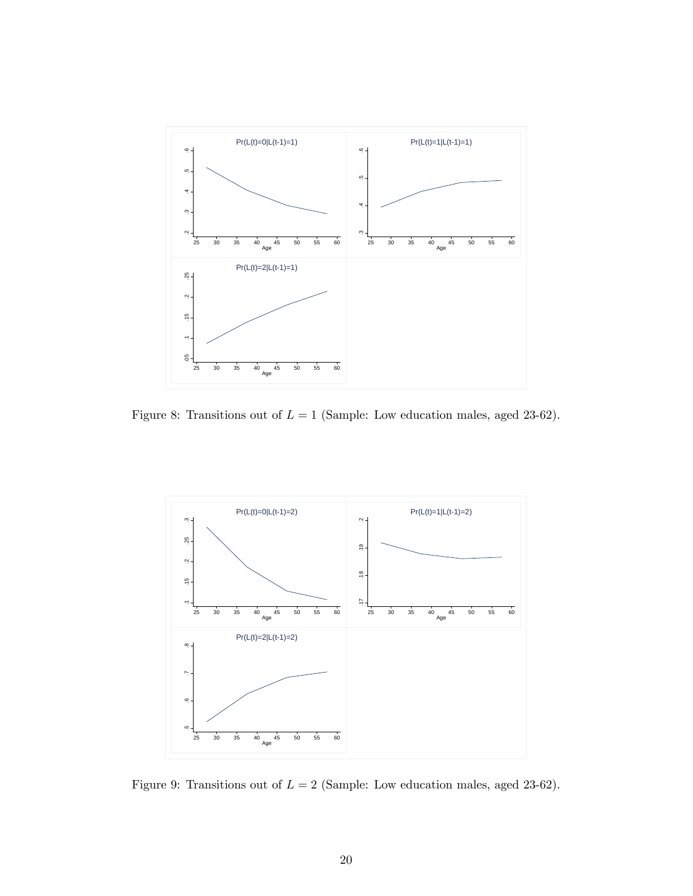Figure 8: Transitions out of $L = 1$ (Sample: Low education males, aged 23-62).

Figure 9: Transitions out of $L = 2$ (Sample: Low education males, aged 23-62).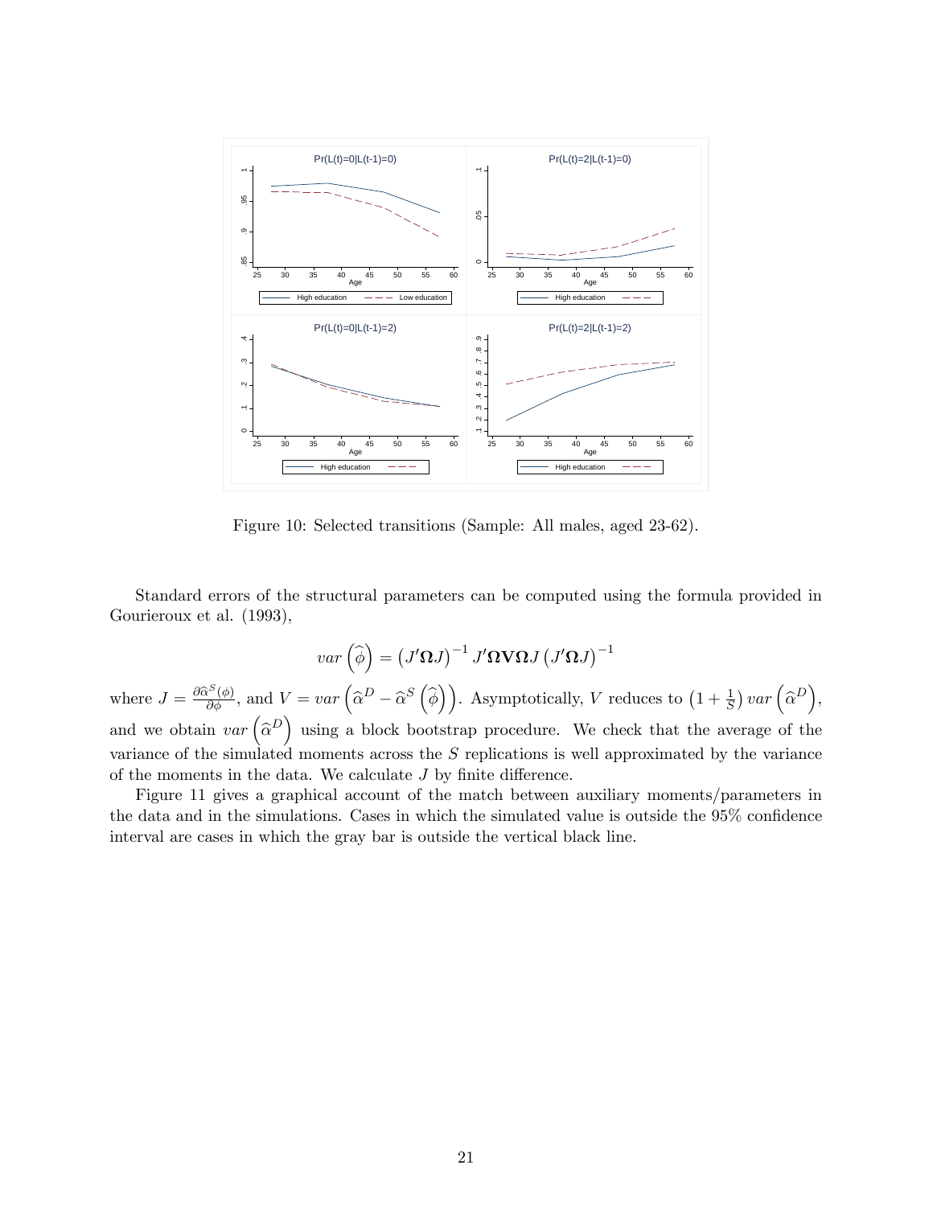Figure 10: Selected transitions (Sample: All males, aged 23-62).

Standard errors of the structural parameters can be computed using the formula provided in Gourieroux et al. (1993),

$$var\left(\widehat{\phi}\right) = \left(J'\mathbf{\Omega}J\right)^{-1} J'\mathbf{\Omega}\mathbf{V}\mathbf{\Omega}J\left(J'\mathbf{\Omega}J\right)^{-1}$$

where $J = \frac{\partial \widehat{\alpha}^S(\phi)}{\partial \phi}$, and $V = var\left(\widehat{\alpha}^D - \widehat{\alpha}^S\left(\widehat{\phi}\right)\right)$. Asymptotically, $V$ reduces to $\left(1 + \frac{1}{S}\right) var\left(\widehat{\alpha}^D\right)$, and we obtain $var\left(\widehat{\alpha}^D\right)$ using a block bootstrap procedure. We check that the average of the variance of the simulated moments across the $S$ replications is well approximated by the variance of the moments in the data. We calculate $J$ by finite difference.

Figure 11 gives a graphical account of the match between auxiliary moments/parameters in the data and in the simulations. Cases in which the simulated value is outside the 95% confidence interval are cases in which the gray bar is outside the vertical black line.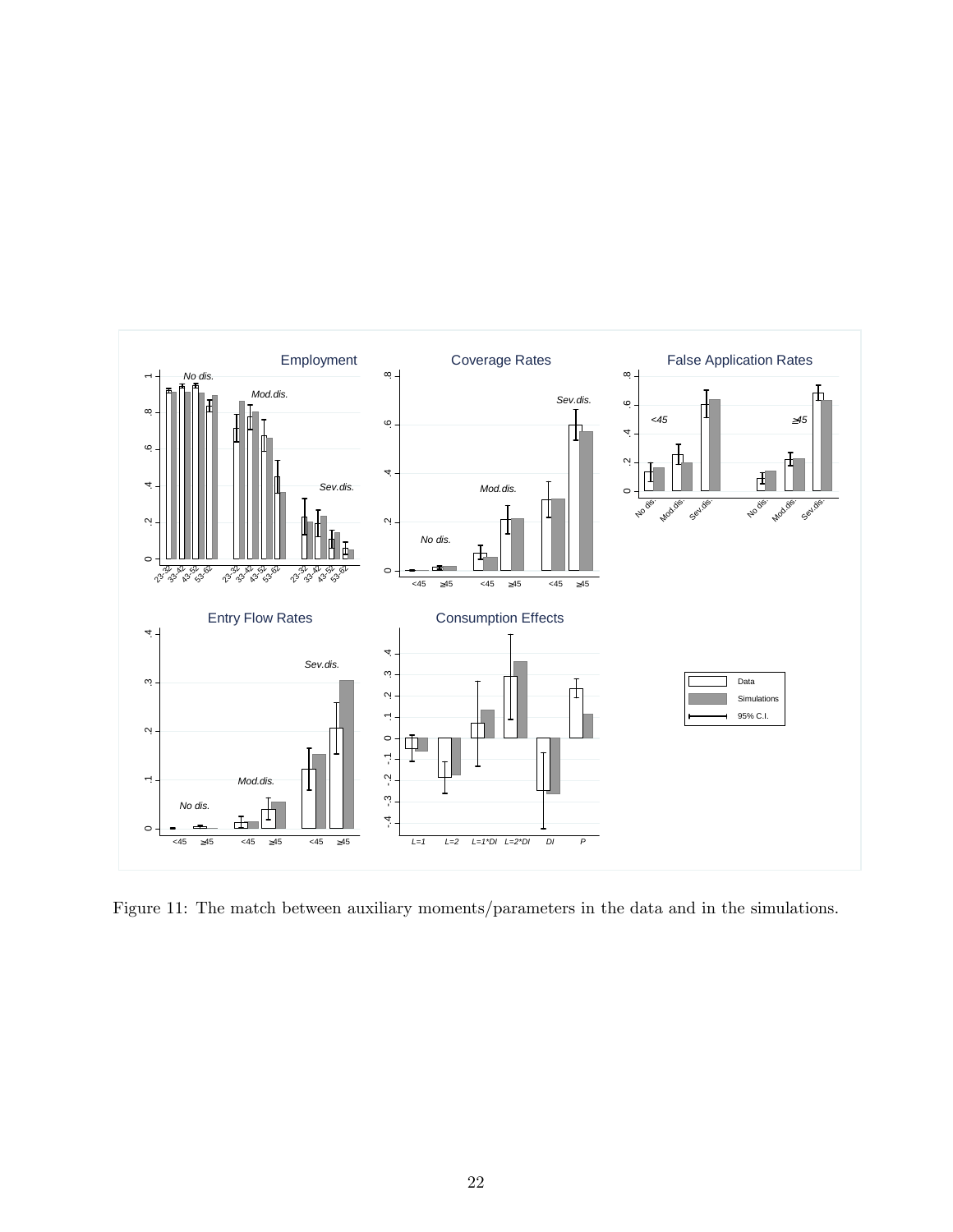Figure 11: The match between auxiliary moments/parameters in the data and in the simulations.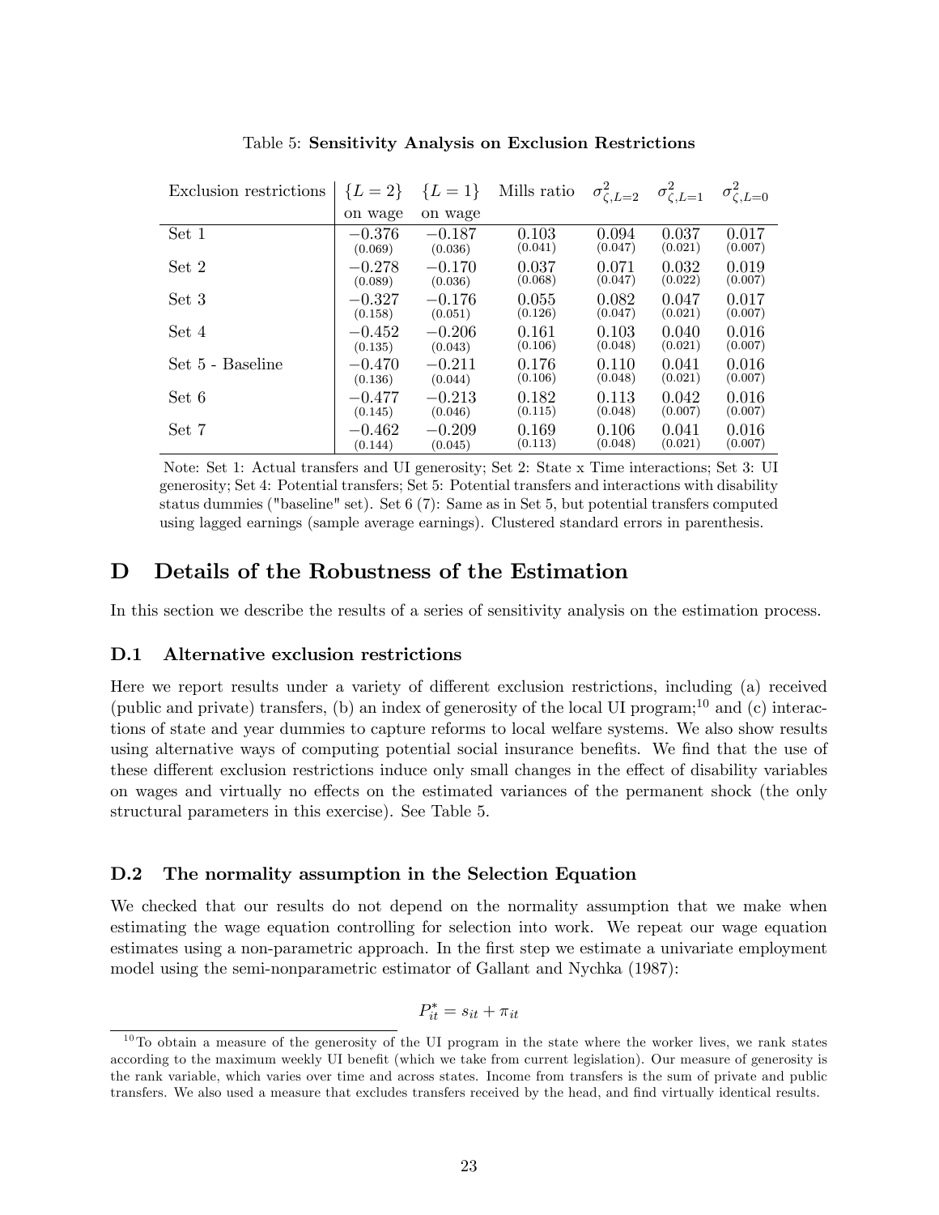Table 5: **Sensitivity Analysis on Exclusion Restrictions**

| Exclusion restrictions | $\{L=2\}$ on wage | $\{L=1\}$ on wage | Mills ratio | $\sigma^2_{\zeta,L=2}$ | $\sigma^2_{\zeta,L=1}$ | $\sigma^2_{\zeta,L=0}$ |
|---|---|---|---|---|---|---|
| Set 1 | $-0.376$ (0.069) | $-0.187$ (0.036) | 0.103 (0.041) | 0.094 (0.047) | 0.037 (0.021) | 0.017 (0.007) |
| Set 2 | $-0.278$ (0.089) | $-0.170$ (0.036) | 0.037 (0.068) | 0.071 (0.047) | 0.032 (0.022) | 0.019 (0.007) |
| Set 3 | $-0.327$ (0.158) | $-0.176$ (0.051) | 0.055 (0.126) | 0.082 (0.047) | 0.047 (0.021) | 0.017 (0.007) |
| Set 4 | $-0.452$ (0.135) | $-0.206$ (0.043) | 0.161 (0.106) | 0.103 (0.048) | 0.040 (0.021) | 0.016 (0.007) |
| Set 5 - Baseline | $-0.470$ (0.136) | $-0.211$ (0.044) | 0.176 (0.106) | 0.110 (0.048) | 0.041 (0.021) | 0.016 (0.007) |
| Set 6 | $-0.477$ (0.145) | $-0.213$ (0.046) | 0.182 (0.115) | 0.113 (0.048) | 0.042 (0.007) | 0.016 (0.007) |
| Set 7 | $-0.462$ (0.144) | $-0.209$ (0.045) | 0.169 (0.113) | 0.106 (0.048) | 0.041 (0.021) | 0.016 (0.007) |

Note: Set 1: Actual transfers and UI generosity; Set 2: State x Time interactions; Set 3: UI generosity; Set 4: Potential transfers; Set 5: Potential transfers and interactions with disability status dummies ("baseline" set). Set 6 (7): Same as in Set 5, but potential transfers computed using lagged earnings (sample average earnings). Clustered standard errors in parenthesis.

# D Details of the Robustness of the Estimation

In this section we describe the results of a series of sensitivity analysis on the estimation process.

## D.1 Alternative exclusion restrictions

Here we report results under a variety of different exclusion restrictions, including (a) received (public and private) transfers, (b) an index of generosity of the local UI program;[10] and (c) interactions of state and year dummies to capture reforms to local welfare systems. We also show results using alternative ways of computing potential social insurance benefits. We find that the use of these different exclusion restrictions induce only small changes in the effect of disability variables on wages and virtually no effects on the estimated variances of the permanent shock (the only structural parameters in this exercise). See Table 5.

## D.2 The normality assumption in the Selection Equation

We checked that our results do not depend on the normality assumption that we make when estimating the wage equation controlling for selection into work. We repeat our wage equation estimates using a non-parametric approach. In the first step we estimate a univariate employment model using the semi-nonparametric estimator of Gallant and Nychka (1987):

$$P^*_{it} = s_{it} + \pi_{it}$$

[10] To obtain a measure of the generosity of the UI program in the state where the worker lives, we rank states according to the maximum weekly UI benefit (which we take from current legislation). Our measure of generosity is the rank variable, which varies over time and across states. Income from transfers is the sum of private and public transfers. We also used a measure that excludes transfers received by the head, and find virtually identical results.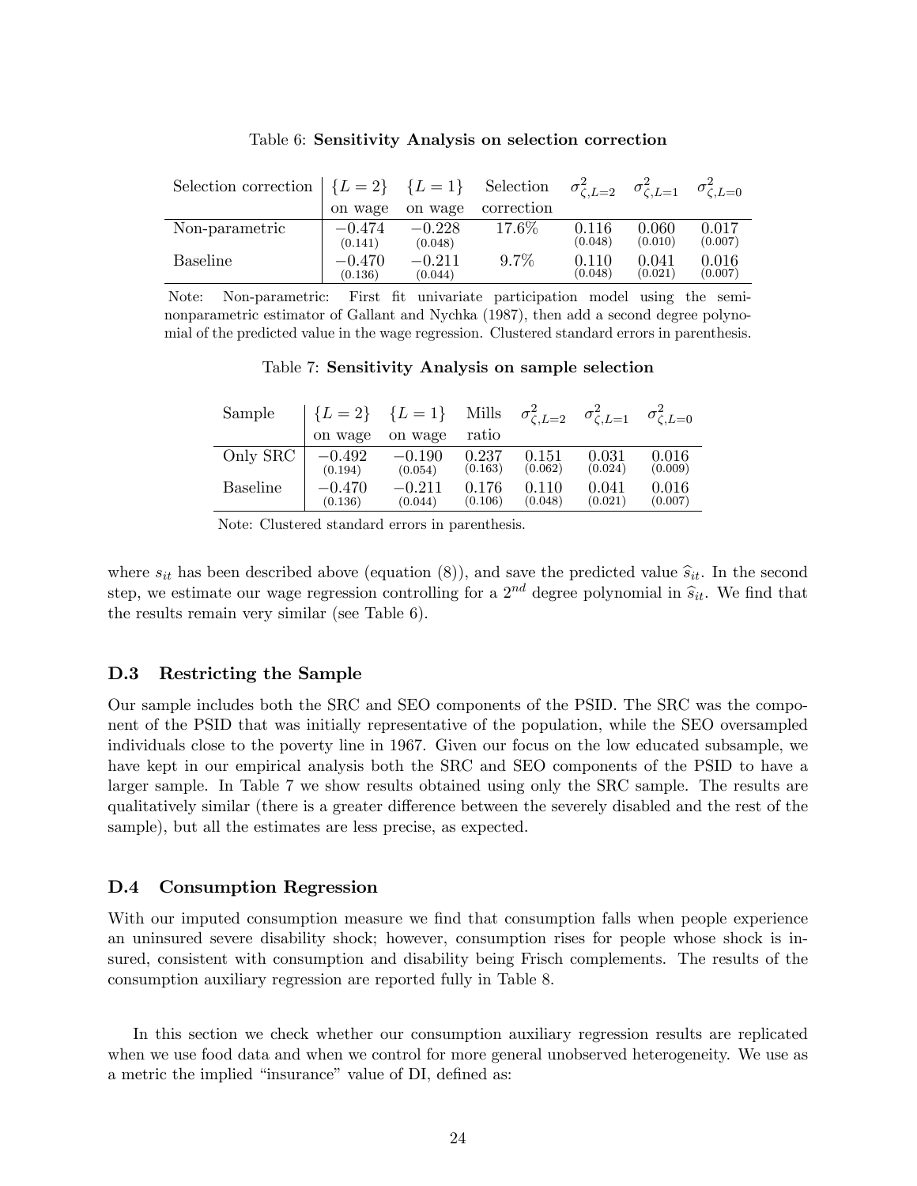Table 6: **Sensitivity Analysis on selection correction**

| Selection correction | $\{L=2\}$ on wage | $\{L=1\}$ on wage | Selection correction | $\sigma^2_{\zeta,L=2}$ | $\sigma^2_{\zeta,L=1}$ | $\sigma^2_{\zeta,L=0}$ |
|---|---|---|---|---|---|---|
| Non-parametric | $-0.474$ (0.141) | $-0.228$ (0.048) | 17.6% | 0.116 (0.048) | 0.060 (0.010) | 0.017 (0.007) |
| Baseline | $-0.470$ (0.136) | $-0.211$ (0.044) | 9.7% | 0.110 (0.048) | 0.041 (0.021) | 0.016 (0.007) |

Note: Non-parametric: First fit univariate participation model using the semi-nonparametric estimator of Gallant and Nychka (1987), then add a second degree polynomial of the predicted value in the wage regression. Clustered standard errors in parenthesis.

Table 7: **Sensitivity Analysis on sample selection**

| Sample | $\{L=2\}$ on wage | $\{L=1\}$ on wage | Mills ratio | $\sigma^2_{\zeta,L=2}$ | $\sigma^2_{\zeta,L=1}$ | $\sigma^2_{\zeta,L=0}$ |
|---|---|---|---|---|---|---|
| Only SRC | $-0.492$ (0.194) | $-0.190$ (0.054) | 0.237 (0.163) | 0.151 (0.062) | 0.031 (0.024) | 0.016 (0.009) |
| Baseline | $-0.470$ (0.136) | $-0.211$ (0.044) | 0.176 (0.106) | 0.110 (0.048) | 0.041 (0.021) | 0.016 (0.007) |

Note: Clustered standard errors in parenthesis.

where $s_{it}$ has been described above (equation (8)), and save the predicted value $\widehat{s}_{it}$. In the second step, we estimate our wage regression controlling for a $2^{nd}$ degree polynomial in $\widehat{s}_{it}$. We find that the results remain very similar (see Table 6).

### D.3 Restricting the Sample

Our sample includes both the SRC and SEO components of the PSID. The SRC was the component of the PSID that was initially representative of the population, while the SEO oversampled individuals close to the poverty line in 1967. Given our focus on the low educated subsample, we have kept in our empirical analysis both the SRC and SEO components of the PSID to have a larger sample. In Table 7 we show results obtained using only the SRC sample. The results are qualitatively similar (there is a greater difference between the severely disabled and the rest of the sample), but all the estimates are less precise, as expected.

### D.4 Consumption Regression

With our imputed consumption measure we find that consumption falls when people experience an uninsured severe disability shock; however, consumption rises for people whose shock is insured, consistent with consumption and disability being Frisch complements. The results of the consumption auxiliary regression are reported fully in Table 8.

In this section we check whether our consumption auxiliary regression results are replicated when we use food data and when we control for more general unobserved heterogeneity. We use as a metric the implied "insurance" value of DI, defined as: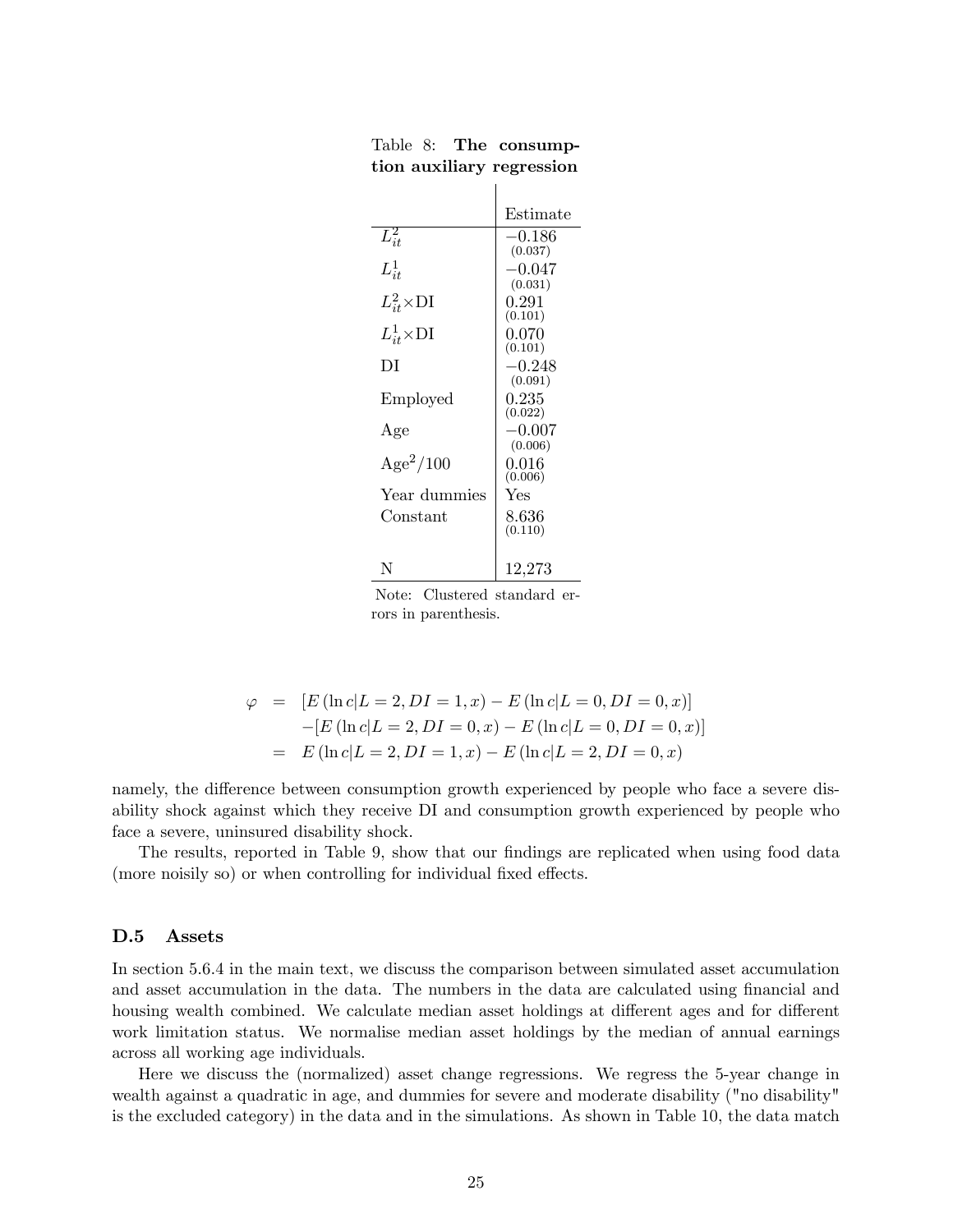Table 8: **The consumption auxiliary regression**

| | Estimate |
|---|---|
| $L^2_{it}$ | $-0.186$ (0.037) |
| $L^1_{it}$ | $-0.047$ (0.031) |
| $L^2_{it}\times$DI | 0.291 (0.101) |
| $L^1_{it}\times$DI | 0.070 (0.101) |
| DI | $-0.248$ (0.091) |
| Employed | 0.235 (0.022) |
| Age | $-0.007$ (0.006) |
| Age$^2$/100 | 0.016 (0.006) |
| Year dummies | Yes |
| Constant | 8.636 (0.110) |
| N | 12,273 |

Note: Clustered standard errors in parenthesis.

$$
\begin{aligned}
\varphi &= [E(\ln c|L=2, DI=1, x) - E(\ln c|L=0, DI=0, x)] \\
&\quad -[E(\ln c|L=2, DI=0, x) - E(\ln c|L=0, DI=0, x)] \\
&= E(\ln c|L=2, DI=1, x) - E(\ln c|L=2, DI=0, x)
\end{aligned}
$$

namely, the difference between consumption growth experienced by people who face a severe disability shock against which they receive DI and consumption growth experienced by people who face a severe, uninsured disability shock.

The results, reported in Table 9, show that our findings are replicated when using food data (more noisily so) or when controlling for individual fixed effects.

### D.5 Assets

In section 5.6.4 in the main text, we discuss the comparison between simulated asset accumulation and asset accumulation in the data. The numbers in the data are calculated using financial and housing wealth combined. We calculate median asset holdings at different ages and for different work limitation status. We normalise median asset holdings by the median of annual earnings across all working age individuals.

Here we discuss the (normalized) asset change regressions. We regress the 5-year change in wealth against a quadratic in age, and dummies for severe and moderate disability ("no disability" is the excluded category) in the data and in the simulations. As shown in Table 10, the data match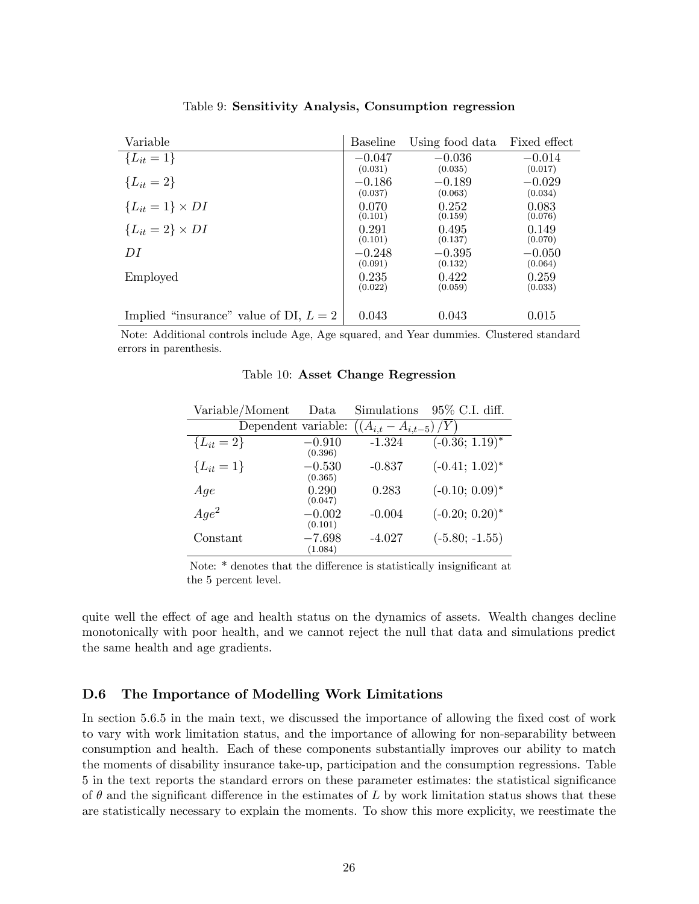Table 9: **Sensitivity Analysis, Consumption regression**

| Variable | Baseline | Using food data | Fixed effect |
|---|---|---|---|
| $\{L_{it} = 1\}$ | $-0.047$ (0.031) | $-0.036$ (0.035) | $-0.014$ (0.017) |
| $\{L_{it} = 2\}$ | $-0.186$ (0.037) | $-0.189$ (0.063) | $-0.029$ (0.034) |
| $\{L_{it} = 1\} \times DI$ | 0.070 (0.101) | 0.252 (0.159) | 0.083 (0.076) |
| $\{L_{it} = 2\} \times DI$ | 0.291 (0.101) | 0.495 (0.137) | 0.149 (0.070) |
| $DI$ | $-0.248$ (0.091) | $-0.395$ (0.132) | $-0.050$ (0.064) |
| Employed | 0.235 (0.022) | 0.422 (0.059) | 0.259 (0.033) |
| Implied "insurance" value of DI, $L = 2$ | 0.043 | 0.043 | 0.015 |

Note: Additional controls include Age, Age squared, and Year dummies. Clustered standard errors in parenthesis.

Table 10: **Asset Change Regression**

| Variable/Moment | Data | Simulations | 95% C.I. diff. |
|---|---|---|---|
| Dependent variable: $\left((A_{i,t} - A_{i,t-5})/\overline{Y}\right)$ | | | |
| $\{L_{it} = 2\}$ | $-0.910$ (0.396) | -1.324 | (-0.36; 1.19)* |
| $\{L_{it} = 1\}$ | $-0.530$ (0.365) | -0.837 | (-0.41; 1.02)* |
| $Age$ | 0.290 (0.047) | 0.283 | (-0.10; 0.09)* |
| $Age^2$ | $-0.002$ (0.101) | -0.004 | (-0.20; 0.20)* |
| Constant | $-7.698$ (1.084) | -4.027 | (-5.80; -1.55) |

Note: * denotes that the difference is statistically insignificant at the 5 percent level.

quite well the effect of age and health status on the dynamics of assets. Wealth changes decline monotonically with poor health, and we cannot reject the null that data and simulations predict the same health and age gradients.

### D.6 The Importance of Modelling Work Limitations

In section 5.6.5 in the main text, we discussed the importance of allowing the fixed cost of work to vary with work limitation status, and the importance of allowing for non-separability between consumption and health. Each of these components substantially improves our ability to match the moments of disability insurance take-up, participation and the consumption regressions. Table 5 in the text reports the standard errors on these parameter estimates: the statistical significance of $\theta$ and the significant difference in the estimates of $L$ by work limitation status shows that these are statistically necessary to explain the moments. To show this more explicity, we reestimate the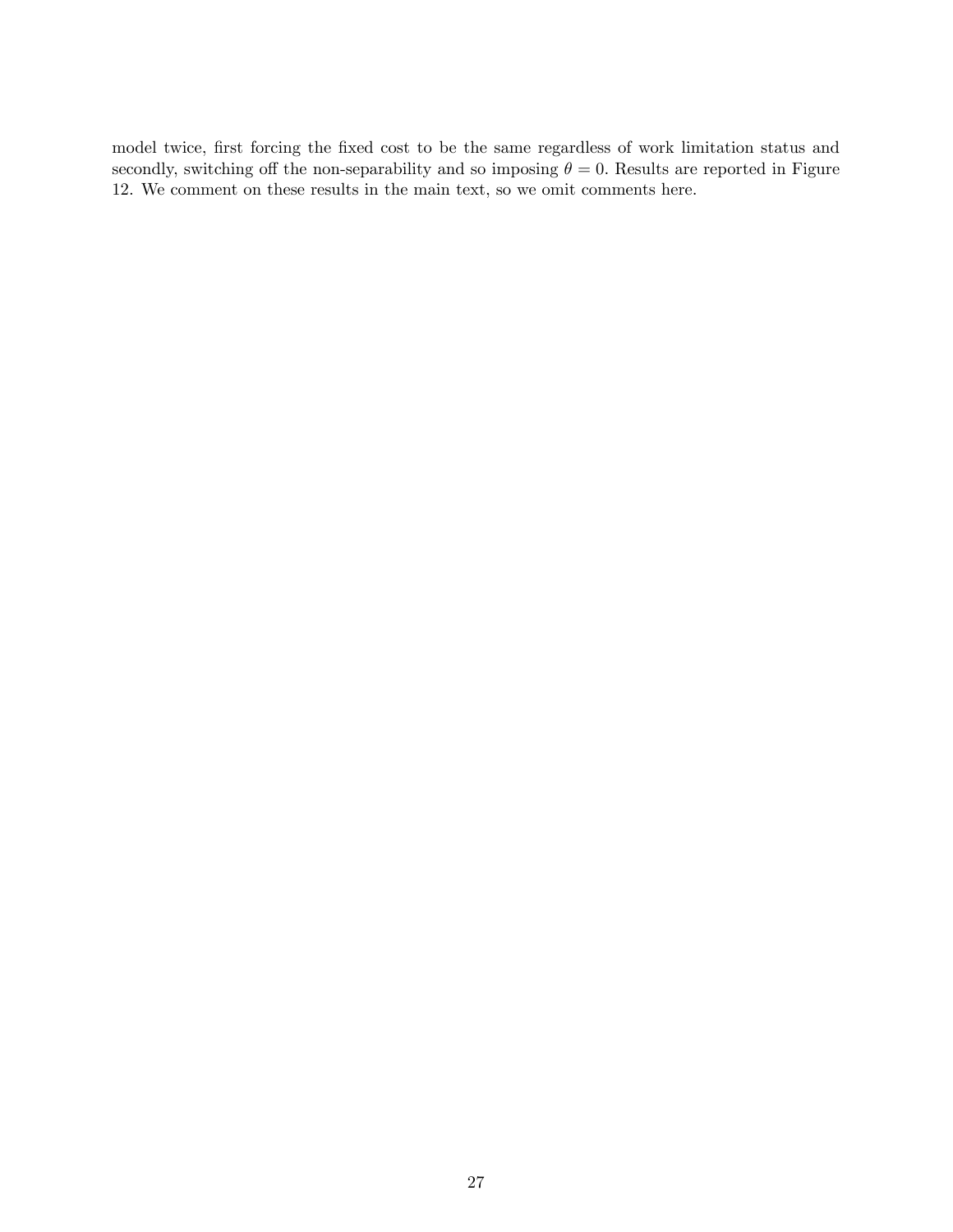model twice, first forcing the fixed cost to be the same regardless of work limitation status and secondly, switching off the non-separability and so imposing $\theta = 0$. Results are reported in Figure 12. We comment on these results in the main text, so we omit comments here.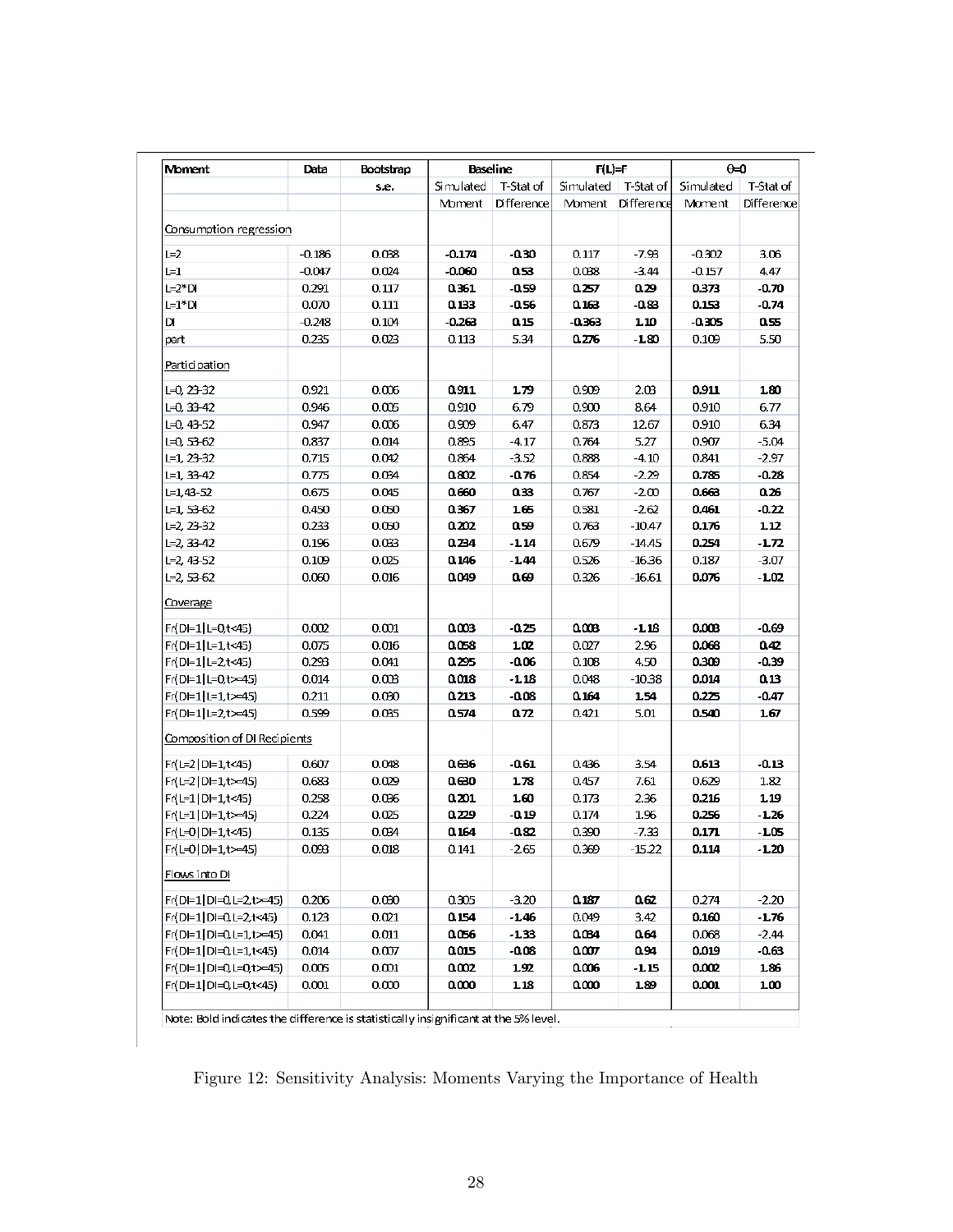| Moment | Data | Bootstrap s.e. | Baseline | | F(L)=F | | θ=0 | |
|---|---|---|---|---|---|---|---|---|
| | | | Simulated Moment | T-Stat of Difference | Simulated Moment | T-Stat of Difference | Simulated Moment | T-Stat of Difference |
| Consumption regression | | | | | | | | |
| L=2 | -0.186 | 0.038 | **-0.174** | **-0.30** | 0.117 | -7.93 | -0.302 | 3.06 |
| L=1 | -0.047 | 0.024 | **-0.060** | **0.53** | 0.038 | -3.44 | -0.157 | 4.47 |
| L=2*DI | 0.291 | 0.117 | **0.361** | **-0.59** | **0.257** | **0.29** | **0.373** | **-0.70** |
| L=1*DI | 0.070 | 0.111 | **0.133** | **-0.56** | **0.163** | **-0.83** | **0.153** | **-0.74** |
| DI | -0.248 | 0.104 | **-0.263** | **0.15** | **-0.363** | **1.10** | **-0.305** | **0.55** |
| part | 0.235 | 0.023 | 0.113 | 5.34 | **0.276** | **-1.80** | 0.109 | 5.50 |
| Participation | | | | | | | | |
| L=0, 23-32 | 0.921 | 0.006 | **0.911** | **1.79** | 0.909 | 2.03 | **0.911** | **1.80** |
| L=0, 33-42 | 0.946 | 0.005 | 0.910 | 6.79 | 0.900 | 8.64 | 0.910 | 6.77 |
| L=0, 43-52 | 0.947 | 0.006 | 0.909 | 6.47 | 0.873 | 12.67 | 0.910 | 6.34 |
| L=0, 53-62 | 0.837 | 0.014 | 0.895 | -4.17 | 0.764 | 5.27 | 0.907 | -5.04 |
| L=1, 23-32 | 0.715 | 0.042 | 0.864 | -3.52 | 0.888 | -4.10 | 0.841 | -2.97 |
| L=1, 33-42 | 0.775 | 0.034 | **0.802** | **-0.76** | 0.854 | -2.29 | **0.785** | **-0.28** |
| L=1, 43-52 | 0.675 | 0.045 | **0.660** | **0.33** | 0.767 | -2.00 | **0.663** | **0.26** |
| L=1, 53-62 | 0.450 | 0.050 | **0.367** | **1.65** | 0.581 | -2.62 | **0.461** | **-0.22** |
| L=2, 23-32 | 0.233 | 0.050 | **0.202** | **0.59** | 0.763 | -10.47 | **0.176** | **1.12** |
| L=2, 33-42 | 0.196 | 0.033 | **0.234** | **-1.14** | 0.679 | -14.45 | **0.254** | **-1.72** |
| L=2, 43-52 | 0.109 | 0.025 | **0.146** | **-1.44** | 0.526 | -16.36 | 0.187 | -3.07 |
| L=2, 53-62 | 0.060 | 0.016 | **0.049** | **0.69** | 0.326 | -16.61 | **0.076** | **-1.02** |
| Coverage | | | | | | | | |
| Fr(DI=1\|L=0,t<45) | 0.002 | 0.001 | **0.003** | **-0.25** | **0.003** | **-1.18** | **0.003** | **-0.69** |
| Fr(DI=1\|L=1,t<45) | 0.075 | 0.016 | **0.058** | **1.02** | 0.027 | 2.96 | **0.068** | **0.42** |
| Fr(DI=1\|L=2,t<45) | 0.293 | 0.041 | **0.295** | **-0.06** | 0.108 | 4.50 | **0.309** | **-0.39** |
| Fr(DI=1\|L=0,t>=45) | 0.014 | 0.003 | **0.018** | **-1.18** | 0.048 | -10.38 | **0.014** | **0.13** |
| Fr(DI=1\|L=1,t>=45) | 0.211 | 0.030 | **0.213** | **-0.08** | **0.164** | **1.54** | **0.225** | **-0.47** |
| Fr(DI=1\|L=2,t>=45) | 0.599 | 0.035 | **0.574** | **0.72** | 0.421 | 5.01 | **0.540** | **1.67** |
| Composition of DI Recipients | | | | | | | | |
| Fr(L=2\|DI=1,t<45) | 0.607 | 0.048 | **0.636** | **-0.61** | 0.436 | 3.54 | **0.613** | **-0.13** |
| Fr(L=2\|DI=1,t>=45) | 0.683 | 0.029 | **0.630** | **1.78** | 0.457 | 7.61 | 0.629 | 1.82 |
| Fr(L=1\|DI=1,t<45) | 0.258 | 0.036 | **0.201** | **1.60** | 0.173 | 2.36 | **0.216** | **1.19** |
| Fr(L=1\|DI=1,t>=45) | 0.224 | 0.025 | **0.229** | **-0.19** | 0.174 | 1.96 | **0.256** | **-1.26** |
| Fr(L=0\|DI=1,t<45) | 0.135 | 0.034 | **0.164** | **-0.82** | 0.390 | -7.33 | **0.171** | **-1.05** |
| Fr(L=0\|DI=1,t>=45) | 0.093 | 0.018 | 0.141 | -2.65 | 0.369 | -15.22 | **0.114** | **-1.20** |
| Flows into DI | | | | | | | | |
| Fr(DI=1\|DI=0,L=2,t>=45) | 0.206 | 0.030 | 0.305 | -3.20 | **0.187** | **0.62** | 0.274 | -2.20 |
| Fr(DI=1\|DI=0,L=2,t<45) | 0.123 | 0.021 | **0.154** | **-1.46** | 0.049 | 3.42 | **0.160** | **-1.76** |
| Fr(DI=1\|DI=0,L=1,t>=45) | 0.041 | 0.011 | **0.056** | **-1.33** | **0.034** | **0.64** | 0.068 | -2.44 |
| Fr(DI=1\|DI=0,L=1,t<45) | 0.014 | 0.007 | **0.015** | **-0.08** | **0.007** | **0.94** | **0.019** | **-0.63** |
| Fr(DI=1\|DI=0,L=0,t>=45) | 0.005 | 0.001 | **0.002** | **1.92** | **0.006** | **-1.15** | **0.002** | **1.86** |
| Fr(DI=1\|DI=0,L=0,t<45) | 0.001 | 0.000 | **0.000** | **1.18** | **0.000** | **1.89** | **0.001** | **1.00** |

Note: Bold indicates the difference is statistically insignificant at the 5% level.

Figure 12: Sensitivity Analysis: Moments Varying the Importance of Health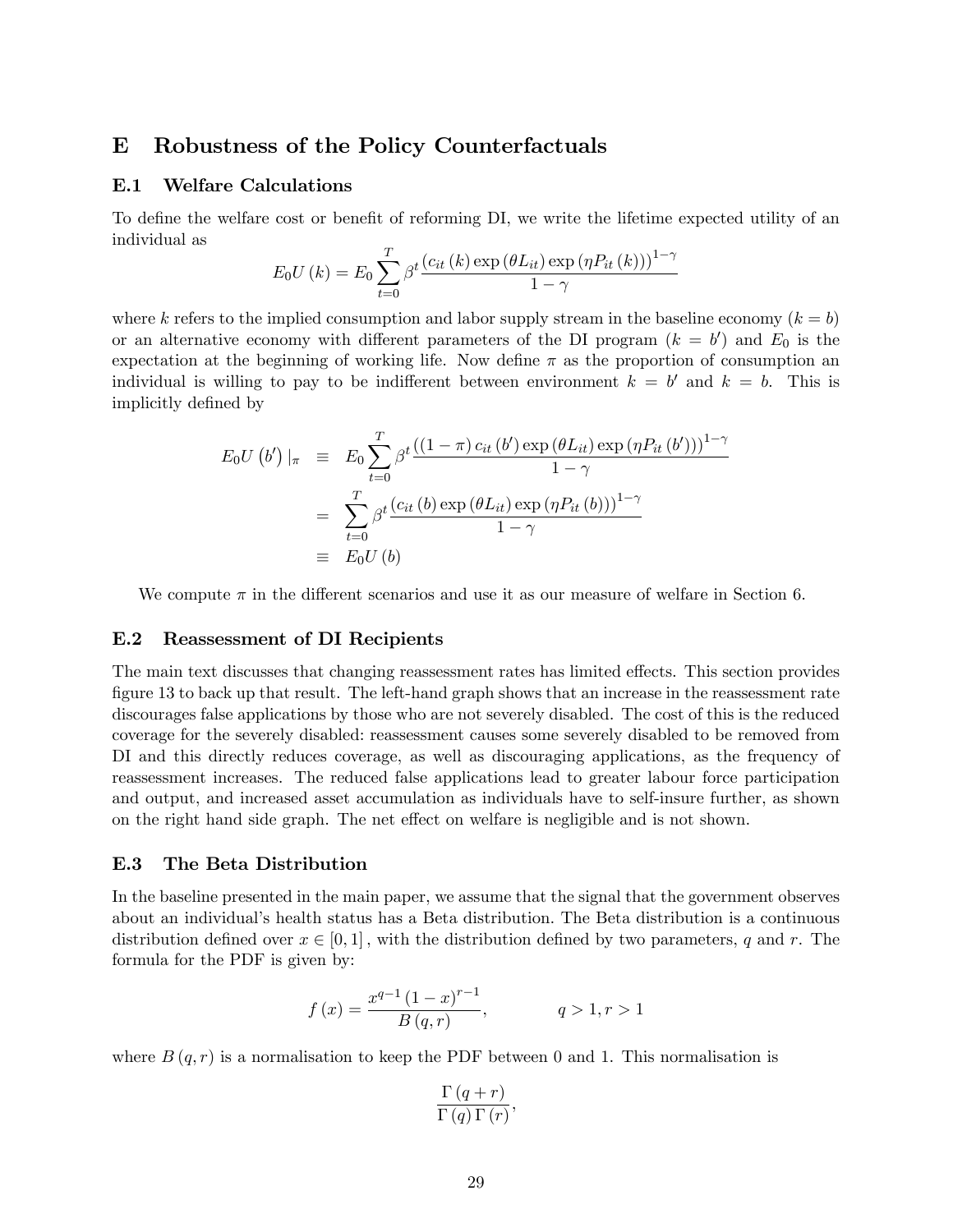# E Robustness of the Policy Counterfactuals

## E.1 Welfare Calculations

To define the welfare cost or benefit of reforming DI, we write the lifetime expected utility of an individual as

$$E_0 U(k) = E_0 \sum_{t=0}^{T} \beta^t \frac{\left(c_{it}(k) \exp(\theta L_{it}) \exp(\eta P_{it}(k))\right)^{1-\gamma}}{1-\gamma}$$

where $k$ refers to the implied consumption and labor supply stream in the baseline economy ($k = b$) or an alternative economy with different parameters of the DI program ($k = b'$) and $E_0$ is the expectation at the beginning of working life. Now define $\pi$ as the proportion of consumption an individual is willing to pay to be indifferent between environment $k = b'$ and $k = b$. This is implicitly defined by

$$\begin{aligned}
E_0 U(b')|_{\pi} &\equiv E_0 \sum_{t=0}^{T} \beta^t \frac{\left((1-\pi) c_{it}(b') \exp(\theta L_{it}) \exp(\eta P_{it}(b'))\right)^{1-\gamma}}{1-\gamma} \\
&= \sum_{t=0}^{T} \beta^t \frac{\left(c_{it}(b) \exp(\theta L_{it}) \exp(\eta P_{it}(b))\right)^{1-\gamma}}{1-\gamma} \\
&\equiv E_0 U(b)
\end{aligned}$$

We compute $\pi$ in the different scenarios and use it as our measure of welfare in Section 6.

## E.2 Reassessment of DI Recipients

The main text discusses that changing reassessment rates has limited effects. This section provides figure 13 to back up that result. The left-hand graph shows that an increase in the reassessment rate discourages false applications by those who are not severely disabled. The cost of this is the reduced coverage for the severely disabled: reassessment causes some severely disabled to be removed from DI and this directly reduces coverage, as well as discouraging applications, as the frequency of reassessment increases. The reduced false applications lead to greater labour force participation and output, and increased asset accumulation as individuals have to self-insure further, as shown on the right hand side graph. The net effect on welfare is negligible and is not shown.

## E.3 The Beta Distribution

In the baseline presented in the main paper, we assume that the signal that the government observes about an individual's health status has a Beta distribution. The Beta distribution is a continuous distribution defined over $x \in [0, 1]$, with the distribution defined by two parameters, $q$ and $r$. The formula for the PDF is given by:

$$f(x) = \frac{x^{q-1}(1-x)^{r-1}}{B(q,r)}, \qquad q > 1, r > 1$$

where $B(q,r)$ is a normalisation to keep the PDF between 0 and 1. This normalisation is

$$\frac{\Gamma(q+r)}{\Gamma(q)\Gamma(r)},$$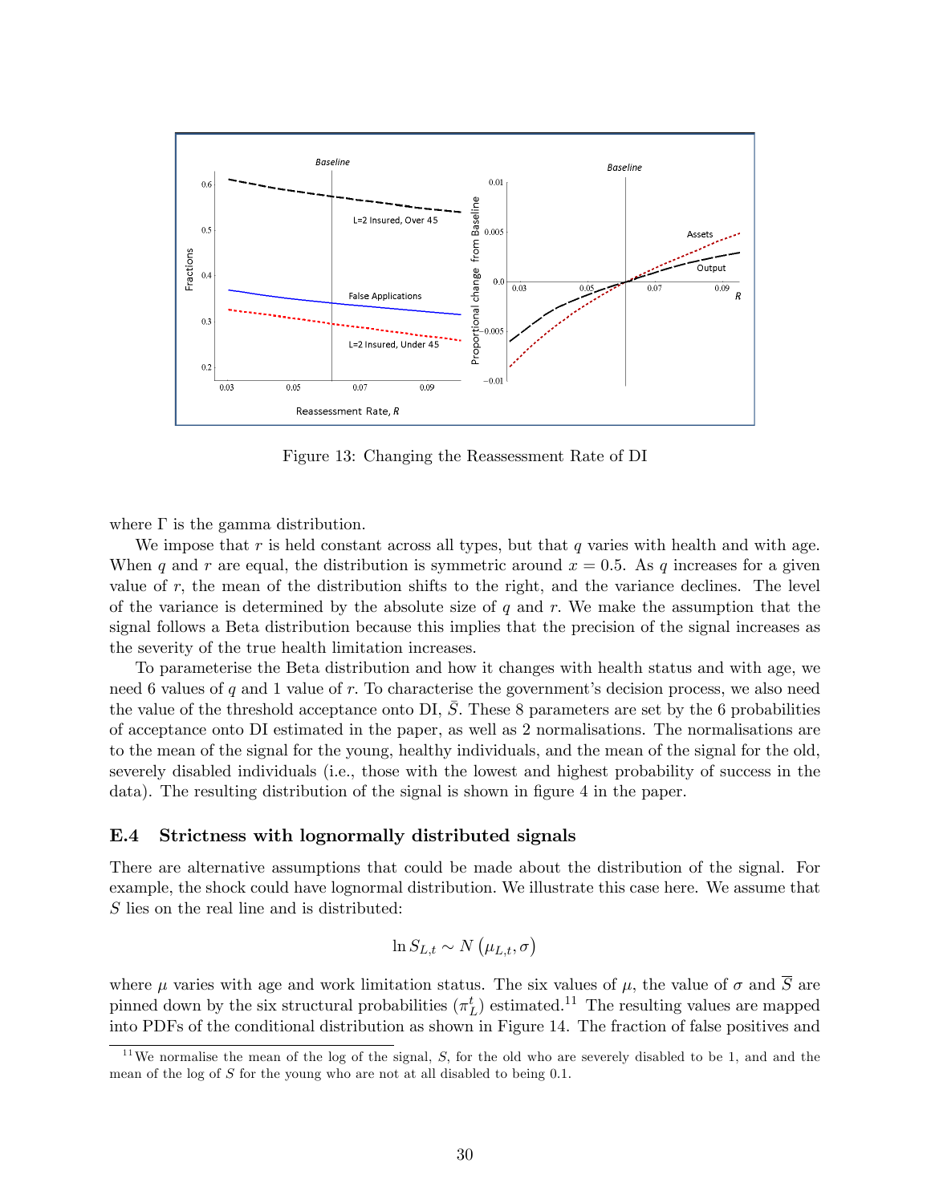Figure 13: Changing the Reassessment Rate of DI

where $\Gamma$ is the gamma distribution.

We impose that $r$ is held constant across all types, but that $q$ varies with health and with age. When $q$ and $r$ are equal, the distribution is symmetric around $x = 0.5$. As $q$ increases for a given value of $r$, the mean of the distribution shifts to the right, and the variance declines. The level of the variance is determined by the absolute size of $q$ and $r$. We make the assumption that the signal follows a Beta distribution because this implies that the precision of the signal increases as the severity of the true health limitation increases.

To parameterise the Beta distribution and how it changes with health status and with age, we need 6 values of $q$ and 1 value of $r$. To characterise the government's decision process, we also need the value of the threshold acceptance onto DI, $\bar{S}$. These 8 parameters are set by the 6 probabilities of acceptance onto DI estimated in the paper, as well as 2 normalisations. The normalisations are to the mean of the signal for the young, healthy individuals, and the mean of the signal for the old, severely disabled individuals (i.e., those with the lowest and highest probability of success in the data). The resulting distribution of the signal is shown in figure 4 in the paper.

### E.4 Strictness with lognormally distributed signals

There are alternative assumptions that could be made about the distribution of the signal. For example, the shock could have lognormal distribution. We illustrate this case here. We assume that $S$ lies on the real line and is distributed:

$$\ln S_{L,t} \sim N\left(\mu_{L,t}, \sigma\right)$$

where $\mu$ varies with age and work limitation status. The six values of $\mu$, the value of $\sigma$ and $\overline{S}$ are pinned down by the six structural probabilities ($\pi_L^t$) estimated.[11] The resulting values are mapped into PDFs of the conditional distribution as shown in Figure 14. The fraction of false positives and

[11] We normalise the mean of the log of the signal, $S$, for the old who are severely disabled to be 1, and and the mean of the log of $S$ for the young who are not at all disabled to being 0.1.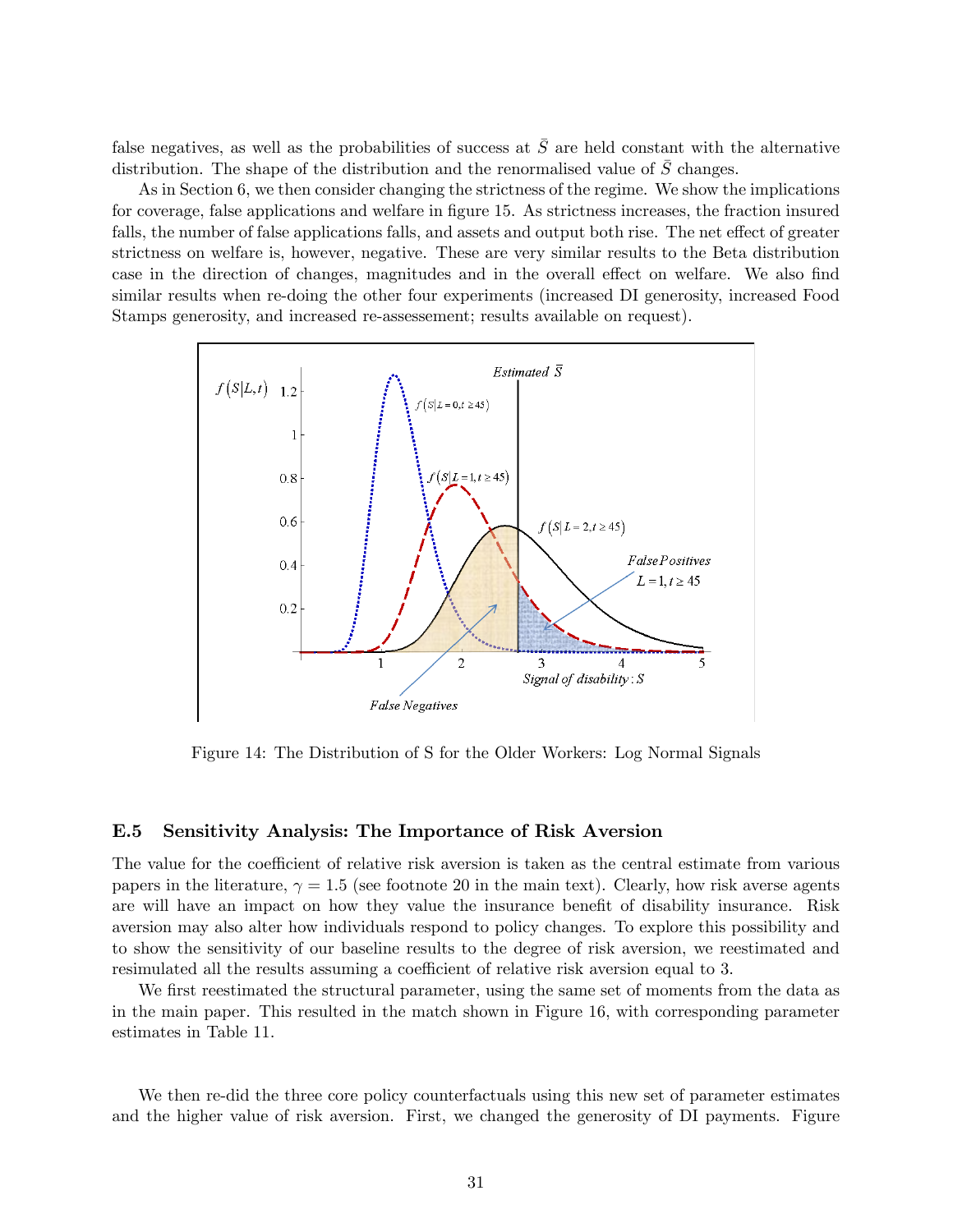false negatives, as well as the probabilities of success at $\bar{S}$ are held constant with the alternative distribution. The shape of the distribution and the renormalised value of $\bar{S}$ changes.

As in Section 6, we then consider changing the strictness of the regime. We show the implications for coverage, false applications and welfare in figure 15. As strictness increases, the fraction insured falls, the number of false applications falls, and assets and output both rise. The net effect of greater strictness on welfare is, however, negative. These are very similar results to the Beta distribution case in the direction of changes, magnitudes and in the overall effect on welfare. We also find similar results when re-doing the other four experiments (increased DI generosity, increased Food Stamps generosity, and increased re-assessement; results available on request).

Figure 14: The Distribution of S for the Older Workers: Log Normal Signals

## E.5 Sensitivity Analysis: The Importance of Risk Aversion

The value for the coefficient of relative risk aversion is taken as the central estimate from various papers in the literature, $\gamma = 1.5$ (see footnote 20 in the main text). Clearly, how risk averse agents are will have an impact on how they value the insurance benefit of disability insurance. Risk aversion may also alter how individuals respond to policy changes. To explore this possibility and to show the sensitivity of our baseline results to the degree of risk aversion, we reestimated and resimulated all the results assuming a coefficient of relative risk aversion equal to 3.

We first reestimated the structural parameter, using the same set of moments from the data as in the main paper. This resulted in the match shown in Figure 16, with corresponding parameter estimates in Table 11.

We then re-did the three core policy counterfactuals using this new set of parameter estimates and the higher value of risk aversion. First, we changed the generosity of DI payments. Figure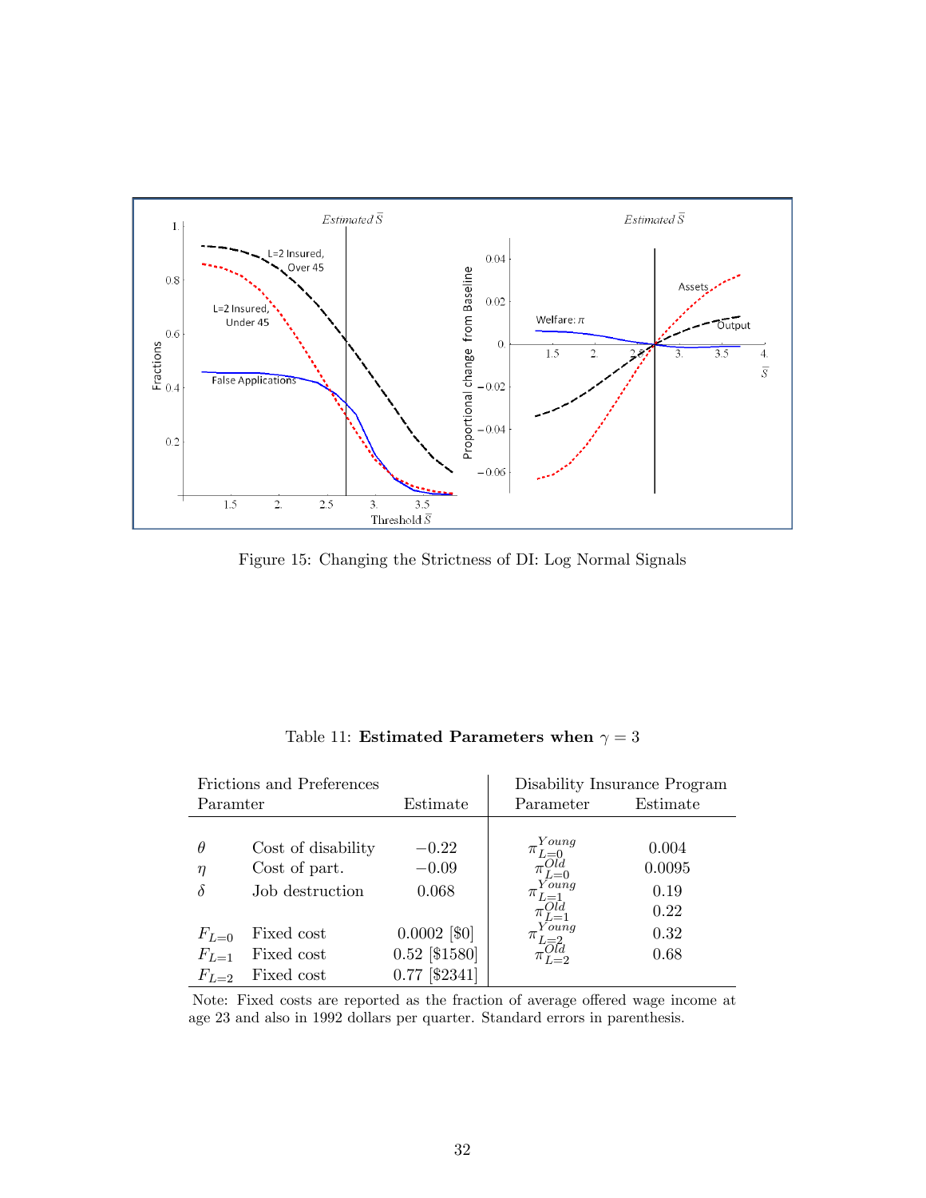Figure 15: Changing the Strictness of DI: Log Normal Signals

Table 11: **Estimated Parameters when $\gamma = 3$**

| Frictions and Preferences Paramter | | Estimate | Disability Insurance Program Parameter | Estimate |
|---|---|---|---|---|
| $\theta$ | Cost of disability | $-0.22$ | $\pi^{Young}_{L=0}$ | 0.004 |
| $\eta$ | Cost of part. | $-0.09$ | $\pi^{Old}_{L=0}$ | 0.0095 |
| $\delta$ | Job destruction | 0.068 | $\pi^{Young}_{L=1}$ | 0.19 |
| | | | $\pi^{Old}_{L=1}$ | 0.22 |
| $F_{L=0}$ | Fixed cost | 0.0002 [$0] | $\pi^{Young}_{L=2}$ | 0.32 |
| $F_{L=1}$ | Fixed cost | 0.52 [$1580] | $\pi^{Old}_{L=2}$ | 0.68 |
| $F_{L=2}$ | Fixed cost | 0.77 [$2341] | | |

Note: Fixed costs are reported as the fraction of average offered wage income at age 23 and also in 1992 dollars per quarter. Standard errors in parenthesis.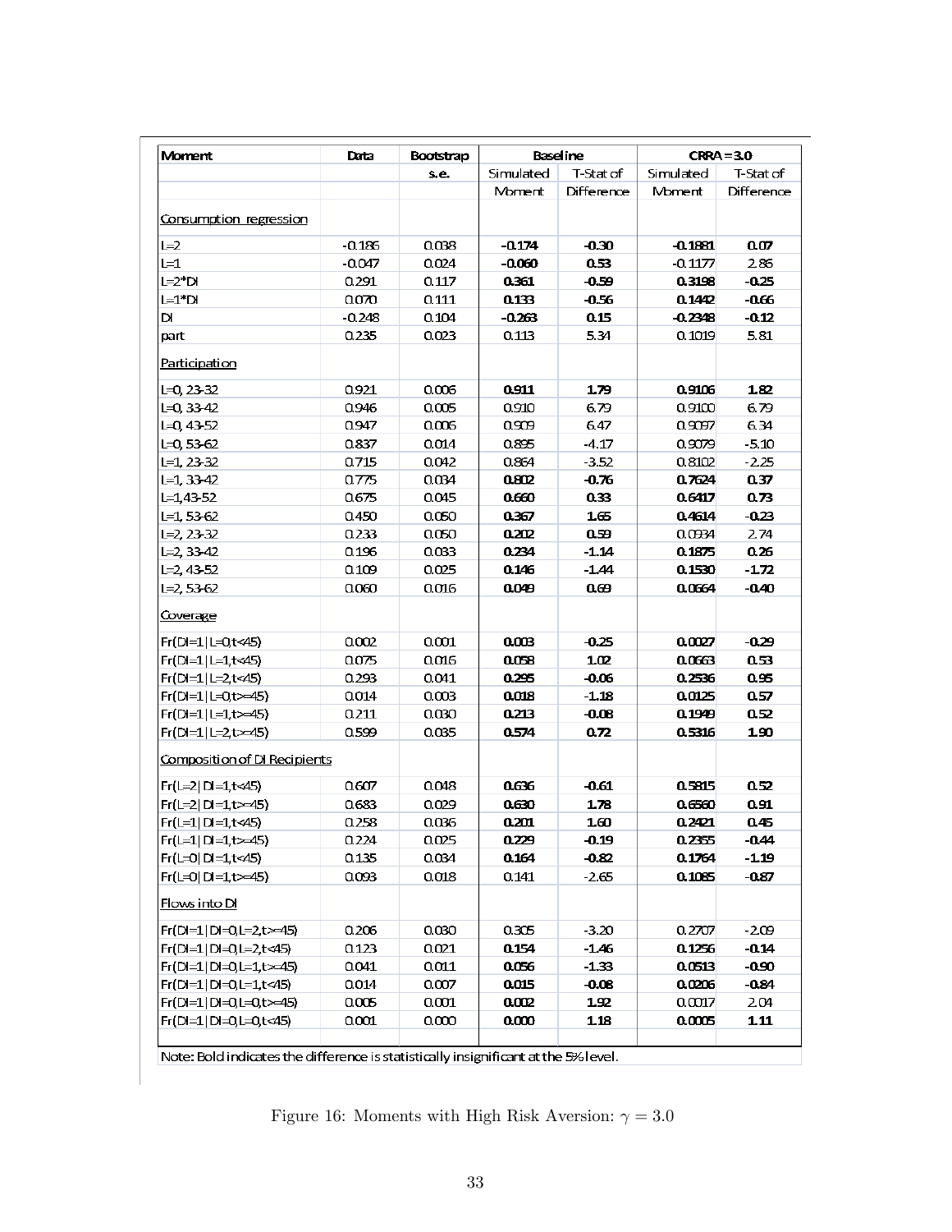| Moment | Data | Bootstrap s.e. | Baseline | | CRRA = 3.0 | |
|---|---|---|---|---|---|---|
| | | | Simulated Moment | T-Stat of Difference | Simulated Moment | T-Stat of Difference |
| Consumption regression | | | | | | |
| L=2 | -0.186 | 0.038 | **-0.174** | **-0.30** | **-0.1881** | **0.07** |
| L=1 | -0.047 | 0.024 | **-0.060** | **0.53** | -0.1177 | 2.86 |
| L=2*DI | 0.291 | 0.117 | **0.361** | **-0.59** | **0.3198** | **-0.25** |
| L=1*DI | 0.070 | 0.111 | **0.133** | **-0.56** | **0.1442** | **-0.66** |
| DI | -0.248 | 0.104 | **-0.263** | **0.15** | **-0.2348** | **-0.12** |
| part | 0.235 | 0.023 | 0.113 | 5.34 | 0.1019 | 5.81 |
| Participation | | | | | | |
| L=0, 23-32 | 0.921 | 0.006 | **0.911** | **1.79** | **0.9106** | **1.82** |
| L=0, 33-42 | 0.946 | 0.005 | 0.910 | 6.79 | 0.9100 | 6.79 |
| L=0, 43-52 | 0.947 | 0.006 | 0.909 | 6.47 | 0.9097 | 6.34 |
| L=0, 53-62 | 0.837 | 0.014 | 0.895 | -4.17 | 0.9079 | -5.10 |
| L=1, 23-32 | 0.715 | 0.042 | 0.864 | -3.52 | 0.8102 | -2.25 |
| L=1, 33-42 | 0.775 | 0.034 | **0.802** | **-0.76** | **0.7624** | **0.37** |
| L=1,43-52 | 0.675 | 0.045 | **0.660** | **0.33** | **0.6417** | **0.73** |
| L=1, 53-62 | 0.450 | 0.050 | **0.367** | **1.65** | **0.4614** | **-0.23** |
| L=2, 23-32 | 0.233 | 0.050 | **0.202** | **0.59** | 0.0934 | 2.74 |
| L=2, 33-42 | 0.196 | 0.033 | **0.234** | **-1.14** | **0.1875** | **0.26** |
| L=2, 43-52 | 0.109 | 0.025 | **0.146** | **-1.44** | **0.1530** | **-1.72** |
| L=2, 53-62 | 0.060 | 0.016 | **0.049** | **0.69** | **0.0664** | **-0.40** |
| Coverage | | | | | | |
| Fr(DI=1\|L=0,t<45) | 0.002 | 0.001 | **0.003** | **-0.25** | **0.0027** | **-0.29** |
| Fr(DI=1\|L=1,t<45) | 0.075 | 0.016 | **0.058** | **1.02** | **0.0663** | **0.53** |
| Fr(DI=1\|L=2,t<45) | 0.293 | 0.041 | **0.295** | **-0.06** | **0.2536** | **0.95** |
| Fr(DI=1\|L=0,t>=45) | 0.014 | 0.003 | **0.018** | **-1.18** | **0.0125** | **0.57** |
| Fr(DI=1\|L=1,t>=45) | 0.211 | 0.030 | **0.213** | **-0.08** | **0.1949** | **0.52** |
| Fr(DI=1\|L=2,t>=45) | 0.599 | 0.035 | **0.574** | **0.72** | **0.5316** | **1.90** |
| Composition of DI Recipients | | | | | | |
| Fr(L=2\| DI=1,t<45) | 0.607 | 0.048 | **0.636** | **-0.61** | **0.5815** | **0.52** |
| Fr(L=2\| DI=1,t>=45) | 0.683 | 0.029 | **0.630** | **1.78** | **0.6560** | **0.91** |
| Fr(L=1\| DI=1,t<45) | 0.258 | 0.036 | **0.201** | **1.60** | **0.2421** | **0.45** |
| Fr(L=1\| DI=1,t>=45) | 0.224 | 0.025 | **0.229** | **-0.19** | **0.2355** | **-0.44** |
| Fr(L=0\| DI=1,t<45) | 0.135 | 0.034 | **0.164** | **-0.82** | **0.1764** | **-1.19** |
| Fr(L=0\| DI=1,t>=45) | 0.093 | 0.018 | 0.141 | -2.65 | **0.1085** | **-0.87** |
| Flows into DI | | | | | | |
| Fr(DI=1\|DI=0,L=2,t>=45) | 0.206 | 0.030 | 0.305 | -3.20 | 0.2707 | -2.09 |
| Fr(DI=1\|DI=0,L=2,t<45) | 0.123 | 0.021 | **0.154** | **-1.46** | **0.1256** | **-0.14** |
| Fr(DI=1\|DI=0,L=1,t>=45) | 0.041 | 0.011 | **0.056** | **-1.33** | **0.0513** | **-0.90** |
| Fr(DI=1\|DI=0,L=1,t<45) | 0.014 | 0.007 | **0.015** | **-0.08** | **0.0206** | **-0.84** |
| Fr(DI=1\|DI=0,L=0,t>=45) | 0.005 | 0.001 | **0.002** | **1.92** | 0.0017 | 2.04 |
| Fr(DI=1\|DI=0,L=0,t<45) | 0.001 | 0.000 | **0.000** | **1.18** | **0.0005** | **1.11** |

Note: Bold indicates the difference is statistically insignificant at the 5% level.

Figure 16: Moments with High Risk Aversion: $\gamma = 3.0$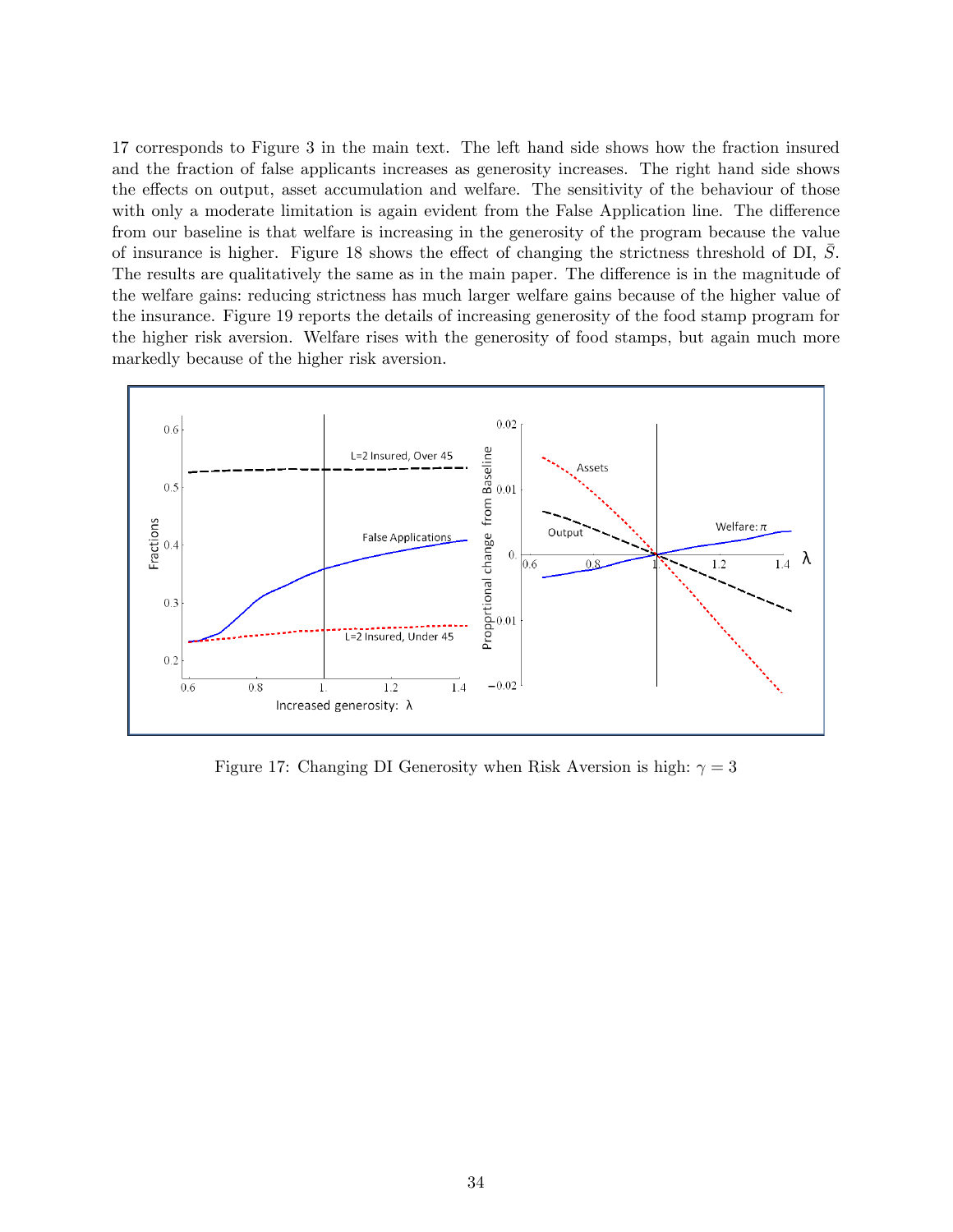17 corresponds to Figure 3 in the main text. The left hand side shows how the fraction insured and the fraction of false applicants increases as generosity increases. The right hand side shows the effects on output, asset accumulation and welfare. The sensitivity of the behaviour of those with only a moderate limitation is again evident from the False Application line. The difference from our baseline is that welfare is increasing in the generosity of the program because the value of insurance is higher. Figure 18 shows the effect of changing the strictness threshold of DI, $\bar{S}$. The results are qualitatively the same as in the main paper. The difference is in the magnitude of the welfare gains: reducing strictness has much larger welfare gains because of the higher value of the insurance. Figure 19 reports the details of increasing generosity of the food stamp program for the higher risk aversion. Welfare rises with the generosity of food stamps, but again much more markedly because of the higher risk aversion.

Figure 17: Changing DI Generosity when Risk Aversion is high: $\gamma = 3$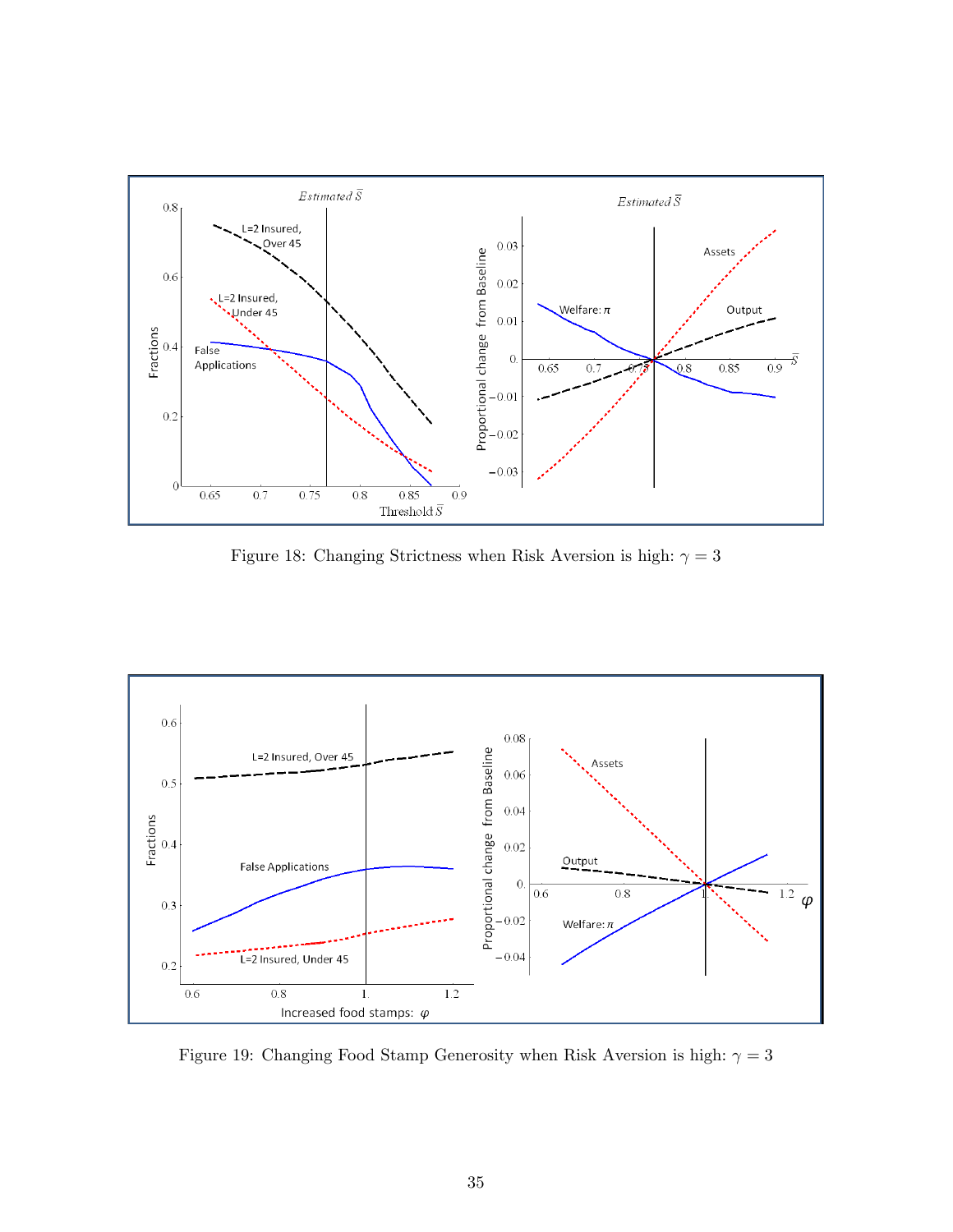Figure 18: Changing Strictness when Risk Aversion is high: $\gamma = 3$

Figure 19: Changing Food Stamp Generosity when Risk Aversion is high: $\gamma = 3$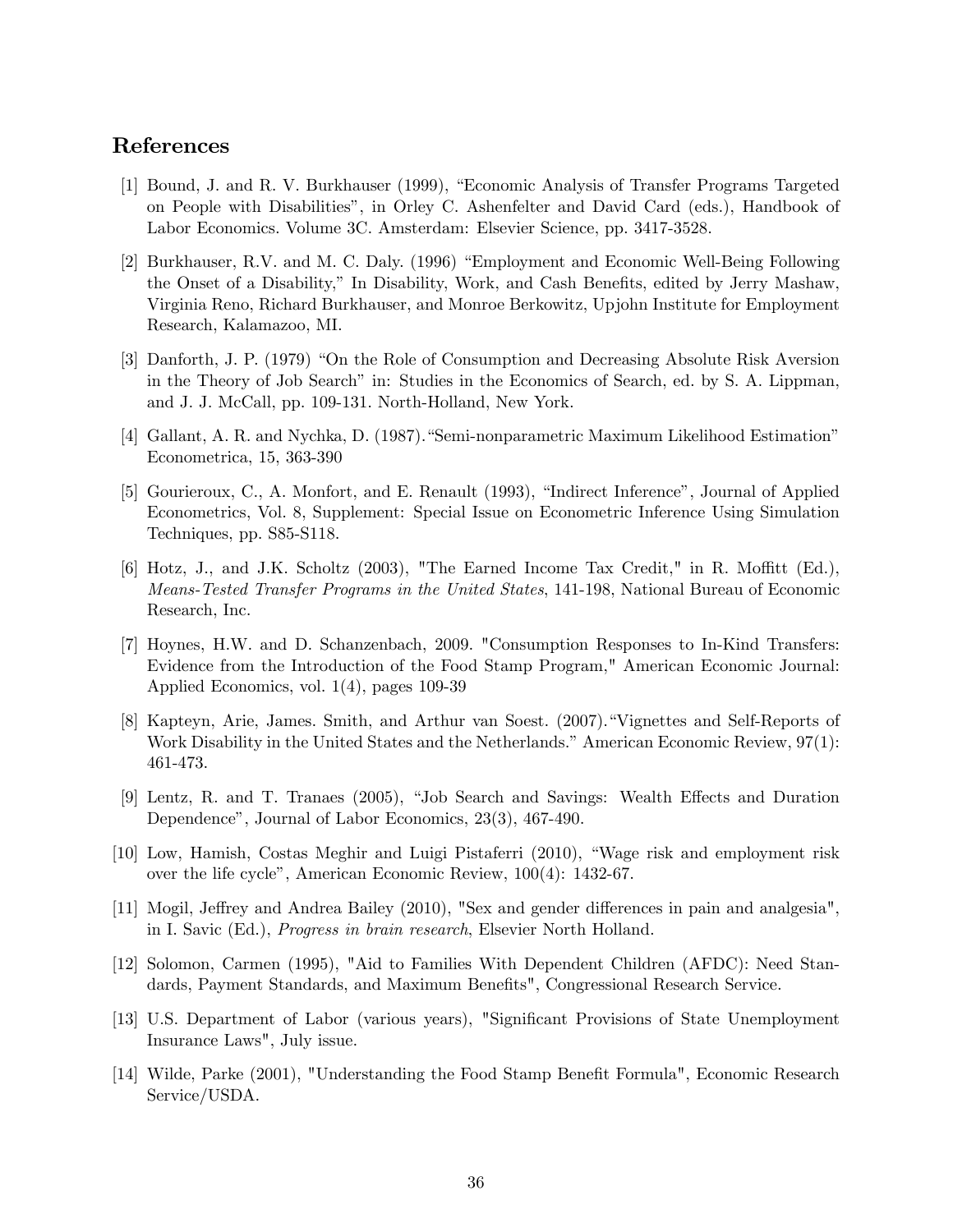## References

[1] Bound, J. and R. V. Burkhauser (1999), "Economic Analysis of Transfer Programs Targeted on People with Disabilities", in Orley C. Ashenfelter and David Card (eds.), Handbook of Labor Economics. Volume 3C. Amsterdam: Elsevier Science, pp. 3417-3528.

[2] Burkhauser, R.V. and M. C. Daly. (1996) "Employment and Economic Well-Being Following the Onset of a Disability," In Disability, Work, and Cash Benefits, edited by Jerry Mashaw, Virginia Reno, Richard Burkhauser, and Monroe Berkowitz, Upjohn Institute for Employment Research, Kalamazoo, MI.

[3] Danforth, J. P. (1979) "On the Role of Consumption and Decreasing Absolute Risk Aversion in the Theory of Job Search" in: Studies in the Economics of Search, ed. by S. A. Lippman, and J. J. McCall, pp. 109-131. North-Holland, New York.

[4] Gallant, A. R. and Nychka, D. (1987)."Semi-nonparametric Maximum Likelihood Estimation" Econometrica, 15, 363-390

[5] Gourieroux, C., A. Monfort, and E. Renault (1993), "Indirect Inference", Journal of Applied Econometrics, Vol. 8, Supplement: Special Issue on Econometric Inference Using Simulation Techniques, pp. S85-S118.

[6] Hotz, J., and J.K. Scholtz (2003), "The Earned Income Tax Credit," in R. Moffitt (Ed.), *Means-Tested Transfer Programs in the United States*, 141-198, National Bureau of Economic Research, Inc.

[7] Hoynes, H.W. and D. Schanzenbach, 2009. "Consumption Responses to In-Kind Transfers: Evidence from the Introduction of the Food Stamp Program," American Economic Journal: Applied Economics, vol. 1(4), pages 109-39

[8] Kapteyn, Arie, James. Smith, and Arthur van Soest. (2007)."Vignettes and Self-Reports of Work Disability in the United States and the Netherlands." American Economic Review, 97(1): 461-473.

[9] Lentz, R. and T. Tranaes (2005), "Job Search and Savings: Wealth Effects and Duration Dependence", Journal of Labor Economics, 23(3), 467-490.

[10] Low, Hamish, Costas Meghir and Luigi Pistaferri (2010), "Wage risk and employment risk over the life cycle", American Economic Review, 100(4): 1432-67.

[11] Mogil, Jeffrey and Andrea Bailey (2010), "Sex and gender differences in pain and analgesia", in I. Savic (Ed.), *Progress in brain research*, Elsevier North Holland.

[12] Solomon, Carmen (1995), "Aid to Families With Dependent Children (AFDC): Need Standards, Payment Standards, and Maximum Benefits", Congressional Research Service.

[13] U.S. Department of Labor (various years), "Significant Provisions of State Unemployment Insurance Laws", July issue.

[14] Wilde, Parke (2001), "Understanding the Food Stamp Benefit Formula", Economic Research Service/USDA.